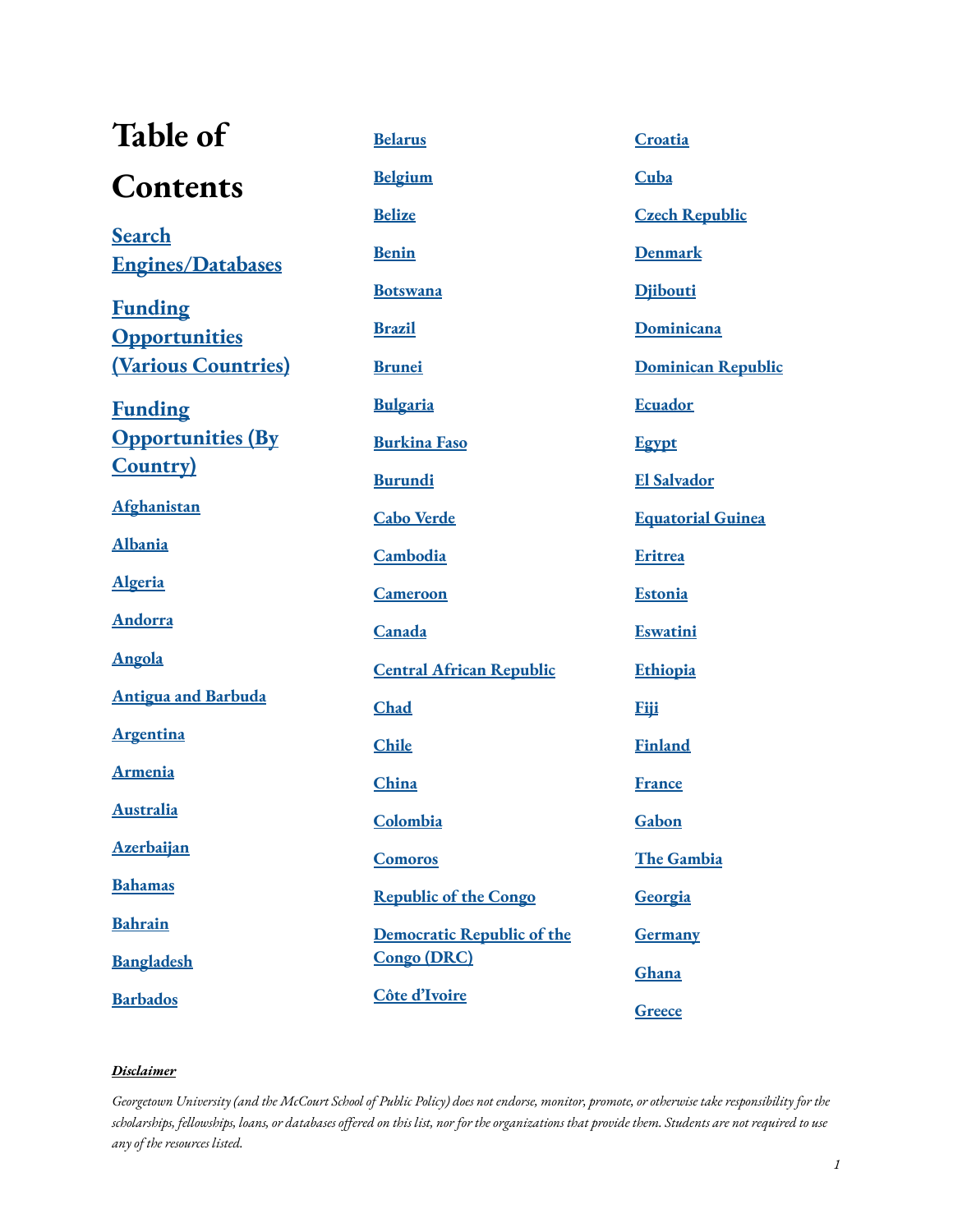# Table of Contents

**Search Engines/Databases**

**Funding Opportunities (Various Countries)**

**Funding Opportunities (By Country)**

- Afghanistan
- Albania
- Algeria
- Andorra
- Angola
- Antigua and Barbuda
- Argentina
- Armenia
- Australia
- Azerbaijan
- Bahamas
- Bahrain
- Bangladesh
- Barbados
- Belarus
- Belgium
- Belize
- Benin
- Botswana
- Brazil
- Brunei
- Bulgaria
- Burkina Faso
- Burundi
- Cabo Verde
- Cambodia
- Cameroon
- Canada
- Central African Republic
- Chad
- Chile
- China
- Colombia
- Comoros
- Republic of the Congo
- Democratic Republic of the Congo (DRC)
- Côte d'Ivoire
- Croatia
- Cuba
- Czech Republic
- Denmark
- Djibouti
- Dominicana
- Dominican Republic
- Ecuador
- Egypt
- El Salvador
- Equatorial Guinea
- Eritrea
- Estonia
- Eswatini
- Ethiopia
- Fiji
- Finland
- France
- Gabon
- The Gambia
- Georgia
- Germany
- Ghana
- Greece

***Disclaimer***

*Georgetown University (and the McCourt School of Public Policy) does not endorse, monitor, promote, or otherwise take responsibility for the scholarships, fellowships, loans, or databases offered on this list, nor for the organizations that provide them. Students are not required to use any of the resources listed.*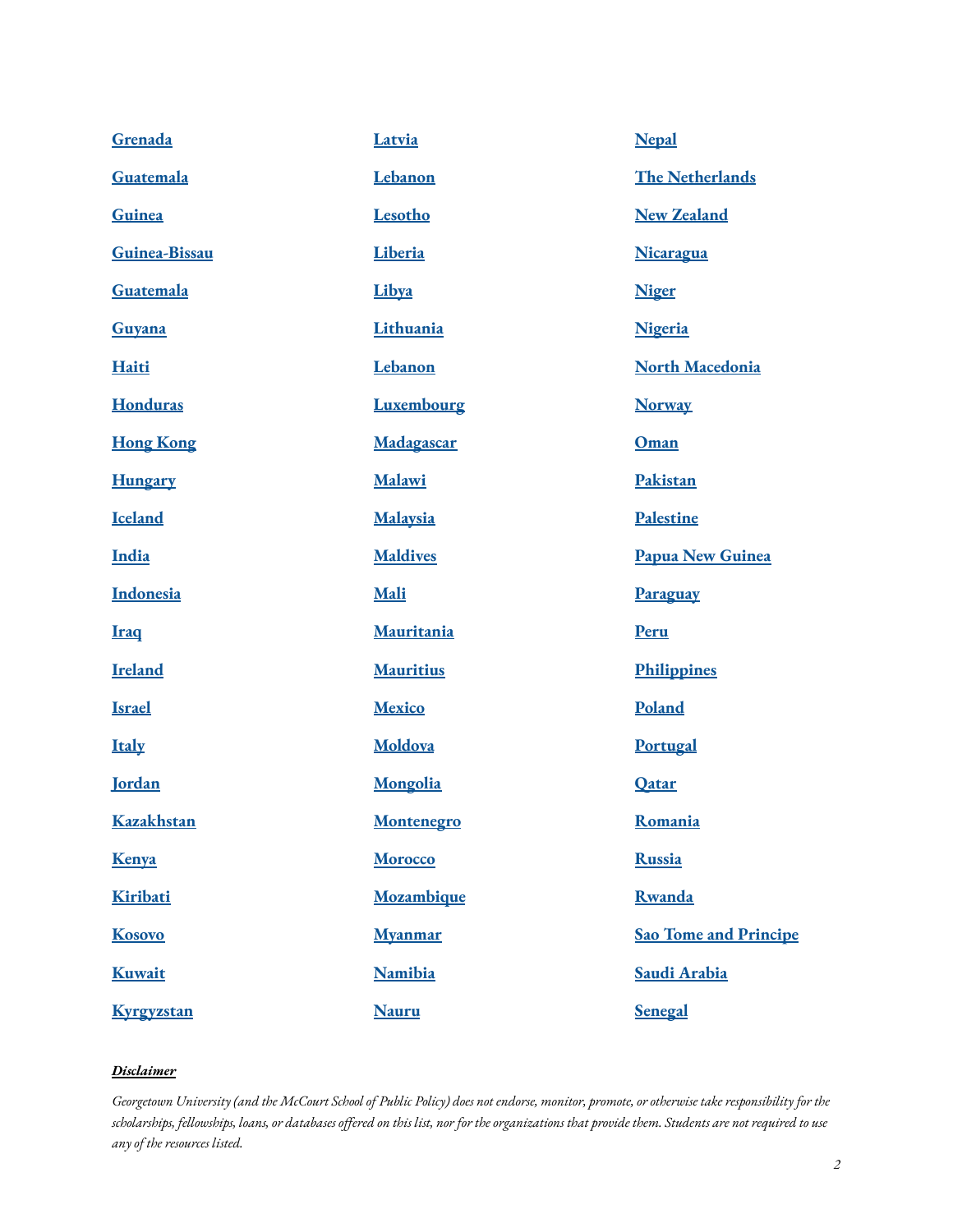**Grenada**

**Guatemala**

**Guinea**

**Guinea-Bissau**

**Guatemala**

**Guyana**

**Haiti**

**Honduras**

**Hong Kong**

**Hungary**

**Iceland**

**India**

**Indonesia**

**Iraq**

**Ireland**

**Israel**

**Italy**

**Jordan**

**Kazakhstan**

**Kenya**

**Kiribati**

**Kosovo**

**Kuwait**

**Kyrgyzstan**

**Latvia**

**Lebanon**

**Lesotho**

**Liberia**

**Libya**

**Lithuania**

**Lebanon**

**Luxembourg**

**Madagascar**

**Malawi**

**Malaysia**

**Maldives**

**Mali**

**Mauritania**

**Mauritius**

**Mexico**

**Moldova**

**Mongolia**

**Montenegro**

**Morocco**

**Mozambique**

**Myanmar**

**Namibia**

**Nauru**

**Nepal**

**The Netherlands**

**New Zealand**

**Nicaragua**

**Niger**

**Nigeria**

**North Macedonia**

**Norway**

**Oman**

**Pakistan**

**Palestine**

**Papua New Guinea**

**Paraguay**

**Peru**

**Philippines**

**Poland**

**Portugal**

**Qatar**

**Romania**

**Russia**

**Rwanda**

**Sao Tome and Principe**

**Saudi Arabia**

**Senegal**

***Disclaimer***

*Georgetown University (and the McCourt School of Public Policy) does not endorse, monitor, promote, or otherwise take responsibility for the scholarships, fellowships, loans, or databases offered on this list, nor for the organizations that provide them. Students are not required to use any of the resources listed.*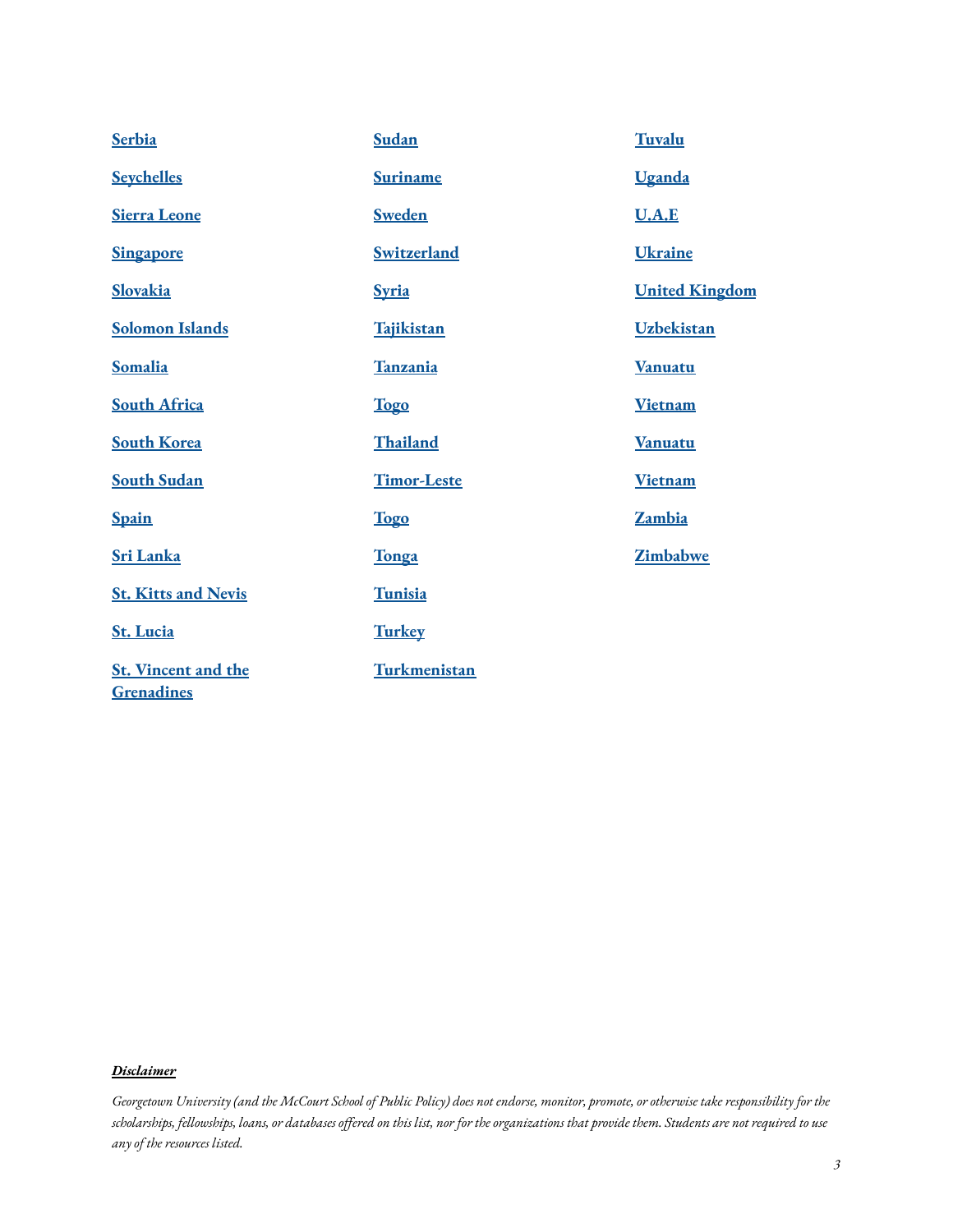- [Serbia]
- [Seychelles]
- [Sierra Leone]
- [Singapore]
- [Slovakia]
- [Solomon Islands]
- [Somalia]
- [South Africa]
- [South Korea]
- [South Sudan]
- [Spain]
- [Sri Lanka]
- [St. Kitts and Nevis]
- [St. Lucia]
- [St. Vincent and the Grenadines]
- [Sudan]
- [Suriname]
- [Sweden]
- [Switzerland]
- [Syria]
- [Tajikistan]
- [Tanzania]
- [Togo]
- [Thailand]
- [Timor-Leste]
- [Togo]
- [Tonga]
- [Tunisia]
- [Turkey]
- [Turkmenistan]
- [Tuvalu]
- [Uganda]
- [U.A.E]
- [Ukraine]
- [United Kingdom]
- [Uzbekistan]
- [Vanuatu]
- [Vietnam]
- [Vanuatu]
- [Vietnam]
- [Zambia]
- [Zimbabwe]

***Disclaimer***

*Georgetown University (and the McCourt School of Public Policy) does not endorse, monitor, promote, or otherwise take responsibility for the scholarships, fellowships, loans, or databases offered on this list, nor for the organizations that provide them. Students are not required to use any of the resources listed.*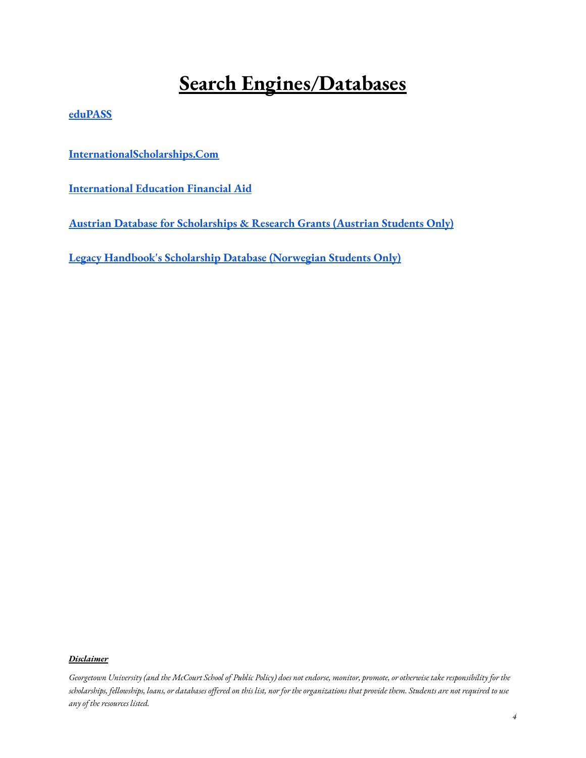# Search Engines/Databases

**eduPASS**

**InternationalScholarships.Com**

**International Education Financial Aid**

**Austrian Database for Scholarships & Research Grants (Austrian Students Only)**

**Legacy Handbook's Scholarship Database (Norwegian Students Only)**

***Disclaimer***

*Georgetown University (and the McCourt School of Public Policy) does not endorse, monitor, promote, or otherwise take responsibility for the scholarships, fellowships, loans, or databases offered on this list, nor for the organizations that provide them. Students are not required to use any of the resources listed.*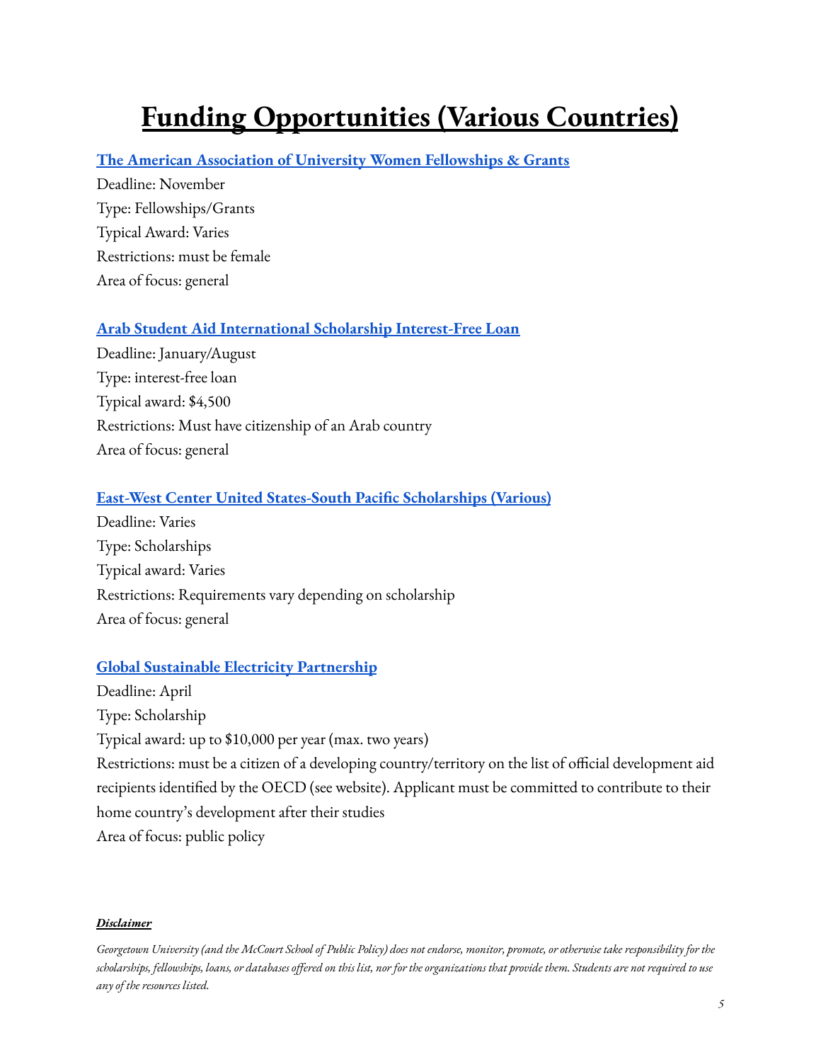# Funding Opportunities (Various Countries)

**The American Association of University Women Fellowships & Grants**

Deadline: November
Type: Fellowships/Grants
Typical Award: Varies
Restrictions: must be female
Area of focus: general

**Arab Student Aid International Scholarship Interest-Free Loan**

Deadline: January/August
Type: interest-free loan
Typical award: $4,500
Restrictions: Must have citizenship of an Arab country
Area of focus: general

**East-West Center United States-South Pacific Scholarships (Various)**

Deadline: Varies
Type: Scholarships
Typical award: Varies
Restrictions: Requirements vary depending on scholarship
Area of focus: general

**Global Sustainable Electricity Partnership**

Deadline: April
Type: Scholarship
Typical award: up to $10,000 per year (max. two years)
Restrictions: must be a citizen of a developing country/territory on the list of official development aid recipients identified by the OECD (see website). Applicant must be committed to contribute to their home country's development after their studies
Area of focus: public policy

***Disclaimer***

*Georgetown University (and the McCourt School of Public Policy) does not endorse, monitor, promote, or otherwise take responsibility for the scholarships, fellowships, loans, or databases offered on this list, nor for the organizations that provide them. Students are not required to use any of the resources listed.*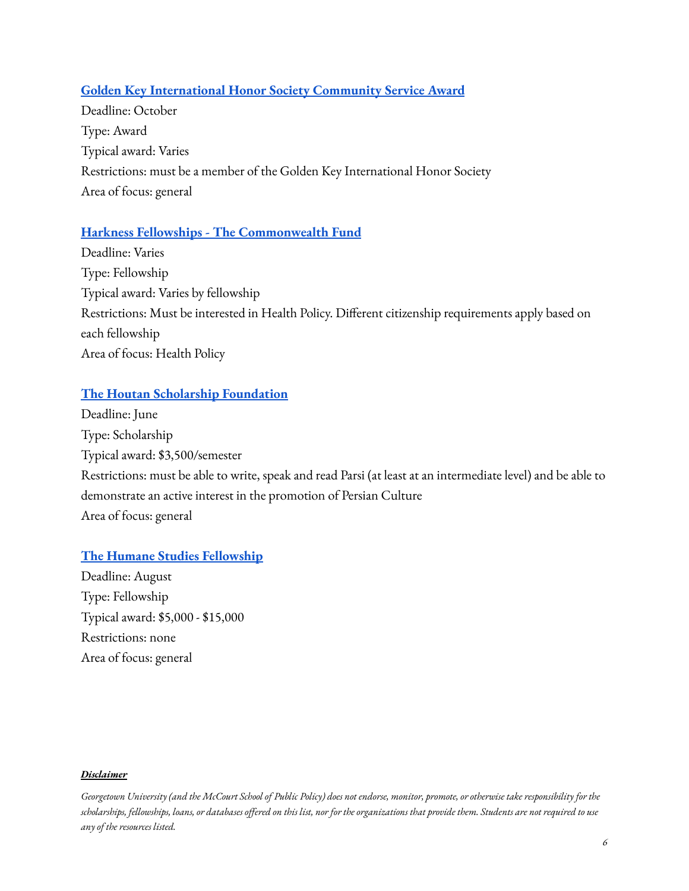**Golden Key International Honor Society Community Service Award**

Deadline: October
Type: Award
Typical award: Varies
Restrictions: must be a member of the Golden Key International Honor Society
Area of focus: general

**Harkness Fellowships - The Commonwealth Fund**

Deadline: Varies
Type: Fellowship
Typical award: Varies by fellowship
Restrictions: Must be interested in Health Policy. Different citizenship requirements apply based on each fellowship
Area of focus: Health Policy

**The Houtan Scholarship Foundation**

Deadline: June
Type: Scholarship
Typical award: $3,500/semester
Restrictions: must be able to write, speak and read Parsi (at least at an intermediate level) and be able to demonstrate an active interest in the promotion of Persian Culture
Area of focus: general

**The Humane Studies Fellowship**

Deadline: August
Type: Fellowship
Typical award: $5,000 - $15,000
Restrictions: none
Area of focus: general

***Disclaimer***

*Georgetown University (and the McCourt School of Public Policy) does not endorse, monitor, promote, or otherwise take responsibility for the scholarships, fellowships, loans, or databases offered on this list, nor for the organizations that provide them. Students are not required to use any of the resources listed.*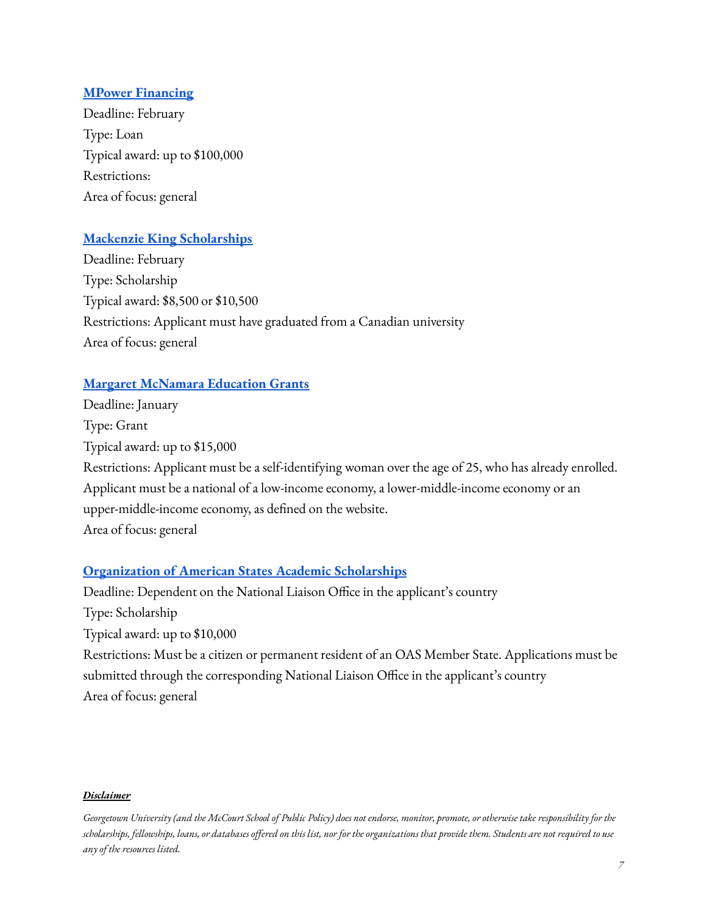### MPower Financing

Deadline: February
Type: Loan
Typical award: up to $100,000
Restrictions:
Area of focus: general

### Mackenzie King Scholarships

Deadline: February
Type: Scholarship
Typical award: $8,500 or $10,500
Restrictions: Applicant must have graduated from a Canadian university
Area of focus: general

### Margaret McNamara Education Grants

Deadline: January
Type: Grant
Typical award: up to $15,000
Restrictions: Applicant must be a self-identifying woman over the age of 25, who has already enrolled. Applicant must be a national of a low-income economy, a lower-middle-income economy or an upper-middle-income economy, as defined on the website.
Area of focus: general

### Organization of American States Academic Scholarships

Deadline: Dependent on the National Liaison Office in the applicant's country
Type: Scholarship
Typical award: up to $10,000
Restrictions: Must be a citizen or permanent resident of an OAS Member State. Applications must be submitted through the corresponding National Liaison Office in the applicant's country
Area of focus: general

***Disclaimer***

*Georgetown University (and the McCourt School of Public Policy) does not endorse, monitor, promote, or otherwise take responsibility for the scholarships, fellowships, loans, or databases offered on this list, nor for the organizations that provide them. Students are not required to use any of the resources listed.*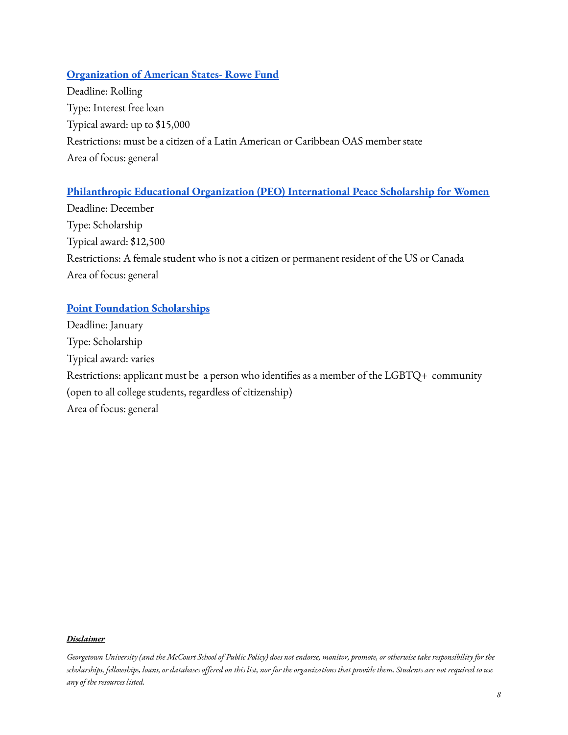### [Organization of American States- Rowe Fund]

Deadline: Rolling
Type: Interest free loan
Typical award: up to $15,000
Restrictions: must be a citizen of a Latin American or Caribbean OAS member state
Area of focus: general

### [Philanthropic Educational Organization (PEO) International Peace Scholarship for Women]

Deadline: December
Type: Scholarship
Typical award: $12,500
Restrictions: A female student who is not a citizen or permanent resident of the US or Canada
Area of focus: general

### [Point Foundation Scholarships]

Deadline: January
Type: Scholarship
Typical award: varies
Restrictions: applicant must be a person who identifies as a member of the LGBTQ+ community (open to all college students, regardless of citizenship)
Area of focus: general

***Disclaimer***

*Georgetown University (and the McCourt School of Public Policy) does not endorse, monitor, promote, or otherwise take responsibility for the scholarships, fellowships, loans, or databases offered on this list, nor for the organizations that provide them. Students are not required to use any of the resources listed.*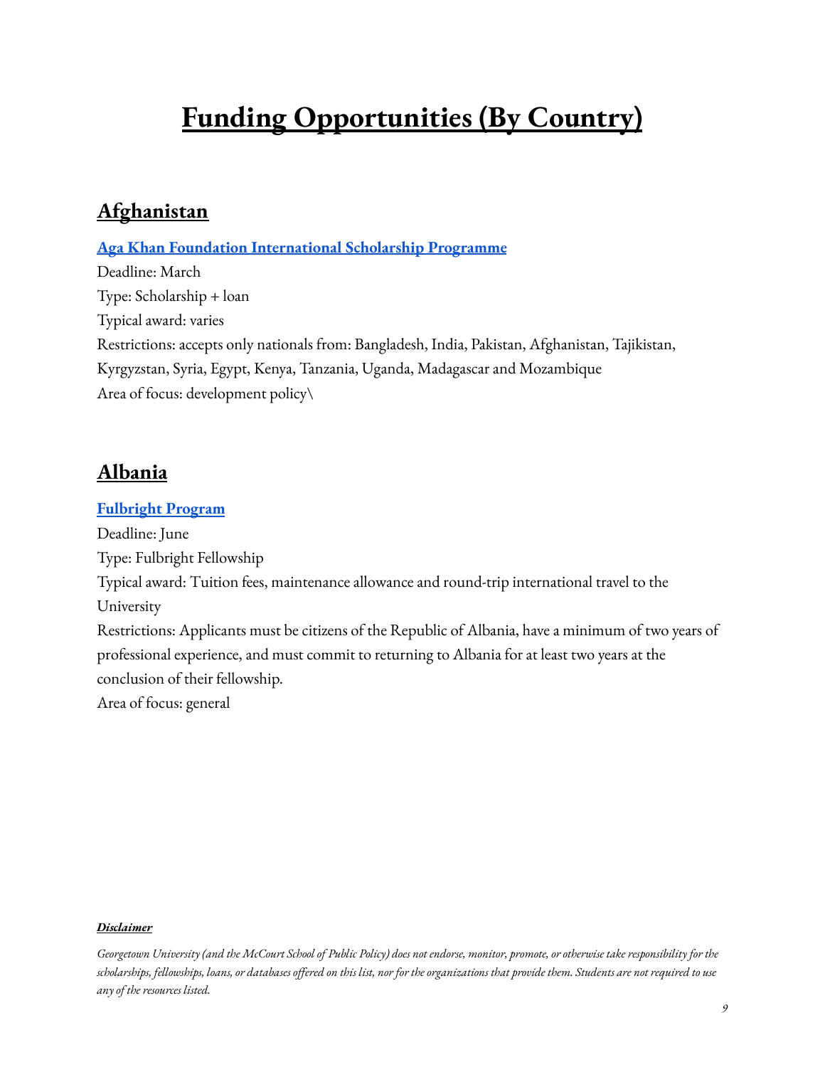# Funding Opportunities (By Country)

## Afghanistan

**Aga Khan Foundation International Scholarship Programme**

Deadline: March
Type: Scholarship + loan
Typical award: varies
Restrictions: accepts only nationals from: Bangladesh, India, Pakistan, Afghanistan, Tajikistan, Kyrgyzstan, Syria, Egypt, Kenya, Tanzania, Uganda, Madagascar and Mozambique
Area of focus: development policy\

## Albania

**Fulbright Program**

Deadline: June
Type: Fulbright Fellowship
Typical award: Tuition fees, maintenance allowance and round-trip international travel to the University
Restrictions: Applicants must be citizens of the Republic of Albania, have a minimum of two years of professional experience, and must commit to returning to Albania for at least two years at the conclusion of their fellowship.
Area of focus: general

***Disclaimer***

*Georgetown University (and the McCourt School of Public Policy) does not endorse, monitor, promote, or otherwise take responsibility for the scholarships, fellowships, loans, or databases offered on this list, nor for the organizations that provide them. Students are not required to use any of the resources listed.*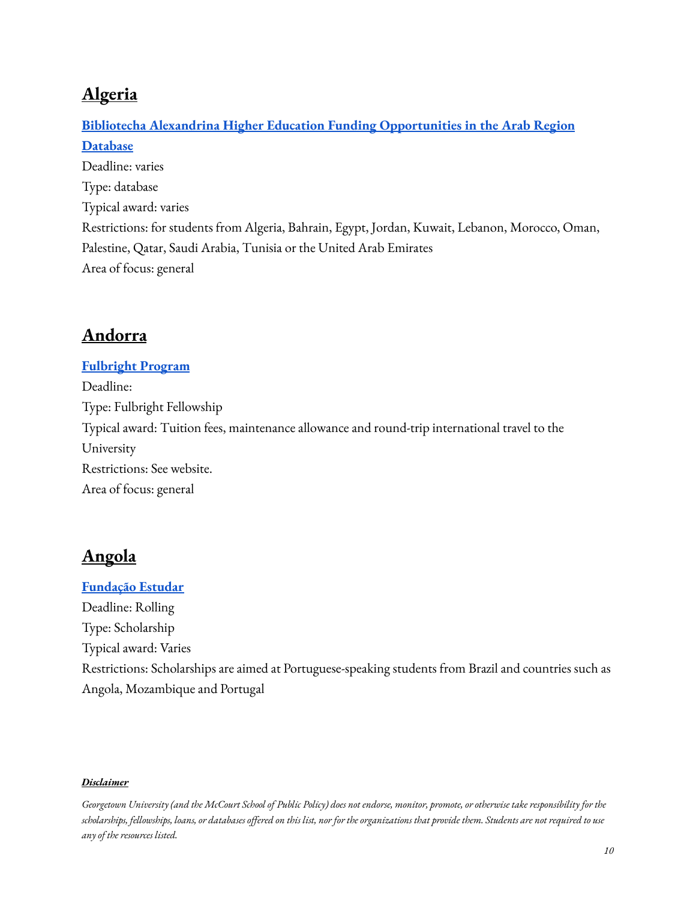## Algeria

**Bibliotecha Alexandrina Higher Education Funding Opportunities in the Arab Region Database**

Deadline: varies
Type: database
Typical award: varies
Restrictions: for students from Algeria, Bahrain, Egypt, Jordan, Kuwait, Lebanon, Morocco, Oman, Palestine, Qatar, Saudi Arabia, Tunisia or the United Arab Emirates
Area of focus: general

## Andorra

**Fulbright Program**

Deadline:
Type: Fulbright Fellowship
Typical award: Tuition fees, maintenance allowance and round-trip international travel to the University
Restrictions: See website.
Area of focus: general

## Angola

**Fundação Estudar**

Deadline: Rolling
Type: Scholarship
Typical award: Varies
Restrictions: Scholarships are aimed at Portuguese-speaking students from Brazil and countries such as Angola, Mozambique and Portugal

***Disclaimer***

*Georgetown University (and the McCourt School of Public Policy) does not endorse, monitor, promote, or otherwise take responsibility for the scholarships, fellowships, loans, or databases offered on this list, nor for the organizations that provide them. Students are not required to use any of the resources listed.*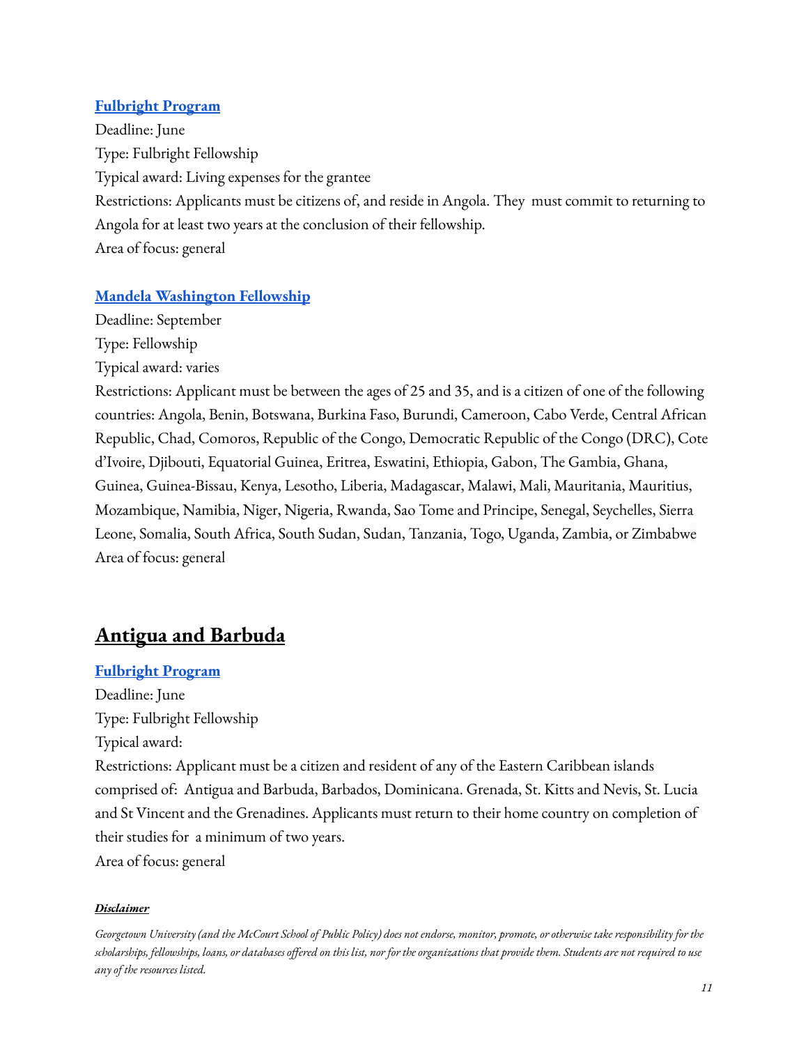### [Fulbright Program]

Deadline: June

Type: Fulbright Fellowship

Typical award: Living expenses for the grantee

Restrictions: Applicants must be citizens of, and reside in Angola. They must commit to returning to Angola for at least two years at the conclusion of their fellowship.

Area of focus: general

### [Mandela Washington Fellowship]

Deadline: September

Type: Fellowship

Typical award: varies

Restrictions: Applicant must be between the ages of 25 and 35, and is a citizen of one of the following countries: Angola, Benin, Botswana, Burkina Faso, Burundi, Cameroon, Cabo Verde, Central African Republic, Chad, Comoros, Republic of the Congo, Democratic Republic of the Congo (DRC), Cote d'Ivoire, Djibouti, Equatorial Guinea, Eritrea, Eswatini, Ethiopia, Gabon, The Gambia, Ghana, Guinea, Guinea-Bissau, Kenya, Lesotho, Liberia, Madagascar, Malawi, Mali, Mauritania, Mauritius, Mozambique, Namibia, Niger, Nigeria, Rwanda, Sao Tome and Principe, Senegal, Seychelles, Sierra Leone, Somalia, South Africa, South Sudan, Sudan, Tanzania, Togo, Uganda, Zambia, or Zimbabwe

Area of focus: general

## Antigua and Barbuda

### [Fulbright Program]

Deadline: June

Type: Fulbright Fellowship

Typical award:

Restrictions: Applicant must be a citizen and resident of any of the Eastern Caribbean islands comprised of: Antigua and Barbuda, Barbados, Dominicana. Grenada, St. Kitts and Nevis, St. Lucia and St Vincent and the Grenadines. Applicants must return to their home country on completion of their studies for a minimum of two years.

Area of focus: general

***Disclaimer***

*Georgetown University (and the McCourt School of Public Policy) does not endorse, monitor, promote, or otherwise take responsibility for the scholarships, fellowships, loans, or databases offered on this list, nor for the organizations that provide them. Students are not required to use any of the resources listed.*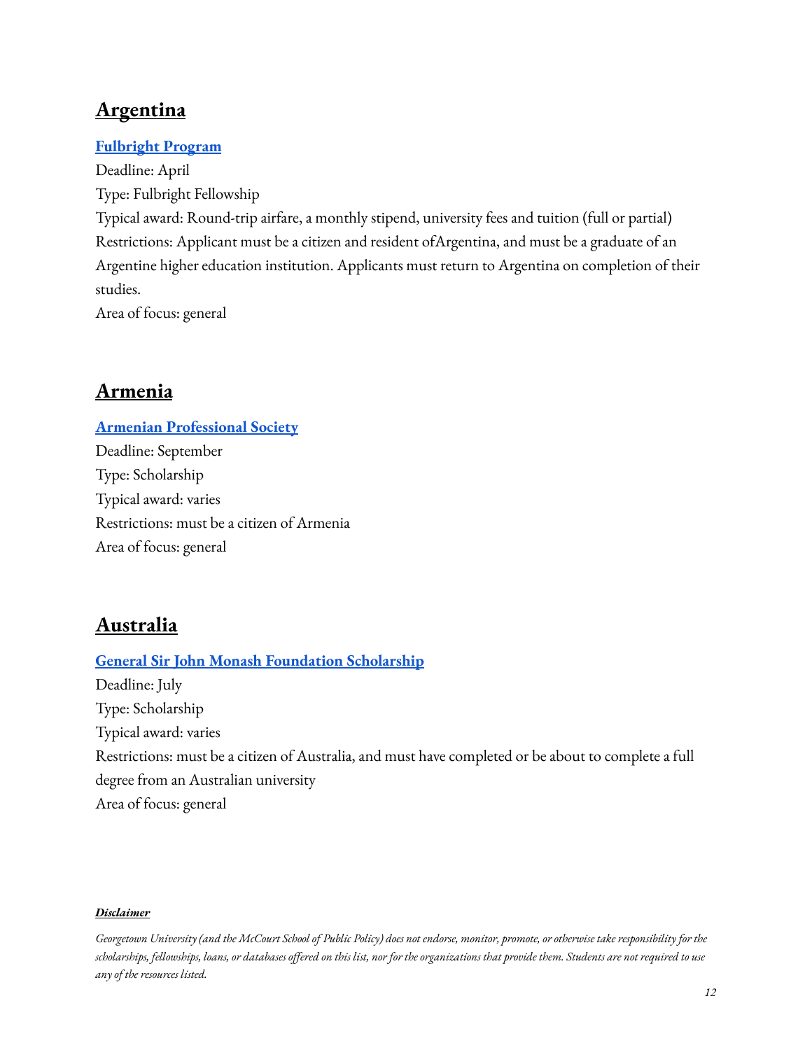## Argentina

**Fulbright Program**

Deadline: April

Type: Fulbright Fellowship

Typical award: Round-trip airfare, a monthly stipend, university fees and tuition (full or partial)

Restrictions: Applicant must be a citizen and resident ofArgentina, and must be a graduate of an Argentine higher education institution. Applicants must return to Argentina on completion of their studies.

Area of focus: general

## Armenia

**Armenian Professional Society**

Deadline: September

Type: Scholarship

Typical award: varies

Restrictions: must be a citizen of Armenia

Area of focus: general

## Australia

**General Sir John Monash Foundation Scholarship**

Deadline: July

Type: Scholarship

Typical award: varies

Restrictions: must be a citizen of Australia, and must have completed or be about to complete a full degree from an Australian university

Area of focus: general

***Disclaimer***

*Georgetown University (and the McCourt School of Public Policy) does not endorse, monitor, promote, or otherwise take responsibility for the scholarships, fellowships, loans, or databases offered on this list, nor for the organizations that provide them. Students are not required to use any of the resources listed.*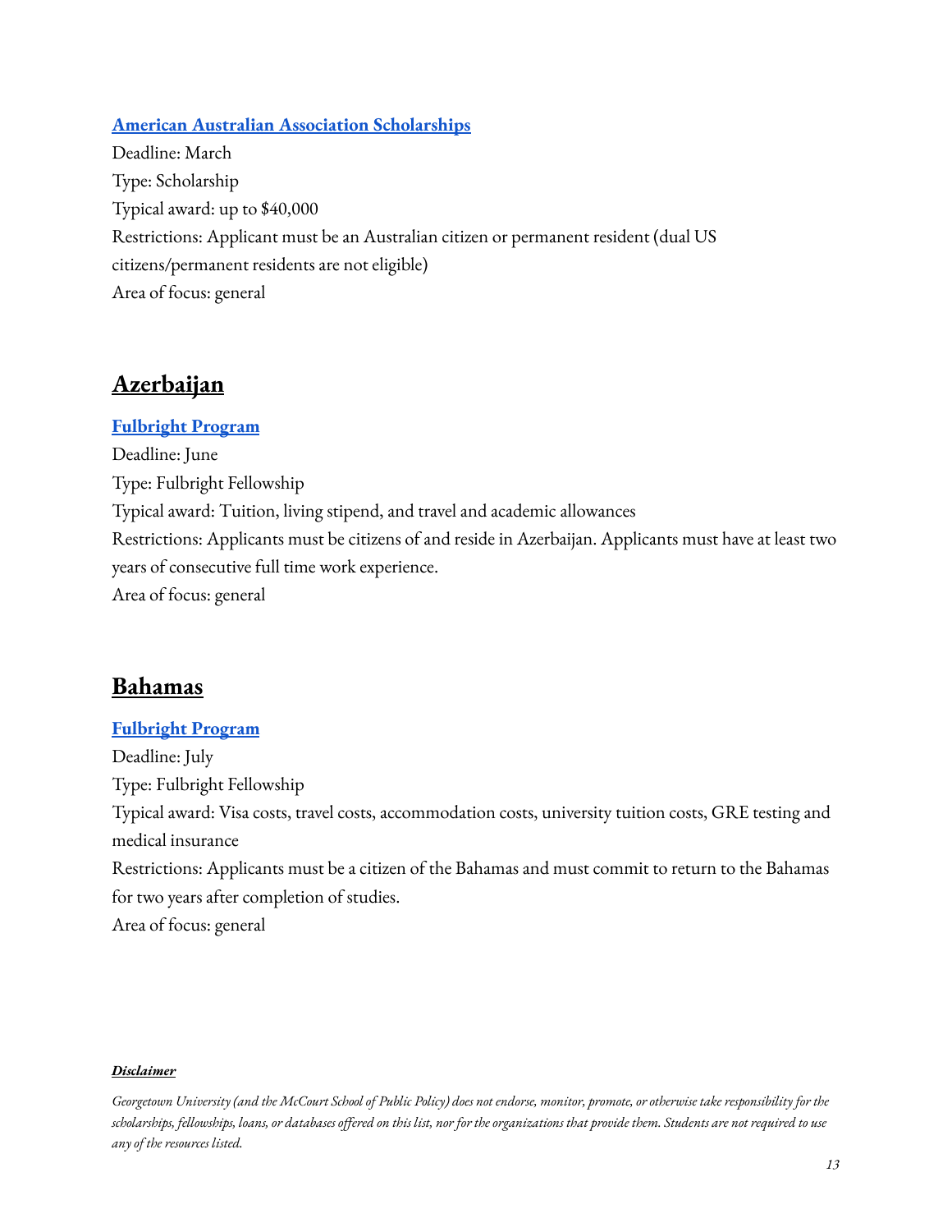**American Australian Association Scholarships**

Deadline: March

Type: Scholarship

Typical award: up to $40,000

Restrictions: Applicant must be an Australian citizen or permanent resident (dual US citizens/permanent residents are not eligible)

Area of focus: general

## Azerbaijan

**Fulbright Program**

Deadline: June

Type: Fulbright Fellowship

Typical award: Tuition, living stipend, and travel and academic allowances

Restrictions: Applicants must be citizens of and reside in Azerbaijan. Applicants must have at least two years of consecutive full time work experience.

Area of focus: general

## Bahamas

**Fulbright Program**

Deadline: July

Type: Fulbright Fellowship

Typical award: Visa costs, travel costs, accommodation costs, university tuition costs, GRE testing and medical insurance

Restrictions: Applicants must be a citizen of the Bahamas and must commit to return to the Bahamas for two years after completion of studies.

Area of focus: general

***Disclaimer***

*Georgetown University (and the McCourt School of Public Policy) does not endorse, monitor, promote, or otherwise take responsibility for the scholarships, fellowships, loans, or databases offered on this list, nor for the organizations that provide them. Students are not required to use any of the resources listed.*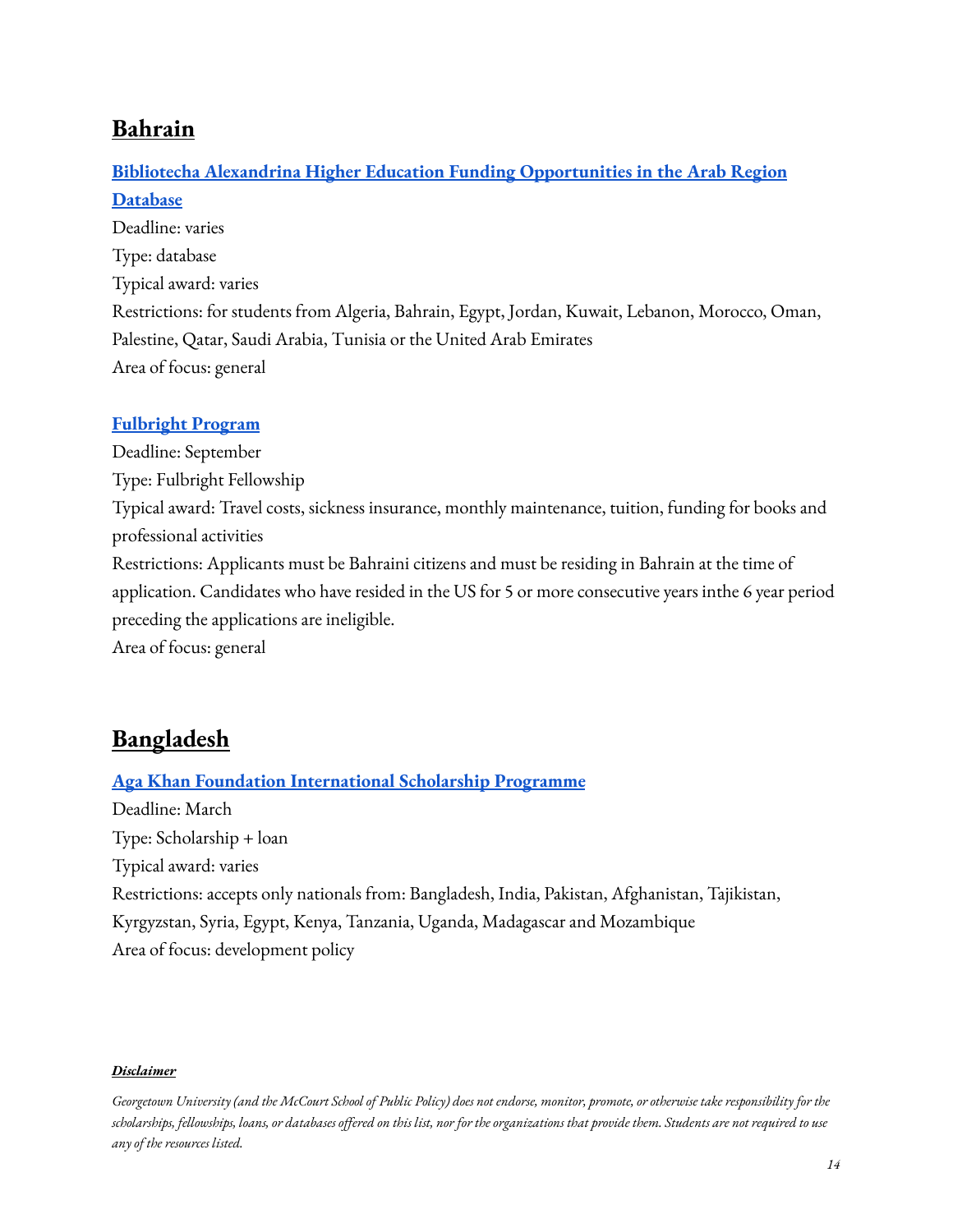## Bahrain

**Bibliotecha Alexandrina Higher Education Funding Opportunities in the Arab Region Database**
Deadline: varies
Type: database
Typical award: varies
Restrictions: for students from Algeria, Bahrain, Egypt, Jordan, Kuwait, Lebanon, Morocco, Oman, Palestine, Qatar, Saudi Arabia, Tunisia or the United Arab Emirates
Area of focus: general

**Fulbright Program**
Deadline: September
Type: Fulbright Fellowship
Typical award: Travel costs, sickness insurance, monthly maintenance, tuition, funding for books and professional activities
Restrictions: Applicants must be Bahraini citizens and must be residing in Bahrain at the time of application. Candidates who have resided in the US for 5 or more consecutive years inthe 6 year period preceding the applications are ineligible.
Area of focus: general

## Bangladesh

**Aga Khan Foundation International Scholarship Programme**
Deadline: March
Type: Scholarship + loan
Typical award: varies
Restrictions: accepts only nationals from: Bangladesh, India, Pakistan, Afghanistan, Tajikistan, Kyrgyzstan, Syria, Egypt, Kenya, Tanzania, Uganda, Madagascar and Mozambique
Area of focus: development policy

***Disclaimer***

*Georgetown University (and the McCourt School of Public Policy) does not endorse, monitor, promote, or otherwise take responsibility for the scholarships, fellowships, loans, or databases offered on this list, nor for the organizations that provide them. Students are not required to use any of the resources listed.*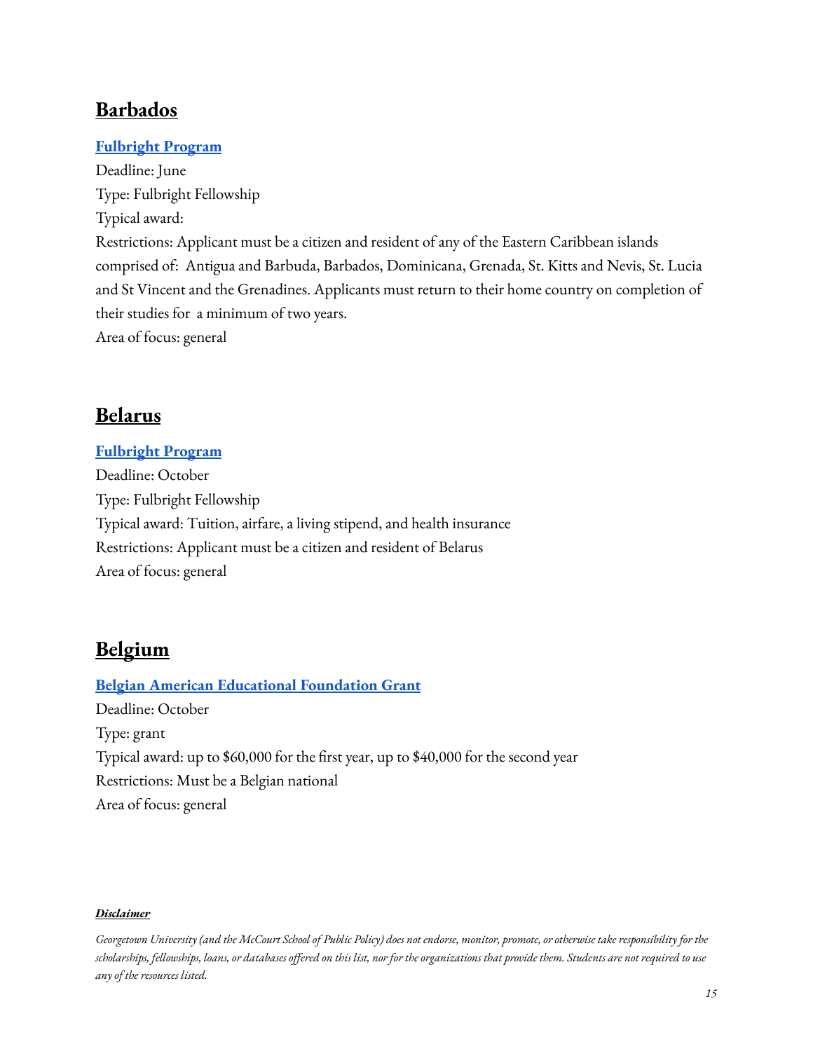## Barbados

**Fulbright Program**

Deadline: June

Type: Fulbright Fellowship

Typical award:

Restrictions: Applicant must be a citizen and resident of any of the Eastern Caribbean islands comprised of: Antigua and Barbuda, Barbados, Dominicana, Grenada, St. Kitts and Nevis, St. Lucia and St Vincent and the Grenadines. Applicants must return to their home country on completion of their studies for a minimum of two years.

Area of focus: general

## Belarus

**Fulbright Program**

Deadline: October

Type: Fulbright Fellowship

Typical award: Tuition, airfare, a living stipend, and health insurance

Restrictions: Applicant must be a citizen and resident of Belarus

Area of focus: general

## Belgium

**Belgian American Educational Foundation Grant**

Deadline: October

Type: grant

Typical award: up to $60,000 for the first year, up to $40,000 for the second year

Restrictions: Must be a Belgian national

Area of focus: general

***Disclaimer***

*Georgetown University (and the McCourt School of Public Policy) does not endorse, monitor, promote, or otherwise take responsibility for the scholarships, fellowships, loans, or databases offered on this list, nor for the organizations that provide them. Students are not required to use any of the resources listed.*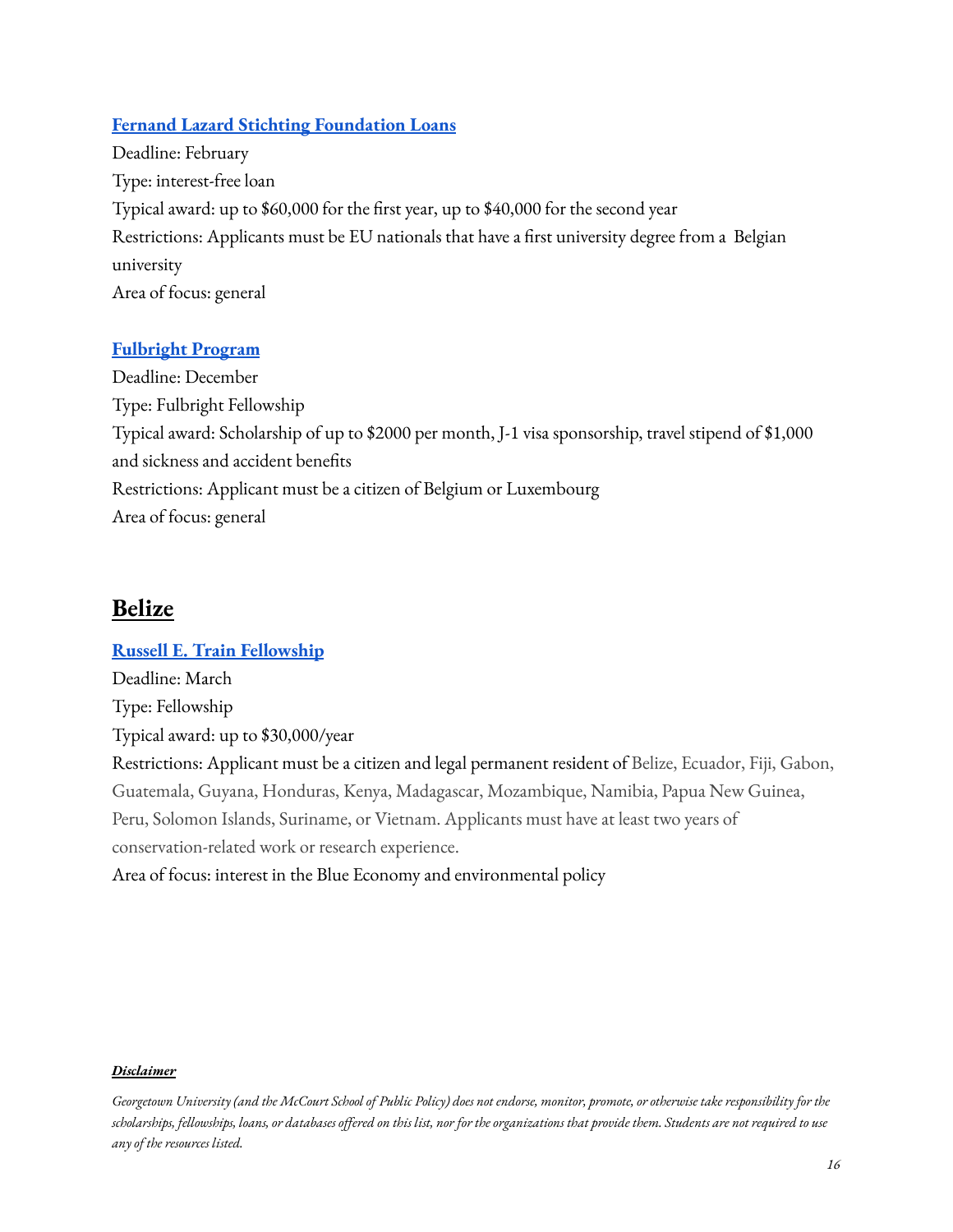### [Fernand Lazard Stichting Foundation Loans]

Deadline: February
Type: interest-free loan
Typical award: up to $60,000 for the first year, up to $40,000 for the second year
Restrictions: Applicants must be EU nationals that have a first university degree from a Belgian university
Area of focus: general

### [Fulbright Program]

Deadline: December
Type: Fulbright Fellowship
Typical award: Scholarship of up to $2000 per month, J-1 visa sponsorship, travel stipend of $1,000 and sickness and accident benefits
Restrictions: Applicant must be a citizen of Belgium or Luxembourg
Area of focus: general

## Belize

### [Russell E. Train Fellowship]

Deadline: March
Type: Fellowship
Typical award: up to $30,000/year
Restrictions: Applicant must be a citizen and legal permanent resident of Belize, Ecuador, Fiji, Gabon, Guatemala, Guyana, Honduras, Kenya, Madagascar, Mozambique, Namibia, Papua New Guinea, Peru, Solomon Islands, Suriname, or Vietnam. Applicants must have at least two years of conservation-related work or research experience.
Area of focus: interest in the Blue Economy and environmental policy

***Disclaimer***

*Georgetown University (and the McCourt School of Public Policy) does not endorse, monitor, promote, or otherwise take responsibility for the scholarships, fellowships, loans, or databases offered on this list, nor for the organizations that provide them. Students are not required to use any of the resources listed.*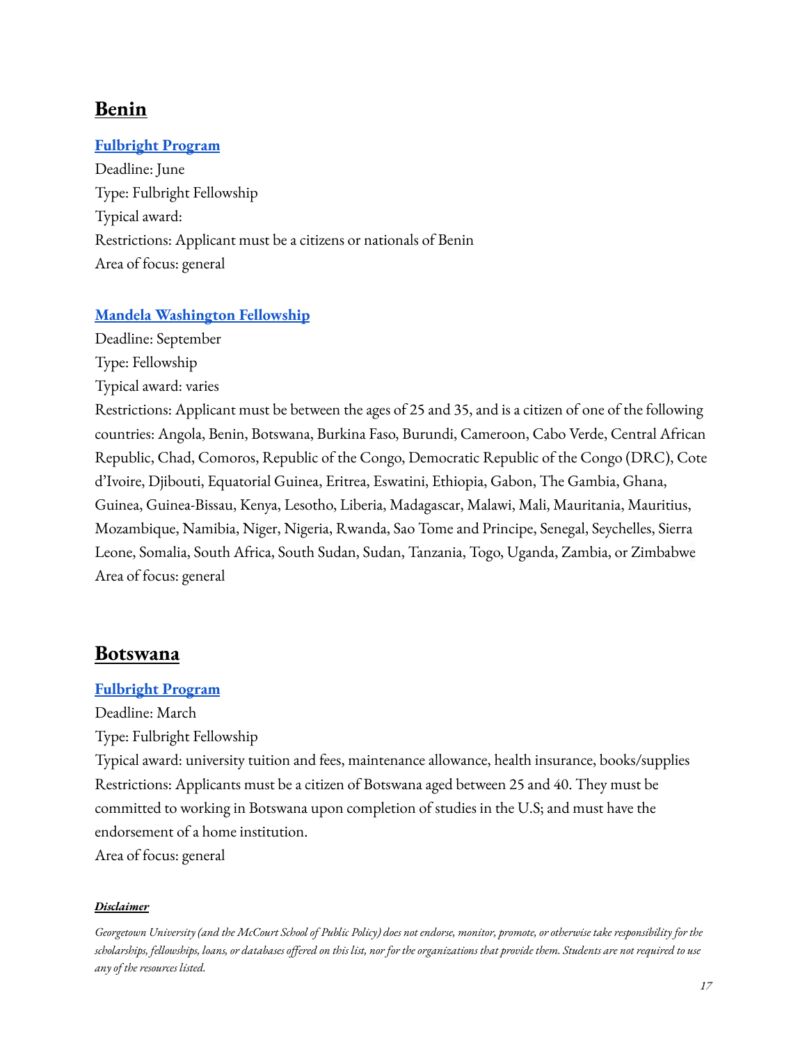## Benin

### [Fulbright Program]

Deadline: June
Type: Fulbright Fellowship
Typical award:
Restrictions: Applicant must be a citizens or nationals of Benin
Area of focus: general

### [Mandela Washington Fellowship]

Deadline: September
Type: Fellowship
Typical award: varies
Restrictions: Applicant must be between the ages of 25 and 35, and is a citizen of one of the following countries: Angola, Benin, Botswana, Burkina Faso, Burundi, Cameroon, Cabo Verde, Central African Republic, Chad, Comoros, Republic of the Congo, Democratic Republic of the Congo (DRC), Cote d'Ivoire, Djibouti, Equatorial Guinea, Eritrea, Eswatini, Ethiopia, Gabon, The Gambia, Ghana, Guinea, Guinea-Bissau, Kenya, Lesotho, Liberia, Madagascar, Malawi, Mali, Mauritania, Mauritius, Mozambique, Namibia, Niger, Nigeria, Rwanda, Sao Tome and Principe, Senegal, Seychelles, Sierra Leone, Somalia, South Africa, South Sudan, Sudan, Tanzania, Togo, Uganda, Zambia, or Zimbabwe
Area of focus: general

## Botswana

### [Fulbright Program]

Deadline: March
Type: Fulbright Fellowship
Typical award: university tuition and fees, maintenance allowance, health insurance, books/supplies
Restrictions: Applicants must be a citizen of Botswana aged between 25 and 40. They must be committed to working in Botswana upon completion of studies in the U.S; and must have the endorsement of a home institution.
Area of focus: general

***Disclaimer***

*Georgetown University (and the McCourt School of Public Policy) does not endorse, monitor, promote, or otherwise take responsibility for the scholarships, fellowships, loans, or databases offered on this list, nor for the organizations that provide them. Students are not required to use any of the resources listed.*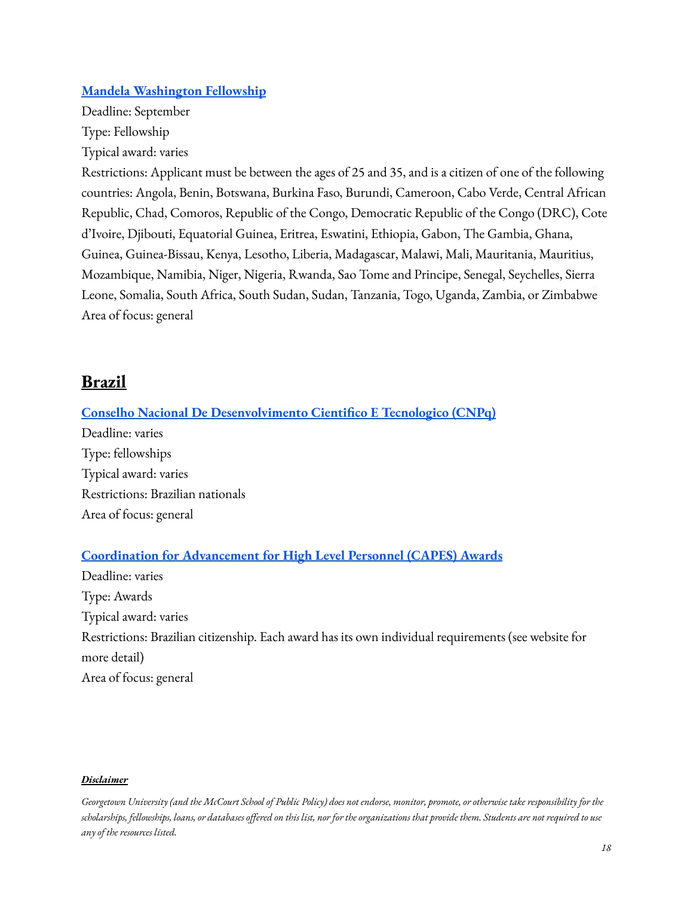### Mandela Washington Fellowship

Deadline: September
Type: Fellowship
Typical award: varies
Restrictions: Applicant must be between the ages of 25 and 35, and is a citizen of one of the following countries: Angola, Benin, Botswana, Burkina Faso, Burundi, Cameroon, Cabo Verde, Central African Republic, Chad, Comoros, Republic of the Congo, Democratic Republic of the Congo (DRC), Cote d'Ivoire, Djibouti, Equatorial Guinea, Eritrea, Eswatini, Ethiopia, Gabon, The Gambia, Ghana, Guinea, Guinea-Bissau, Kenya, Lesotho, Liberia, Madagascar, Malawi, Mali, Mauritania, Mauritius, Mozambique, Namibia, Niger, Nigeria, Rwanda, Sao Tome and Principe, Senegal, Seychelles, Sierra Leone, Somalia, South Africa, South Sudan, Sudan, Tanzania, Togo, Uganda, Zambia, or Zimbabwe
Area of focus: general

## Brazil

### Conselho Nacional De Desenvolvimento Cientifico E Tecnologico (CNPq)

Deadline: varies
Type: fellowships
Typical award: varies
Restrictions: Brazilian nationals
Area of focus: general

### Coordination for Advancement for High Level Personnel (CAPES) Awards

Deadline: varies
Type: Awards
Typical award: varies
Restrictions: Brazilian citizenship. Each award has its own individual requirements (see website for more detail)
Area of focus: general

***Disclaimer***

*Georgetown University (and the McCourt School of Public Policy) does not endorse, monitor, promote, or otherwise take responsibility for the scholarships, fellowships, loans, or databases offered on this list, nor for the organizations that provide them. Students are not required to use any of the resources listed.*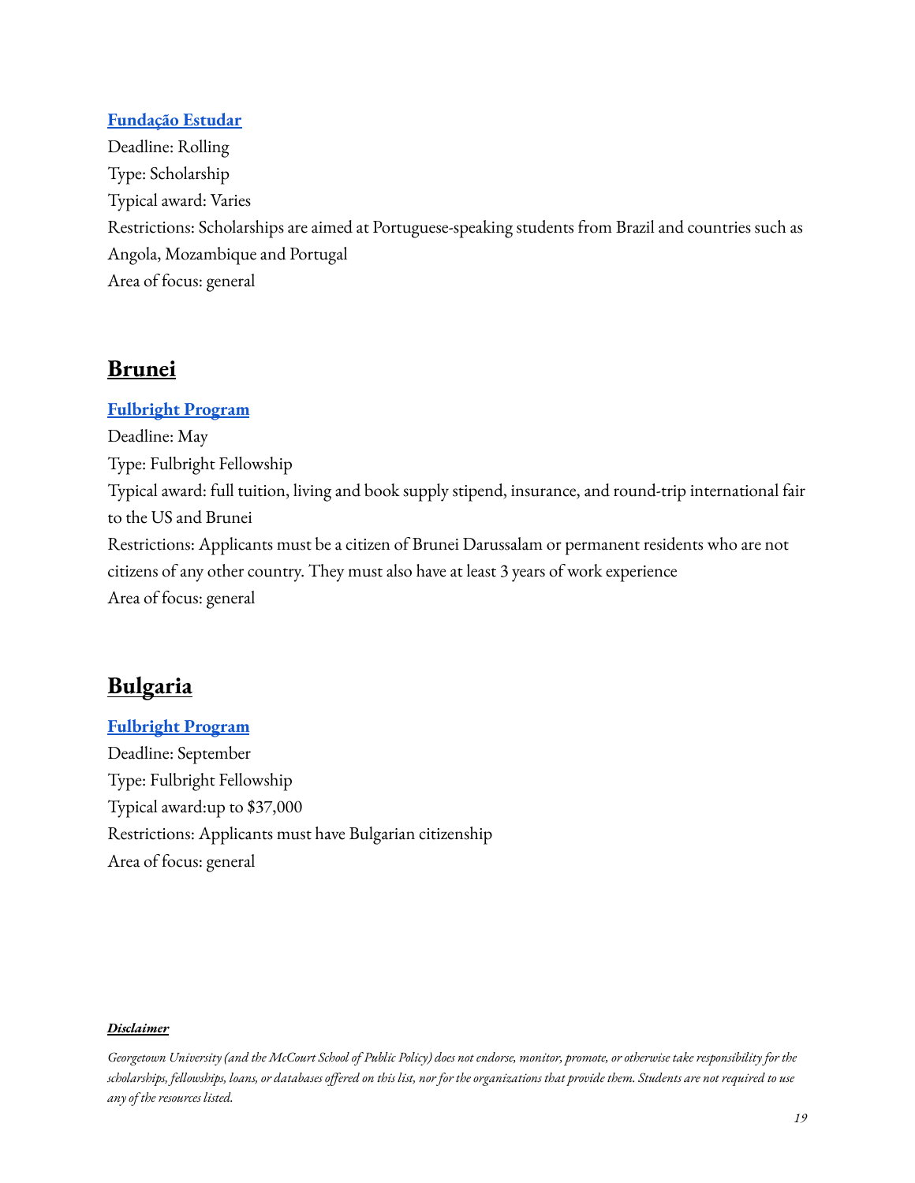### [Fundação Estudar]

Deadline: Rolling
Type: Scholarship
Typical award: Varies
Restrictions: Scholarships are aimed at Portuguese-speaking students from Brazil and countries such as Angola, Mozambique and Portugal
Area of focus: general

## Brunei

### Fulbright Program

Deadline: May
Type: Fulbright Fellowship
Typical award: full tuition, living and book supply stipend, insurance, and round-trip international fair to the US and Brunei
Restrictions: Applicants must be a citizen of Brunei Darussalam or permanent residents who are not citizens of any other country. They must also have at least 3 years of work experience
Area of focus: general

## Bulgaria

### Fulbright Program

Deadline: September
Type: Fulbright Fellowship
Typical award:up to $37,000
Restrictions: Applicants must have Bulgarian citizenship
Area of focus: general

***Disclaimer***

*Georgetown University (and the McCourt School of Public Policy) does not endorse, monitor, promote, or otherwise take responsibility for the scholarships, fellowships, loans, or databases offered on this list, nor for the organizations that provide them. Students are not required to use any of the resources listed.*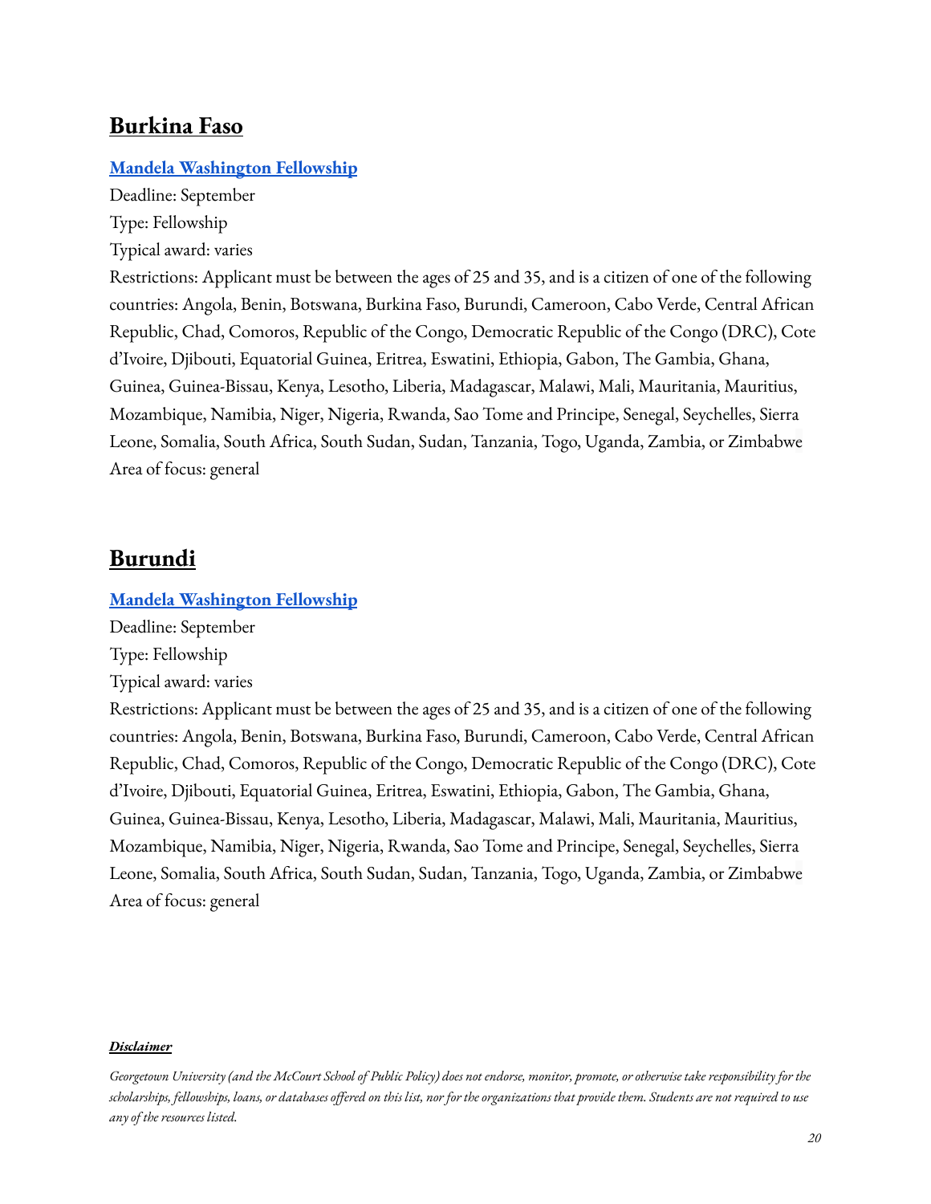## Burkina Faso

**Mandela Washington Fellowship**

Deadline: September
Type: Fellowship
Typical award: varies
Restrictions: Applicant must be between the ages of 25 and 35, and is a citizen of one of the following countries: Angola, Benin, Botswana, Burkina Faso, Burundi, Cameroon, Cabo Verde, Central African Republic, Chad, Comoros, Republic of the Congo, Democratic Republic of the Congo (DRC), Cote d'Ivoire, Djibouti, Equatorial Guinea, Eritrea, Eswatini, Ethiopia, Gabon, The Gambia, Ghana, Guinea, Guinea-Bissau, Kenya, Lesotho, Liberia, Madagascar, Malawi, Mali, Mauritania, Mauritius, Mozambique, Namibia, Niger, Nigeria, Rwanda, Sao Tome and Principe, Senegal, Seychelles, Sierra Leone, Somalia, South Africa, South Sudan, Sudan, Tanzania, Togo, Uganda, Zambia, or Zimbabwe
Area of focus: general

## Burundi

**Mandela Washington Fellowship**

Deadline: September
Type: Fellowship
Typical award: varies
Restrictions: Applicant must be between the ages of 25 and 35, and is a citizen of one of the following countries: Angola, Benin, Botswana, Burkina Faso, Burundi, Cameroon, Cabo Verde, Central African Republic, Chad, Comoros, Republic of the Congo, Democratic Republic of the Congo (DRC), Cote d'Ivoire, Djibouti, Equatorial Guinea, Eritrea, Eswatini, Ethiopia, Gabon, The Gambia, Ghana, Guinea, Guinea-Bissau, Kenya, Lesotho, Liberia, Madagascar, Malawi, Mali, Mauritania, Mauritius, Mozambique, Namibia, Niger, Nigeria, Rwanda, Sao Tome and Principe, Senegal, Seychelles, Sierra Leone, Somalia, South Africa, South Sudan, Sudan, Tanzania, Togo, Uganda, Zambia, or Zimbabwe
Area of focus: general

***Disclaimer***

*Georgetown University (and the McCourt School of Public Policy) does not endorse, monitor, promote, or otherwise take responsibility for the scholarships, fellowships, loans, or databases offered on this list, nor for the organizations that provide them. Students are not required to use any of the resources listed.*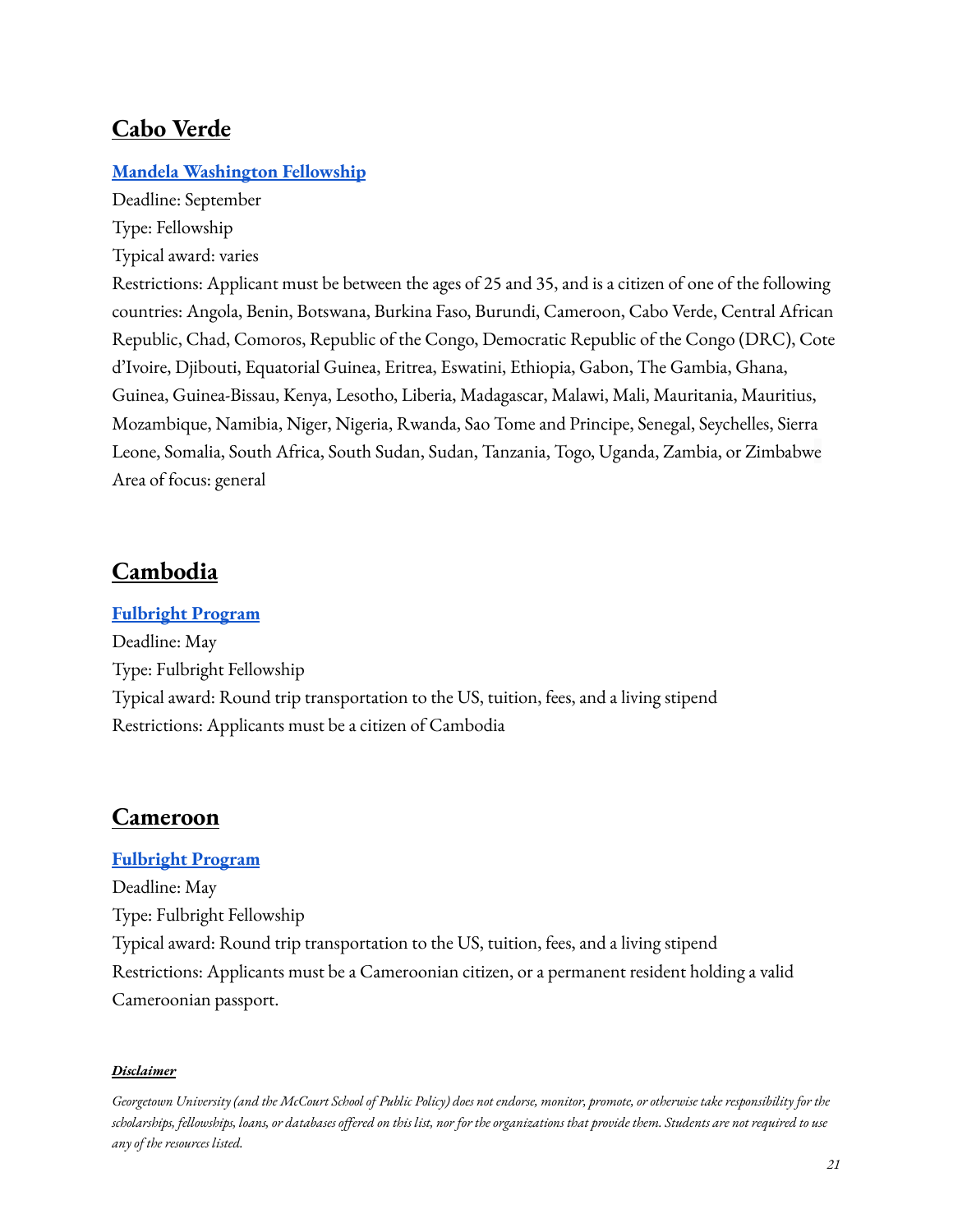## Cabo Verde

**Mandela Washington Fellowship**

Deadline: September
Type: Fellowship
Typical award: varies
Restrictions: Applicant must be between the ages of 25 and 35, and is a citizen of one of the following countries: Angola, Benin, Botswana, Burkina Faso, Burundi, Cameroon, Cabo Verde, Central African Republic, Chad, Comoros, Republic of the Congo, Democratic Republic of the Congo (DRC), Cote d'Ivoire, Djibouti, Equatorial Guinea, Eritrea, Eswatini, Ethiopia, Gabon, The Gambia, Ghana, Guinea, Guinea-Bissau, Kenya, Lesotho, Liberia, Madagascar, Malawi, Mali, Mauritania, Mauritius, Mozambique, Namibia, Niger, Nigeria, Rwanda, Sao Tome and Principe, Senegal, Seychelles, Sierra Leone, Somalia, South Africa, South Sudan, Sudan, Tanzania, Togo, Uganda, Zambia, or Zimbabwe
Area of focus: general

## Cambodia

**Fulbright Program**

Deadline: May
Type: Fulbright Fellowship
Typical award: Round trip transportation to the US, tuition, fees, and a living stipend
Restrictions: Applicants must be a citizen of Cambodia

## Cameroon

**Fulbright Program**

Deadline: May
Type: Fulbright Fellowship
Typical award: Round trip transportation to the US, tuition, fees, and a living stipend
Restrictions: Applicants must be a Cameroonian citizen, or a permanent resident holding a valid Cameroonian passport.

***Disclaimer***

*Georgetown University (and the McCourt School of Public Policy) does not endorse, monitor, promote, or otherwise take responsibility for the scholarships, fellowships, loans, or databases offered on this list, nor for the organizations that provide them. Students are not required to use any of the resources listed.*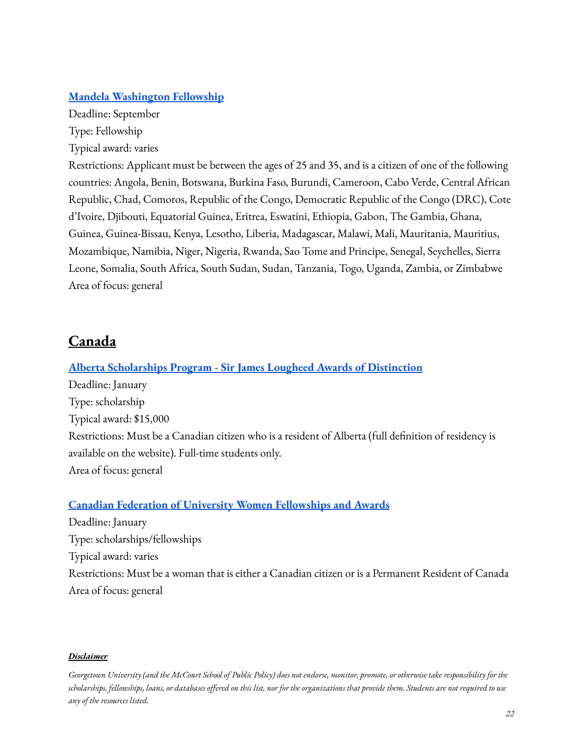**[Mandela Washington Fellowship](#)**

Deadline: September

Type: Fellowship

Typical award: varies

Restrictions: Applicant must be between the ages of 25 and 35, and is a citizen of one of the following countries: Angola, Benin, Botswana, Burkina Faso, Burundi, Cameroon, Cabo Verde, Central African Republic, Chad, Comoros, Republic of the Congo, Democratic Republic of the Congo (DRC), Cote d'Ivoire, Djibouti, Equatorial Guinea, Eritrea, Eswatini, Ethiopia, Gabon, The Gambia, Ghana, Guinea, Guinea-Bissau, Kenya, Lesotho, Liberia, Madagascar, Malawi, Mali, Mauritania, Mauritius, Mozambique, Namibia, Niger, Nigeria, Rwanda, Sao Tome and Principe, Senegal, Seychelles, Sierra Leone, Somalia, South Africa, South Sudan, Sudan, Tanzania, Togo, Uganda, Zambia, or Zimbabwe

Area of focus: general

## Canada

**[Alberta Scholarships Program - Sir James Lougheed Awards of Distinction](#)**

Deadline: January

Type: scholarship

Typical award: $15,000

Restrictions: Must be a Canadian citizen who is a resident of Alberta (full definition of residency is available on the website). Full-time students only.

Area of focus: general

**[Canadian Federation of University Women Fellowships and Awards](#)**

Deadline: January

Type: scholarships/fellowships

Typical award: varies

Restrictions: Must be a woman that is either a Canadian citizen or is a Permanent Resident of Canada

Area of focus: general

***Disclaimer***

*Georgetown University (and the McCourt School of Public Policy) does not endorse, monitor, promote, or otherwise take responsibility for the scholarships, fellowships, loans, or databases offered on this list, nor for the organizations that provide them. Students are not required to use any of the resources listed.*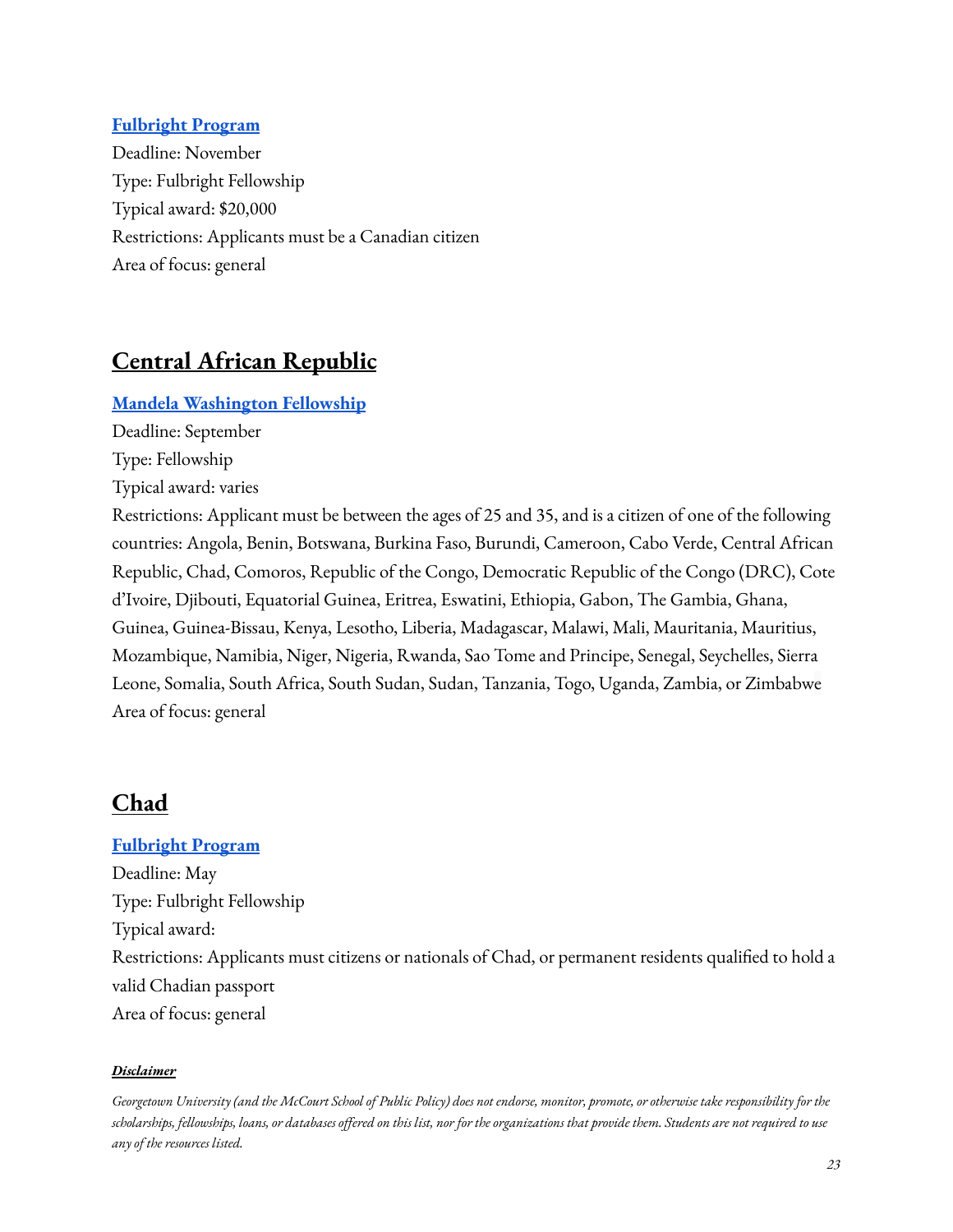**Fulbright Program**
Deadline: November
Type: Fulbright Fellowship
Typical award: $20,000
Restrictions: Applicants must be a Canadian citizen
Area of focus: general

## Central African Republic

**Mandela Washington Fellowship**
Deadline: September
Type: Fellowship
Typical award: varies
Restrictions: Applicant must be between the ages of 25 and 35, and is a citizen of one of the following countries: Angola, Benin, Botswana, Burkina Faso, Burundi, Cameroon, Cabo Verde, Central African Republic, Chad, Comoros, Republic of the Congo, Democratic Republic of the Congo (DRC), Cote d'Ivoire, Djibouti, Equatorial Guinea, Eritrea, Eswatini, Ethiopia, Gabon, The Gambia, Ghana, Guinea, Guinea-Bissau, Kenya, Lesotho, Liberia, Madagascar, Malawi, Mali, Mauritania, Mauritius, Mozambique, Namibia, Niger, Nigeria, Rwanda, Sao Tome and Principe, Senegal, Seychelles, Sierra Leone, Somalia, South Africa, South Sudan, Sudan, Tanzania, Togo, Uganda, Zambia, or Zimbabwe
Area of focus: general

## Chad

**Fulbright Program**
Deadline: May
Type: Fulbright Fellowship
Typical award:
Restrictions: Applicants must citizens or nationals of Chad, or permanent residents qualified to hold a valid Chadian passport
Area of focus: general

***Disclaimer***

*Georgetown University (and the McCourt School of Public Policy) does not endorse, monitor, promote, or otherwise take responsibility for the scholarships, fellowships, loans, or databases offered on this list, nor for the organizations that provide them. Students are not required to use any of the resources listed.*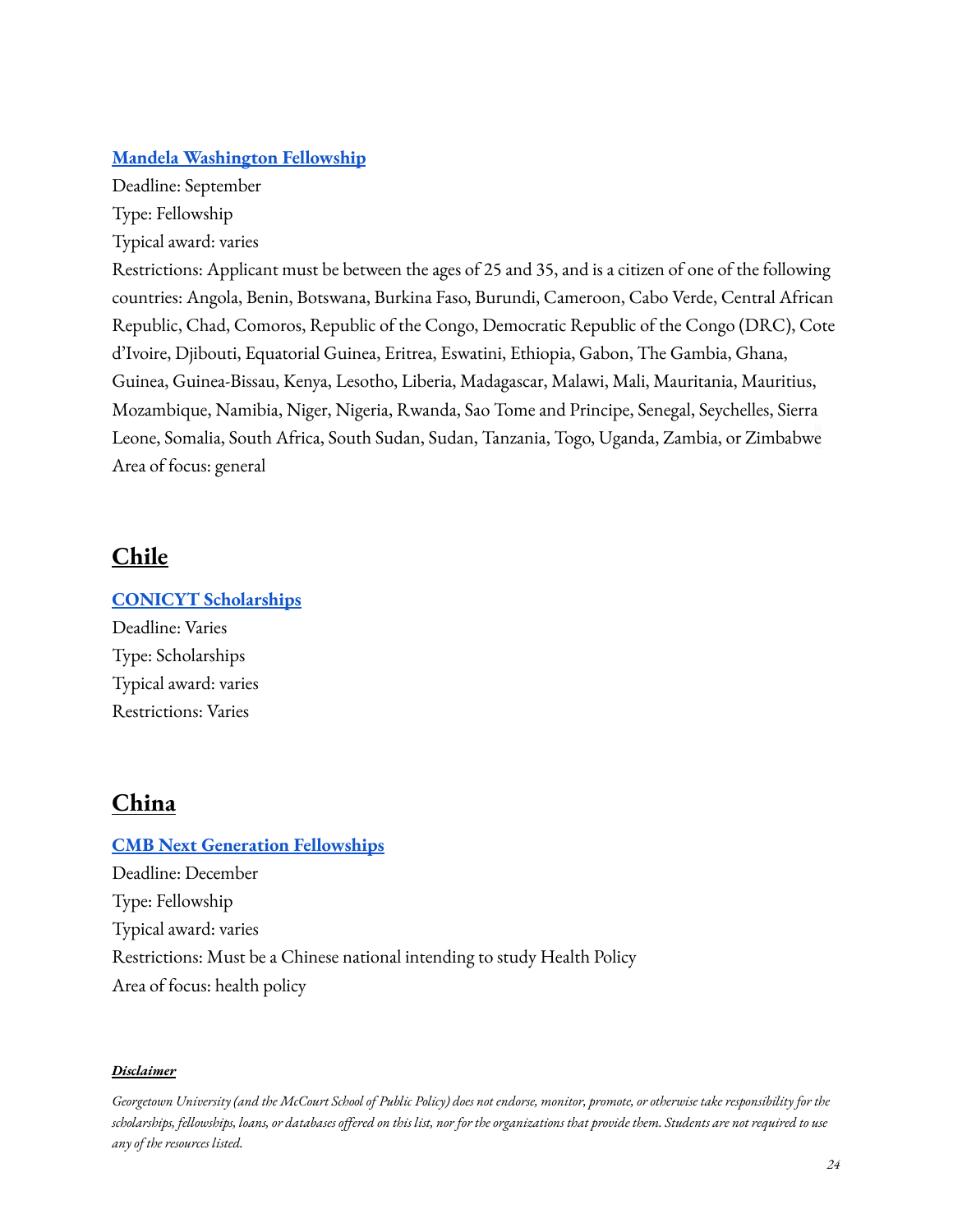**[Mandela Washington Fellowship](#)**
Deadline: September
Type: Fellowship
Typical award: varies
Restrictions: Applicant must be between the ages of 25 and 35, and is a citizen of one of the following countries: Angola, Benin, Botswana, Burkina Faso, Burundi, Cameroon, Cabo Verde, Central African Republic, Chad, Comoros, Republic of the Congo, Democratic Republic of the Congo (DRC), Cote d'Ivoire, Djibouti, Equatorial Guinea, Eritrea, Eswatini, Ethiopia, Gabon, The Gambia, Ghana, Guinea, Guinea-Bissau, Kenya, Lesotho, Liberia, Madagascar, Malawi, Mali, Mauritania, Mauritius, Mozambique, Namibia, Niger, Nigeria, Rwanda, Sao Tome and Principe, Senegal, Seychelles, Sierra Leone, Somalia, South Africa, South Sudan, Sudan, Tanzania, Togo, Uganda, Zambia, or Zimbabwe
Area of focus: general

## Chile

**[CONICYT Scholarships](#)**
Deadline: Varies
Type: Scholarships
Typical award: varies
Restrictions: Varies

## China

**[CMB Next Generation Fellowships](#)**
Deadline: December
Type: Fellowship
Typical award: varies
Restrictions: Must be a Chinese national intending to study Health Policy
Area of focus: health policy

***Disclaimer***

*Georgetown University (and the McCourt School of Public Policy) does not endorse, monitor, promote, or otherwise take responsibility for the scholarships, fellowships, loans, or databases offered on this list, nor for the organizations that provide them. Students are not required to use any of the resources listed.*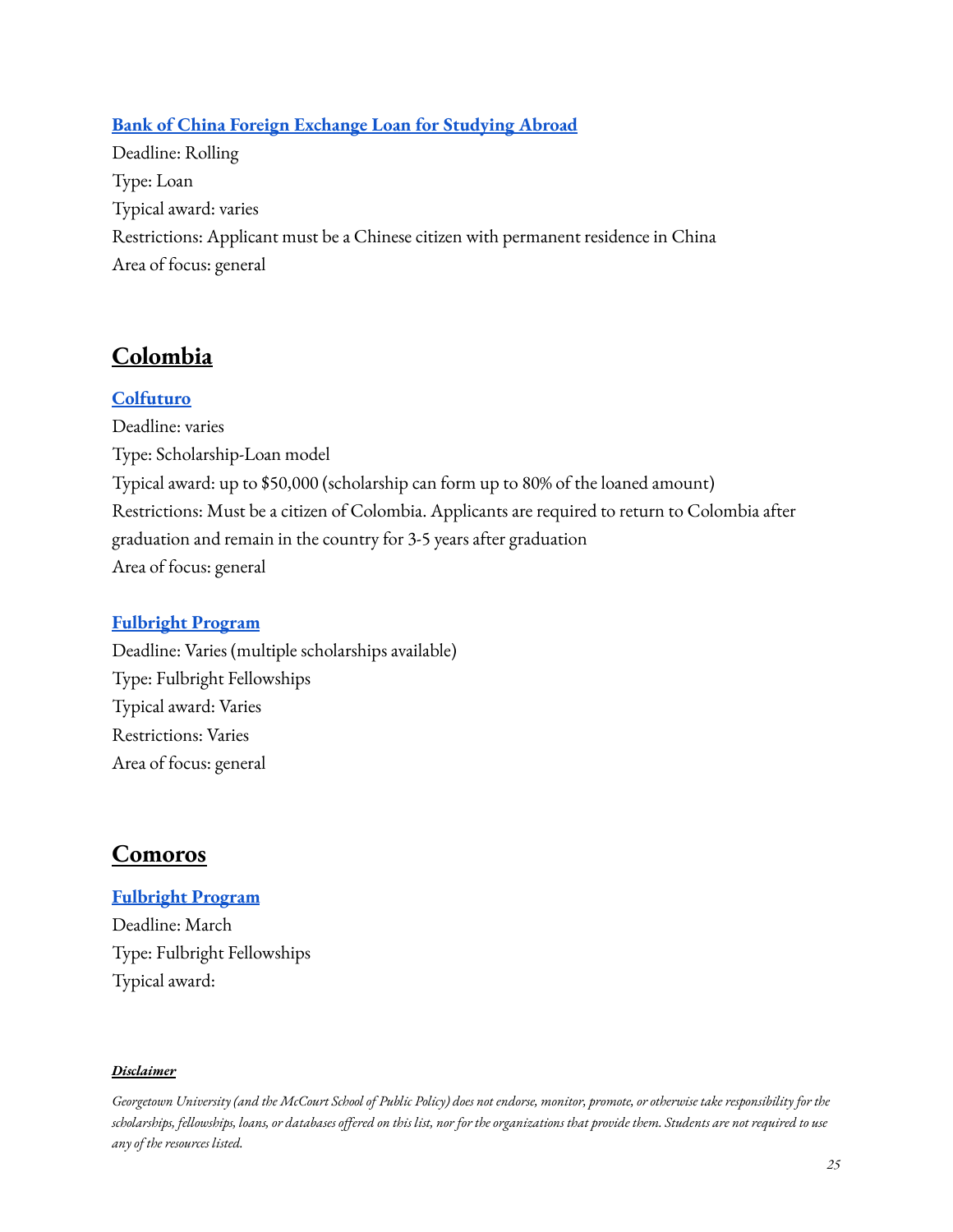### Bank of China Foreign Exchange Loan for Studying Abroad

Deadline: Rolling
Type: Loan
Typical award: varies
Restrictions: Applicant must be a Chinese citizen with permanent residence in China
Area of focus: general

## Colombia

### Colfuturo

Deadline: varies
Type: Scholarship-Loan model
Typical award: up to $50,000 (scholarship can form up to 80% of the loaned amount)
Restrictions: Must be a citizen of Colombia. Applicants are required to return to Colombia after graduation and remain in the country for 3-5 years after graduation
Area of focus: general

### Fulbright Program

Deadline: Varies (multiple scholarships available)
Type: Fulbright Fellowships
Typical award: Varies
Restrictions: Varies
Area of focus: general

## Comoros

### Fulbright Program

Deadline: March
Type: Fulbright Fellowships
Typical award:

***Disclaimer***

*Georgetown University (and the McCourt School of Public Policy) does not endorse, monitor, promote, or otherwise take responsibility for the scholarships, fellowships, loans, or databases offered on this list, nor for the organizations that provide them. Students are not required to use any of the resources listed.*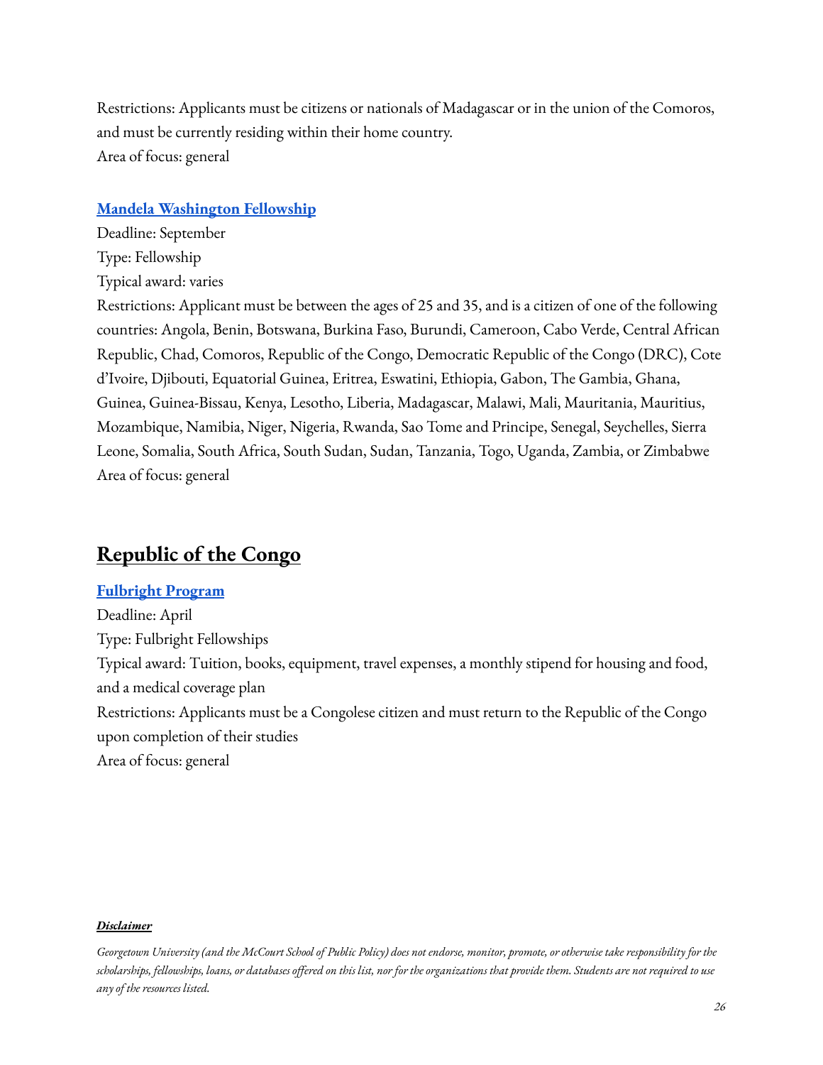Restrictions: Applicants must be citizens or nationals of Madagascar or in the union of the Comoros, and must be currently residing within their home country.
Area of focus: general

### [Mandela Washington Fellowship]

Deadline: September
Type: Fellowship
Typical award: varies
Restrictions: Applicant must be between the ages of 25 and 35, and is a citizen of one of the following countries: Angola, Benin, Botswana, Burkina Faso, Burundi, Cameroon, Cabo Verde, Central African Republic, Chad, Comoros, Republic of the Congo, Democratic Republic of the Congo (DRC), Cote d'Ivoire, Djibouti, Equatorial Guinea, Eritrea, Eswatini, Ethiopia, Gabon, The Gambia, Ghana, Guinea, Guinea-Bissau, Kenya, Lesotho, Liberia, Madagascar, Malawi, Mali, Mauritania, Mauritius, Mozambique, Namibia, Niger, Nigeria, Rwanda, Sao Tome and Principe, Senegal, Seychelles, Sierra Leone, Somalia, South Africa, South Sudan, Sudan, Tanzania, Togo, Uganda, Zambia, or Zimbabwe
Area of focus: general

## Republic of the Congo

### [Fulbright Program]

Deadline: April
Type: Fulbright Fellowships
Typical award: Tuition, books, equipment, travel expenses, a monthly stipend for housing and food, and a medical coverage plan
Restrictions: Applicants must be a Congolese citizen and must return to the Republic of the Congo upon completion of their studies
Area of focus: general

***Disclaimer***

*Georgetown University (and the McCourt School of Public Policy) does not endorse, monitor, promote, or otherwise take responsibility for the scholarships, fellowships, loans, or databases offered on this list, nor for the organizations that provide them. Students are not required to use any of the resources listed.*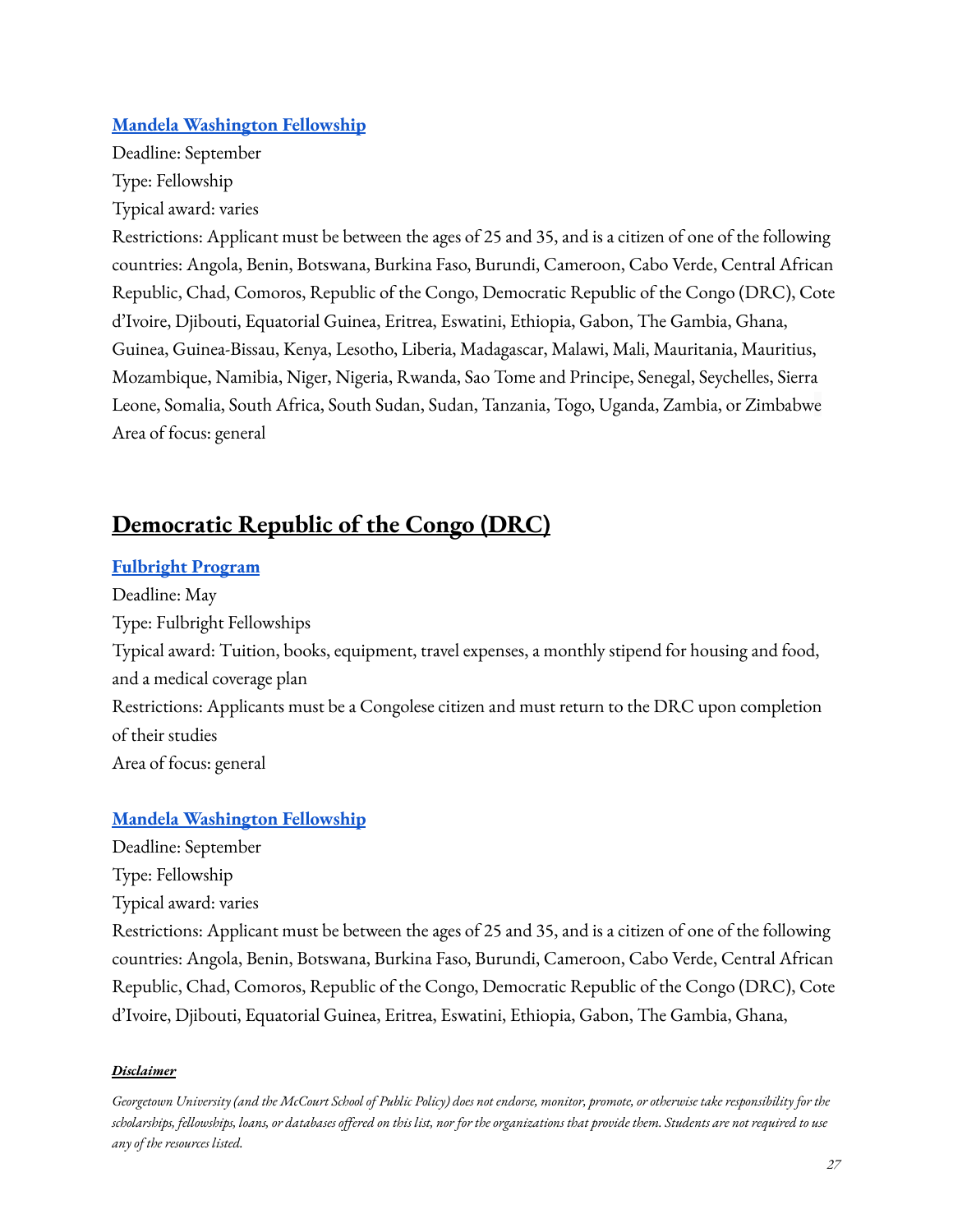### [Mandela Washington Fellowship]

Deadline: September
Type: Fellowship
Typical award: varies
Restrictions: Applicant must be between the ages of 25 and 35, and is a citizen of one of the following countries: Angola, Benin, Botswana, Burkina Faso, Burundi, Cameroon, Cabo Verde, Central African Republic, Chad, Comoros, Republic of the Congo, Democratic Republic of the Congo (DRC), Cote d'Ivoire, Djibouti, Equatorial Guinea, Eritrea, Eswatini, Ethiopia, Gabon, The Gambia, Ghana, Guinea, Guinea-Bissau, Kenya, Lesotho, Liberia, Madagascar, Malawi, Mali, Mauritania, Mauritius, Mozambique, Namibia, Niger, Nigeria, Rwanda, Sao Tome and Principe, Senegal, Seychelles, Sierra Leone, Somalia, South Africa, South Sudan, Sudan, Tanzania, Togo, Uganda, Zambia, or Zimbabwe
Area of focus: general

## Democratic Republic of the Congo (DRC)

### [Fulbright Program]

Deadline: May
Type: Fulbright Fellowships
Typical award: Tuition, books, equipment, travel expenses, a monthly stipend for housing and food, and a medical coverage plan
Restrictions: Applicants must be a Congolese citizen and must return to the DRC upon completion of their studies
Area of focus: general

### [Mandela Washington Fellowship]

Deadline: September
Type: Fellowship
Typical award: varies
Restrictions: Applicant must be between the ages of 25 and 35, and is a citizen of one of the following countries: Angola, Benin, Botswana, Burkina Faso, Burundi, Cameroon, Cabo Verde, Central African Republic, Chad, Comoros, Republic of the Congo, Democratic Republic of the Congo (DRC), Cote d'Ivoire, Djibouti, Equatorial Guinea, Eritrea, Eswatini, Ethiopia, Gabon, The Gambia, Ghana,

***Disclaimer***

*Georgetown University (and the McCourt School of Public Policy) does not endorse, monitor, promote, or otherwise take responsibility for the scholarships, fellowships, loans, or databases offered on this list, nor for the organizations that provide them. Students are not required to use any of the resources listed.*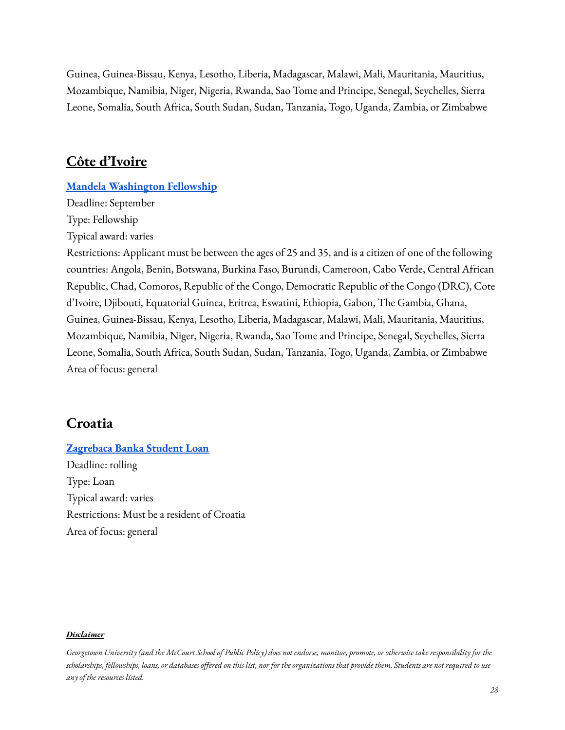Guinea, Guinea-Bissau, Kenya, Lesotho, Liberia, Madagascar, Malawi, Mali, Mauritania, Mauritius, Mozambique, Namibia, Niger, Nigeria, Rwanda, Sao Tome and Principe, Senegal, Seychelles, Sierra Leone, Somalia, South Africa, South Sudan, Sudan, Tanzania, Togo, Uganda, Zambia, or Zimbabwe

## Côte d'Ivoire

**Mandela Washington Fellowship**

Deadline: September
Type: Fellowship
Typical award: varies
Restrictions: Applicant must be between the ages of 25 and 35, and is a citizen of one of the following countries: Angola, Benin, Botswana, Burkina Faso, Burundi, Cameroon, Cabo Verde, Central African Republic, Chad, Comoros, Republic of the Congo, Democratic Republic of the Congo (DRC), Cote d'Ivoire, Djibouti, Equatorial Guinea, Eritrea, Eswatini, Ethiopia, Gabon, The Gambia, Ghana, Guinea, Guinea-Bissau, Kenya, Lesotho, Liberia, Madagascar, Malawi, Mali, Mauritania, Mauritius, Mozambique, Namibia, Niger, Nigeria, Rwanda, Sao Tome and Principe, Senegal, Seychelles, Sierra Leone, Somalia, South Africa, South Sudan, Sudan, Tanzania, Togo, Uganda, Zambia, or Zimbabwe
Area of focus: general

## Croatia

**Zagrebaca Banka Student Loan**

Deadline: rolling
Type: Loan
Typical award: varies
Restrictions: Must be a resident of Croatia
Area of focus: general

***Disclaimer***

*Georgetown University (and the McCourt School of Public Policy) does not endorse, monitor, promote, or otherwise take responsibility for the scholarships, fellowships, loans, or databases offered on this list, nor for the organizations that provide them. Students are not required to use any of the resources listed.*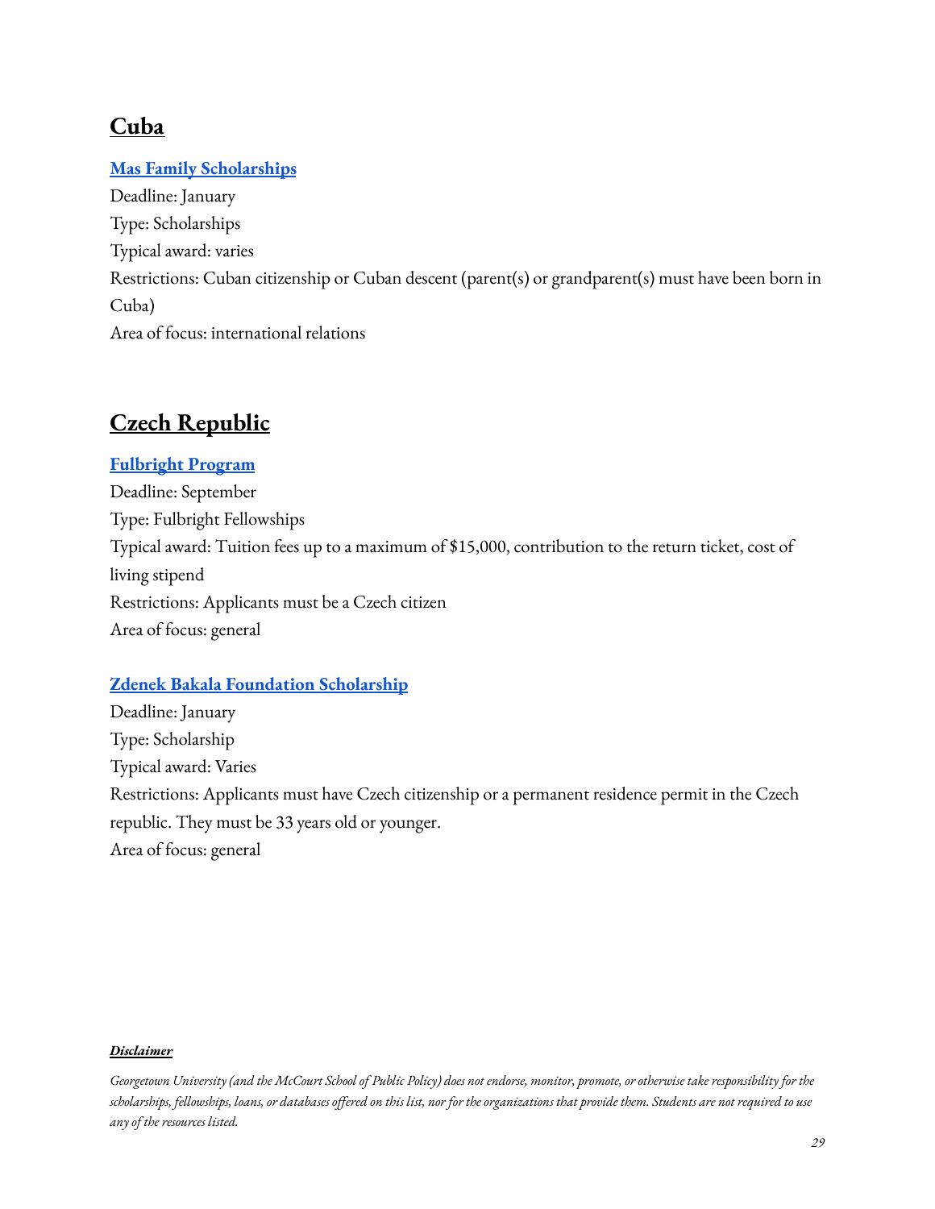## Cuba

**Mas Family Scholarships**
Deadline: January
Type: Scholarships
Typical award: varies
Restrictions: Cuban citizenship or Cuban descent (parent(s) or grandparent(s) must have been born in Cuba)
Area of focus: international relations

## Czech Republic

**Fulbright Program**
Deadline: September
Type: Fulbright Fellowships
Typical award: Tuition fees up to a maximum of $15,000, contribution to the return ticket, cost of living stipend
Restrictions: Applicants must be a Czech citizen
Area of focus: general

**Zdenek Bakala Foundation Scholarship**
Deadline: January
Type: Scholarship
Typical award: Varies
Restrictions: Applicants must have Czech citizenship or a permanent residence permit in the Czech republic. They must be 33 years old or younger.
Area of focus: general

***Disclaimer***

*Georgetown University (and the McCourt School of Public Policy) does not endorse, monitor, promote, or otherwise take responsibility for the scholarships, fellowships, loans, or databases offered on this list, nor for the organizations that provide them. Students are not required to use any of the resources listed.*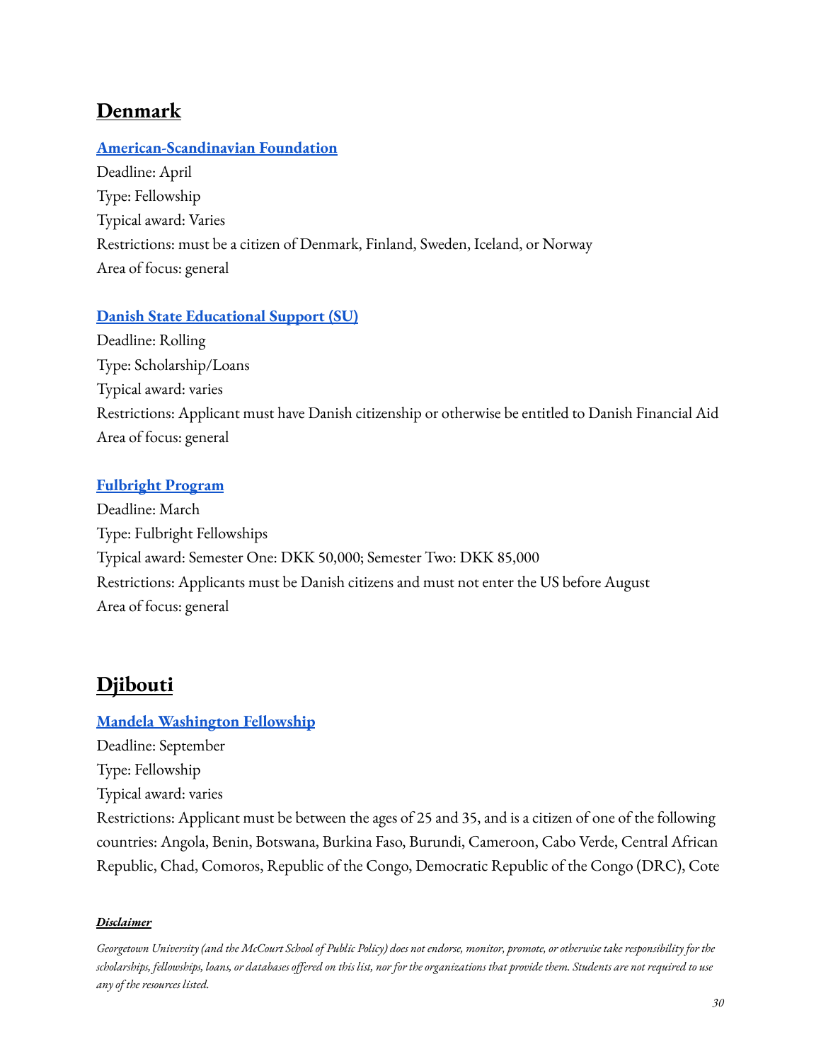## Denmark

### American-Scandinavian Foundation

Deadline: April

Type: Fellowship

Typical award: Varies

Restrictions: must be a citizen of Denmark, Finland, Sweden, Iceland, or Norway

Area of focus: general

### Danish State Educational Support (SU)

Deadline: Rolling

Type: Scholarship/Loans

Typical award: varies

Restrictions: Applicant must have Danish citizenship or otherwise be entitled to Danish Financial Aid

Area of focus: general

### Fulbright Program

Deadline: March

Type: Fulbright Fellowships

Typical award: Semester One: DKK 50,000; Semester Two: DKK 85,000

Restrictions: Applicants must be Danish citizens and must not enter the US before August

Area of focus: general

## Djibouti

### Mandela Washington Fellowship

Deadline: September

Type: Fellowship

Typical award: varies

Restrictions: Applicant must be between the ages of 25 and 35, and is a citizen of one of the following countries: Angola, Benin, Botswana, Burkina Faso, Burundi, Cameroon, Cabo Verde, Central African Republic, Chad, Comoros, Republic of the Congo, Democratic Republic of the Congo (DRC), Cote

***Disclaimer***

*Georgetown University (and the McCourt School of Public Policy) does not endorse, monitor, promote, or otherwise take responsibility for the scholarships, fellowships, loans, or databases offered on this list, nor for the organizations that provide them. Students are not required to use any of the resources listed.*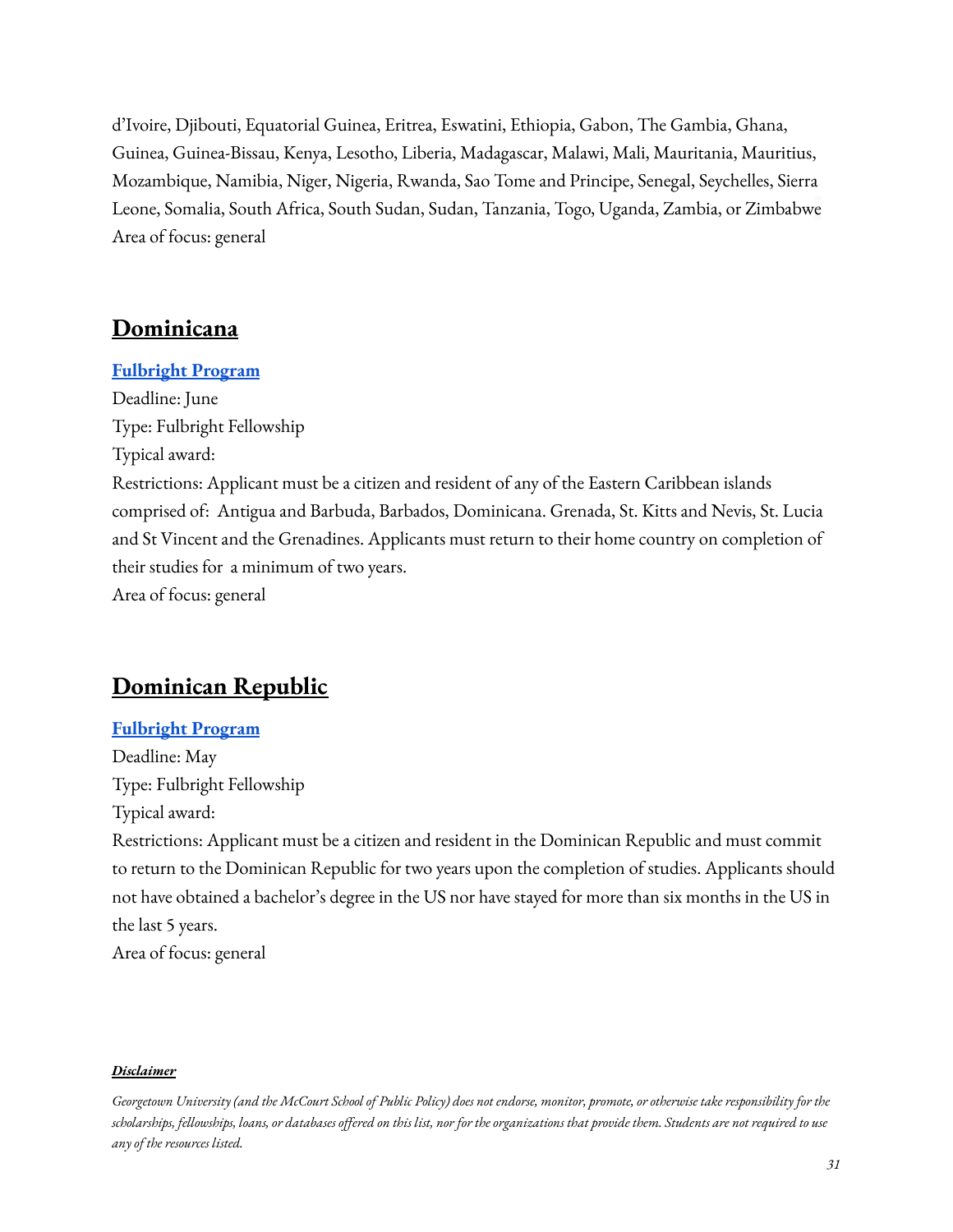d'Ivoire, Djibouti, Equatorial Guinea, Eritrea, Eswatini, Ethiopia, Gabon, The Gambia, Ghana, Guinea, Guinea-Bissau, Kenya, Lesotho, Liberia, Madagascar, Malawi, Mali, Mauritania, Mauritius, Mozambique, Namibia, Niger, Nigeria, Rwanda, Sao Tome and Principe, Senegal, Seychelles, Sierra Leone, Somalia, South Africa, South Sudan, Sudan, Tanzania, Togo, Uganda, Zambia, or Zimbabwe
Area of focus: general

## Dominicana

**Fulbright Program**
Deadline: June
Type: Fulbright Fellowship
Typical award:
Restrictions: Applicant must be a citizen and resident of any of the Eastern Caribbean islands comprised of: Antigua and Barbuda, Barbados, Dominicana. Grenada, St. Kitts and Nevis, St. Lucia and St Vincent and the Grenadines. Applicants must return to their home country on completion of their studies for a minimum of two years.
Area of focus: general

## Dominican Republic

**Fulbright Program**
Deadline: May
Type: Fulbright Fellowship
Typical award:
Restrictions: Applicant must be a citizen and resident in the Dominican Republic and must commit to return to the Dominican Republic for two years upon the completion of studies. Applicants should not have obtained a bachelor's degree in the US nor have stayed for more than six months in the US in the last 5 years.
Area of focus: general

***Disclaimer***

*Georgetown University (and the McCourt School of Public Policy) does not endorse, monitor, promote, or otherwise take responsibility for the scholarships, fellowships, loans, or databases offered on this list, nor for the organizations that provide them. Students are not required to use any of the resources listed.*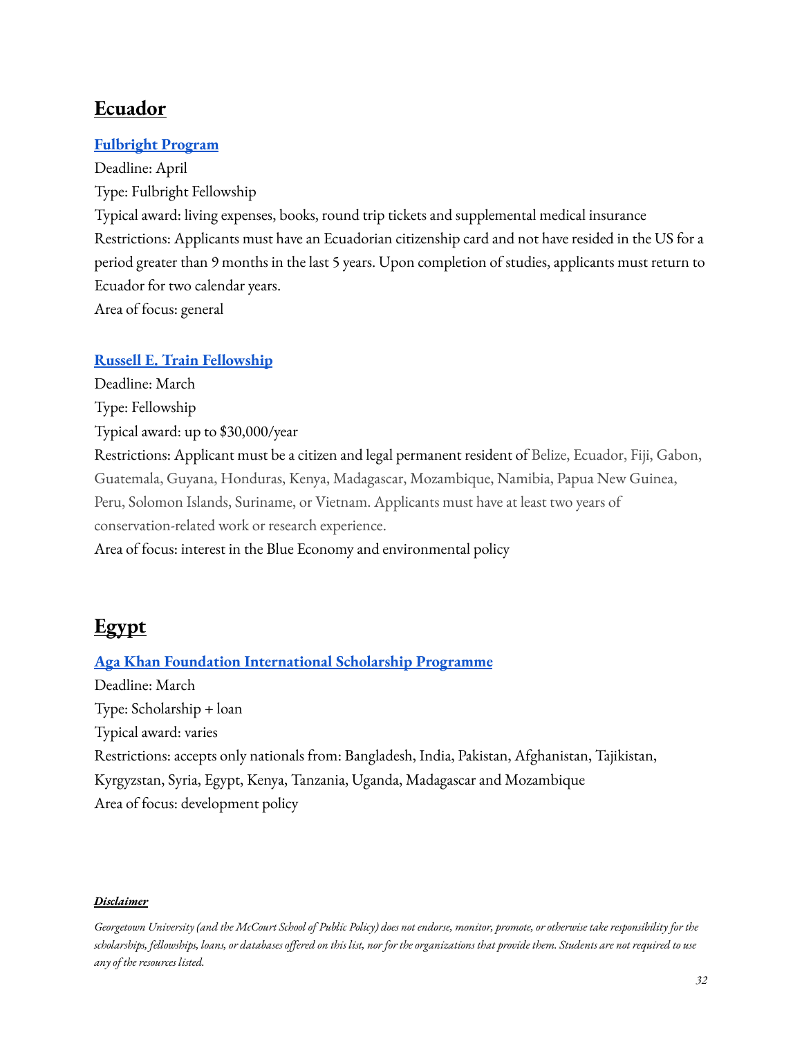## Ecuador

### **Fulbright Program**

Deadline: April
Type: Fulbright Fellowship
Typical award: living expenses, books, round trip tickets and supplemental medical insurance
Restrictions: Applicants must have an Ecuadorian citizenship card and not have resided in the US for a period greater than 9 months in the last 5 years. Upon completion of studies, applicants must return to Ecuador for two calendar years.
Area of focus: general

### **Russell E. Train Fellowship**

Deadline: March
Type: Fellowship
Typical award: up to $30,000/year
Restrictions: Applicant must be a citizen and legal permanent resident of Belize, Ecuador, Fiji, Gabon, Guatemala, Guyana, Honduras, Kenya, Madagascar, Mozambique, Namibia, Papua New Guinea, Peru, Solomon Islands, Suriname, or Vietnam. Applicants must have at least two years of conservation-related work or research experience.
Area of focus: interest in the Blue Economy and environmental policy

## Egypt

### **Aga Khan Foundation International Scholarship Programme**

Deadline: March
Type: Scholarship + loan
Typical award: varies
Restrictions: accepts only nationals from: Bangladesh, India, Pakistan, Afghanistan, Tajikistan, Kyrgyzstan, Syria, Egypt, Kenya, Tanzania, Uganda, Madagascar and Mozambique
Area of focus: development policy

***Disclaimer***

*Georgetown University (and the McCourt School of Public Policy) does not endorse, monitor, promote, or otherwise take responsibility for the scholarships, fellowships, loans, or databases offered on this list, nor for the organizations that provide them. Students are not required to use any of the resources listed.*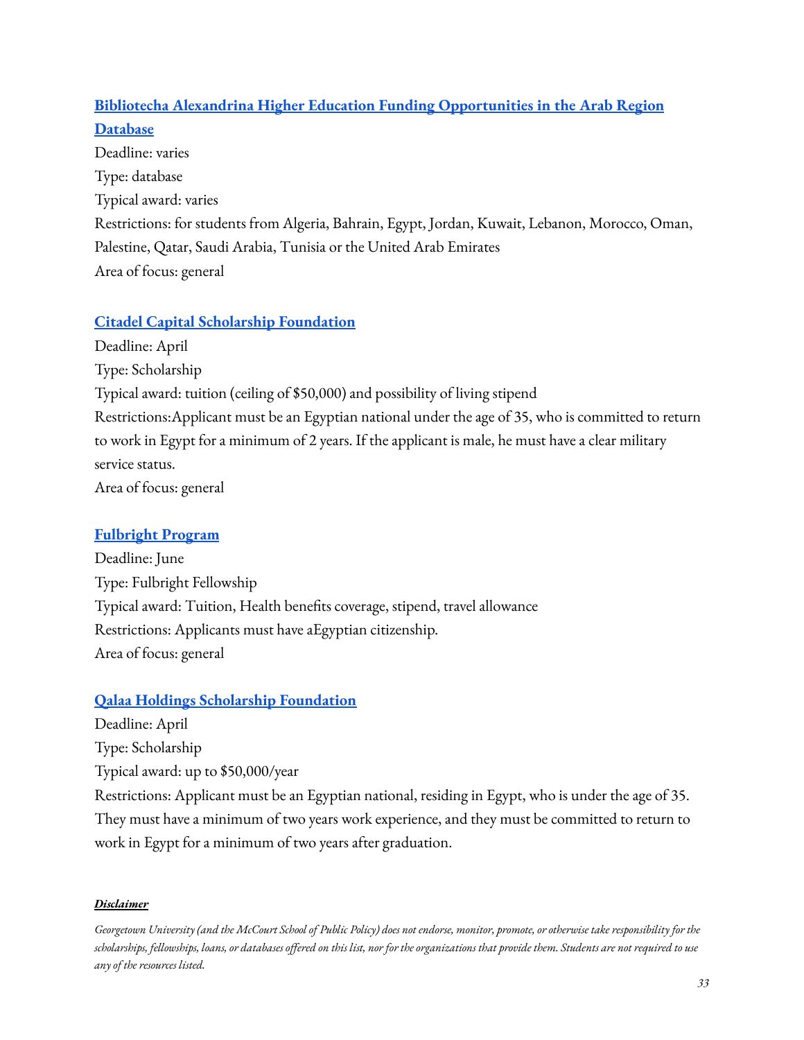### **[Bibliotecha Alexandrina Higher Education Funding Opportunities in the Arab Region Database]**

Deadline: varies

Type: database

Typical award: varies

Restrictions: for students from Algeria, Bahrain, Egypt, Jordan, Kuwait, Lebanon, Morocco, Oman, Palestine, Qatar, Saudi Arabia, Tunisia or the United Arab Emirates

Area of focus: general

### **[Citadel Capital Scholarship Foundation]**

Deadline: April

Type: Scholarship

Typical award: tuition (ceiling of $50,000) and possibility of living stipend

Restrictions:Applicant must be an Egyptian national under the age of 35, who is committed to return to work in Egypt for a minimum of 2 years. If the applicant is male, he must have a clear military service status.

Area of focus: general

### **[Fulbright Program]**

Deadline: June

Type: Fulbright Fellowship

Typical award: Tuition, Health benefits coverage, stipend, travel allowance

Restrictions: Applicants must have aEgyptian citizenship.

Area of focus: general

### **[Qalaa Holdings Scholarship Foundation]**

Deadline: April

Type: Scholarship

Typical award: up to $50,000/year

Restrictions: Applicant must be an Egyptian national, residing in Egypt, who is under the age of 35. They must have a minimum of two years work experience, and they must be committed to return to work in Egypt for a minimum of two years after graduation.

***Disclaimer***

*Georgetown University (and the McCourt School of Public Policy) does not endorse, monitor, promote, or otherwise take responsibility for the scholarships, fellowships, loans, or databases offered on this list, nor for the organizations that provide them. Students are not required to use any of the resources listed.*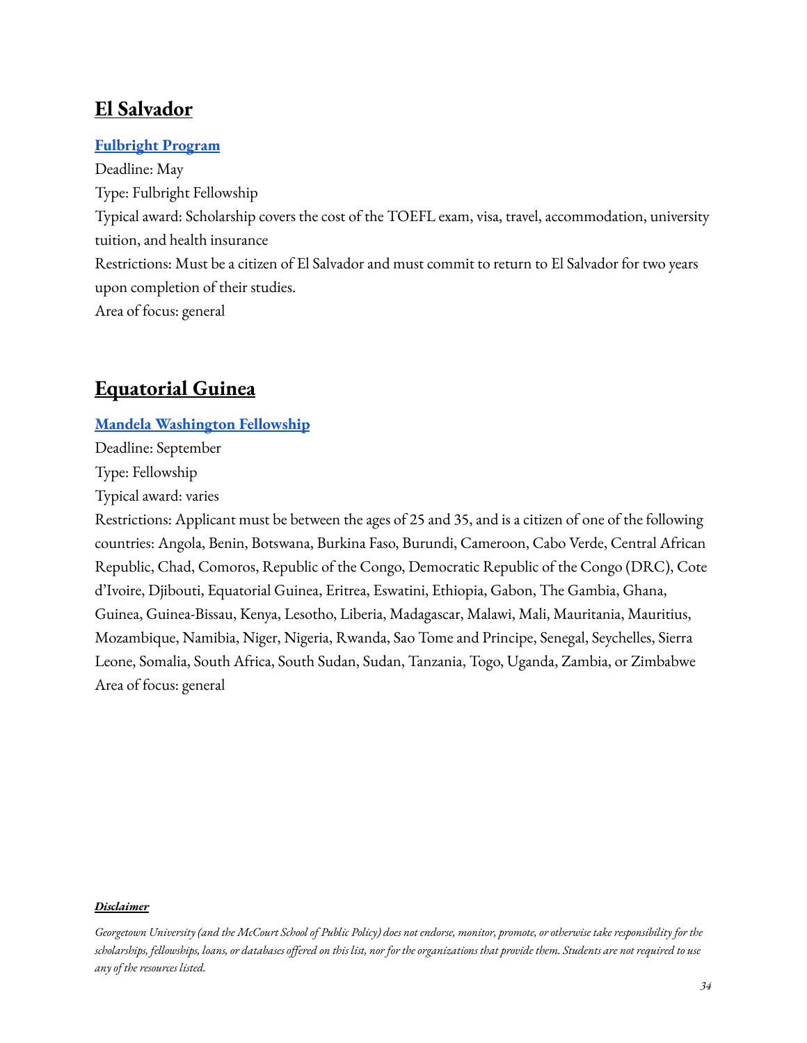## El Salvador

**[Fulbright Program]()**

Deadline: May

Type: Fulbright Fellowship

Typical award: Scholarship covers the cost of the TOEFL exam, visa, travel, accommodation, university tuition, and health insurance

Restrictions: Must be a citizen of El Salvador and must commit to return to El Salvador for two years upon completion of their studies.

Area of focus: general

## Equatorial Guinea

**[Mandela Washington Fellowship]()**

Deadline: September

Type: Fellowship

Typical award: varies

Restrictions: Applicant must be between the ages of 25 and 35, and is a citizen of one of the following countries: Angola, Benin, Botswana, Burkina Faso, Burundi, Cameroon, Cabo Verde, Central African Republic, Chad, Comoros, Republic of the Congo, Democratic Republic of the Congo (DRC), Cote d'Ivoire, Djibouti, Equatorial Guinea, Eritrea, Eswatini, Ethiopia, Gabon, The Gambia, Ghana, Guinea, Guinea-Bissau, Kenya, Lesotho, Liberia, Madagascar, Malawi, Mali, Mauritania, Mauritius, Mozambique, Namibia, Niger, Nigeria, Rwanda, Sao Tome and Principe, Senegal, Seychelles, Sierra Leone, Somalia, South Africa, South Sudan, Sudan, Tanzania, Togo, Uganda, Zambia, or Zimbabwe

Area of focus: general

***Disclaimer***

*Georgetown University (and the McCourt School of Public Policy) does not endorse, monitor, promote, or otherwise take responsibility for the scholarships, fellowships, loans, or databases offered on this list, nor for the organizations that provide them. Students are not required to use any of the resources listed.*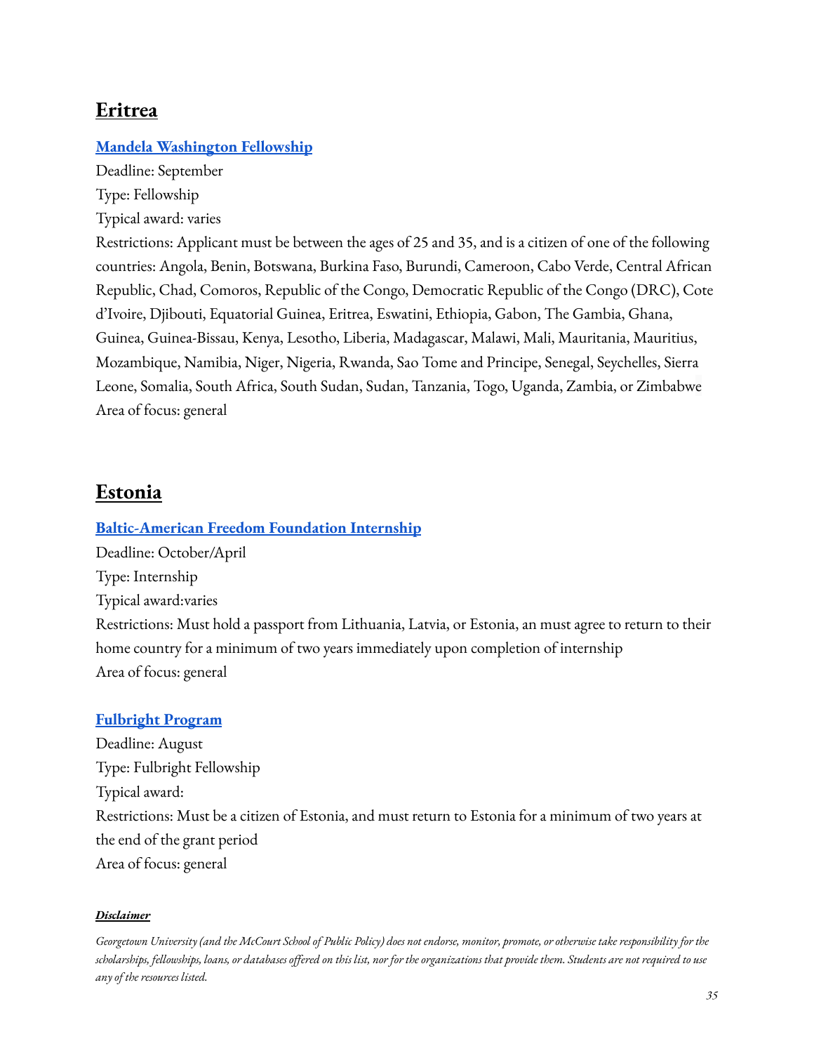## Eritrea

**Mandela Washington Fellowship**

Deadline: September

Type: Fellowship

Typical award: varies

Restrictions: Applicant must be between the ages of 25 and 35, and is a citizen of one of the following countries: Angola, Benin, Botswana, Burkina Faso, Burundi, Cameroon, Cabo Verde, Central African Republic, Chad, Comoros, Republic of the Congo, Democratic Republic of the Congo (DRC), Cote d'Ivoire, Djibouti, Equatorial Guinea, Eritrea, Eswatini, Ethiopia, Gabon, The Gambia, Ghana, Guinea, Guinea-Bissau, Kenya, Lesotho, Liberia, Madagascar, Malawi, Mali, Mauritania, Mauritius, Mozambique, Namibia, Niger, Nigeria, Rwanda, Sao Tome and Principe, Senegal, Seychelles, Sierra Leone, Somalia, South Africa, South Sudan, Sudan, Tanzania, Togo, Uganda, Zambia, or Zimbabwe

Area of focus: general

## Estonia

**Baltic-American Freedom Foundation Internship**

Deadline: October/April

Type: Internship

Typical award:varies

Restrictions: Must hold a passport from Lithuania, Latvia, or Estonia, an must agree to return to their home country for a minimum of two years immediately upon completion of internship

Area of focus: general

**Fulbright Program**

Deadline: August

Type: Fulbright Fellowship

Typical award:

Restrictions: Must be a citizen of Estonia, and must return to Estonia for a minimum of two years at the end of the grant period

Area of focus: general

***Disclaimer***

*Georgetown University (and the McCourt School of Public Policy) does not endorse, monitor, promote, or otherwise take responsibility for the scholarships, fellowships, loans, or databases offered on this list, nor for the organizations that provide them. Students are not required to use any of the resources listed.*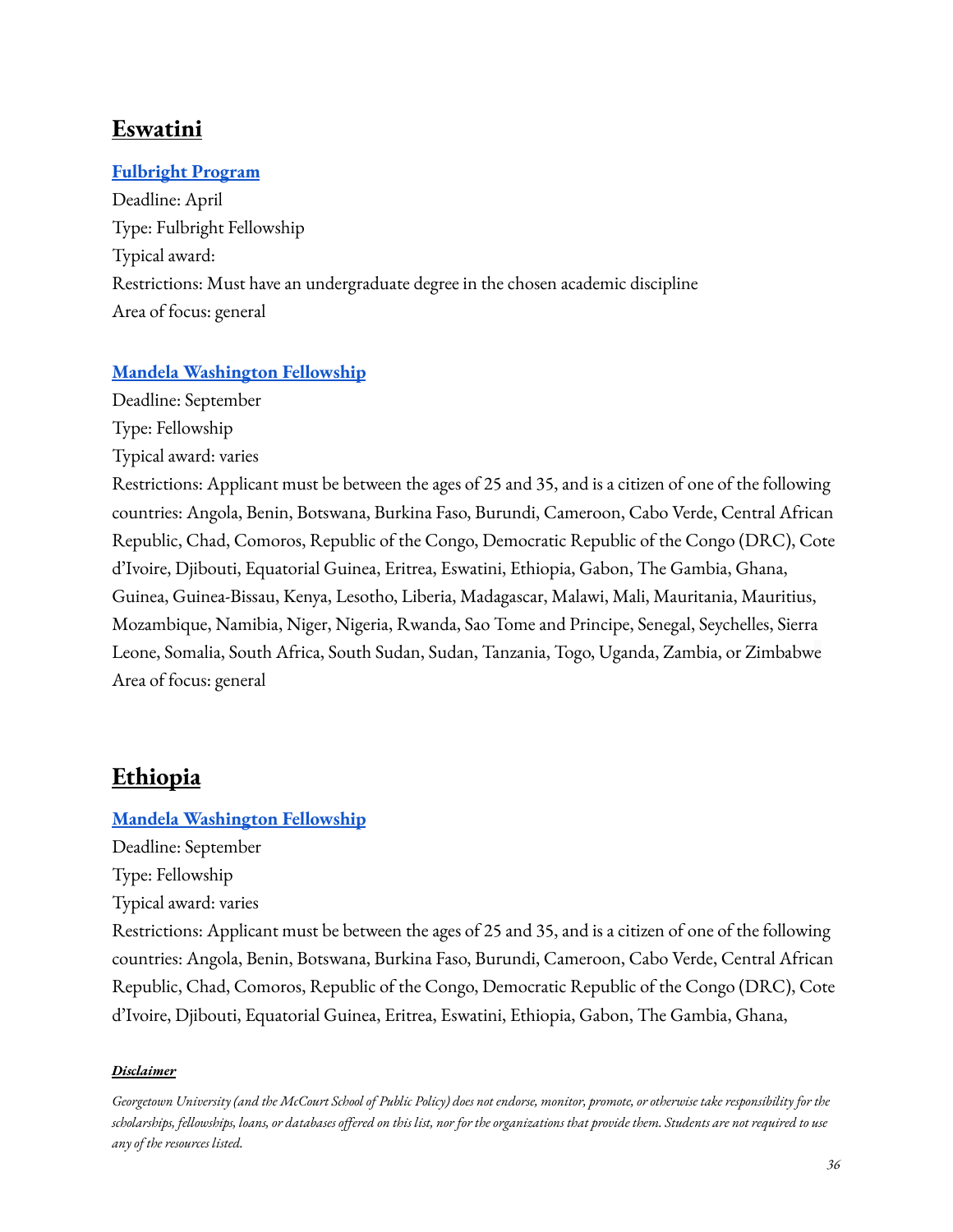## Eswatini

**[Fulbright Program]()**

Deadline: April
Type: Fulbright Fellowship
Typical award:
Restrictions: Must have an undergraduate degree in the chosen academic discipline
Area of focus: general

**[Mandela Washington Fellowship]()**

Deadline: September
Type: Fellowship
Typical award: varies
Restrictions: Applicant must be between the ages of 25 and 35, and is a citizen of one of the following countries: Angola, Benin, Botswana, Burkina Faso, Burundi, Cameroon, Cabo Verde, Central African Republic, Chad, Comoros, Republic of the Congo, Democratic Republic of the Congo (DRC), Cote d'Ivoire, Djibouti, Equatorial Guinea, Eritrea, Eswatini, Ethiopia, Gabon, The Gambia, Ghana, Guinea, Guinea-Bissau, Kenya, Lesotho, Liberia, Madagascar, Malawi, Mali, Mauritania, Mauritius, Mozambique, Namibia, Niger, Nigeria, Rwanda, Sao Tome and Principe, Senegal, Seychelles, Sierra Leone, Somalia, South Africa, South Sudan, Sudan, Tanzania, Togo, Uganda, Zambia, or Zimbabwe
Area of focus: general

## Ethiopia

**[Mandela Washington Fellowship]()**

Deadline: September
Type: Fellowship
Typical award: varies
Restrictions: Applicant must be between the ages of 25 and 35, and is a citizen of one of the following countries: Angola, Benin, Botswana, Burkina Faso, Burundi, Cameroon, Cabo Verde, Central African Republic, Chad, Comoros, Republic of the Congo, Democratic Republic of the Congo (DRC), Cote d'Ivoire, Djibouti, Equatorial Guinea, Eritrea, Eswatini, Ethiopia, Gabon, The Gambia, Ghana,

***Disclaimer***

*Georgetown University (and the McCourt School of Public Policy) does not endorse, monitor, promote, or otherwise take responsibility for the scholarships, fellowships, loans, or databases offered on this list, nor for the organizations that provide them. Students are not required to use any of the resources listed.*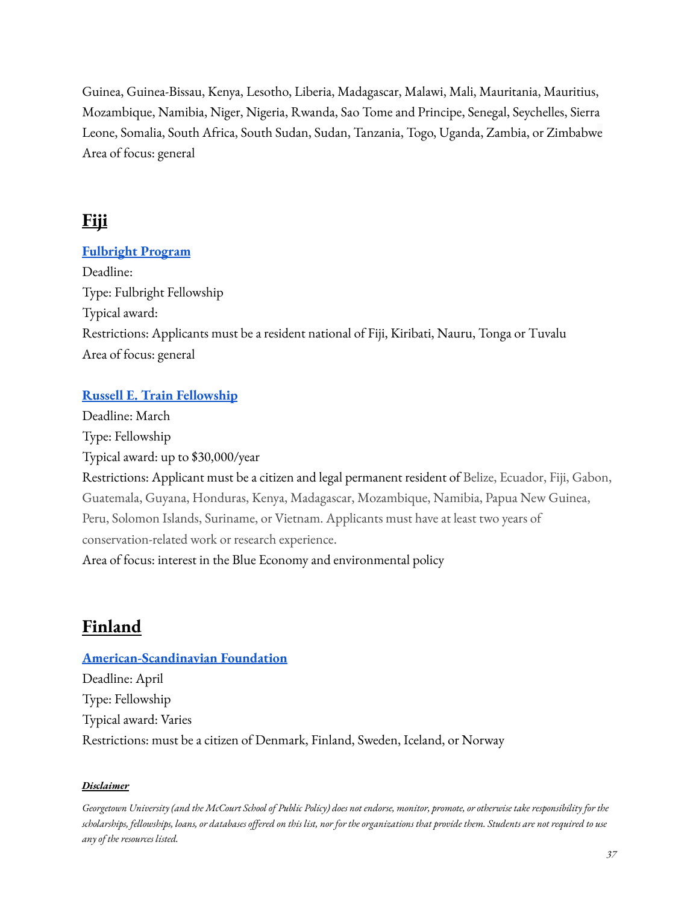Guinea, Guinea-Bissau, Kenya, Lesotho, Liberia, Madagascar, Malawi, Mali, Mauritania, Mauritius, Mozambique, Namibia, Niger, Nigeria, Rwanda, Sao Tome and Principe, Senegal, Seychelles, Sierra Leone, Somalia, South Africa, South Sudan, Sudan, Tanzania, Togo, Uganda, Zambia, or Zimbabwe
Area of focus: general

## Fiji

### Fulbright Program

Deadline:
Type: Fulbright Fellowship
Typical award:
Restrictions: Applicants must be a resident national of Fiji, Kiribati, Nauru, Tonga or Tuvalu
Area of focus: general

### Russell E. Train Fellowship

Deadline: March
Type: Fellowship
Typical award: up to $30,000/year
Restrictions: Applicant must be a citizen and legal permanent resident of Belize, Ecuador, Fiji, Gabon, Guatemala, Guyana, Honduras, Kenya, Madagascar, Mozambique, Namibia, Papua New Guinea, Peru, Solomon Islands, Suriname, or Vietnam. Applicants must have at least two years of conservation-related work or research experience.
Area of focus: interest in the Blue Economy and environmental policy

## Finland

### American-Scandinavian Foundation

Deadline: April
Type: Fellowship
Typical award: Varies
Restrictions: must be a citizen of Denmark, Finland, Sweden, Iceland, or Norway

***Disclaimer***

*Georgetown University (and the McCourt School of Public Policy) does not endorse, monitor, promote, or otherwise take responsibility for the scholarships, fellowships, loans, or databases offered on this list, nor for the organizations that provide them. Students are not required to use any of the resources listed.*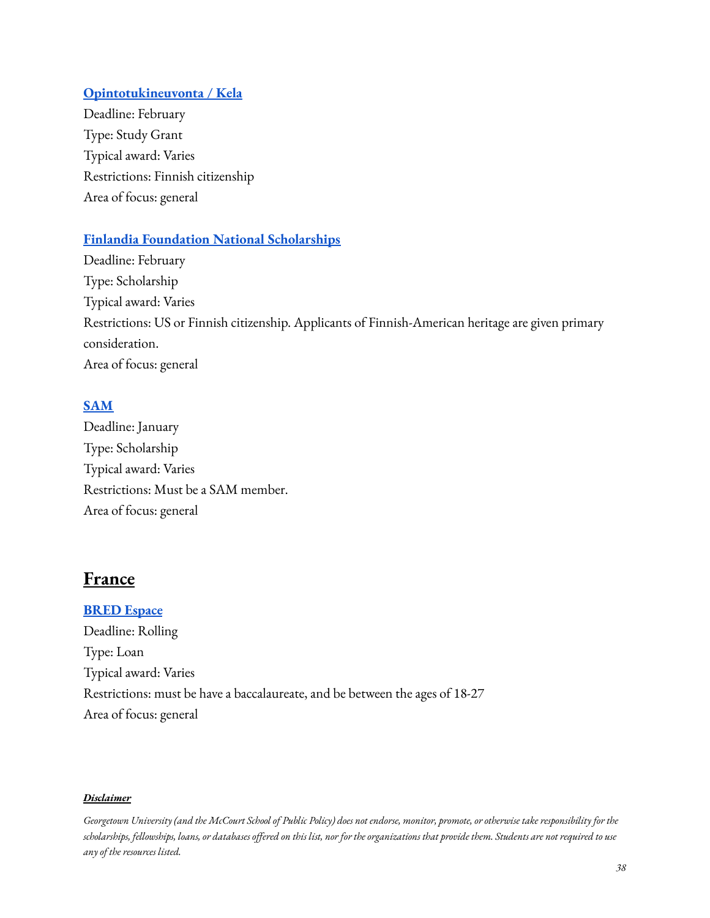### [Opintotukineuvonta / Kela]

Deadline: February
Type: Study Grant
Typical award: Varies
Restrictions: Finnish citizenship
Area of focus: general

### [Finlandia Foundation National Scholarships]

Deadline: February
Type: Scholarship
Typical award: Varies
Restrictions: US or Finnish citizenship. Applicants of Finnish-American heritage are given primary consideration.
Area of focus: general

### [SAM]

Deadline: January
Type: Scholarship
Typical award: Varies
Restrictions: Must be a SAM member.
Area of focus: general

## France

### [BRED Espace]

Deadline: Rolling
Type: Loan
Typical award: Varies
Restrictions: must be have a baccalaureate, and be between the ages of 18-27
Area of focus: general

***Disclaimer***

*Georgetown University (and the McCourt School of Public Policy) does not endorse, monitor, promote, or otherwise take responsibility for the scholarships, fellowships, loans, or databases offered on this list, nor for the organizations that provide them. Students are not required to use any of the resources listed.*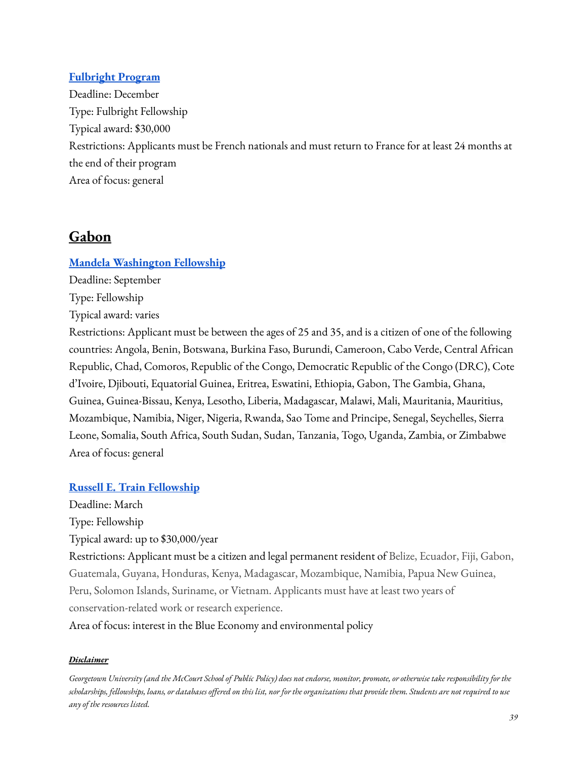### [Fulbright Program]

Deadline: December

Type: Fulbright Fellowship

Typical award: $30,000

Restrictions: Applicants must be French nationals and must return to France for at least 24 months at the end of their program

Area of focus: general

## Gabon

### [Mandela Washington Fellowship]

Deadline: September

Type: Fellowship

Typical award: varies

Restrictions: Applicant must be between the ages of 25 and 35, and is a citizen of one of the following countries: Angola, Benin, Botswana, Burkina Faso, Burundi, Cameroon, Cabo Verde, Central African Republic, Chad, Comoros, Republic of the Congo, Democratic Republic of the Congo (DRC), Cote d'Ivoire, Djibouti, Equatorial Guinea, Eritrea, Eswatini, Ethiopia, Gabon, The Gambia, Ghana, Guinea, Guinea-Bissau, Kenya, Lesotho, Liberia, Madagascar, Malawi, Mali, Mauritania, Mauritius, Mozambique, Namibia, Niger, Nigeria, Rwanda, Sao Tome and Principe, Senegal, Seychelles, Sierra Leone, Somalia, South Africa, South Sudan, Sudan, Tanzania, Togo, Uganda, Zambia, or Zimbabwe

Area of focus: general

### [Russell E. Train Fellowship]

Deadline: March

Type: Fellowship

Typical award: up to $30,000/year

Restrictions: Applicant must be a citizen and legal permanent resident of Belize, Ecuador, Fiji, Gabon, Guatemala, Guyana, Honduras, Kenya, Madagascar, Mozambique, Namibia, Papua New Guinea, Peru, Solomon Islands, Suriname, or Vietnam. Applicants must have at least two years of conservation-related work or research experience.

Area of focus: interest in the Blue Economy and environmental policy

***Disclaimer***

*Georgetown University (and the McCourt School of Public Policy) does not endorse, monitor, promote, or otherwise take responsibility for the scholarships, fellowships, loans, or databases offered on this list, nor for the organizations that provide them. Students are not required to use any of the resources listed.*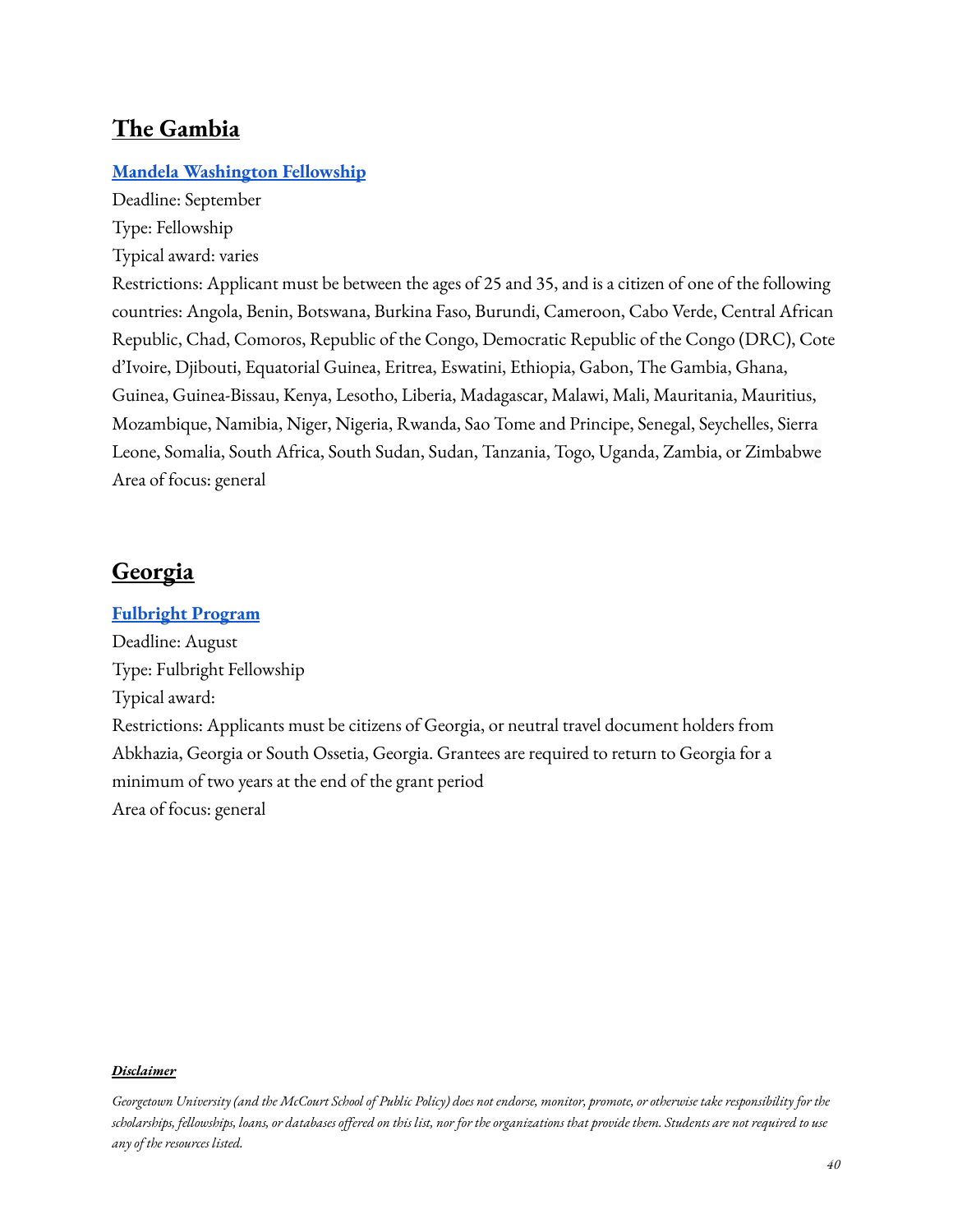## The Gambia

**Mandela Washington Fellowship**

Deadline: September

Type: Fellowship

Typical award: varies

Restrictions: Applicant must be between the ages of 25 and 35, and is a citizen of one of the following countries: Angola, Benin, Botswana, Burkina Faso, Burundi, Cameroon, Cabo Verde, Central African Republic, Chad, Comoros, Republic of the Congo, Democratic Republic of the Congo (DRC), Cote d'Ivoire, Djibouti, Equatorial Guinea, Eritrea, Eswatini, Ethiopia, Gabon, The Gambia, Ghana, Guinea, Guinea-Bissau, Kenya, Lesotho, Liberia, Madagascar, Malawi, Mali, Mauritania, Mauritius, Mozambique, Namibia, Niger, Nigeria, Rwanda, Sao Tome and Principe, Senegal, Seychelles, Sierra Leone, Somalia, South Africa, South Sudan, Sudan, Tanzania, Togo, Uganda, Zambia, or Zimbabwe

Area of focus: general

## Georgia

**Fulbright Program**

Deadline: August

Type: Fulbright Fellowship

Typical award:

Restrictions: Applicants must be citizens of Georgia, or neutral travel document holders from Abkhazia, Georgia or South Ossetia, Georgia. Grantees are required to return to Georgia for a minimum of two years at the end of the grant period

Area of focus: general

***Disclaimer***

*Georgetown University (and the McCourt School of Public Policy) does not endorse, monitor, promote, or otherwise take responsibility for the scholarships, fellowships, loans, or databases offered on this list, nor for the organizations that provide them. Students are not required to use any of the resources listed.*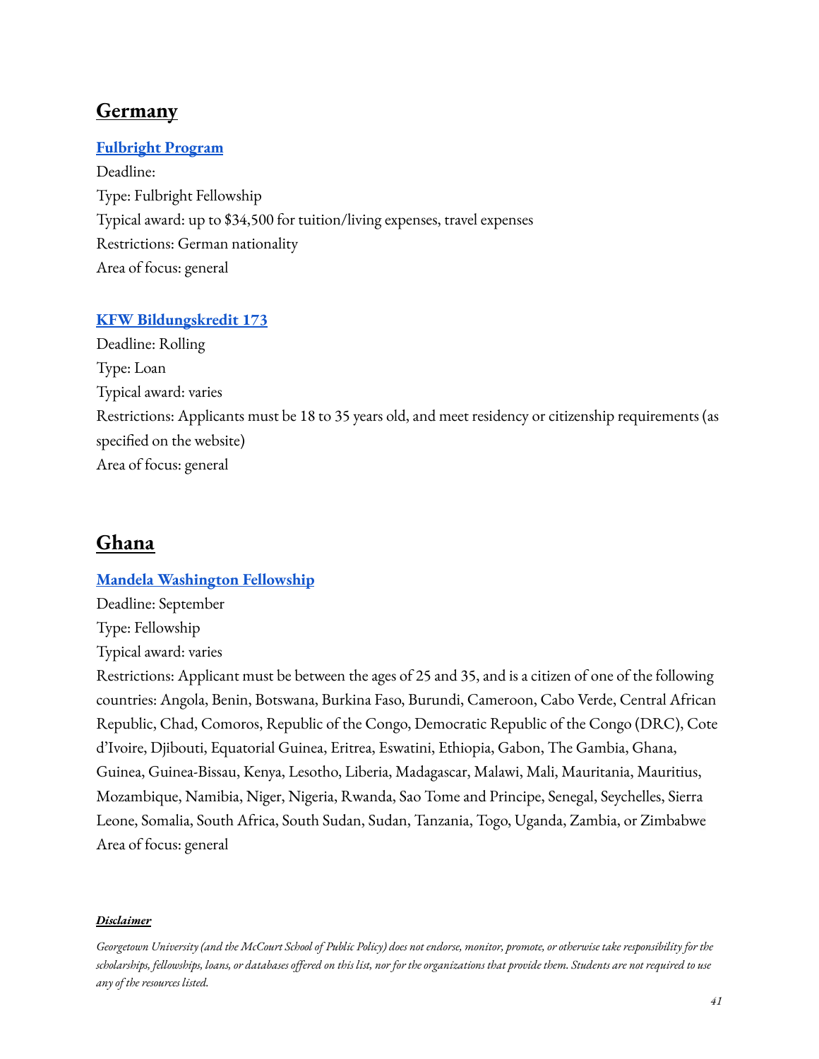## Germany

### [Fulbright Program]

Deadline:
Type: Fulbright Fellowship
Typical award: up to $34,500 for tuition/living expenses, travel expenses
Restrictions: German nationality
Area of focus: general

### [KFW Bildungskredit 173]

Deadline: Rolling
Type: Loan
Typical award: varies
Restrictions: Applicants must be 18 to 35 years old, and meet residency or citizenship requirements (as specified on the website)
Area of focus: general

## Ghana

### [Mandela Washington Fellowship]

Deadline: September
Type: Fellowship
Typical award: varies
Restrictions: Applicant must be between the ages of 25 and 35, and is a citizen of one of the following countries: Angola, Benin, Botswana, Burkina Faso, Burundi, Cameroon, Cabo Verde, Central African Republic, Chad, Comoros, Republic of the Congo, Democratic Republic of the Congo (DRC), Cote d'Ivoire, Djibouti, Equatorial Guinea, Eritrea, Eswatini, Ethiopia, Gabon, The Gambia, Ghana, Guinea, Guinea-Bissau, Kenya, Lesotho, Liberia, Madagascar, Malawi, Mali, Mauritania, Mauritius, Mozambique, Namibia, Niger, Nigeria, Rwanda, Sao Tome and Principe, Senegal, Seychelles, Sierra Leone, Somalia, South Africa, South Sudan, Sudan, Tanzania, Togo, Uganda, Zambia, or Zimbabwe
Area of focus: general

***Disclaimer***

*Georgetown University (and the McCourt School of Public Policy) does not endorse, monitor, promote, or otherwise take responsibility for the scholarships, fellowships, loans, or databases offered on this list, nor for the organizations that provide them. Students are not required to use any of the resources listed.*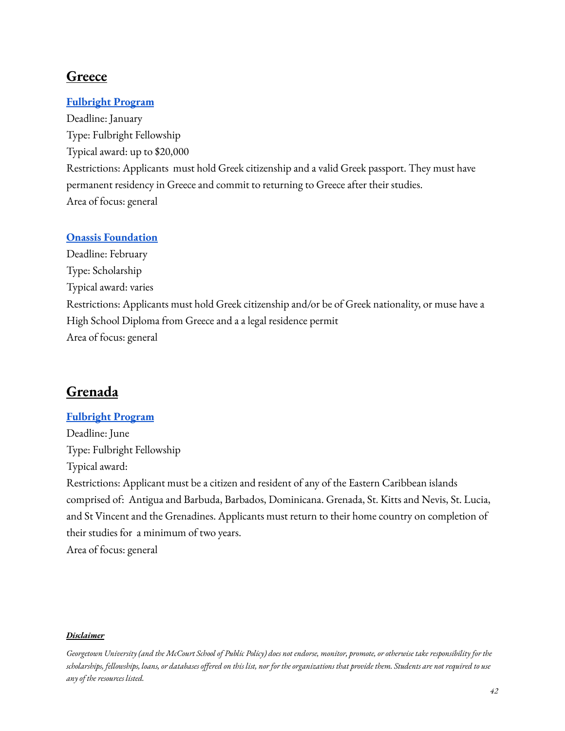## Greece

**[Fulbright Program]**
Deadline: January
Type: Fulbright Fellowship
Typical award: up to $20,000
Restrictions: Applicants must hold Greek citizenship and a valid Greek passport. They must have permanent residency in Greece and commit to returning to Greece after their studies.
Area of focus: general

**[Onassis Foundation]**
Deadline: February
Type: Scholarship
Typical award: varies
Restrictions: Applicants must hold Greek citizenship and/or be of Greek nationality, or muse have a High School Diploma from Greece and a a legal residence permit
Area of focus: general

## Grenada

**[Fulbright Program]**
Deadline: June
Type: Fulbright Fellowship
Typical award:
Restrictions: Applicant must be a citizen and resident of any of the Eastern Caribbean islands comprised of: Antigua and Barbuda, Barbados, Dominicana. Grenada, St. Kitts and Nevis, St. Lucia, and St Vincent and the Grenadines. Applicants must return to their home country on completion of their studies for a minimum of two years.
Area of focus: general

***Disclaimer***

*Georgetown University (and the McCourt School of Public Policy) does not endorse, monitor, promote, or otherwise take responsibility for the scholarships, fellowships, loans, or databases offered on this list, nor for the organizations that provide them. Students are not required to use any of the resources listed.*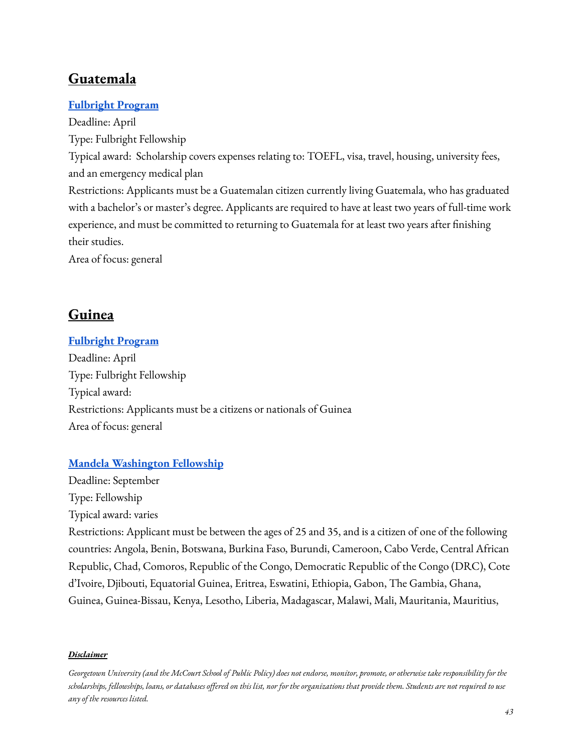## Guatemala

**Fulbright Program**

Deadline: April

Type: Fulbright Fellowship

Typical award: Scholarship covers expenses relating to: TOEFL, visa, travel, housing, university fees, and an emergency medical plan

Restrictions: Applicants must be a Guatemalan citizen currently living Guatemala, who has graduated with a bachelor's or master's degree. Applicants are required to have at least two years of full-time work experience, and must be committed to returning to Guatemala for at least two years after finishing their studies.

Area of focus: general

## Guinea

**Fulbright Program**

Deadline: April

Type: Fulbright Fellowship

Typical award:

Restrictions: Applicants must be a citizens or nationals of Guinea

Area of focus: general

**Mandela Washington Fellowship**

Deadline: September

Type: Fellowship

Typical award: varies

Restrictions: Applicant must be between the ages of 25 and 35, and is a citizen of one of the following countries: Angola, Benin, Botswana, Burkina Faso, Burundi, Cameroon, Cabo Verde, Central African Republic, Chad, Comoros, Republic of the Congo, Democratic Republic of the Congo (DRC), Cote d'Ivoire, Djibouti, Equatorial Guinea, Eritrea, Eswatini, Ethiopia, Gabon, The Gambia, Ghana, Guinea, Guinea-Bissau, Kenya, Lesotho, Liberia, Madagascar, Malawi, Mali, Mauritania, Mauritius,

***Disclaimer***

*Georgetown University (and the McCourt School of Public Policy) does not endorse, monitor, promote, or otherwise take responsibility for the scholarships, fellowships, loans, or databases offered on this list, nor for the organizations that provide them. Students are not required to use any of the resources listed.*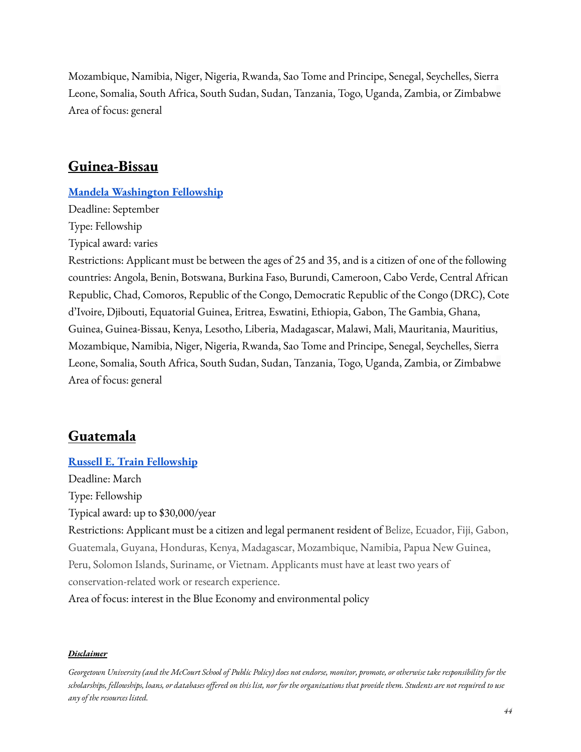Mozambique, Namibia, Niger, Nigeria, Rwanda, Sao Tome and Principe, Senegal, Seychelles, Sierra Leone, Somalia, South Africa, South Sudan, Sudan, Tanzania, Togo, Uganda, Zambia, or Zimbabwe
Area of focus: general

## Guinea-Bissau

**Mandela Washington Fellowship**
Deadline: September
Type: Fellowship
Typical award: varies
Restrictions: Applicant must be between the ages of 25 and 35, and is a citizen of one of the following countries: Angola, Benin, Botswana, Burkina Faso, Burundi, Cameroon, Cabo Verde, Central African Republic, Chad, Comoros, Republic of the Congo, Democratic Republic of the Congo (DRC), Cote d'Ivoire, Djibouti, Equatorial Guinea, Eritrea, Eswatini, Ethiopia, Gabon, The Gambia, Ghana, Guinea, Guinea-Bissau, Kenya, Lesotho, Liberia, Madagascar, Malawi, Mali, Mauritania, Mauritius, Mozambique, Namibia, Niger, Nigeria, Rwanda, Sao Tome and Principe, Senegal, Seychelles, Sierra Leone, Somalia, South Africa, South Sudan, Sudan, Tanzania, Togo, Uganda, Zambia, or Zimbabwe
Area of focus: general

## Guatemala

**Russell E. Train Fellowship**
Deadline: March
Type: Fellowship
Typical award: up to $30,000/year
Restrictions: Applicant must be a citizen and legal permanent resident of Belize, Ecuador, Fiji, Gabon, Guatemala, Guyana, Honduras, Kenya, Madagascar, Mozambique, Namibia, Papua New Guinea, Peru, Solomon Islands, Suriname, or Vietnam. Applicants must have at least two years of conservation-related work or research experience.
Area of focus: interest in the Blue Economy and environmental policy

***Disclaimer***

*Georgetown University (and the McCourt School of Public Policy) does not endorse, monitor, promote, or otherwise take responsibility for the scholarships, fellowships, loans, or databases offered on this list, nor for the organizations that provide them. Students are not required to use any of the resources listed.*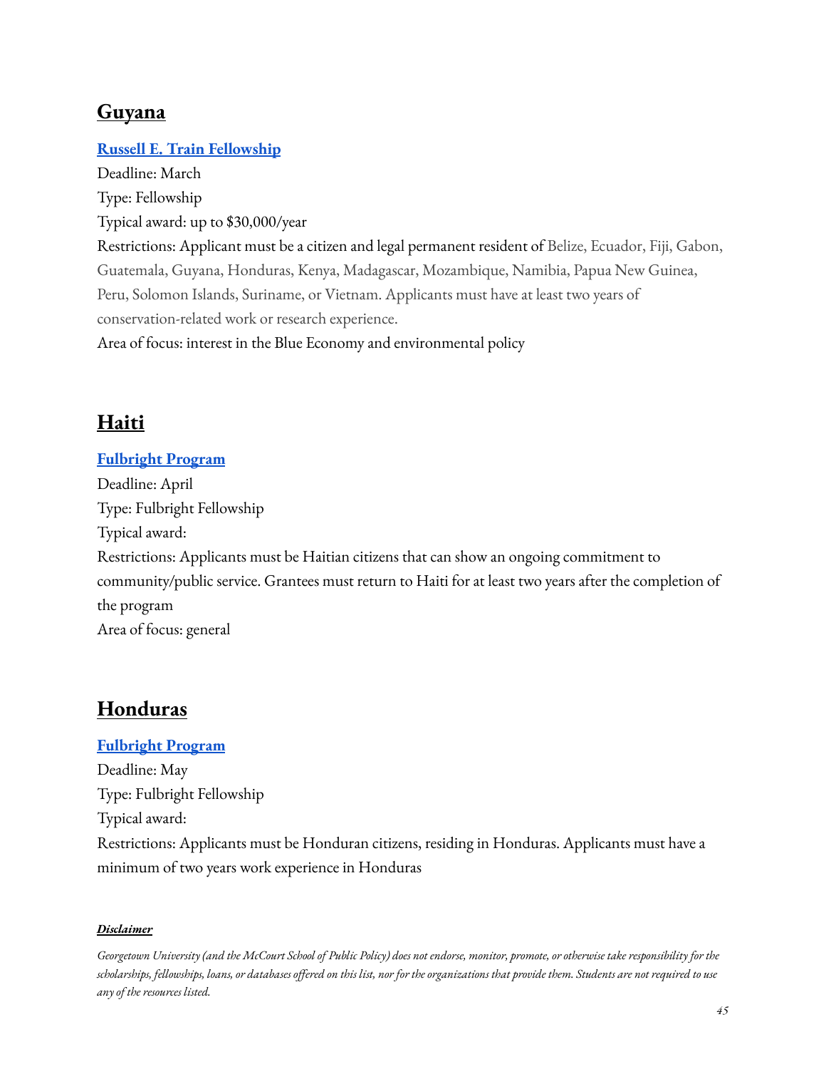## Guyana

**Russell E. Train Fellowship**

Deadline: March

Type: Fellowship

Typical award: up to $30,000/year

Restrictions: Applicant must be a citizen and legal permanent resident of Belize, Ecuador, Fiji, Gabon, Guatemala, Guyana, Honduras, Kenya, Madagascar, Mozambique, Namibia, Papua New Guinea, Peru, Solomon Islands, Suriname, or Vietnam. Applicants must have at least two years of conservation-related work or research experience.

Area of focus: interest in the Blue Economy and environmental policy

## Haiti

**Fulbright Program**

Deadline: April

Type: Fulbright Fellowship

Typical award:

Restrictions: Applicants must be Haitian citizens that can show an ongoing commitment to community/public service. Grantees must return to Haiti for at least two years after the completion of the program

Area of focus: general

## Honduras

**Fulbright Program**

Deadline: May

Type: Fulbright Fellowship

Typical award:

Restrictions: Applicants must be Honduran citizens, residing in Honduras. Applicants must have a minimum of two years work experience in Honduras

***Disclaimer***

*Georgetown University (and the McCourt School of Public Policy) does not endorse, monitor, promote, or otherwise take responsibility for the scholarships, fellowships, loans, or databases offered on this list, nor for the organizations that provide them. Students are not required to use any of the resources listed.*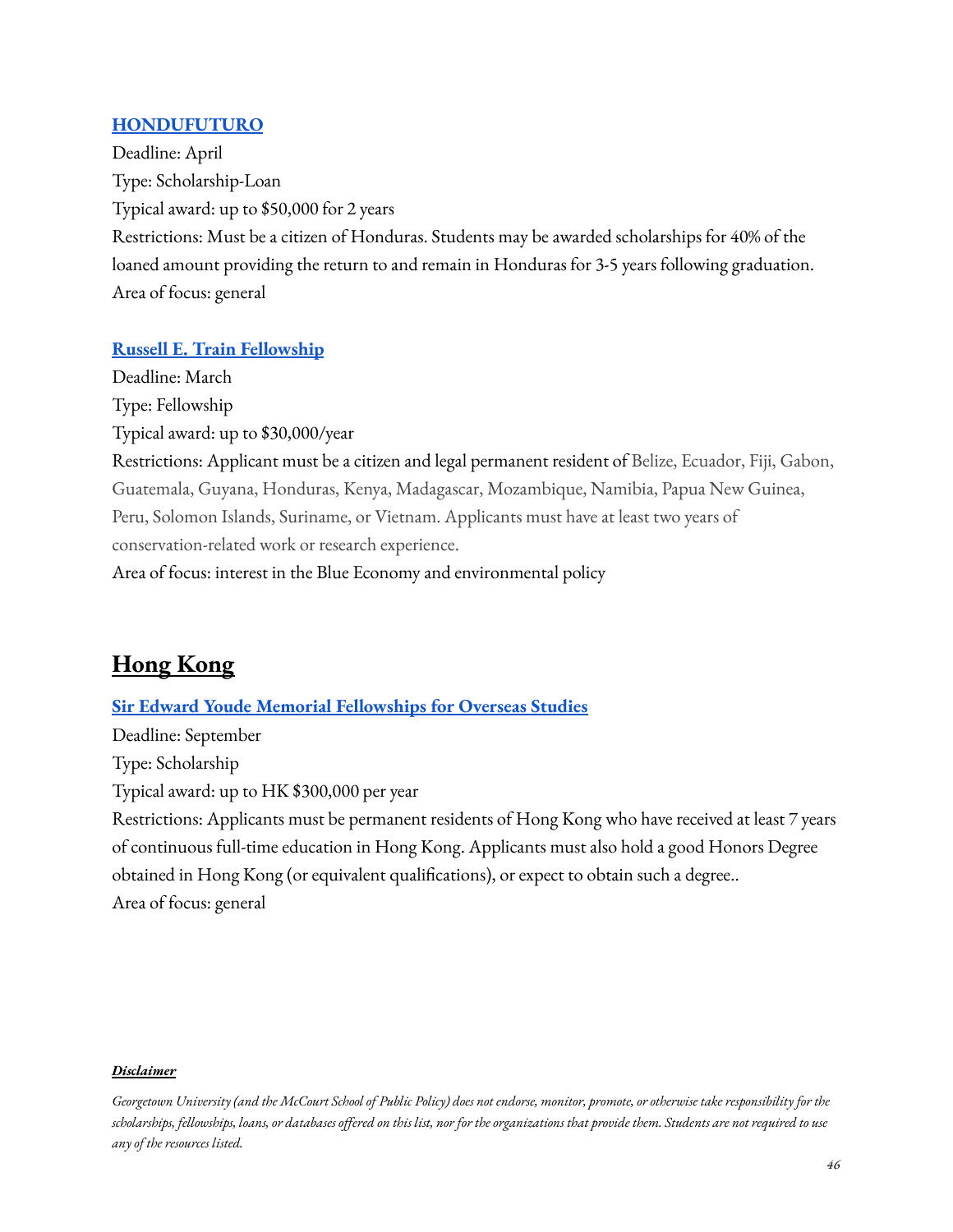### [HONDUFUTURO]

Deadline: April

Type: Scholarship-Loan

Typical award: up to $50,000 for 2 years

Restrictions: Must be a citizen of Honduras. Students may be awarded scholarships for 40% of the loaned amount providing the return to and remain in Honduras for 3-5 years following graduation.

Area of focus: general

### [Russell E. Train Fellowship]

Deadline: March

Type: Fellowship

Typical award: up to $30,000/year

Restrictions: Applicant must be a citizen and legal permanent resident of Belize, Ecuador, Fiji, Gabon, Guatemala, Guyana, Honduras, Kenya, Madagascar, Mozambique, Namibia, Papua New Guinea, Peru, Solomon Islands, Suriname, or Vietnam. Applicants must have at least two years of conservation-related work or research experience.

Area of focus: interest in the Blue Economy and environmental policy

## Hong Kong

### [Sir Edward Youde Memorial Fellowships for Overseas Studies]

Deadline: September

Type: Scholarship

Typical award: up to HK $300,000 per year

Restrictions: Applicants must be permanent residents of Hong Kong who have received at least 7 years of continuous full-time education in Hong Kong. Applicants must also hold a good Honors Degree obtained in Hong Kong (or equivalent qualifications), or expect to obtain such a degree..

Area of focus: general

***Disclaimer***

*Georgetown University (and the McCourt School of Public Policy) does not endorse, monitor, promote, or otherwise take responsibility for the scholarships, fellowships, loans, or databases offered on this list, nor for the organizations that provide them. Students are not required to use any of the resources listed.*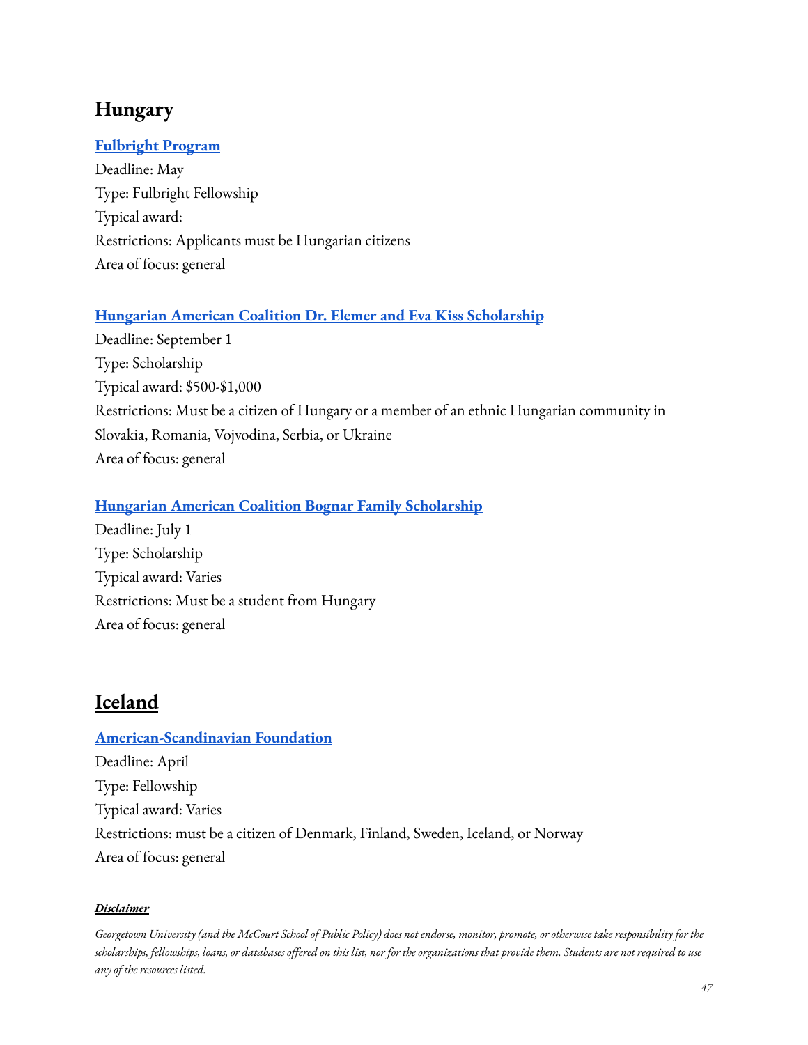## Hungary

### [Fulbright Program]

Deadline: May
Type: Fulbright Fellowship
Typical award:
Restrictions: Applicants must be Hungarian citizens
Area of focus: general

### [Hungarian American Coalition Dr. Elemer and Eva Kiss Scholarship]

Deadline: September 1
Type: Scholarship
Typical award: $500-$1,000
Restrictions: Must be a citizen of Hungary or a member of an ethnic Hungarian community in Slovakia, Romania, Vojvodina, Serbia, or Ukraine
Area of focus: general

### [Hungarian American Coalition Bognar Family Scholarship]

Deadline: July 1
Type: Scholarship
Typical award: Varies
Restrictions: Must be a student from Hungary
Area of focus: general

## Iceland

### [American-Scandinavian Foundation]

Deadline: April
Type: Fellowship
Typical award: Varies
Restrictions: must be a citizen of Denmark, Finland, Sweden, Iceland, or Norway
Area of focus: general

***Disclaimer***

*Georgetown University (and the McCourt School of Public Policy) does not endorse, monitor, promote, or otherwise take responsibility for the scholarships, fellowships, loans, or databases offered on this list, nor for the organizations that provide them. Students are not required to use any of the resources listed.*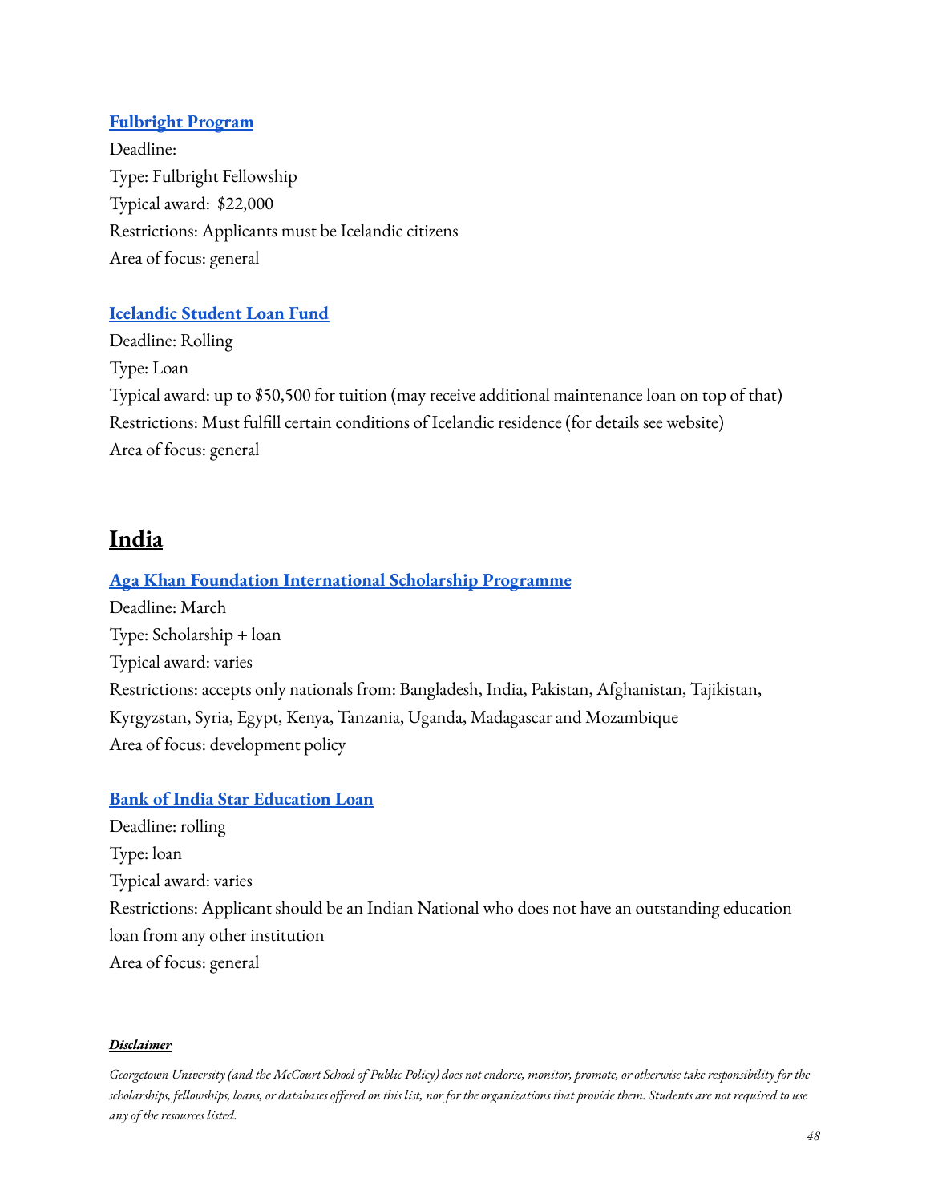**[Fulbright Program]()**

Deadline:

Type: Fulbright Fellowship

Typical award: $22,000

Restrictions: Applicants must be Icelandic citizens

Area of focus: general

**[Icelandic Student Loan Fund]()**

Deadline: Rolling

Type: Loan

Typical award: up to $50,500 for tuition (may receive additional maintenance loan on top of that)

Restrictions: Must fulfill certain conditions of Icelandic residence (for details see website)

Area of focus: general

## India

**[Aga Khan Foundation International Scholarship Programme]()**

Deadline: March

Type: Scholarship + loan

Typical award: varies

Restrictions: accepts only nationals from: Bangladesh, India, Pakistan, Afghanistan, Tajikistan, Kyrgyzstan, Syria, Egypt, Kenya, Tanzania, Uganda, Madagascar and Mozambique

Area of focus: development policy

**[Bank of India Star Education Loan]()**

Deadline: rolling

Type: loan

Typical award: varies

Restrictions: Applicant should be an Indian National who does not have an outstanding education loan from any other institution

Area of focus: general

***Disclaimer***

*Georgetown University (and the McCourt School of Public Policy) does not endorse, monitor, promote, or otherwise take responsibility for the scholarships, fellowships, loans, or databases offered on this list, nor for the organizations that provide them. Students are not required to use any of the resources listed.*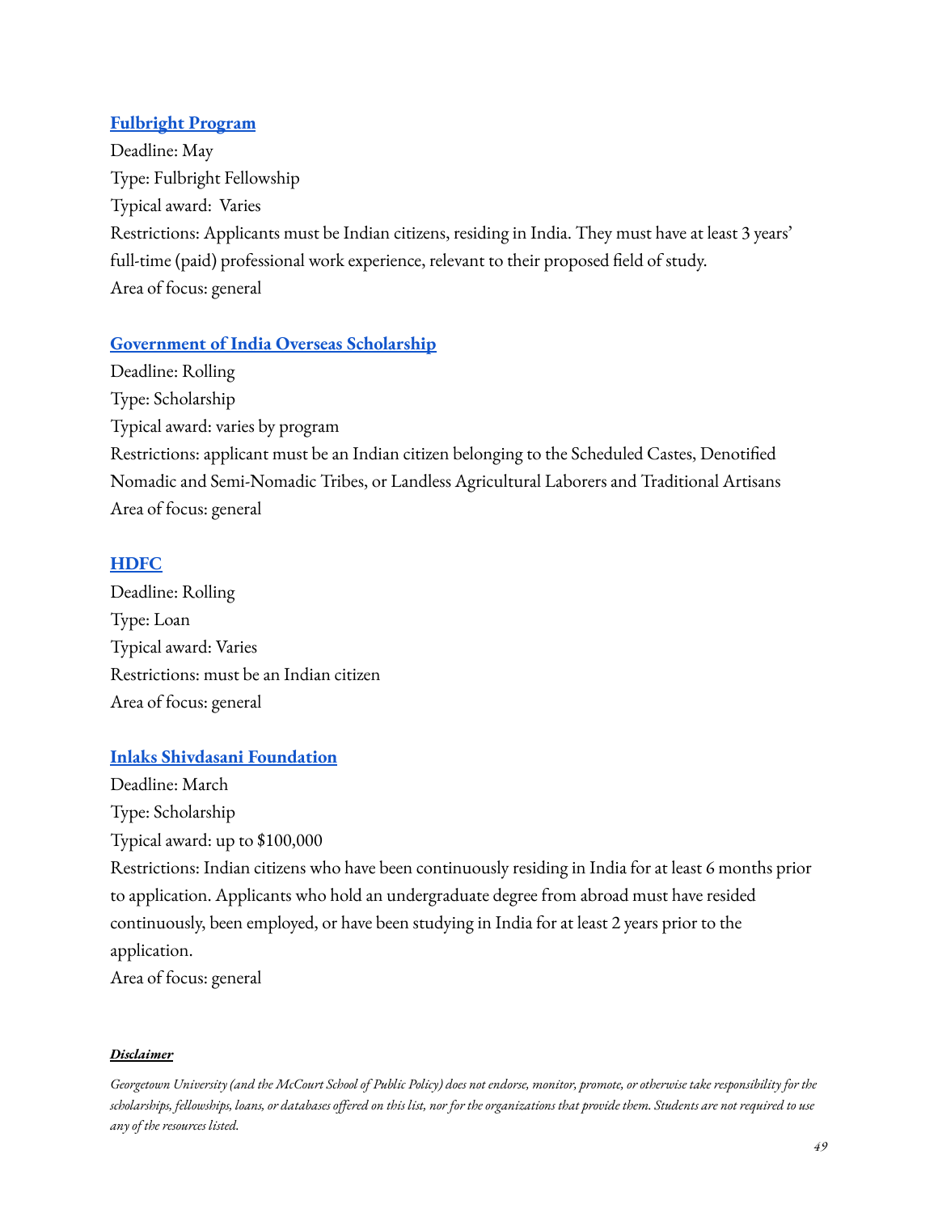### [Fulbright Program]

Deadline: May
Type: Fulbright Fellowship
Typical award: Varies
Restrictions: Applicants must be Indian citizens, residing in India. They must have at least 3 years' full-time (paid) professional work experience, relevant to their proposed field of study.
Area of focus: general

### [Government of India Overseas Scholarship]

Deadline: Rolling
Type: Scholarship
Typical award: varies by program
Restrictions: applicant must be an Indian citizen belonging to the Scheduled Castes, Denotified Nomadic and Semi-Nomadic Tribes, or Landless Agricultural Laborers and Traditional Artisans
Area of focus: general

### [HDFC]

Deadline: Rolling
Type: Loan
Typical award: Varies
Restrictions: must be an Indian citizen
Area of focus: general

### [Inlaks Shivdasani Foundation]

Deadline: March
Type: Scholarship
Typical award: up to $100,000
Restrictions: Indian citizens who have been continuously residing in India for at least 6 months prior to application. Applicants who hold an undergraduate degree from abroad must have resided continuously, been employed, or have been studying in India for at least 2 years prior to the application.
Area of focus: general

***Disclaimer***

*Georgetown University (and the McCourt School of Public Policy) does not endorse, monitor, promote, or otherwise take responsibility for the scholarships, fellowships, loans, or databases offered on this list, nor for the organizations that provide them. Students are not required to use any of the resources listed.*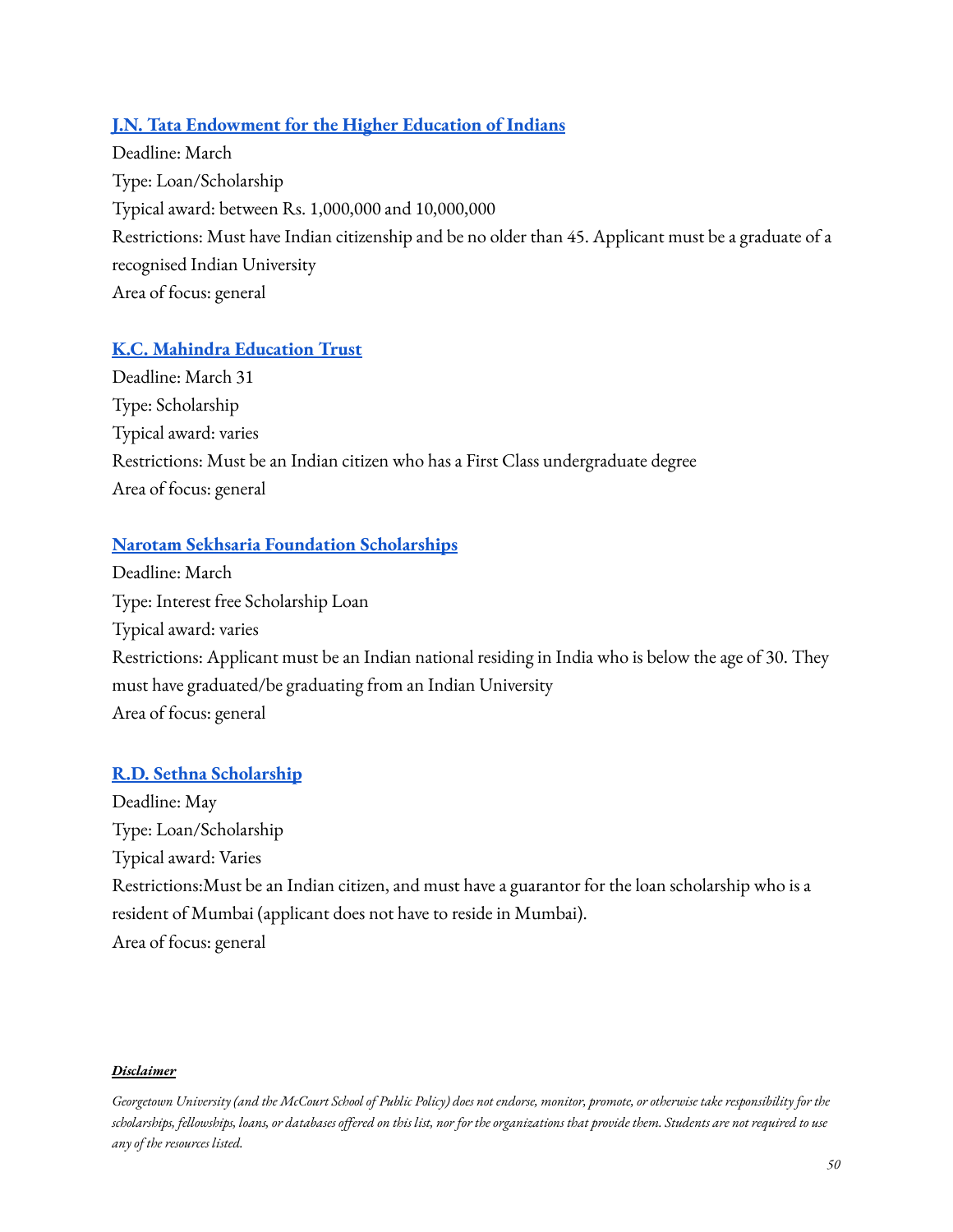### [J.N. Tata Endowment for the Higher Education of Indians]

Deadline: March
Type: Loan/Scholarship
Typical award: between Rs. 1,000,000 and 10,000,000
Restrictions: Must have Indian citizenship and be no older than 45. Applicant must be a graduate of a recognised Indian University
Area of focus: general

### [K.C. Mahindra Education Trust]

Deadline: March 31
Type: Scholarship
Typical award: varies
Restrictions: Must be an Indian citizen who has a First Class undergraduate degree
Area of focus: general

### [Narotam Sekhsaria Foundation Scholarships]

Deadline: March
Type: Interest free Scholarship Loan
Typical award: varies
Restrictions: Applicant must be an Indian national residing in India who is below the age of 30. They must have graduated/be graduating from an Indian University
Area of focus: general

### [R.D. Sethna Scholarship]

Deadline: May
Type: Loan/Scholarship
Typical award: Varies
Restrictions:Must be an Indian citizen, and must have a guarantor for the loan scholarship who is a resident of Mumbai (applicant does not have to reside in Mumbai).
Area of focus: general

***Disclaimer***

*Georgetown University (and the McCourt School of Public Policy) does not endorse, monitor, promote, or otherwise take responsibility for the scholarships, fellowships, loans, or databases offered on this list, nor for the organizations that provide them. Students are not required to use any of the resources listed.*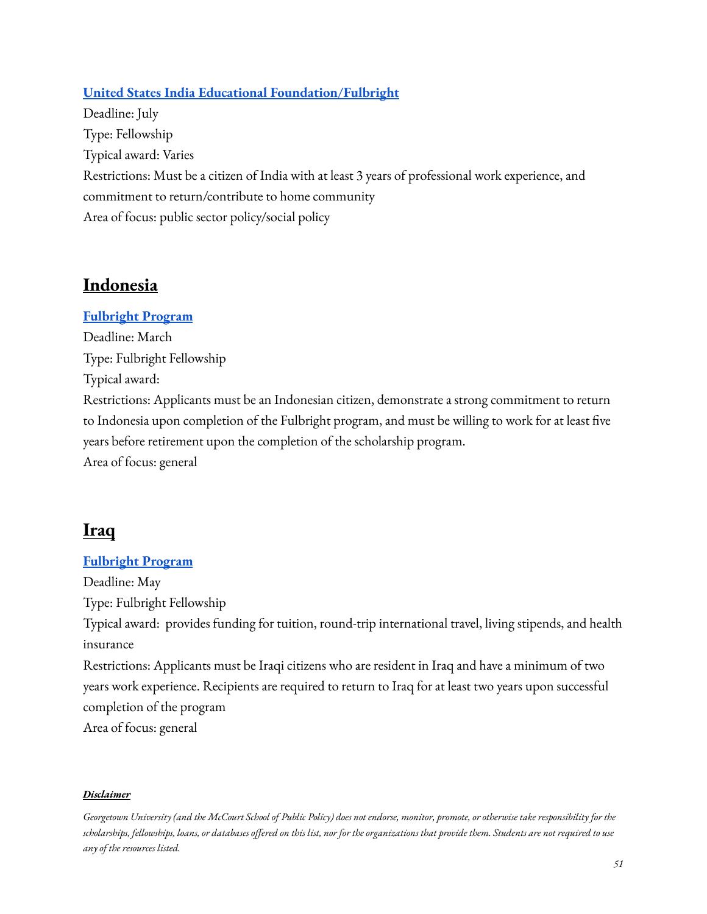### United States India Educational Foundation/Fulbright

Deadline: July

Type: Fellowship

Typical award: Varies

Restrictions: Must be a citizen of India with at least 3 years of professional work experience, and commitment to return/contribute to home community

Area of focus: public sector policy/social policy

## Indonesia

### Fulbright Program

Deadline: March

Type: Fulbright Fellowship

Typical award:

Restrictions: Applicants must be an Indonesian citizen, demonstrate a strong commitment to return to Indonesia upon completion of the Fulbright program, and must be willing to work for at least five years before retirement upon the completion of the scholarship program.

Area of focus: general

## Iraq

### Fulbright Program

Deadline: May

Type: Fulbright Fellowship

Typical award: provides funding for tuition, round-trip international travel, living stipends, and health insurance

Restrictions: Applicants must be Iraqi citizens who are resident in Iraq and have a minimum of two years work experience. Recipients are required to return to Iraq for at least two years upon successful completion of the program

Area of focus: general

***Disclaimer***

*Georgetown University (and the McCourt School of Public Policy) does not endorse, monitor, promote, or otherwise take responsibility for the scholarships, fellowships, loans, or databases offered on this list, nor for the organizations that provide them. Students are not required to use any of the resources listed.*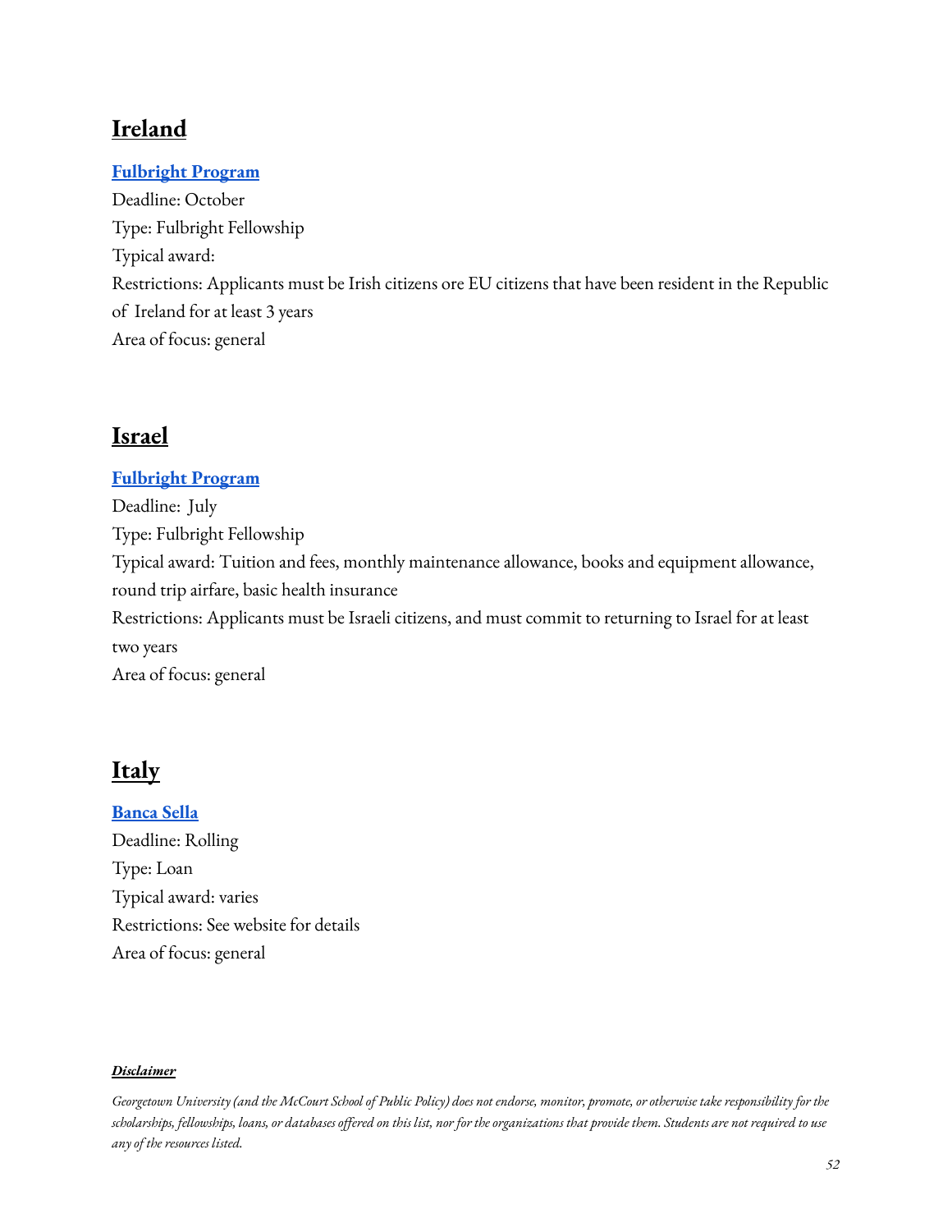## Ireland

**Fulbright Program**

Deadline: October

Type: Fulbright Fellowship

Typical award:

Restrictions: Applicants must be Irish citizens ore EU citizens that have been resident in the Republic of Ireland for at least 3 years

Area of focus: general

## Israel

**Fulbright Program**

Deadline: July

Type: Fulbright Fellowship

Typical award: Tuition and fees, monthly maintenance allowance, books and equipment allowance, round trip airfare, basic health insurance

Restrictions: Applicants must be Israeli citizens, and must commit to returning to Israel for at least two years

Area of focus: general

## Italy

**Banca Sella**

Deadline: Rolling

Type: Loan

Typical award: varies

Restrictions: See website for details

Area of focus: general

***Disclaimer***

*Georgetown University (and the McCourt School of Public Policy) does not endorse, monitor, promote, or otherwise take responsibility for the scholarships, fellowships, loans, or databases offered on this list, nor for the organizations that provide them. Students are not required to use any of the resources listed.*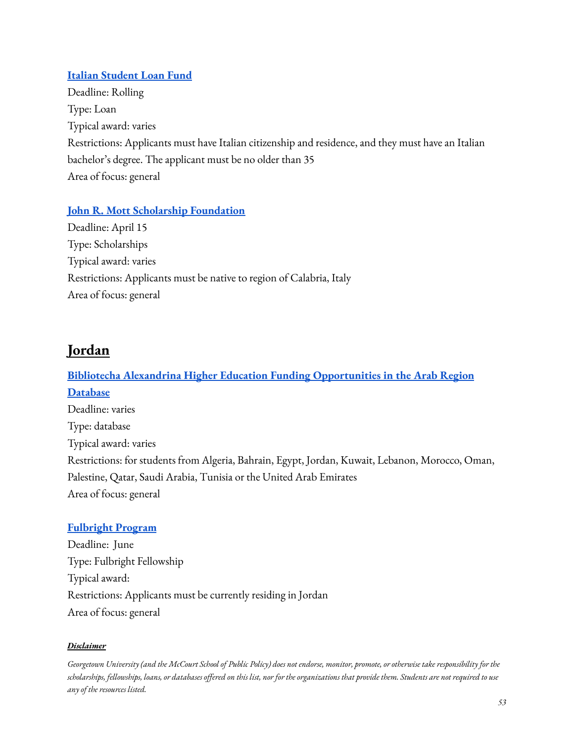**Italian Student Loan Fund**
Deadline: Rolling
Type: Loan
Typical award: varies
Restrictions: Applicants must have Italian citizenship and residence, and they must have an Italian bachelor's degree. The applicant must be no older than 35
Area of focus: general

**John R. Mott Scholarship Foundation**
Deadline: April 15
Type: Scholarships
Typical award: varies
Restrictions: Applicants must be native to region of Calabria, Italy
Area of focus: general

## Jordan

**Bibliotecha Alexandrina Higher Education Funding Opportunities in the Arab Region Database**
Deadline: varies
Type: database
Typical award: varies
Restrictions: for students from Algeria, Bahrain, Egypt, Jordan, Kuwait, Lebanon, Morocco, Oman, Palestine, Qatar, Saudi Arabia, Tunisia or the United Arab Emirates
Area of focus: general

**Fulbright Program**
Deadline: June
Type: Fulbright Fellowship
Typical award:
Restrictions: Applicants must be currently residing in Jordan
Area of focus: general

***Disclaimer***

*Georgetown University (and the McCourt School of Public Policy) does not endorse, monitor, promote, or otherwise take responsibility for the scholarships, fellowships, loans, or databases offered on this list, nor for the organizations that provide them. Students are not required to use any of the resources listed.*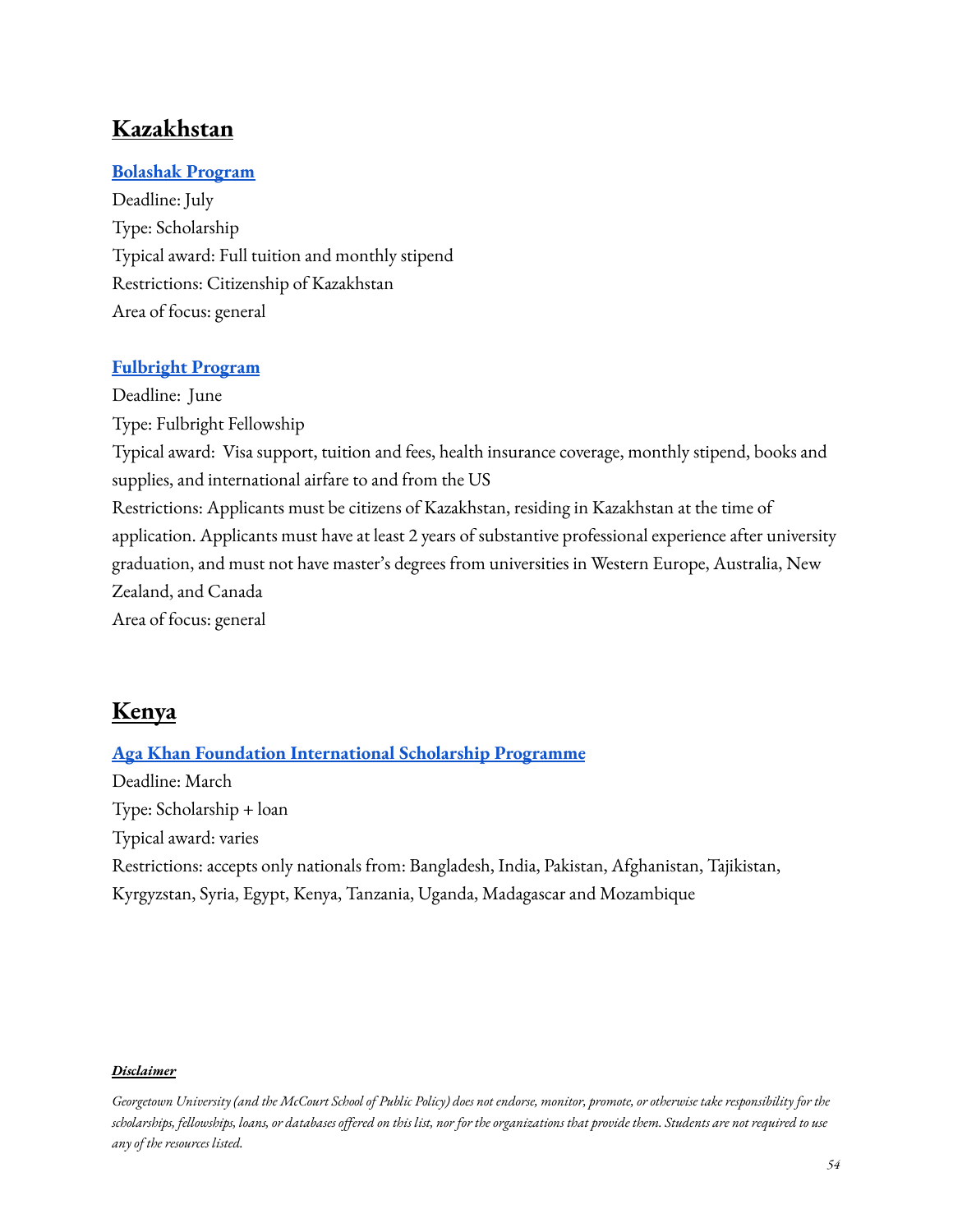## Kazakhstan

### Bolashak Program

Deadline: July
Type: Scholarship
Typical award: Full tuition and monthly stipend
Restrictions: Citizenship of Kazakhstan
Area of focus: general

### Fulbright Program

Deadline: June
Type: Fulbright Fellowship
Typical award: Visa support, tuition and fees, health insurance coverage, monthly stipend, books and supplies, and international airfare to and from the US
Restrictions: Applicants must be citizens of Kazakhstan, residing in Kazakhstan at the time of application. Applicants must have at least 2 years of substantive professional experience after university graduation, and must not have master's degrees from universities in Western Europe, Australia, New Zealand, and Canada
Area of focus: general

## Kenya

### Aga Khan Foundation International Scholarship Programme

Deadline: March
Type: Scholarship + loan
Typical award: varies
Restrictions: accepts only nationals from: Bangladesh, India, Pakistan, Afghanistan, Tajikistan, Kyrgyzstan, Syria, Egypt, Kenya, Tanzania, Uganda, Madagascar and Mozambique

***Disclaimer***

*Georgetown University (and the McCourt School of Public Policy) does not endorse, monitor, promote, or otherwise take responsibility for the scholarships, fellowships, loans, or databases offered on this list, nor for the organizations that provide them. Students are not required to use any of the resources listed.*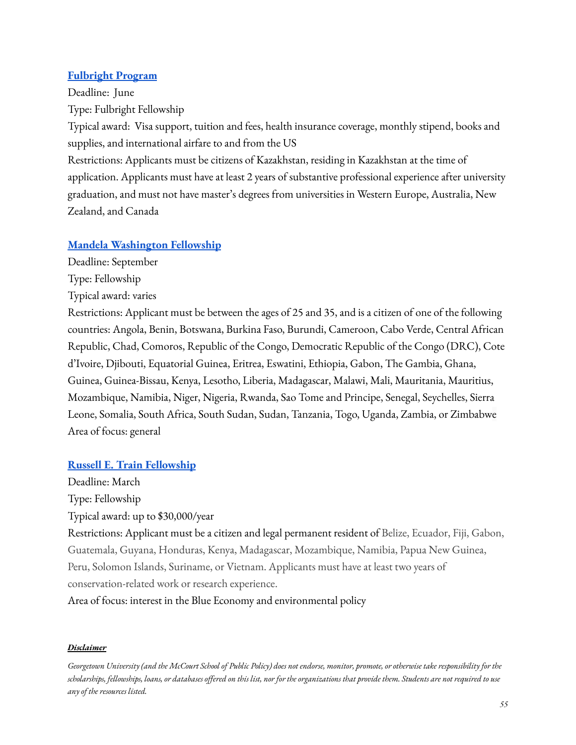### [Fulbright Program]

Deadline: June

Type: Fulbright Fellowship

Typical award: Visa support, tuition and fees, health insurance coverage, monthly stipend, books and supplies, and international airfare to and from the US

Restrictions: Applicants must be citizens of Kazakhstan, residing in Kazakhstan at the time of application. Applicants must have at least 2 years of substantive professional experience after university graduation, and must not have master's degrees from universities in Western Europe, Australia, New Zealand, and Canada

### [Mandela Washington Fellowship]

Deadline: September

Type: Fellowship

Typical award: varies

Restrictions: Applicant must be between the ages of 25 and 35, and is a citizen of one of the following countries: Angola, Benin, Botswana, Burkina Faso, Burundi, Cameroon, Cabo Verde, Central African Republic, Chad, Comoros, Republic of the Congo, Democratic Republic of the Congo (DRC), Cote d'Ivoire, Djibouti, Equatorial Guinea, Eritrea, Eswatini, Ethiopia, Gabon, The Gambia, Ghana, Guinea, Guinea-Bissau, Kenya, Lesotho, Liberia, Madagascar, Malawi, Mali, Mauritania, Mauritius, Mozambique, Namibia, Niger, Nigeria, Rwanda, Sao Tome and Principe, Senegal, Seychelles, Sierra Leone, Somalia, South Africa, South Sudan, Sudan, Tanzania, Togo, Uganda, Zambia, or Zimbabwe

Area of focus: general

### [Russell E. Train Fellowship]

Deadline: March

Type: Fellowship

Typical award: up to $30,000/year

Restrictions: Applicant must be a citizen and legal permanent resident of Belize, Ecuador, Fiji, Gabon, Guatemala, Guyana, Honduras, Kenya, Madagascar, Mozambique, Namibia, Papua New Guinea, Peru, Solomon Islands, Suriname, or Vietnam. Applicants must have at least two years of conservation-related work or research experience.

Area of focus: interest in the Blue Economy and environmental policy

***Disclaimer***

*Georgetown University (and the McCourt School of Public Policy) does not endorse, monitor, promote, or otherwise take responsibility for the scholarships, fellowships, loans, or databases offered on this list, nor for the organizations that provide them. Students are not required to use any of the resources listed.*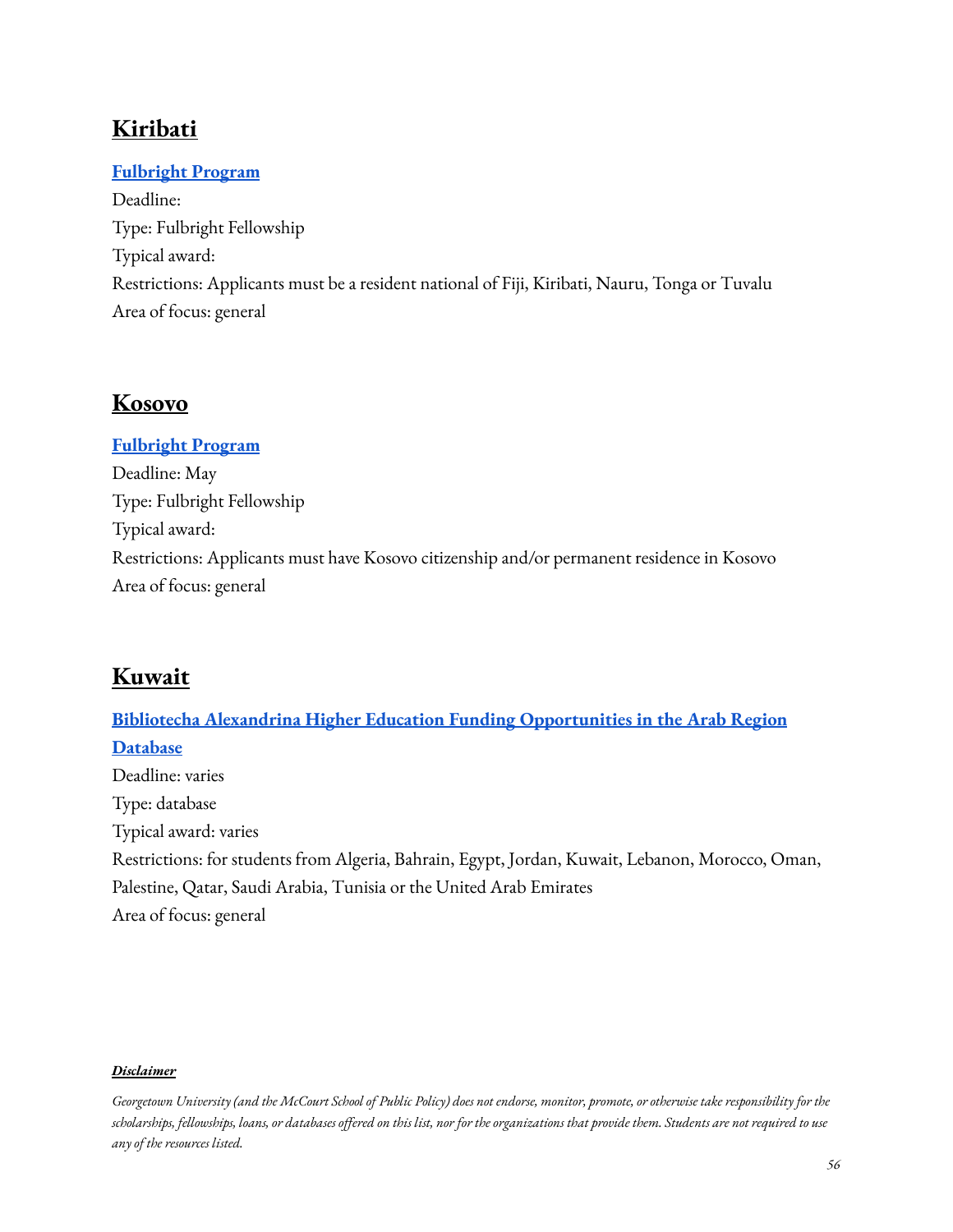## Kiribati

**Fulbright Program**

Deadline:

Type: Fulbright Fellowship

Typical award:

Restrictions: Applicants must be a resident national of Fiji, Kiribati, Nauru, Tonga or Tuvalu

Area of focus: general

## Kosovo

**Fulbright Program**

Deadline: May

Type: Fulbright Fellowship

Typical award:

Restrictions: Applicants must have Kosovo citizenship and/or permanent residence in Kosovo

Area of focus: general

## Kuwait

**Bibliotecha Alexandrina Higher Education Funding Opportunities in the Arab Region Database**

Deadline: varies

Type: database

Typical award: varies

Restrictions: for students from Algeria, Bahrain, Egypt, Jordan, Kuwait, Lebanon, Morocco, Oman, Palestine, Qatar, Saudi Arabia, Tunisia or the United Arab Emirates

Area of focus: general

***Disclaimer***

*Georgetown University (and the McCourt School of Public Policy) does not endorse, monitor, promote, or otherwise take responsibility for the scholarships, fellowships, loans, or databases offered on this list, nor for the organizations that provide them. Students are not required to use any of the resources listed.*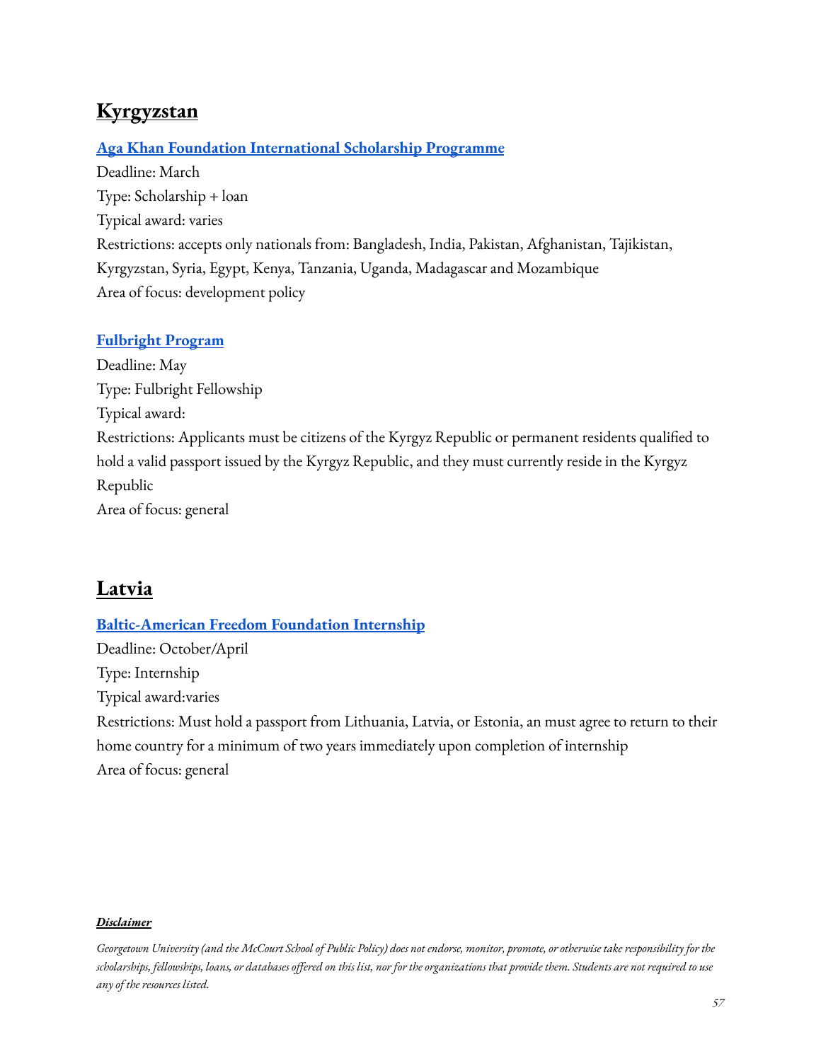## Kyrgyzstan

### **Aga Khan Foundation International Scholarship Programme**

Deadline: March
Type: Scholarship + loan
Typical award: varies
Restrictions: accepts only nationals from: Bangladesh, India, Pakistan, Afghanistan, Tajikistan, Kyrgyzstan, Syria, Egypt, Kenya, Tanzania, Uganda, Madagascar and Mozambique
Area of focus: development policy

### **Fulbright Program**

Deadline: May
Type: Fulbright Fellowship
Typical award:
Restrictions: Applicants must be citizens of the Kyrgyz Republic or permanent residents qualified to hold a valid passport issued by the Kyrgyz Republic, and they must currently reside in the Kyrgyz Republic
Area of focus: general

## Latvia

### **Baltic-American Freedom Foundation Internship**

Deadline: October/April
Type: Internship
Typical award:varies
Restrictions: Must hold a passport from Lithuania, Latvia, or Estonia, an must agree to return to their home country for a minimum of two years immediately upon completion of internship
Area of focus: general

***Disclaimer***

*Georgetown University (and the McCourt School of Public Policy) does not endorse, monitor, promote, or otherwise take responsibility for the scholarships, fellowships, loans, or databases offered on this list, nor for the organizations that provide them. Students are not required to use any of the resources listed.*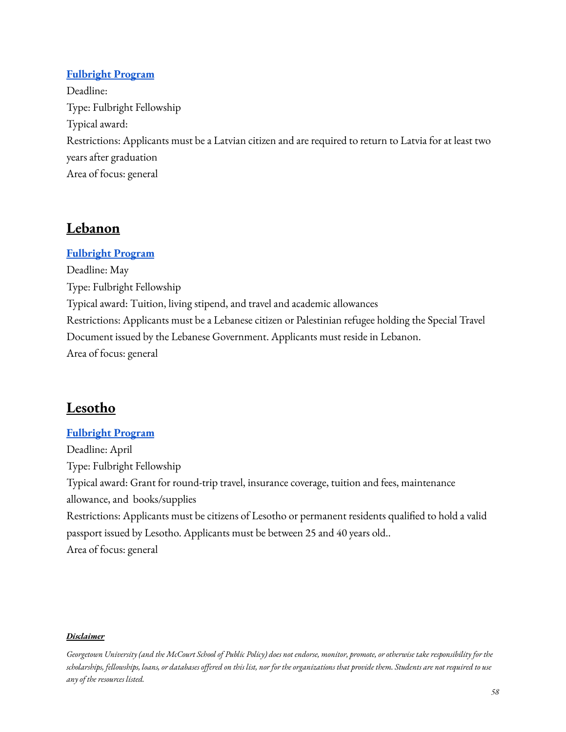### [Fulbright Program]

Deadline:

Type: Fulbright Fellowship

Typical award:

Restrictions: Applicants must be a Latvian citizen and are required to return to Latvia for at least two years after graduation

Area of focus: general

## Lebanon

### [Fulbright Program]

Deadline: May

Type: Fulbright Fellowship

Typical award: Tuition, living stipend, and travel and academic allowances

Restrictions: Applicants must be a Lebanese citizen or Palestinian refugee holding the Special Travel Document issued by the Lebanese Government. Applicants must reside in Lebanon.

Area of focus: general

## Lesotho

### [Fulbright Program]

Deadline: April

Type: Fulbright Fellowship

Typical award: Grant for round-trip travel, insurance coverage, tuition and fees, maintenance allowance, and books/supplies

Restrictions: Applicants must be citizens of Lesotho or permanent residents qualified to hold a valid passport issued by Lesotho. Applicants must be between 25 and 40 years old..

Area of focus: general

***Disclaimer***

*Georgetown University (and the McCourt School of Public Policy) does not endorse, monitor, promote, or otherwise take responsibility for the scholarships, fellowships, loans, or databases offered on this list, nor for the organizations that provide them. Students are not required to use any of the resources listed.*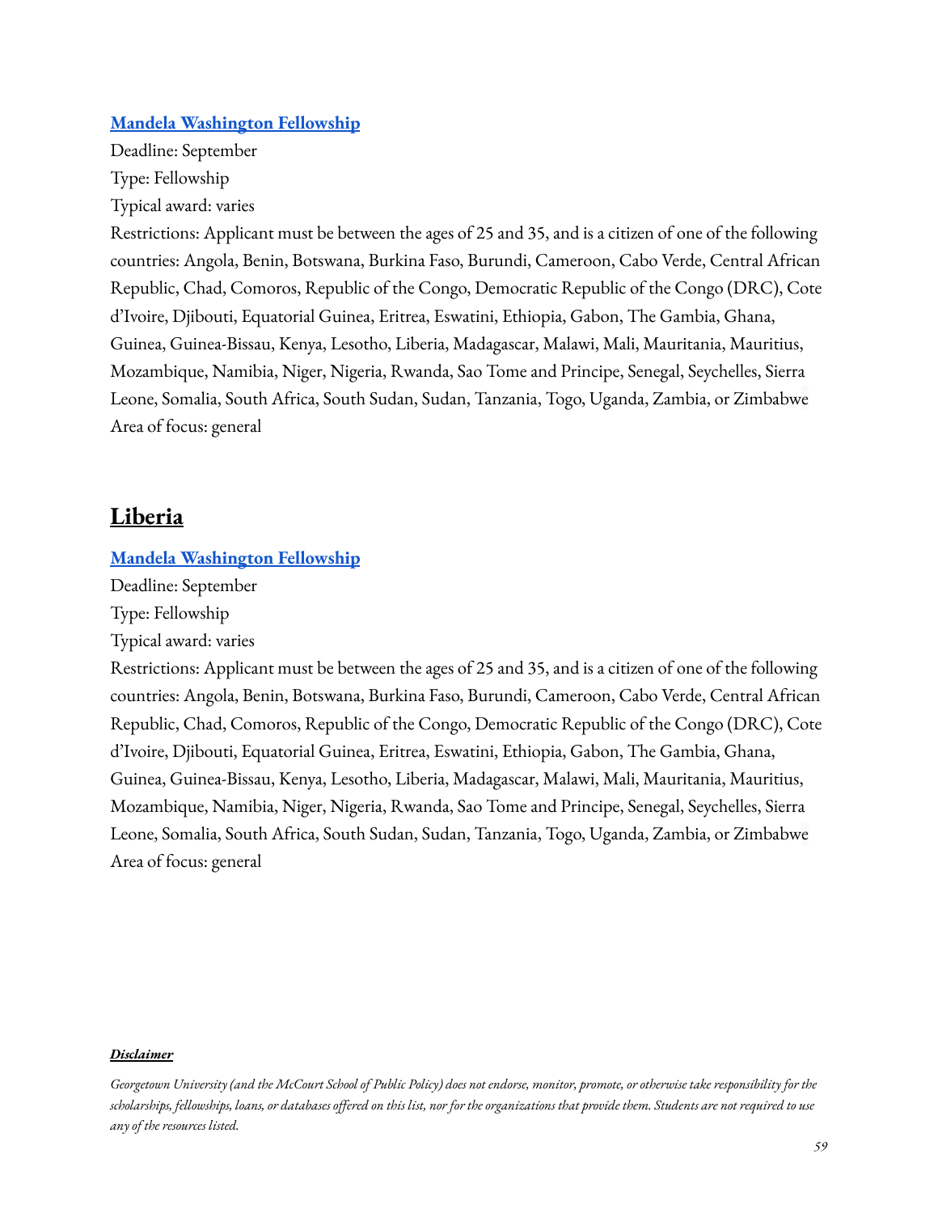### [Mandela Washington Fellowship]

Deadline: September

Type: Fellowship

Typical award: varies

Restrictions: Applicant must be between the ages of 25 and 35, and is a citizen of one of the following countries: Angola, Benin, Botswana, Burkina Faso, Burundi, Cameroon, Cabo Verde, Central African Republic, Chad, Comoros, Republic of the Congo, Democratic Republic of the Congo (DRC), Cote d'Ivoire, Djibouti, Equatorial Guinea, Eritrea, Eswatini, Ethiopia, Gabon, The Gambia, Ghana, Guinea, Guinea-Bissau, Kenya, Lesotho, Liberia, Madagascar, Malawi, Mali, Mauritania, Mauritius, Mozambique, Namibia, Niger, Nigeria, Rwanda, Sao Tome and Principe, Senegal, Seychelles, Sierra Leone, Somalia, South Africa, South Sudan, Sudan, Tanzania, Togo, Uganda, Zambia, or Zimbabwe

Area of focus: general

## Liberia

### [Mandela Washington Fellowship]

Deadline: September

Type: Fellowship

Typical award: varies

Restrictions: Applicant must be between the ages of 25 and 35, and is a citizen of one of the following countries: Angola, Benin, Botswana, Burkina Faso, Burundi, Cameroon, Cabo Verde, Central African Republic, Chad, Comoros, Republic of the Congo, Democratic Republic of the Congo (DRC), Cote d'Ivoire, Djibouti, Equatorial Guinea, Eritrea, Eswatini, Ethiopia, Gabon, The Gambia, Ghana, Guinea, Guinea-Bissau, Kenya, Lesotho, Liberia, Madagascar, Malawi, Mali, Mauritania, Mauritius, Mozambique, Namibia, Niger, Nigeria, Rwanda, Sao Tome and Principe, Senegal, Seychelles, Sierra Leone, Somalia, South Africa, South Sudan, Sudan, Tanzania, Togo, Uganda, Zambia, or Zimbabwe

Area of focus: general

***Disclaimer***

*Georgetown University (and the McCourt School of Public Policy) does not endorse, monitor, promote, or otherwise take responsibility for the scholarships, fellowships, loans, or databases offered on this list, nor for the organizations that provide them. Students are not required to use any of the resources listed.*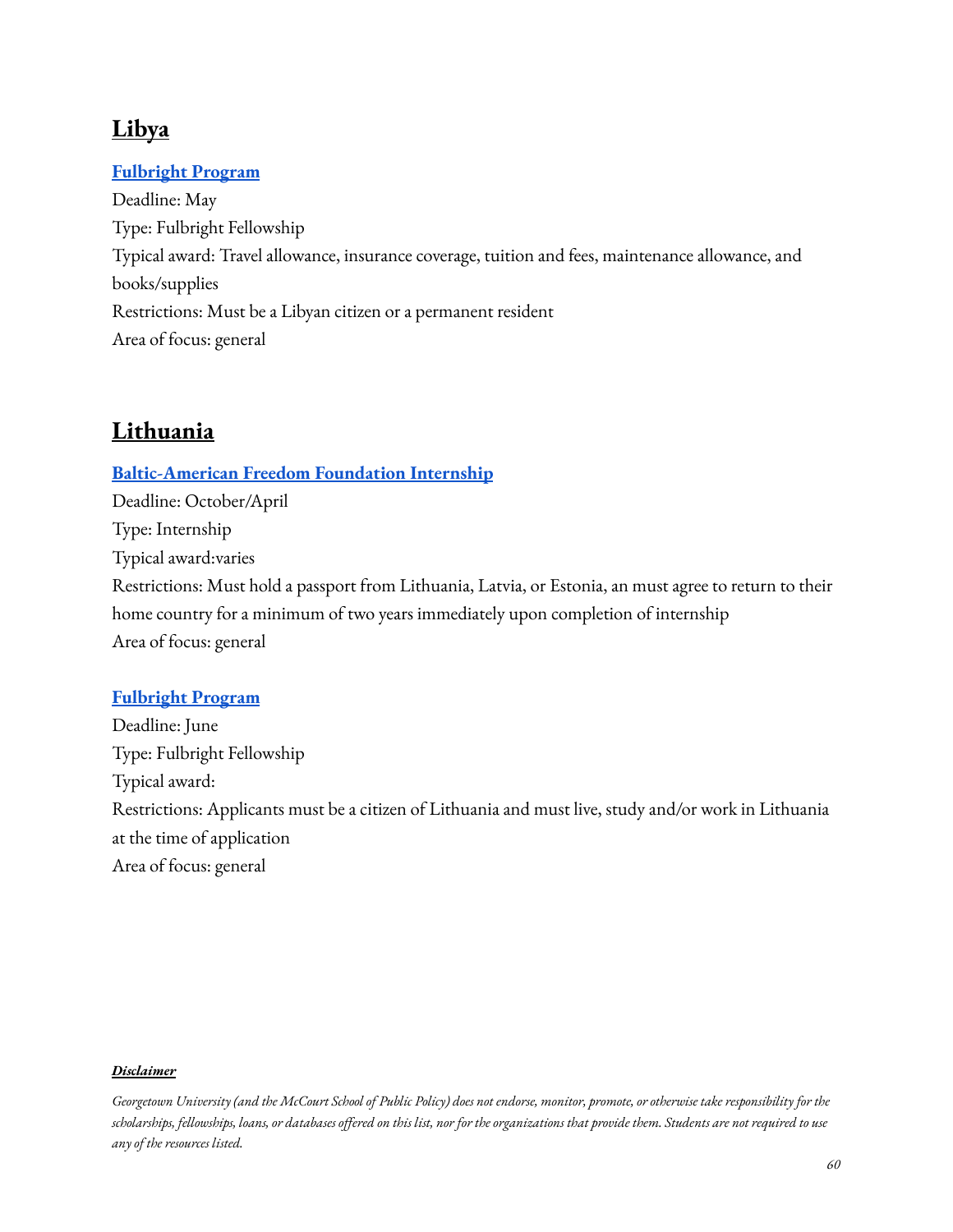## Libya

**Fulbright Program**

Deadline: May
Type: Fulbright Fellowship
Typical award: Travel allowance, insurance coverage, tuition and fees, maintenance allowance, and books/supplies
Restrictions: Must be a Libyan citizen or a permanent resident
Area of focus: general

## Lithuania

**Baltic-American Freedom Foundation Internship**

Deadline: October/April
Type: Internship
Typical award:varies
Restrictions: Must hold a passport from Lithuania, Latvia, or Estonia, an must agree to return to their home country for a minimum of two years immediately upon completion of internship
Area of focus: general

**Fulbright Program**

Deadline: June
Type: Fulbright Fellowship
Typical award:
Restrictions: Applicants must be a citizen of Lithuania and must live, study and/or work in Lithuania at the time of application
Area of focus: general

***Disclaimer***

*Georgetown University (and the McCourt School of Public Policy) does not endorse, monitor, promote, or otherwise take responsibility for the scholarships, fellowships, loans, or databases offered on this list, nor for the organizations that provide them. Students are not required to use any of the resources listed.*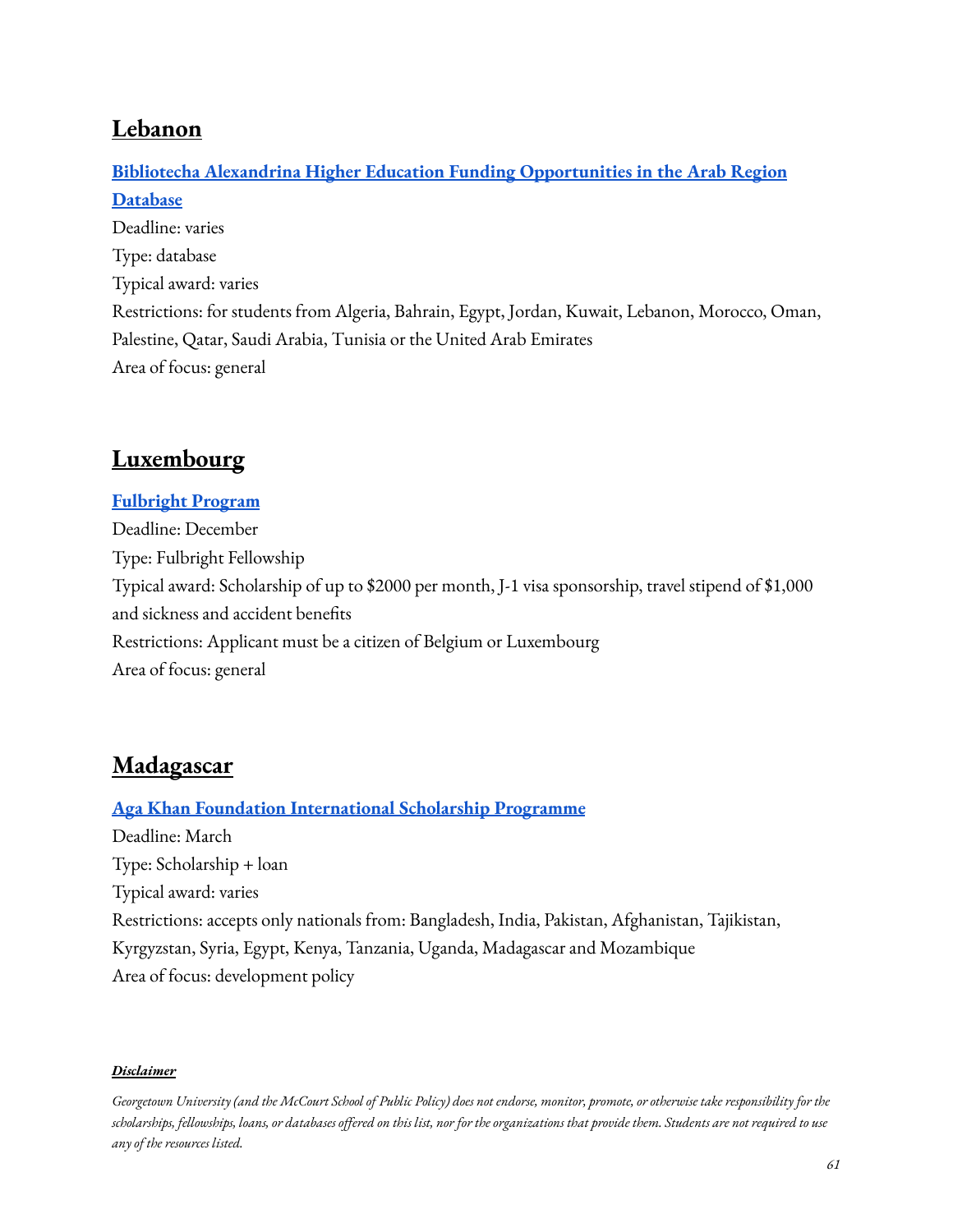## Lebanon

**Bibliotecha Alexandrina Higher Education Funding Opportunities in the Arab Region Database**

Deadline: varies

Type: database

Typical award: varies

Restrictions: for students from Algeria, Bahrain, Egypt, Jordan, Kuwait, Lebanon, Morocco, Oman, Palestine, Qatar, Saudi Arabia, Tunisia or the United Arab Emirates

Area of focus: general

## Luxembourg

**Fulbright Program**

Deadline: December

Type: Fulbright Fellowship

Typical award: Scholarship of up to $2000 per month, J-1 visa sponsorship, travel stipend of $1,000 and sickness and accident benefits

Restrictions: Applicant must be a citizen of Belgium or Luxembourg

Area of focus: general

## Madagascar

**Aga Khan Foundation International Scholarship Programme**

Deadline: March

Type: Scholarship + loan

Typical award: varies

Restrictions: accepts only nationals from: Bangladesh, India, Pakistan, Afghanistan, Tajikistan, Kyrgyzstan, Syria, Egypt, Kenya, Tanzania, Uganda, Madagascar and Mozambique

Area of focus: development policy

***Disclaimer***

*Georgetown University (and the McCourt School of Public Policy) does not endorse, monitor, promote, or otherwise take responsibility for the scholarships, fellowships, loans, or databases offered on this list, nor for the organizations that provide them. Students are not required to use any of the resources listed.*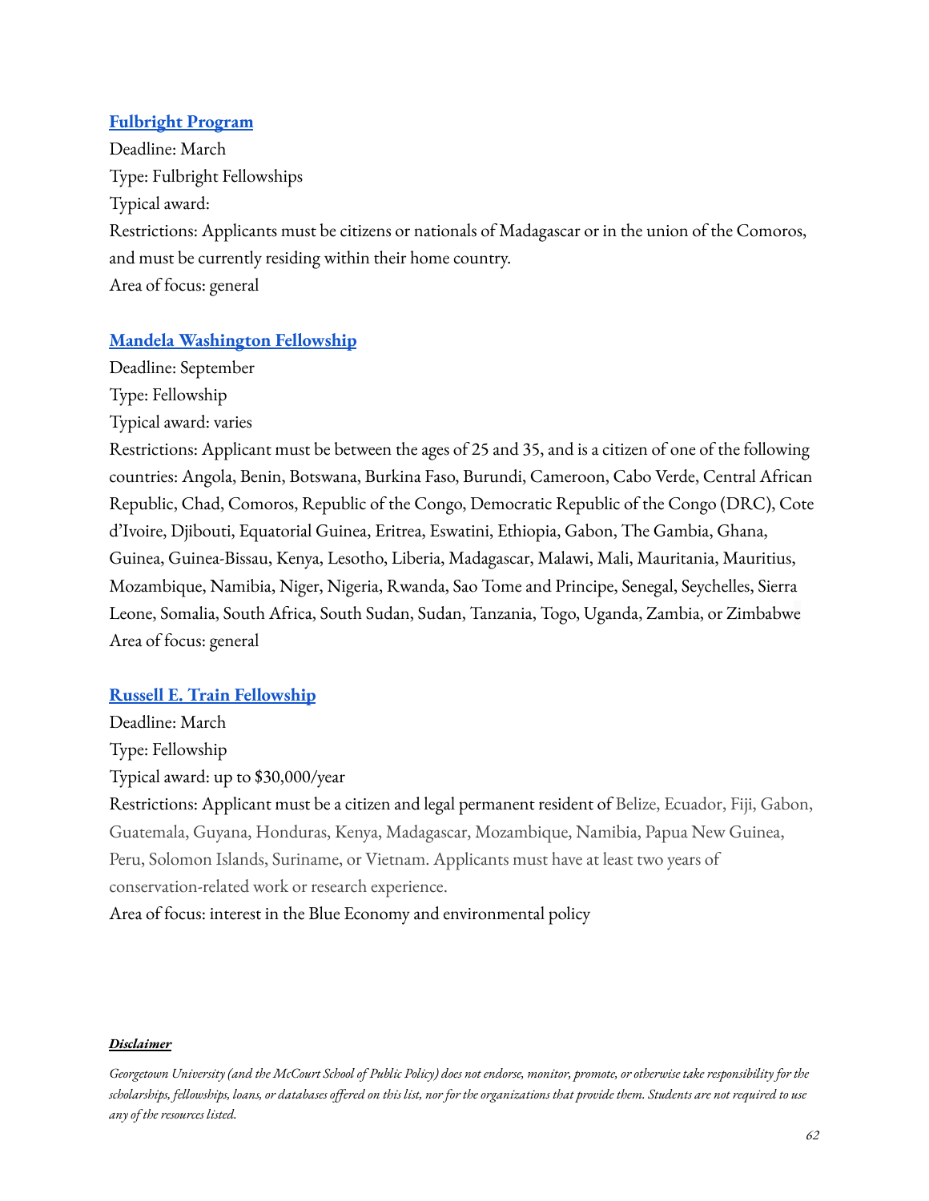### [Fulbright Program]

Deadline: March

Type: Fulbright Fellowships

Typical award:

Restrictions: Applicants must be citizens or nationals of Madagascar or in the union of the Comoros, and must be currently residing within their home country.

Area of focus: general

### [Mandela Washington Fellowship]

Deadline: September

Type: Fellowship

Typical award: varies

Restrictions: Applicant must be between the ages of 25 and 35, and is a citizen of one of the following countries: Angola, Benin, Botswana, Burkina Faso, Burundi, Cameroon, Cabo Verde, Central African Republic, Chad, Comoros, Republic of the Congo, Democratic Republic of the Congo (DRC), Cote d'Ivoire, Djibouti, Equatorial Guinea, Eritrea, Eswatini, Ethiopia, Gabon, The Gambia, Ghana, Guinea, Guinea-Bissau, Kenya, Lesotho, Liberia, Madagascar, Malawi, Mali, Mauritania, Mauritius, Mozambique, Namibia, Niger, Nigeria, Rwanda, Sao Tome and Principe, Senegal, Seychelles, Sierra Leone, Somalia, South Africa, South Sudan, Sudan, Tanzania, Togo, Uganda, Zambia, or Zimbabwe

Area of focus: general

### [Russell E. Train Fellowship]

Deadline: March

Type: Fellowship

Typical award: up to $30,000/year

Restrictions: Applicant must be a citizen and legal permanent resident of Belize, Ecuador, Fiji, Gabon, Guatemala, Guyana, Honduras, Kenya, Madagascar, Mozambique, Namibia, Papua New Guinea, Peru, Solomon Islands, Suriname, or Vietnam. Applicants must have at least two years of conservation-related work or research experience.

Area of focus: interest in the Blue Economy and environmental policy

***Disclaimer***

*Georgetown University (and the McCourt School of Public Policy) does not endorse, monitor, promote, or otherwise take responsibility for the scholarships, fellowships, loans, or databases offered on this list, nor for the organizations that provide them. Students are not required to use any of the resources listed.*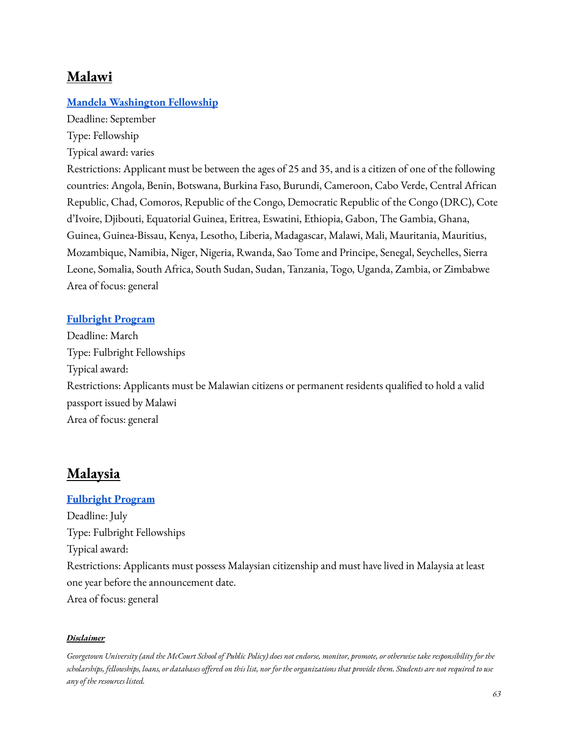## Malawi

### Mandela Washington Fellowship

Deadline: September
Type: Fellowship
Typical award: varies
Restrictions: Applicant must be between the ages of 25 and 35, and is a citizen of one of the following countries: Angola, Benin, Botswana, Burkina Faso, Burundi, Cameroon, Cabo Verde, Central African Republic, Chad, Comoros, Republic of the Congo, Democratic Republic of the Congo (DRC), Cote d'Ivoire, Djibouti, Equatorial Guinea, Eritrea, Eswatini, Ethiopia, Gabon, The Gambia, Ghana, Guinea, Guinea-Bissau, Kenya, Lesotho, Liberia, Madagascar, Malawi, Mali, Mauritania, Mauritius, Mozambique, Namibia, Niger, Nigeria, Rwanda, Sao Tome and Principe, Senegal, Seychelles, Sierra Leone, Somalia, South Africa, South Sudan, Sudan, Tanzania, Togo, Uganda, Zambia, or Zimbabwe
Area of focus: general

### Fulbright Program

Deadline: March
Type: Fulbright Fellowships
Typical award:
Restrictions: Applicants must be Malawian citizens or permanent residents qualified to hold a valid passport issued by Malawi
Area of focus: general

## Malaysia

### Fulbright Program

Deadline: July
Type: Fulbright Fellowships
Typical award:
Restrictions: Applicants must possess Malaysian citizenship and must have lived in Malaysia at least one year before the announcement date.
Area of focus: general

***Disclaimer***

*Georgetown University (and the McCourt School of Public Policy) does not endorse, monitor, promote, or otherwise take responsibility for the scholarships, fellowships, loans, or databases offered on this list, nor for the organizations that provide them. Students are not required to use any of the resources listed.*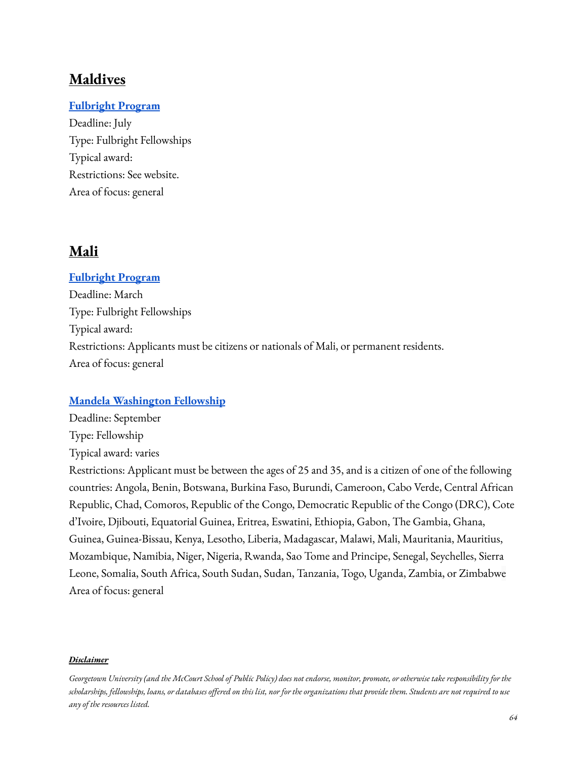## Maldives

**Fulbright Program**
Deadline: July
Type: Fulbright Fellowships
Typical award:
Restrictions: See website.
Area of focus: general

## Mali

**Fulbright Program**
Deadline: March
Type: Fulbright Fellowships
Typical award:
Restrictions: Applicants must be citizens or nationals of Mali, or permanent residents.
Area of focus: general

**Mandela Washington Fellowship**
Deadline: September
Type: Fellowship
Typical award: varies
Restrictions: Applicant must be between the ages of 25 and 35, and is a citizen of one of the following countries: Angola, Benin, Botswana, Burkina Faso, Burundi, Cameroon, Cabo Verde, Central African Republic, Chad, Comoros, Republic of the Congo, Democratic Republic of the Congo (DRC), Cote d'Ivoire, Djibouti, Equatorial Guinea, Eritrea, Eswatini, Ethiopia, Gabon, The Gambia, Ghana, Guinea, Guinea-Bissau, Kenya, Lesotho, Liberia, Madagascar, Malawi, Mali, Mauritania, Mauritius, Mozambique, Namibia, Niger, Nigeria, Rwanda, Sao Tome and Principe, Senegal, Seychelles, Sierra Leone, Somalia, South Africa, South Sudan, Sudan, Tanzania, Togo, Uganda, Zambia, or Zimbabwe
Area of focus: general

***Disclaimer***

*Georgetown University (and the McCourt School of Public Policy) does not endorse, monitor, promote, or otherwise take responsibility for the scholarships, fellowships, loans, or databases offered on this list, nor for the organizations that provide them. Students are not required to use any of the resources listed.*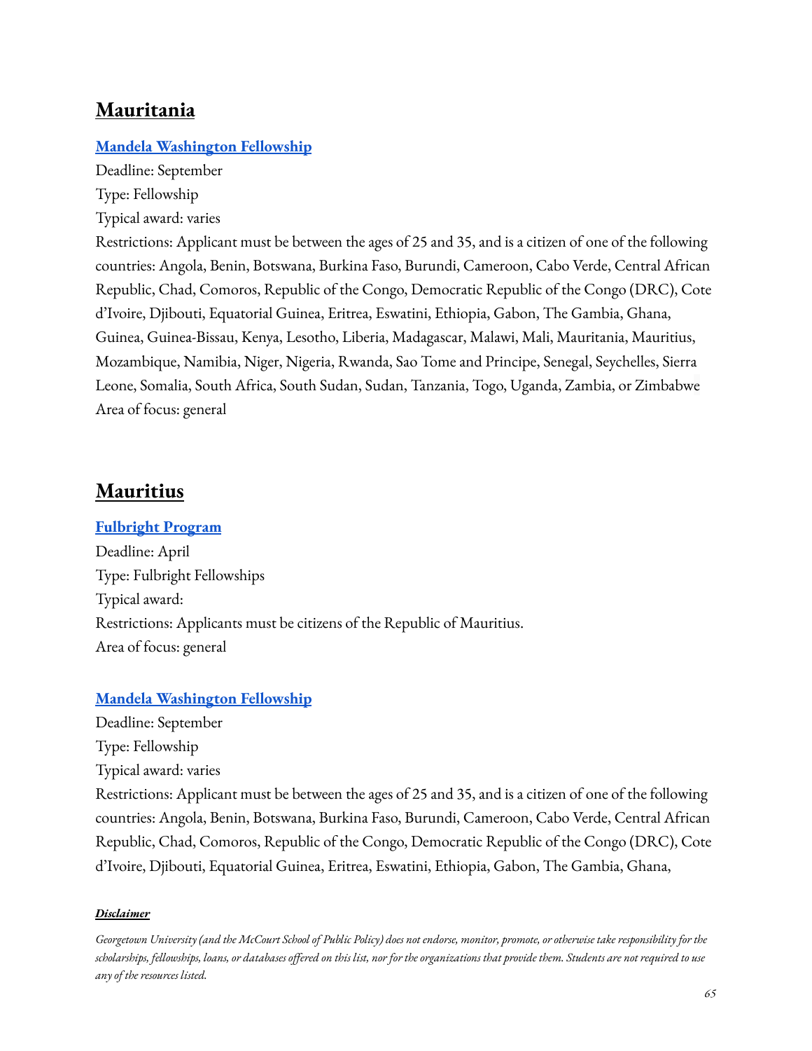## Mauritania

### [Mandela Washington Fellowship]

Deadline: September
Type: Fellowship
Typical award: varies
Restrictions: Applicant must be between the ages of 25 and 35, and is a citizen of one of the following countries: Angola, Benin, Botswana, Burkina Faso, Burundi, Cameroon, Cabo Verde, Central African Republic, Chad, Comoros, Republic of the Congo, Democratic Republic of the Congo (DRC), Cote d'Ivoire, Djibouti, Equatorial Guinea, Eritrea, Eswatini, Ethiopia, Gabon, The Gambia, Ghana, Guinea, Guinea-Bissau, Kenya, Lesotho, Liberia, Madagascar, Malawi, Mali, Mauritania, Mauritius, Mozambique, Namibia, Niger, Nigeria, Rwanda, Sao Tome and Principe, Senegal, Seychelles, Sierra Leone, Somalia, South Africa, South Sudan, Sudan, Tanzania, Togo, Uganda, Zambia, or Zimbabwe
Area of focus: general

## Mauritius

### [Fulbright Program]

Deadline: April
Type: Fulbright Fellowships
Typical award:
Restrictions: Applicants must be citizens of the Republic of Mauritius.
Area of focus: general

### [Mandela Washington Fellowship]

Deadline: September
Type: Fellowship
Typical award: varies
Restrictions: Applicant must be between the ages of 25 and 35, and is a citizen of one of the following countries: Angola, Benin, Botswana, Burkina Faso, Burundi, Cameroon, Cabo Verde, Central African Republic, Chad, Comoros, Republic of the Congo, Democratic Republic of the Congo (DRC), Cote d'Ivoire, Djibouti, Equatorial Guinea, Eritrea, Eswatini, Ethiopia, Gabon, The Gambia, Ghana,

***Disclaimer***

*Georgetown University (and the McCourt School of Public Policy) does not endorse, monitor, promote, or otherwise take responsibility for the scholarships, fellowships, loans, or databases offered on this list, nor for the organizations that provide them. Students are not required to use any of the resources listed.*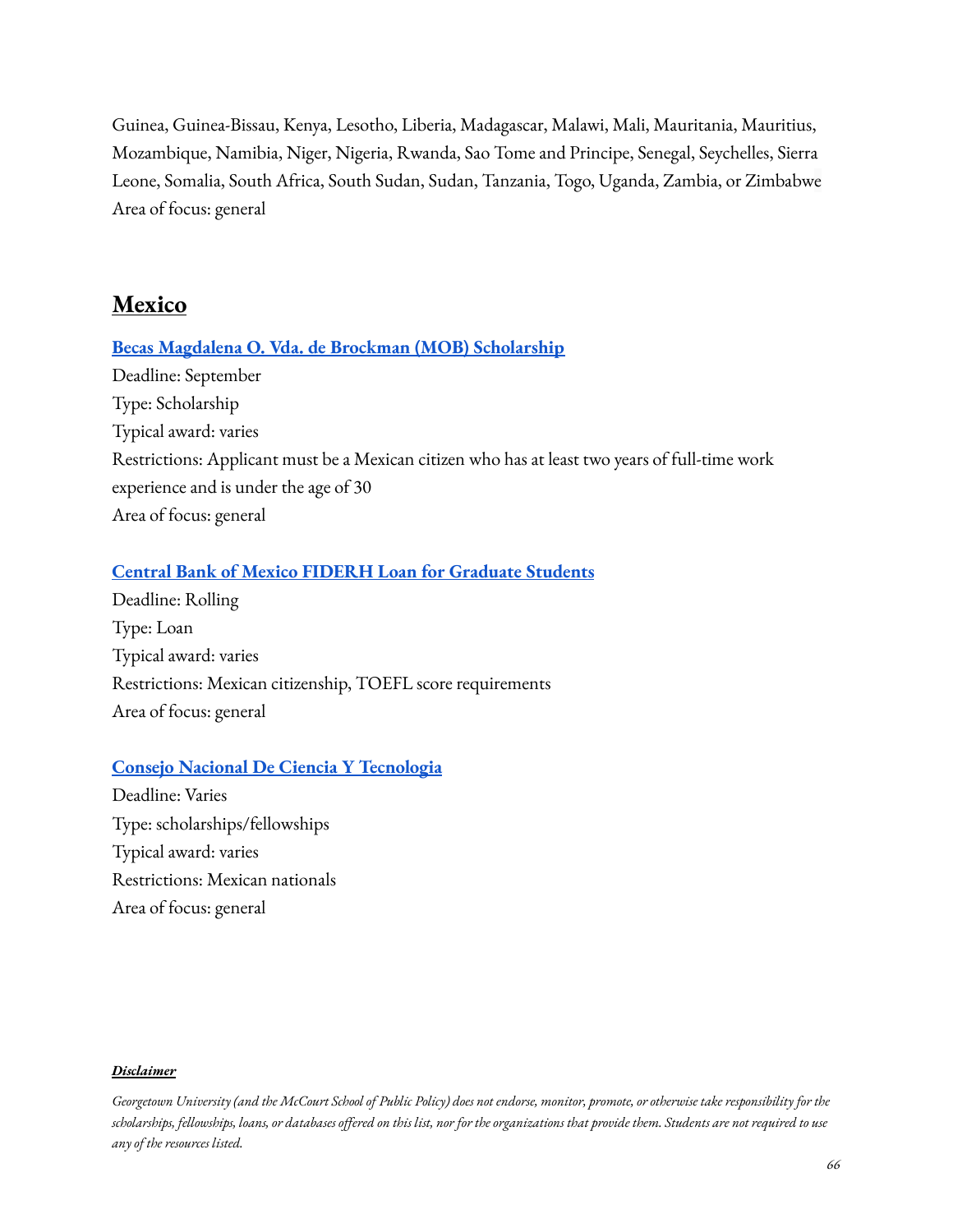Guinea, Guinea-Bissau, Kenya, Lesotho, Liberia, Madagascar, Malawi, Mali, Mauritania, Mauritius, Mozambique, Namibia, Niger, Nigeria, Rwanda, Sao Tome and Principe, Senegal, Seychelles, Sierra Leone, Somalia, South Africa, South Sudan, Sudan, Tanzania, Togo, Uganda, Zambia, or Zimbabwe
Area of focus: general

## Mexico

**Becas Magdalena O. Vda. de Brockman (MOB) Scholarship**
Deadline: September
Type: Scholarship
Typical award: varies
Restrictions: Applicant must be a Mexican citizen who has at least two years of full-time work experience and is under the age of 30
Area of focus: general

**Central Bank of Mexico FIDERH Loan for Graduate Students**
Deadline: Rolling
Type: Loan
Typical award: varies
Restrictions: Mexican citizenship, TOEFL score requirements
Area of focus: general

**Consejo Nacional De Ciencia Y Tecnologia**
Deadline: Varies
Type: scholarships/fellowships
Typical award: varies
Restrictions: Mexican nationals
Area of focus: general

***Disclaimer***

*Georgetown University (and the McCourt School of Public Policy) does not endorse, monitor, promote, or otherwise take responsibility for the scholarships, fellowships, loans, or databases offered on this list, nor for the organizations that provide them. Students are not required to use any of the resources listed.*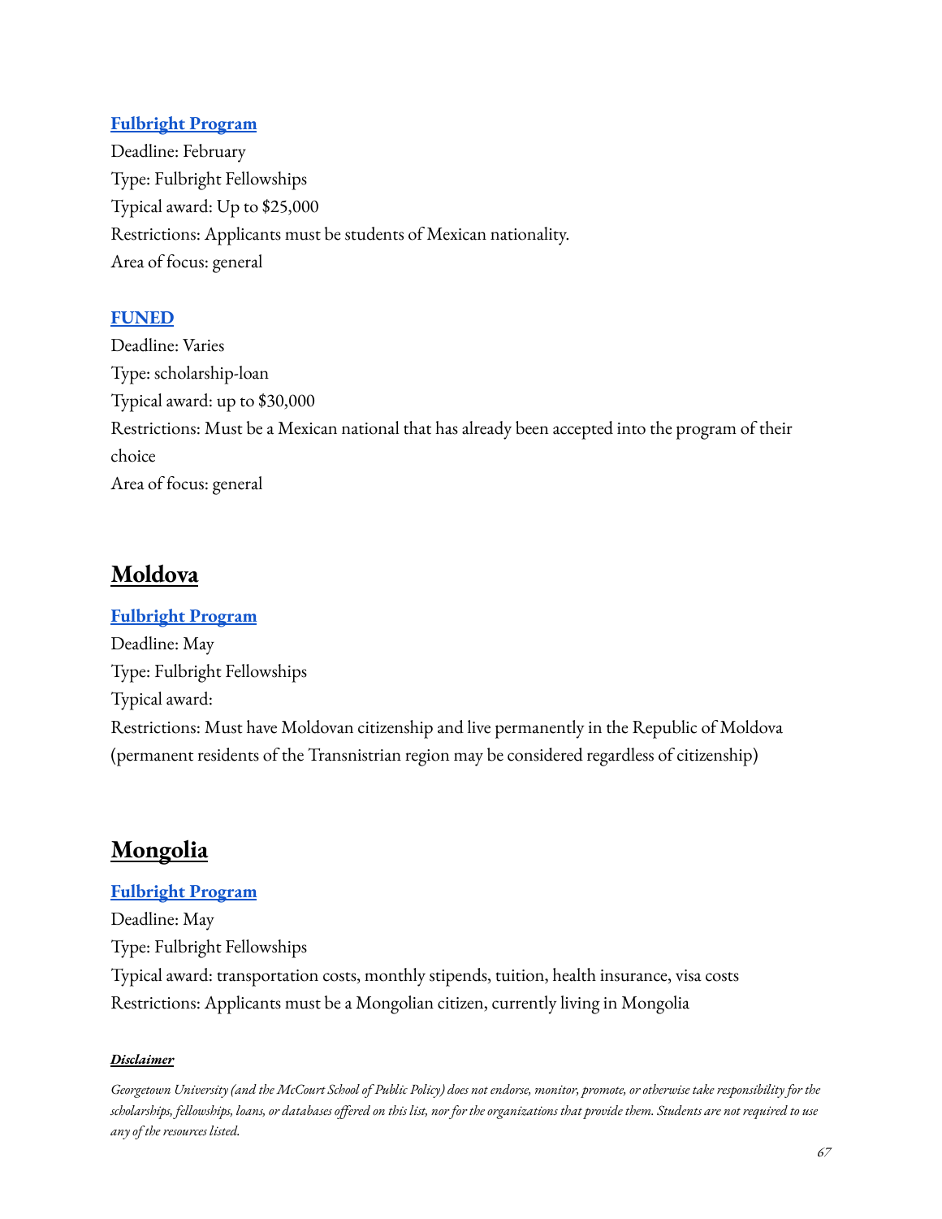**[Fulbright Program]()**
Deadline: February
Type: Fulbright Fellowships
Typical award: Up to $25,000
Restrictions: Applicants must be students of Mexican nationality.
Area of focus: general

**[FUNED]()**
Deadline: Varies
Type: scholarship-loan
Typical award: up to $30,000
Restrictions: Must be a Mexican national that has already been accepted into the program of their choice
Area of focus: general

## Moldova

**[Fulbright Program]()**
Deadline: May
Type: Fulbright Fellowships
Typical award:
Restrictions: Must have Moldovan citizenship and live permanently in the Republic of Moldova (permanent residents of the Transnistrian region may be considered regardless of citizenship)

## Mongolia

**[Fulbright Program]()**
Deadline: May
Type: Fulbright Fellowships
Typical award: transportation costs, monthly stipends, tuition, health insurance, visa costs
Restrictions: Applicants must be a Mongolian citizen, currently living in Mongolia

***Disclaimer***

*Georgetown University (and the McCourt School of Public Policy) does not endorse, monitor, promote, or otherwise take responsibility for the scholarships, fellowships, loans, or databases offered on this list, nor for the organizations that provide them. Students are not required to use any of the resources listed.*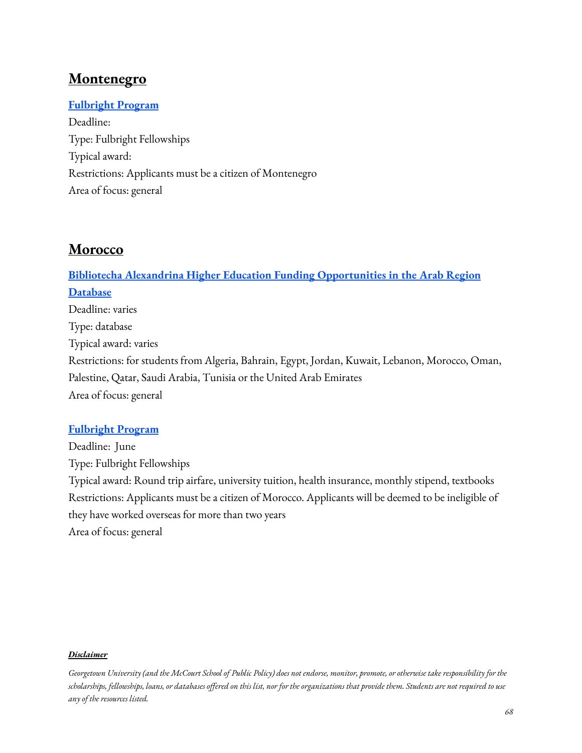## Montenegro

**Fulbright Program**

Deadline:

Type: Fulbright Fellowships

Typical award:

Restrictions: Applicants must be a citizen of Montenegro

Area of focus: general

## Morocco

**Bibliotecha Alexandrina Higher Education Funding Opportunities in the Arab Region Database**

Deadline: varies

Type: database

Typical award: varies

Restrictions: for students from Algeria, Bahrain, Egypt, Jordan, Kuwait, Lebanon, Morocco, Oman, Palestine, Qatar, Saudi Arabia, Tunisia or the United Arab Emirates

Area of focus: general

**Fulbright Program**

Deadline: June

Type: Fulbright Fellowships

Typical award: Round trip airfare, university tuition, health insurance, monthly stipend, textbooks

Restrictions: Applicants must be a citizen of Morocco. Applicants will be deemed to be ineligible of they have worked overseas for more than two years

Area of focus: general

***Disclaimer***

*Georgetown University (and the McCourt School of Public Policy) does not endorse, monitor, promote, or otherwise take responsibility for the scholarships, fellowships, loans, or databases offered on this list, nor for the organizations that provide them. Students are not required to use any of the resources listed.*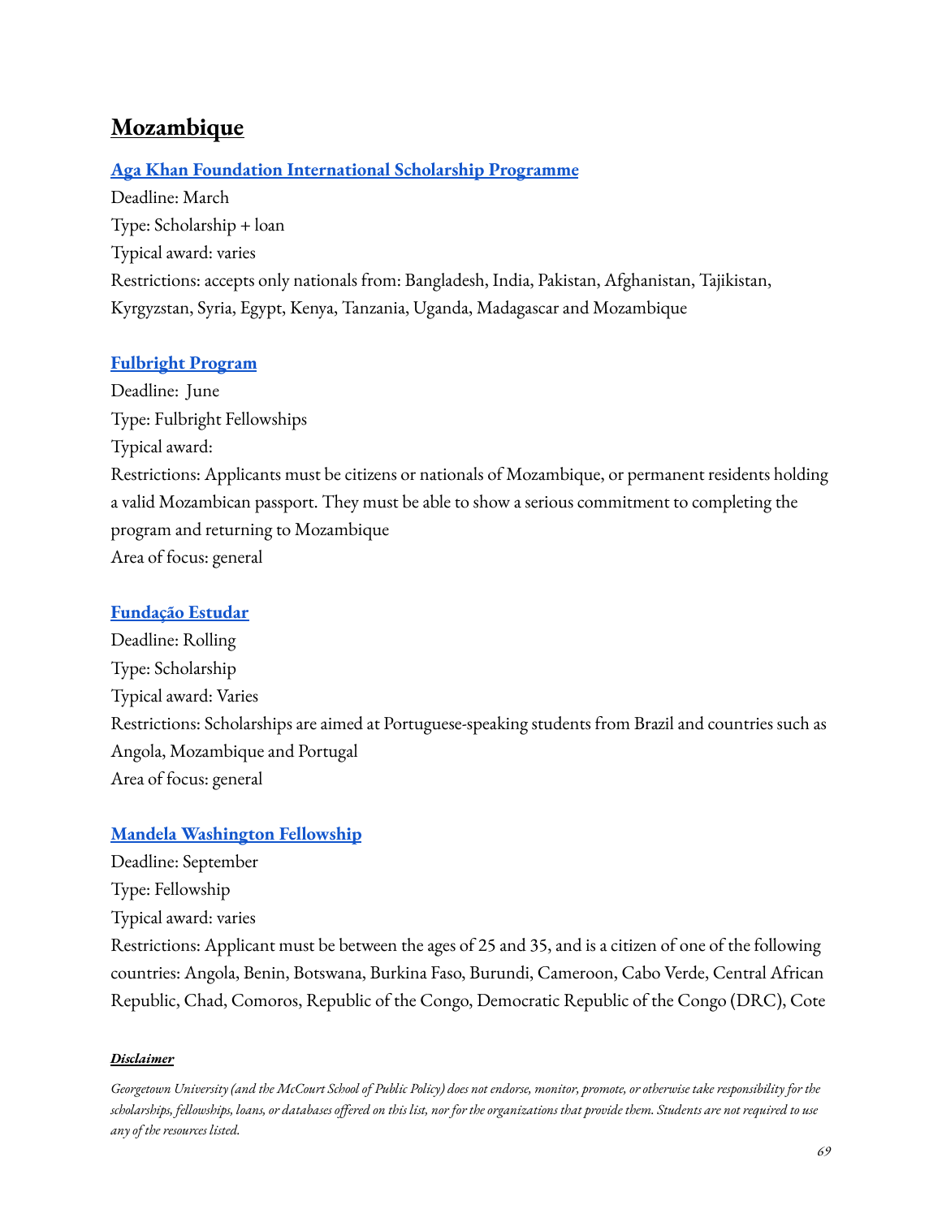## Mozambique

### Aga Khan Foundation International Scholarship Programme

Deadline: March
Type: Scholarship + loan
Typical award: varies
Restrictions: accepts only nationals from: Bangladesh, India, Pakistan, Afghanistan, Tajikistan, Kyrgyzstan, Syria, Egypt, Kenya, Tanzania, Uganda, Madagascar and Mozambique

### Fulbright Program

Deadline: June
Type: Fulbright Fellowships
Typical award:
Restrictions: Applicants must be citizens or nationals of Mozambique, or permanent residents holding a valid Mozambican passport. They must be able to show a serious commitment to completing the program and returning to Mozambique
Area of focus: general

### Fundação Estudar

Deadline: Rolling
Type: Scholarship
Typical award: Varies
Restrictions: Scholarships are aimed at Portuguese-speaking students from Brazil and countries such as Angola, Mozambique and Portugal
Area of focus: general

### Mandela Washington Fellowship

Deadline: September
Type: Fellowship
Typical award: varies
Restrictions: Applicant must be between the ages of 25 and 35, and is a citizen of one of the following countries: Angola, Benin, Botswana, Burkina Faso, Burundi, Cameroon, Cabo Verde, Central African Republic, Chad, Comoros, Republic of the Congo, Democratic Republic of the Congo (DRC), Cote

***Disclaimer***

*Georgetown University (and the McCourt School of Public Policy) does not endorse, monitor, promote, or otherwise take responsibility for the scholarships, fellowships, loans, or databases offered on this list, nor for the organizations that provide them. Students are not required to use any of the resources listed.*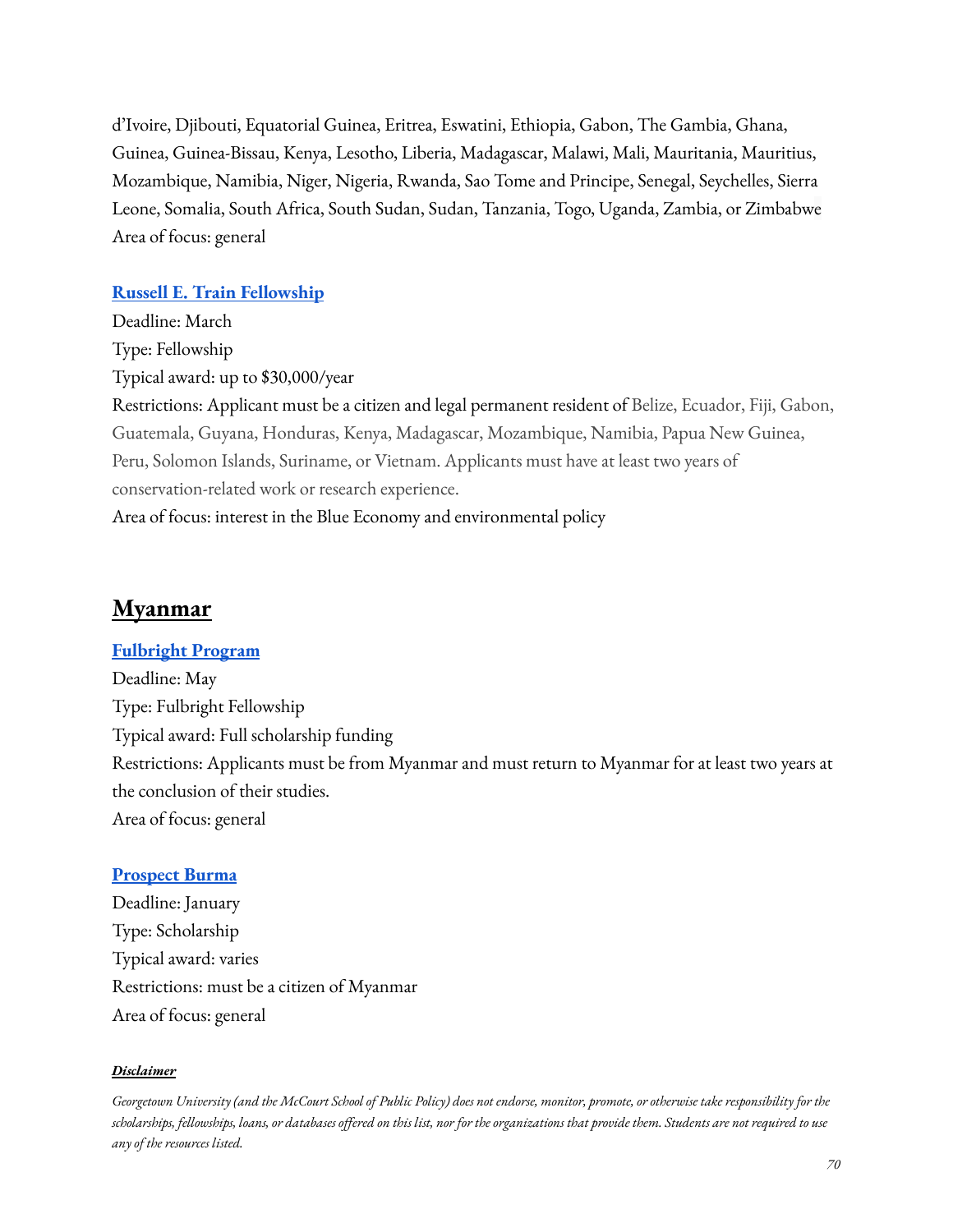d'Ivoire, Djibouti, Equatorial Guinea, Eritrea, Eswatini, Ethiopia, Gabon, The Gambia, Ghana, Guinea, Guinea-Bissau, Kenya, Lesotho, Liberia, Madagascar, Malawi, Mali, Mauritania, Mauritius, Mozambique, Namibia, Niger, Nigeria, Rwanda, Sao Tome and Principe, Senegal, Seychelles, Sierra Leone, Somalia, South Africa, South Sudan, Sudan, Tanzania, Togo, Uganda, Zambia, or Zimbabwe
Area of focus: general

### Russell E. Train Fellowship

Deadline: March
Type: Fellowship
Typical award: up to $30,000/year
Restrictions: Applicant must be a citizen and legal permanent resident of Belize, Ecuador, Fiji, Gabon, Guatemala, Guyana, Honduras, Kenya, Madagascar, Mozambique, Namibia, Papua New Guinea, Peru, Solomon Islands, Suriname, or Vietnam. Applicants must have at least two years of conservation-related work or research experience.
Area of focus: interest in the Blue Economy and environmental policy

## Myanmar

### Fulbright Program

Deadline: May
Type: Fulbright Fellowship
Typical award: Full scholarship funding
Restrictions: Applicants must be from Myanmar and must return to Myanmar for at least two years at the conclusion of their studies.
Area of focus: general

### Prospect Burma

Deadline: January
Type: Scholarship
Typical award: varies
Restrictions: must be a citizen of Myanmar
Area of focus: general

***Disclaimer***

*Georgetown University (and the McCourt School of Public Policy) does not endorse, monitor, promote, or otherwise take responsibility for the scholarships, fellowships, loans, or databases offered on this list, nor for the organizations that provide them. Students are not required to use any of the resources listed.*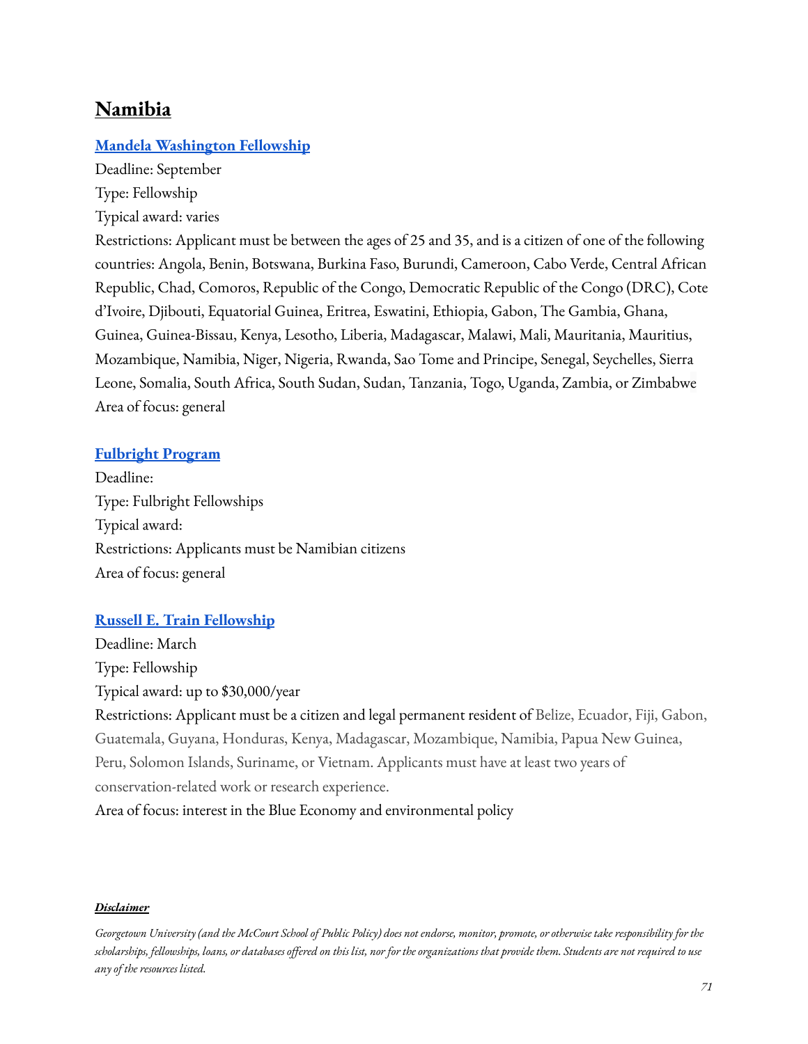# Namibia

## [Mandela Washington Fellowship]()

Deadline: September

Type: Fellowship

Typical award: varies

Restrictions: Applicant must be between the ages of 25 and 35, and is a citizen of one of the following countries: Angola, Benin, Botswana, Burkina Faso, Burundi, Cameroon, Cabo Verde, Central African Republic, Chad, Comoros, Republic of the Congo, Democratic Republic of the Congo (DRC), Cote d'Ivoire, Djibouti, Equatorial Guinea, Eritrea, Eswatini, Ethiopia, Gabon, The Gambia, Ghana, Guinea, Guinea-Bissau, Kenya, Lesotho, Liberia, Madagascar, Malawi, Mali, Mauritania, Mauritius, Mozambique, Namibia, Niger, Nigeria, Rwanda, Sao Tome and Principe, Senegal, Seychelles, Sierra Leone, Somalia, South Africa, South Sudan, Sudan, Tanzania, Togo, Uganda, Zambia, or Zimbabwe

Area of focus: general

## [Fulbright Program]()

Deadline:

Type: Fulbright Fellowships

Typical award:

Restrictions: Applicants must be Namibian citizens

Area of focus: general

## [Russell E. Train Fellowship]()

Deadline: March

Type: Fellowship

Typical award: up to $30,000/year

Restrictions: Applicant must be a citizen and legal permanent resident of Belize, Ecuador, Fiji, Gabon, Guatemala, Guyana, Honduras, Kenya, Madagascar, Mozambique, Namibia, Papua New Guinea, Peru, Solomon Islands, Suriname, or Vietnam. Applicants must have at least two years of conservation-related work or research experience.

Area of focus: interest in the Blue Economy and environmental policy

***Disclaimer***

*Georgetown University (and the McCourt School of Public Policy) does not endorse, monitor, promote, or otherwise take responsibility for the scholarships, fellowships, loans, or databases offered on this list, nor for the organizations that provide them. Students are not required to use any of the resources listed.*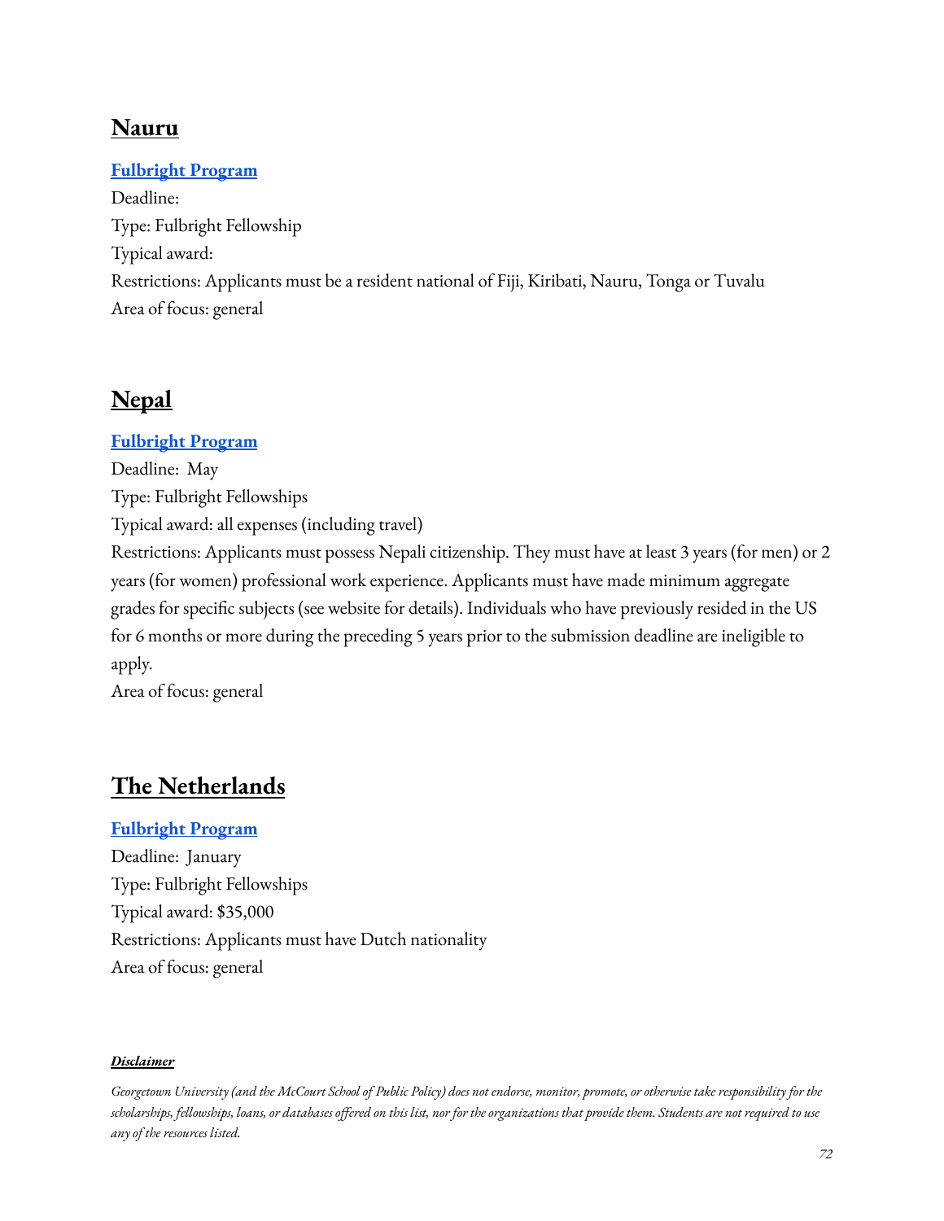## Nauru

**Fulbright Program**

Deadline:

Type: Fulbright Fellowship

Typical award:

Restrictions: Applicants must be a resident national of Fiji, Kiribati, Nauru, Tonga or Tuvalu

Area of focus: general

## Nepal

**Fulbright Program**

Deadline: May

Type: Fulbright Fellowships

Typical award: all expenses (including travel)

Restrictions: Applicants must possess Nepali citizenship. They must have at least 3 years (for men) or 2 years (for women) professional work experience. Applicants must have made minimum aggregate grades for specific subjects (see website for details). Individuals who have previously resided in the US for 6 months or more during the preceding 5 years prior to the submission deadline are ineligible to apply.

Area of focus: general

## The Netherlands

**Fulbright Program**

Deadline: January

Type: Fulbright Fellowships

Typical award: $35,000

Restrictions: Applicants must have Dutch nationality

Area of focus: general

***Disclaimer***

*Georgetown University (and the McCourt School of Public Policy) does not endorse, monitor, promote, or otherwise take responsibility for the scholarships, fellowships, loans, or databases offered on this list, nor for the organizations that provide them. Students are not required to use any of the resources listed.*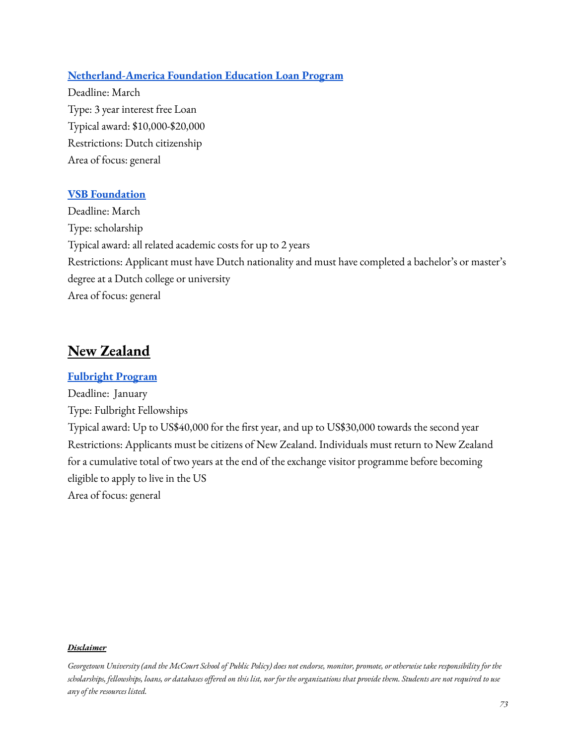### Netherland-America Foundation Education Loan Program

Deadline: March
Type: 3 year interest free Loan
Typical award: $10,000-$20,000
Restrictions: Dutch citizenship
Area of focus: general

### VSB Foundation

Deadline: March
Type: scholarship
Typical award: all related academic costs for up to 2 years
Restrictions: Applicant must have Dutch nationality and must have completed a bachelor's or master's degree at a Dutch college or university
Area of focus: general

## New Zealand

### Fulbright Program

Deadline: January
Type: Fulbright Fellowships
Typical award: Up to US$40,000 for the first year, and up to US$30,000 towards the second year
Restrictions: Applicants must be citizens of New Zealand. Individuals must return to New Zealand for a cumulative total of two years at the end of the exchange visitor programme before becoming eligible to apply to live in the US
Area of focus: general

***Disclaimer***

*Georgetown University (and the McCourt School of Public Policy) does not endorse, monitor, promote, or otherwise take responsibility for the scholarships, fellowships, loans, or databases offered on this list, nor for the organizations that provide them. Students are not required to use any of the resources listed.*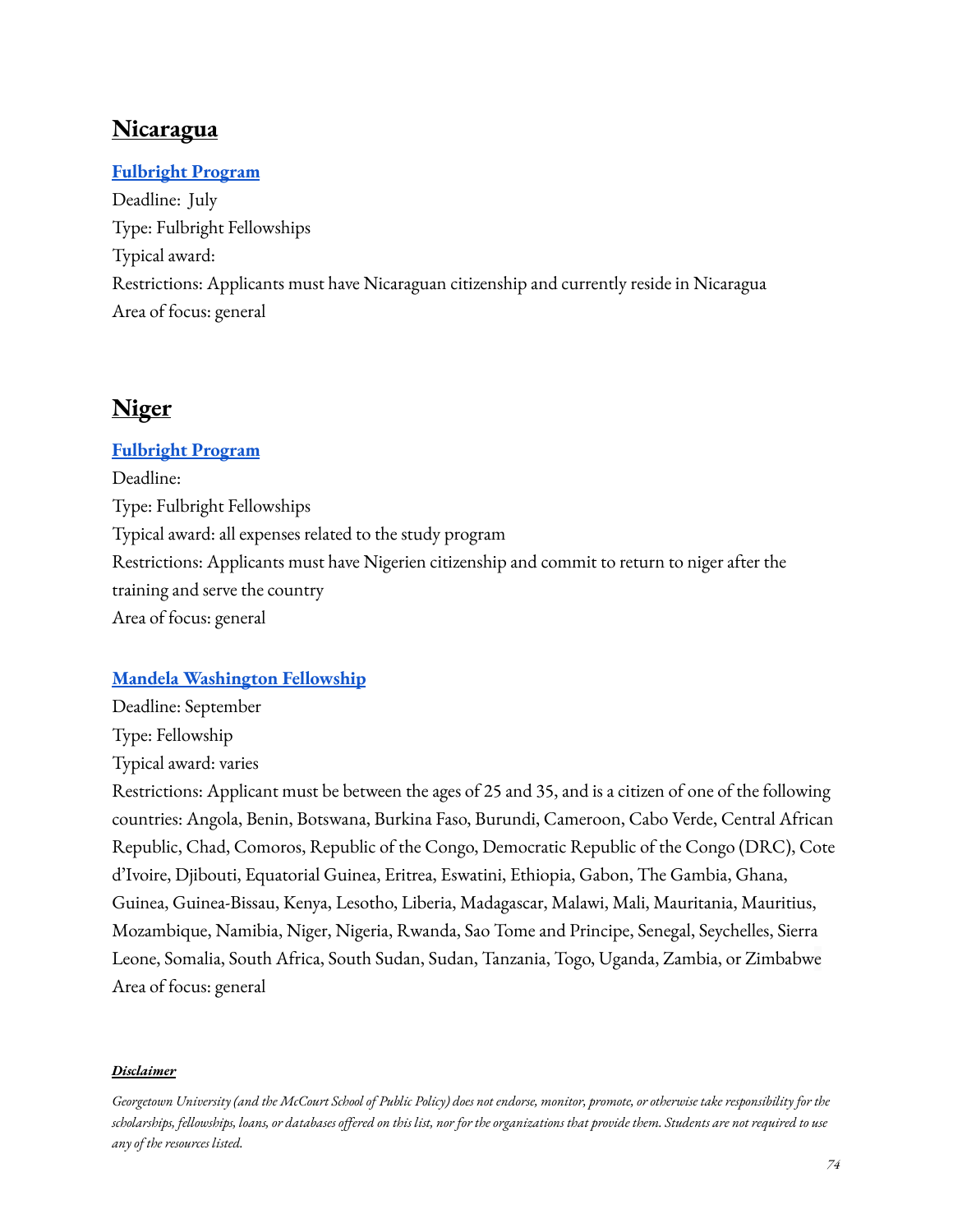## Nicaragua

**Fulbright Program**
Deadline: July
Type: Fulbright Fellowships
Typical award:
Restrictions: Applicants must have Nicaraguan citizenship and currently reside in Nicaragua
Area of focus: general

## Niger

**Fulbright Program**
Deadline:
Type: Fulbright Fellowships
Typical award: all expenses related to the study program
Restrictions: Applicants must have Nigerien citizenship and commit to return to niger after the training and serve the country
Area of focus: general

**Mandela Washington Fellowship**
Deadline: September
Type: Fellowship
Typical award: varies
Restrictions: Applicant must be between the ages of 25 and 35, and is a citizen of one of the following countries: Angola, Benin, Botswana, Burkina Faso, Burundi, Cameroon, Cabo Verde, Central African Republic, Chad, Comoros, Republic of the Congo, Democratic Republic of the Congo (DRC), Cote d'Ivoire, Djibouti, Equatorial Guinea, Eritrea, Eswatini, Ethiopia, Gabon, The Gambia, Ghana, Guinea, Guinea-Bissau, Kenya, Lesotho, Liberia, Madagascar, Malawi, Mali, Mauritania, Mauritius, Mozambique, Namibia, Niger, Nigeria, Rwanda, Sao Tome and Principe, Senegal, Seychelles, Sierra Leone, Somalia, South Africa, South Sudan, Sudan, Tanzania, Togo, Uganda, Zambia, or Zimbabwe
Area of focus: general

***Disclaimer***

*Georgetown University (and the McCourt School of Public Policy) does not endorse, monitor, promote, or otherwise take responsibility for the scholarships, fellowships, loans, or databases offered on this list, nor for the organizations that provide them. Students are not required to use any of the resources listed.*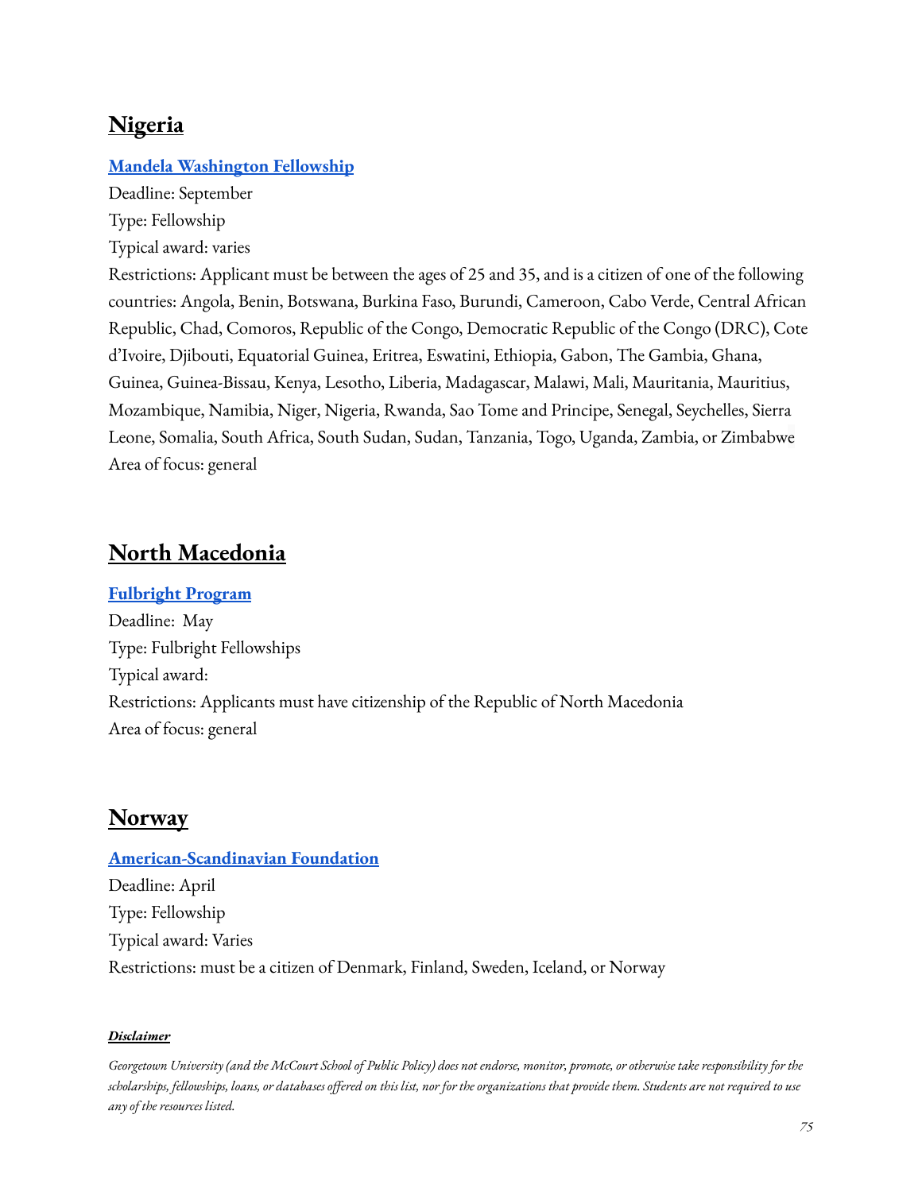## Nigeria

**Mandela Washington Fellowship**
Deadline: September
Type: Fellowship
Typical award: varies
Restrictions: Applicant must be between the ages of 25 and 35, and is a citizen of one of the following countries: Angola, Benin, Botswana, Burkina Faso, Burundi, Cameroon, Cabo Verde, Central African Republic, Chad, Comoros, Republic of the Congo, Democratic Republic of the Congo (DRC), Cote d'Ivoire, Djibouti, Equatorial Guinea, Eritrea, Eswatini, Ethiopia, Gabon, The Gambia, Ghana, Guinea, Guinea-Bissau, Kenya, Lesotho, Liberia, Madagascar, Malawi, Mali, Mauritania, Mauritius, Mozambique, Namibia, Niger, Nigeria, Rwanda, Sao Tome and Principe, Senegal, Seychelles, Sierra Leone, Somalia, South Africa, South Sudan, Sudan, Tanzania, Togo, Uganda, Zambia, or Zimbabwe
Area of focus: general

## North Macedonia

**Fulbright Program**
Deadline: May
Type: Fulbright Fellowships
Typical award:
Restrictions: Applicants must have citizenship of the Republic of North Macedonia
Area of focus: general

## Norway

**American-Scandinavian Foundation**
Deadline: April
Type: Fellowship
Typical award: Varies
Restrictions: must be a citizen of Denmark, Finland, Sweden, Iceland, or Norway

***Disclaimer***

*Georgetown University (and the McCourt School of Public Policy) does not endorse, monitor, promote, or otherwise take responsibility for the scholarships, fellowships, loans, or databases offered on this list, nor for the organizations that provide them. Students are not required to use any of the resources listed.*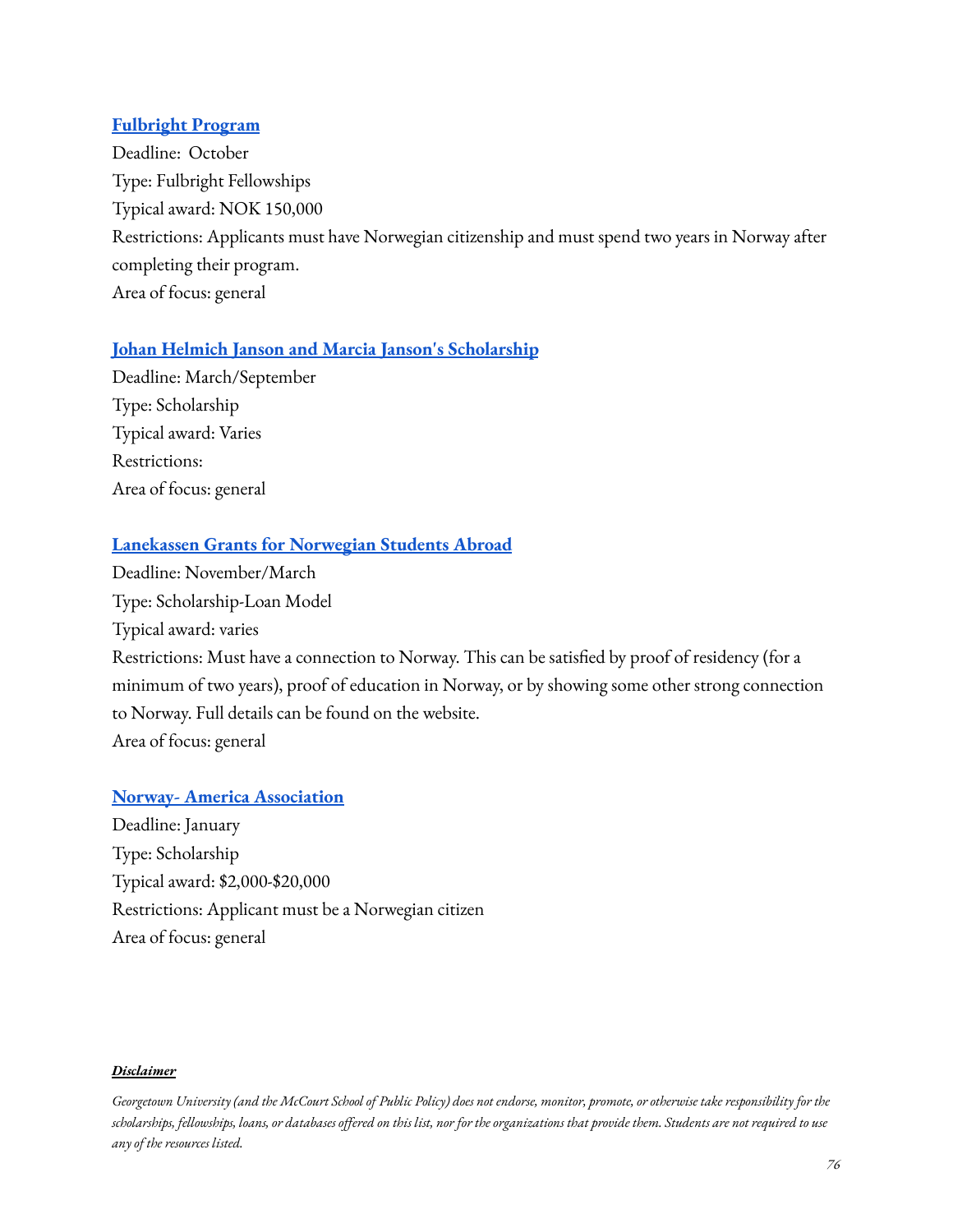**Fulbright Program**

Deadline:  October

Type: Fulbright Fellowships

Typical award: NOK 150,000

Restrictions: Applicants must have Norwegian citizenship and must spend two years in Norway after completing their program.

Area of focus: general

**Johan Helmich Janson and Marcia Janson's Scholarship**

Deadline: March/September

Type: Scholarship

Typical award: Varies

Restrictions:

Area of focus: general

**Lanekassen Grants for Norwegian Students Abroad**

Deadline: November/March

Type: Scholarship-Loan Model

Typical award: varies

Restrictions: Must have a connection to Norway. This can be satisfied by proof of residency (for a minimum of two years), proof of education in Norway, or by showing some other strong connection to Norway. Full details can be found on the website.

Area of focus: general

**Norway- America Association**

Deadline: January

Type: Scholarship

Typical award: $2,000-$20,000

Restrictions: Applicant must be a Norwegian citizen

Area of focus: general

***Disclaimer***

*Georgetown University (and the McCourt School of Public Policy) does not endorse, monitor, promote, or otherwise take responsibility for the scholarships, fellowships, loans, or databases offered on this list, nor for the organizations that provide them. Students are not required to use any of the resources listed.*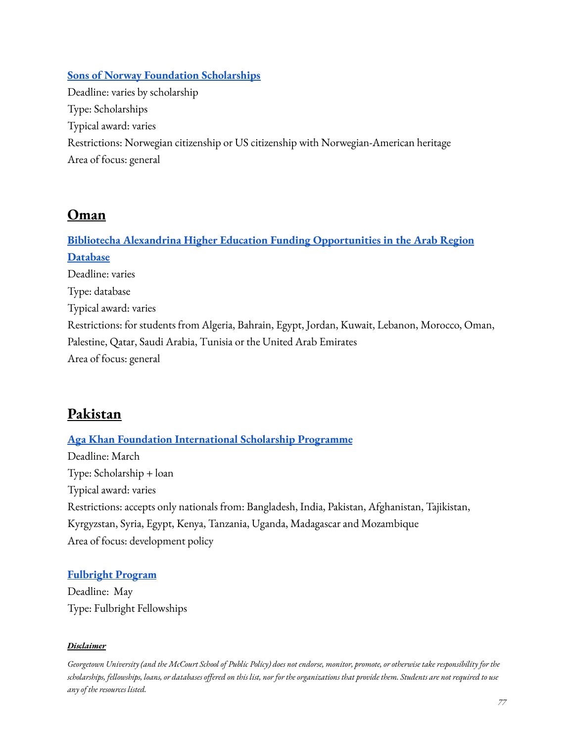**Sons of Norway Foundation Scholarships**

Deadline: varies by scholarship
Type: Scholarships
Typical award: varies
Restrictions: Norwegian citizenship or US citizenship with Norwegian-American heritage
Area of focus: general

## Oman

**Bibliotecha Alexandrina Higher Education Funding Opportunities in the Arab Region Database**

Deadline: varies
Type: database
Typical award: varies
Restrictions: for students from Algeria, Bahrain, Egypt, Jordan, Kuwait, Lebanon, Morocco, Oman, Palestine, Qatar, Saudi Arabia, Tunisia or the United Arab Emirates
Area of focus: general

## Pakistan

**Aga Khan Foundation International Scholarship Programme**

Deadline: March
Type: Scholarship + loan
Typical award: varies
Restrictions: accepts only nationals from: Bangladesh, India, Pakistan, Afghanistan, Tajikistan, Kyrgyzstan, Syria, Egypt, Kenya, Tanzania, Uganda, Madagascar and Mozambique
Area of focus: development policy

**Fulbright Program**

Deadline: May
Type: Fulbright Fellowships

***Disclaimer***

*Georgetown University (and the McCourt School of Public Policy) does not endorse, monitor, promote, or otherwise take responsibility for the scholarships, fellowships, loans, or databases offered on this list, nor for the organizations that provide them. Students are not required to use any of the resources listed.*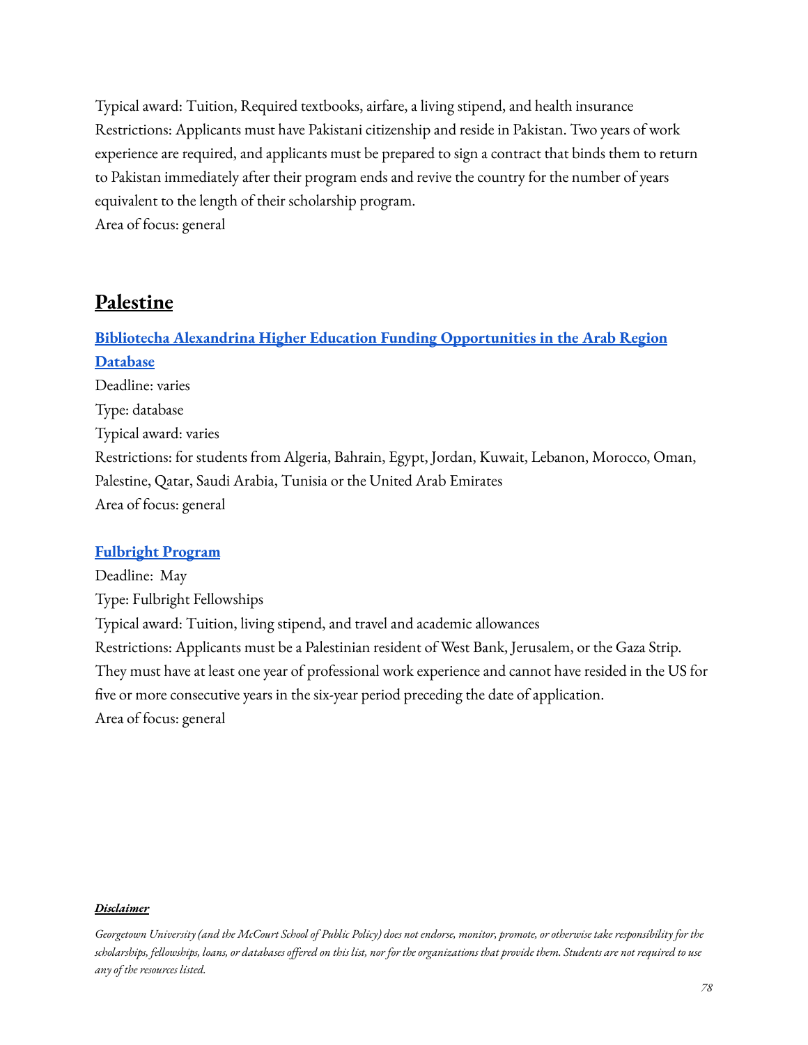Typical award: Tuition, Required textbooks, airfare, a living stipend, and health insurance
Restrictions: Applicants must have Pakistani citizenship and reside in Pakistan. Two years of work experience are required, and applicants must be prepared to sign a contract that binds them to return to Pakistan immediately after their program ends and revive the country for the number of years equivalent to the length of their scholarship program.
Area of focus: general

## Palestine

**Bibliotecha Alexandrina Higher Education Funding Opportunities in the Arab Region Database**
Deadline: varies
Type: database
Typical award: varies
Restrictions: for students from Algeria, Bahrain, Egypt, Jordan, Kuwait, Lebanon, Morocco, Oman, Palestine, Qatar, Saudi Arabia, Tunisia or the United Arab Emirates
Area of focus: general

**Fulbright Program**
Deadline: May
Type: Fulbright Fellowships
Typical award: Tuition, living stipend, and travel and academic allowances
Restrictions: Applicants must be a Palestinian resident of West Bank, Jerusalem, or the Gaza Strip. They must have at least one year of professional work experience and cannot have resided in the US for five or more consecutive years in the six-year period preceding the date of application.
Area of focus: general

***Disclaimer***

*Georgetown University (and the McCourt School of Public Policy) does not endorse, monitor, promote, or otherwise take responsibility for the scholarships, fellowships, loans, or databases offered on this list, nor for the organizations that provide them. Students are not required to use any of the resources listed.*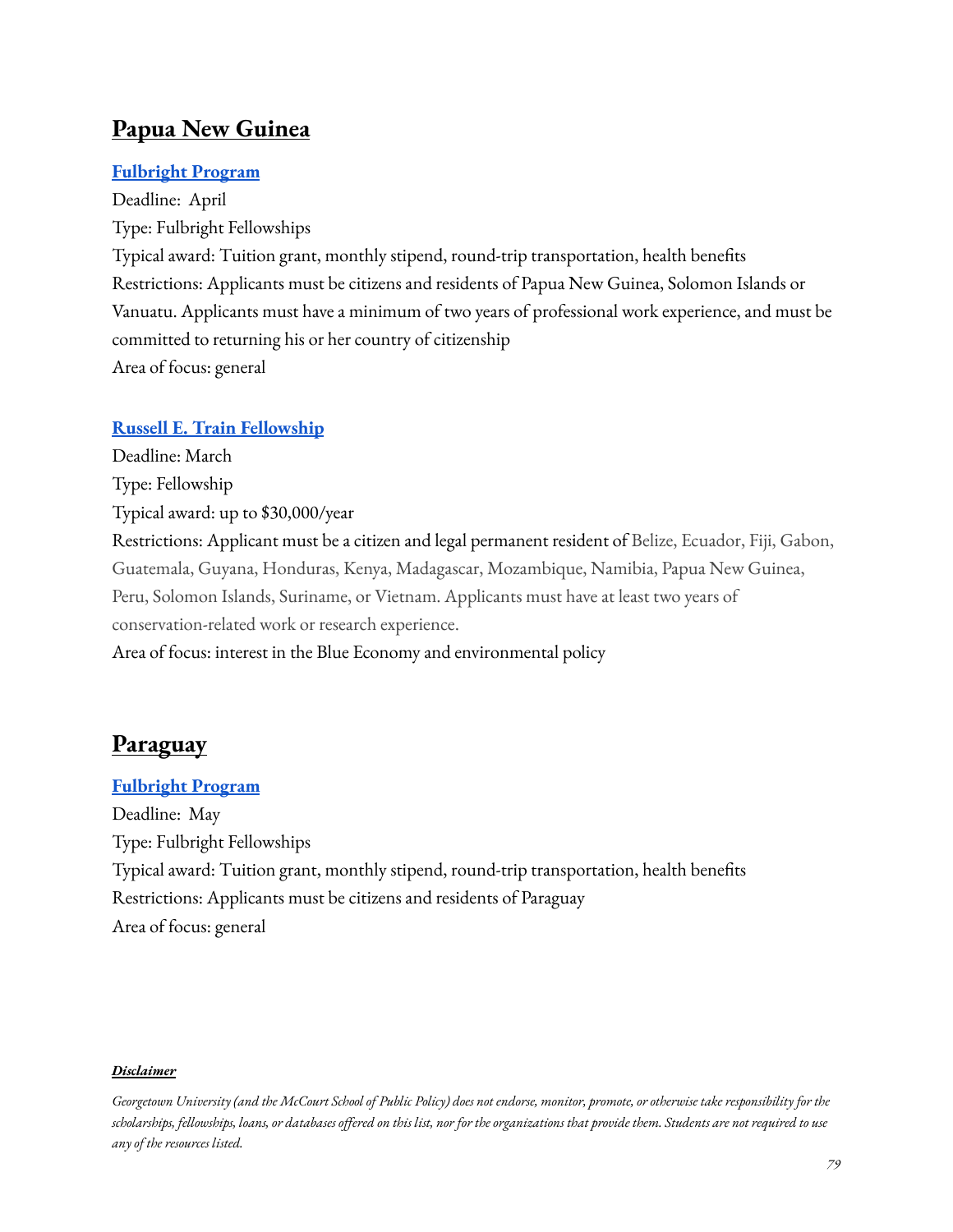## Papua New Guinea

**Fulbright Program**

Deadline: April

Type: Fulbright Fellowships

Typical award: Tuition grant, monthly stipend, round-trip transportation, health benefits

Restrictions: Applicants must be citizens and residents of Papua New Guinea, Solomon Islands or Vanuatu. Applicants must have a minimum of two years of professional work experience, and must be committed to returning his or her country of citizenship

Area of focus: general

**Russell E. Train Fellowship**

Deadline: March

Type: Fellowship

Typical award: up to $30,000/year

Restrictions: Applicant must be a citizen and legal permanent resident of Belize, Ecuador, Fiji, Gabon, Guatemala, Guyana, Honduras, Kenya, Madagascar, Mozambique, Namibia, Papua New Guinea, Peru, Solomon Islands, Suriname, or Vietnam. Applicants must have at least two years of conservation-related work or research experience.

Area of focus: interest in the Blue Economy and environmental policy

## Paraguay

**Fulbright Program**

Deadline: May

Type: Fulbright Fellowships

Typical award: Tuition grant, monthly stipend, round-trip transportation, health benefits

Restrictions: Applicants must be citizens and residents of Paraguay

Area of focus: general

***Disclaimer***

*Georgetown University (and the McCourt School of Public Policy) does not endorse, monitor, promote, or otherwise take responsibility for the scholarships, fellowships, loans, or databases offered on this list, nor for the organizations that provide them. Students are not required to use any of the resources listed.*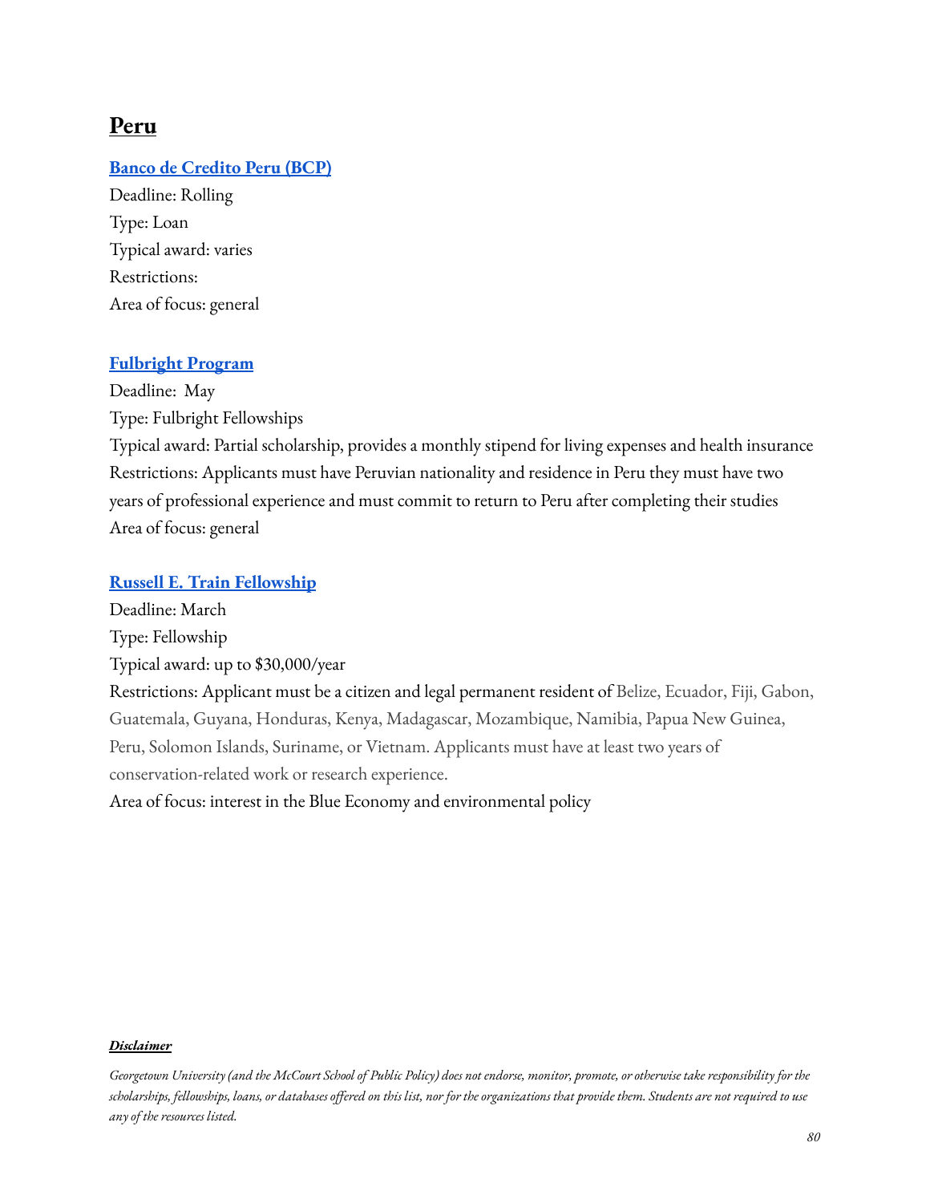# Peru

### Banco de Credito Peru (BCP)

Deadline: Rolling

Type: Loan

Typical award: varies

Restrictions:

Area of focus: general

### Fulbright Program

Deadline: May

Type: Fulbright Fellowships

Typical award: Partial scholarship, provides a monthly stipend for living expenses and health insurance

Restrictions: Applicants must have Peruvian nationality and residence in Peru they must have two years of professional experience and must commit to return to Peru after completing their studies

Area of focus: general

### Russell E. Train Fellowship

Deadline: March

Type: Fellowship

Typical award: up to $30,000/year

Restrictions: Applicant must be a citizen and legal permanent resident of Belize, Ecuador, Fiji, Gabon, Guatemala, Guyana, Honduras, Kenya, Madagascar, Mozambique, Namibia, Papua New Guinea, Peru, Solomon Islands, Suriname, or Vietnam. Applicants must have at least two years of conservation-related work or research experience.

Area of focus: interest in the Blue Economy and environmental policy

***Disclaimer***

*Georgetown University (and the McCourt School of Public Policy) does not endorse, monitor, promote, or otherwise take responsibility for the scholarships, fellowships, loans, or databases offered on this list, nor for the organizations that provide them. Students are not required to use any of the resources listed.*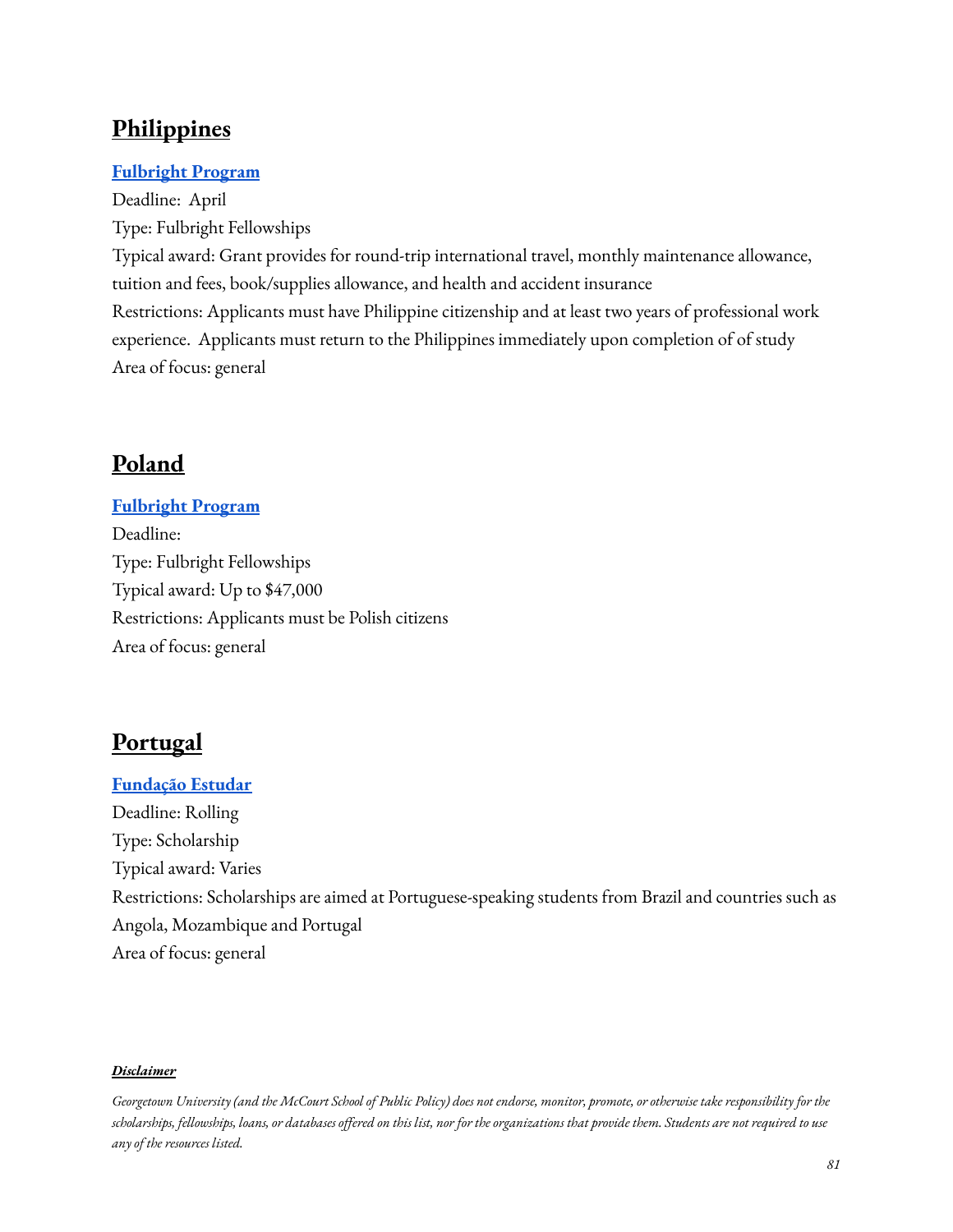## Philippines

**Fulbright Program**

Deadline: April
Type: Fulbright Fellowships
Typical award: Grant provides for round-trip international travel, monthly maintenance allowance, tuition and fees, book/supplies allowance, and health and accident insurance
Restrictions: Applicants must have Philippine citizenship and at least two years of professional work experience. Applicants must return to the Philippines immediately upon completion of of study
Area of focus: general

## Poland

**Fulbright Program**

Deadline:
Type: Fulbright Fellowships
Typical award: Up to $47,000
Restrictions: Applicants must be Polish citizens
Area of focus: general

## Portugal

**Fundação Estudar**

Deadline: Rolling
Type: Scholarship
Typical award: Varies
Restrictions: Scholarships are aimed at Portuguese-speaking students from Brazil and countries such as Angola, Mozambique and Portugal
Area of focus: general

***Disclaimer***

*Georgetown University (and the McCourt School of Public Policy) does not endorse, monitor, promote, or otherwise take responsibility for the scholarships, fellowships, loans, or databases offered on this list, nor for the organizations that provide them. Students are not required to use any of the resources listed.*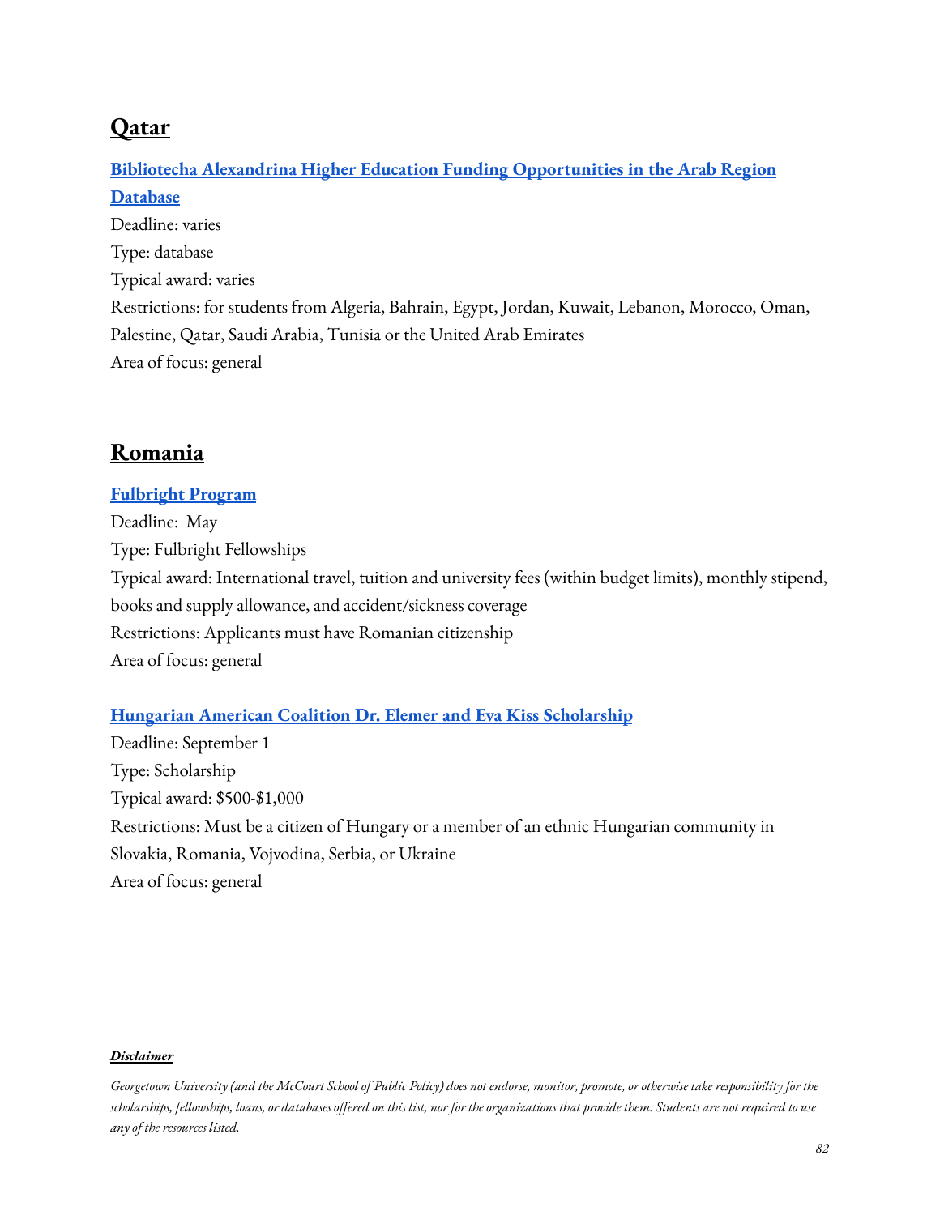## Qatar

**Bibliotecha Alexandrina Higher Education Funding Opportunities in the Arab Region Database**

Deadline: varies
Type: database
Typical award: varies
Restrictions: for students from Algeria, Bahrain, Egypt, Jordan, Kuwait, Lebanon, Morocco, Oman, Palestine, Qatar, Saudi Arabia, Tunisia or the United Arab Emirates
Area of focus: general

## Romania

**Fulbright Program**

Deadline: May
Type: Fulbright Fellowships
Typical award: International travel, tuition and university fees (within budget limits), monthly stipend, books and supply allowance, and accident/sickness coverage
Restrictions: Applicants must have Romanian citizenship
Area of focus: general

**Hungarian American Coalition Dr. Elemer and Eva Kiss Scholarship**

Deadline: September 1
Type: Scholarship
Typical award: $500-$1,000
Restrictions: Must be a citizen of Hungary or a member of an ethnic Hungarian community in Slovakia, Romania, Vojvodina, Serbia, or Ukraine
Area of focus: general

***Disclaimer***

*Georgetown University (and the McCourt School of Public Policy) does not endorse, monitor, promote, or otherwise take responsibility for the scholarships, fellowships, loans, or databases offered on this list, nor for the organizations that provide them. Students are not required to use any of the resources listed.*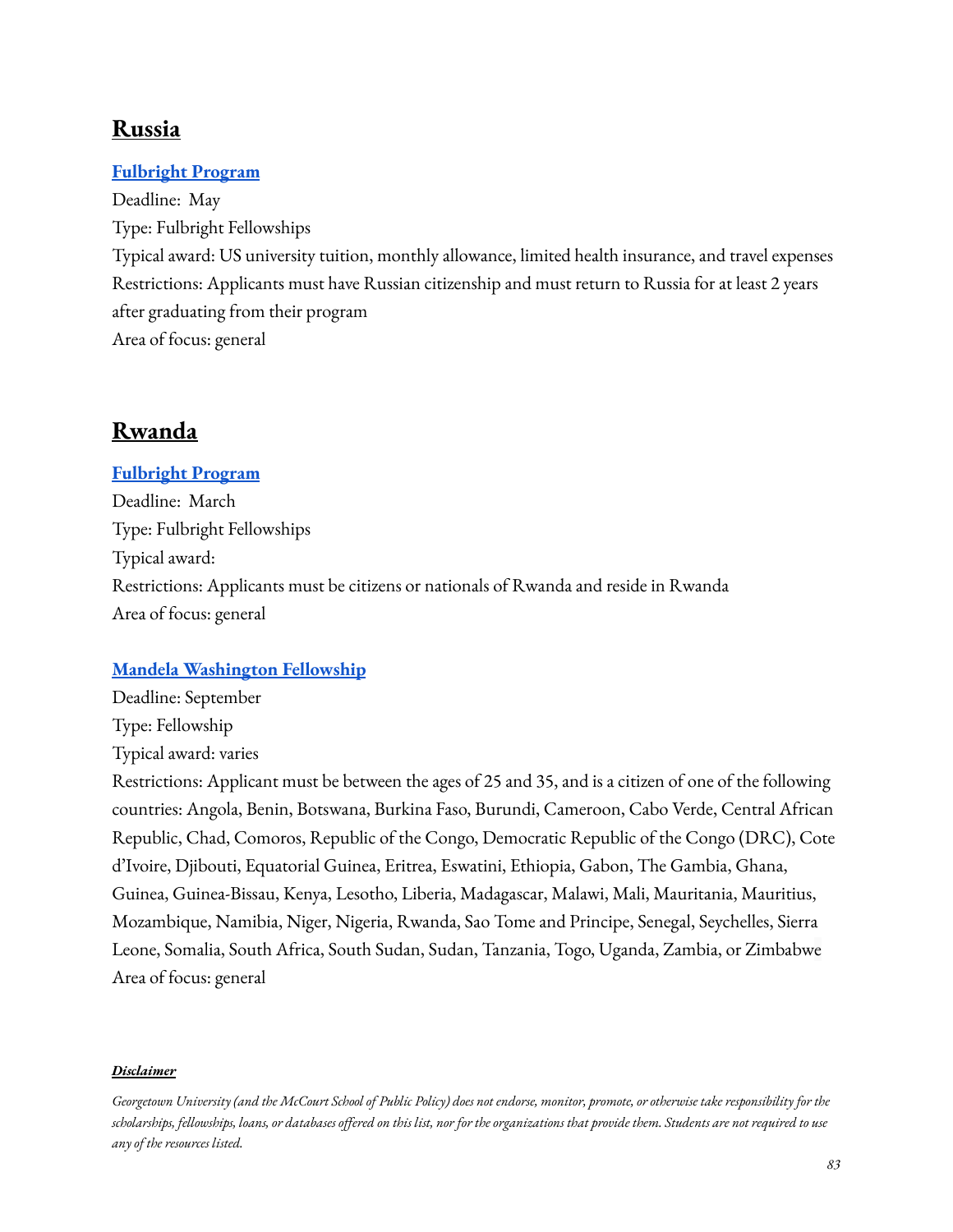## Russia

### [Fulbright Program]

Deadline: May

Type: Fulbright Fellowships

Typical award: US university tuition, monthly allowance, limited health insurance, and travel expenses

Restrictions: Applicants must have Russian citizenship and must return to Russia for at least 2 years after graduating from their program

Area of focus: general

## Rwanda

### [Fulbright Program]

Deadline: March

Type: Fulbright Fellowships

Typical award:

Restrictions: Applicants must be citizens or nationals of Rwanda and reside in Rwanda

Area of focus: general

### [Mandela Washington Fellowship]

Deadline: September

Type: Fellowship

Typical award: varies

Restrictions: Applicant must be between the ages of 25 and 35, and is a citizen of one of the following countries: Angola, Benin, Botswana, Burkina Faso, Burundi, Cameroon, Cabo Verde, Central African Republic, Chad, Comoros, Republic of the Congo, Democratic Republic of the Congo (DRC), Cote d'Ivoire, Djibouti, Equatorial Guinea, Eritrea, Eswatini, Ethiopia, Gabon, The Gambia, Ghana, Guinea, Guinea-Bissau, Kenya, Lesotho, Liberia, Madagascar, Malawi, Mali, Mauritania, Mauritius, Mozambique, Namibia, Niger, Nigeria, Rwanda, Sao Tome and Principe, Senegal, Seychelles, Sierra Leone, Somalia, South Africa, South Sudan, Sudan, Tanzania, Togo, Uganda, Zambia, or Zimbabwe

Area of focus: general

***Disclaimer***

*Georgetown University (and the McCourt School of Public Policy) does not endorse, monitor, promote, or otherwise take responsibility for the scholarships, fellowships, loans, or databases offered on this list, nor for the organizations that provide them. Students are not required to use any of the resources listed.*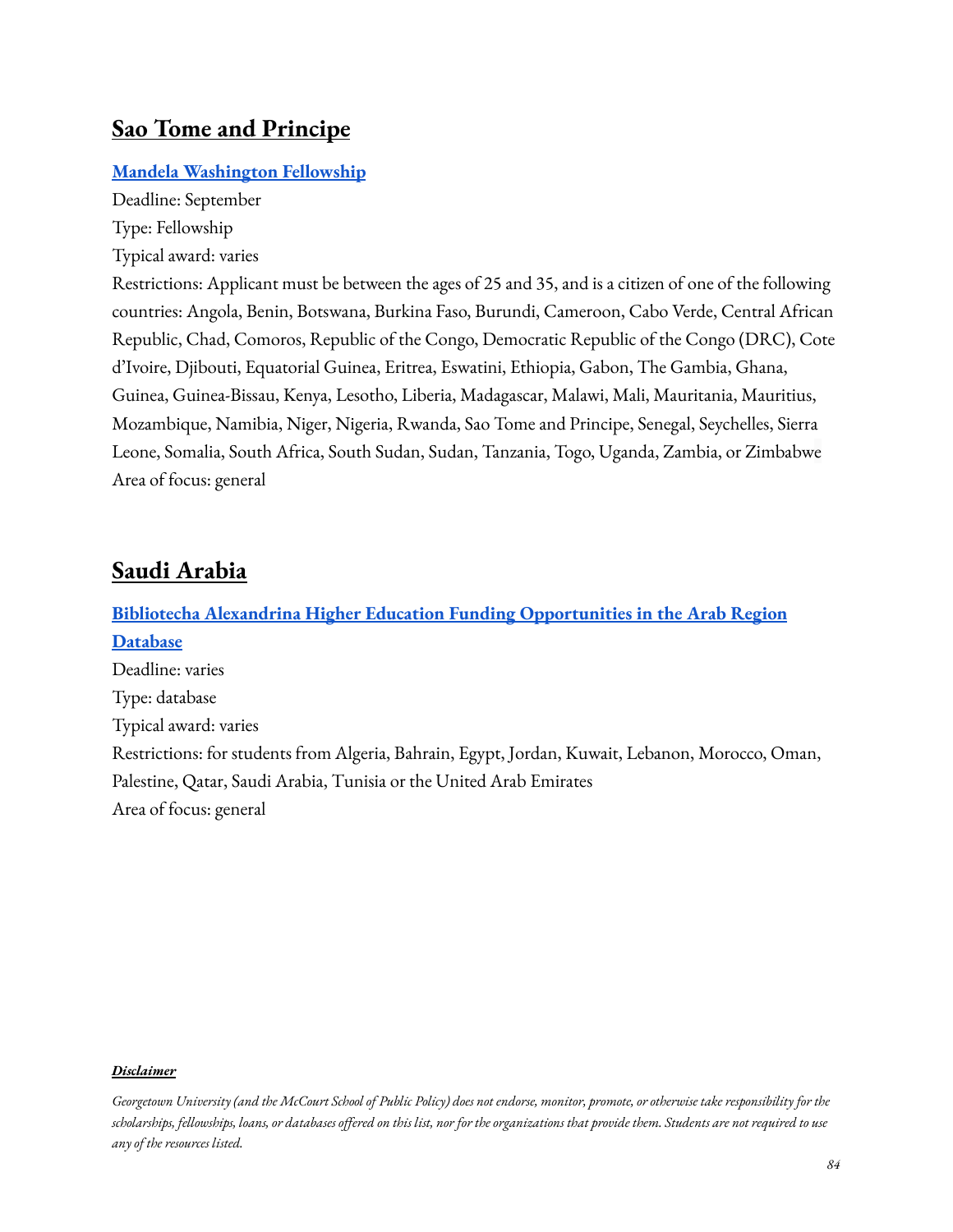## Sao Tome and Principe

**Mandela Washington Fellowship**

Deadline: September

Type: Fellowship

Typical award: varies

Restrictions: Applicant must be between the ages of 25 and 35, and is a citizen of one of the following countries: Angola, Benin, Botswana, Burkina Faso, Burundi, Cameroon, Cabo Verde, Central African Republic, Chad, Comoros, Republic of the Congo, Democratic Republic of the Congo (DRC), Cote d'Ivoire, Djibouti, Equatorial Guinea, Eritrea, Eswatini, Ethiopia, Gabon, The Gambia, Ghana, Guinea, Guinea-Bissau, Kenya, Lesotho, Liberia, Madagascar, Malawi, Mali, Mauritania, Mauritius, Mozambique, Namibia, Niger, Nigeria, Rwanda, Sao Tome and Principe, Senegal, Seychelles, Sierra Leone, Somalia, South Africa, South Sudan, Sudan, Tanzania, Togo, Uganda, Zambia, or Zimbabwe

Area of focus: general

## Saudi Arabia

**Bibliotecha Alexandrina Higher Education Funding Opportunities in the Arab Region Database**

Deadline: varies

Type: database

Typical award: varies

Restrictions: for students from Algeria, Bahrain, Egypt, Jordan, Kuwait, Lebanon, Morocco, Oman, Palestine, Qatar, Saudi Arabia, Tunisia or the United Arab Emirates

Area of focus: general

***Disclaimer***

*Georgetown University (and the McCourt School of Public Policy) does not endorse, monitor, promote, or otherwise take responsibility for the scholarships, fellowships, loans, or databases offered on this list, nor for the organizations that provide them. Students are not required to use any of the resources listed.*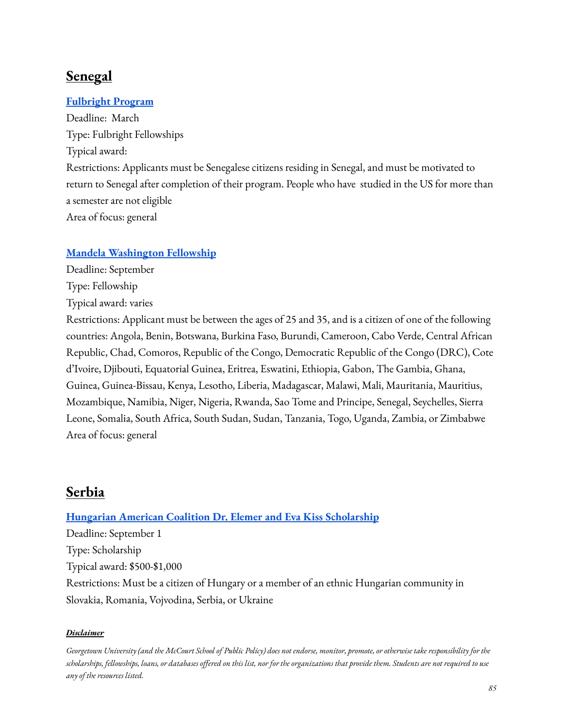## **Senegal**

**Fulbright Program**

Deadline: March

Type: Fulbright Fellowships

Typical award:

Restrictions: Applicants must be Senegalese citizens residing in Senegal, and must be motivated to return to Senegal after completion of their program. People who have studied in the US for more than a semester are not eligible

Area of focus: general

**Mandela Washington Fellowship**

Deadline: September

Type: Fellowship

Typical award: varies

Restrictions: Applicant must be between the ages of 25 and 35, and is a citizen of one of the following countries: Angola, Benin, Botswana, Burkina Faso, Burundi, Cameroon, Cabo Verde, Central African Republic, Chad, Comoros, Republic of the Congo, Democratic Republic of the Congo (DRC), Cote d'Ivoire, Djibouti, Equatorial Guinea, Eritrea, Eswatini, Ethiopia, Gabon, The Gambia, Ghana, Guinea, Guinea-Bissau, Kenya, Lesotho, Liberia, Madagascar, Malawi, Mali, Mauritania, Mauritius, Mozambique, Namibia, Niger, Nigeria, Rwanda, Sao Tome and Principe, Senegal, Seychelles, Sierra Leone, Somalia, South Africa, South Sudan, Sudan, Tanzania, Togo, Uganda, Zambia, or Zimbabwe

Area of focus: general

## **Serbia**

**Hungarian American Coalition Dr. Elemer and Eva Kiss Scholarship**

Deadline: September 1

Type: Scholarship

Typical award: $500-$1,000

Restrictions: Must be a citizen of Hungary or a member of an ethnic Hungarian community in Slovakia, Romania, Vojvodina, Serbia, or Ukraine

***Disclaimer***

*Georgetown University (and the McCourt School of Public Policy) does not endorse, monitor, promote, or otherwise take responsibility for the scholarships, fellowships, loans, or databases offered on this list, nor for the organizations that provide them. Students are not required to use any of the resources listed.*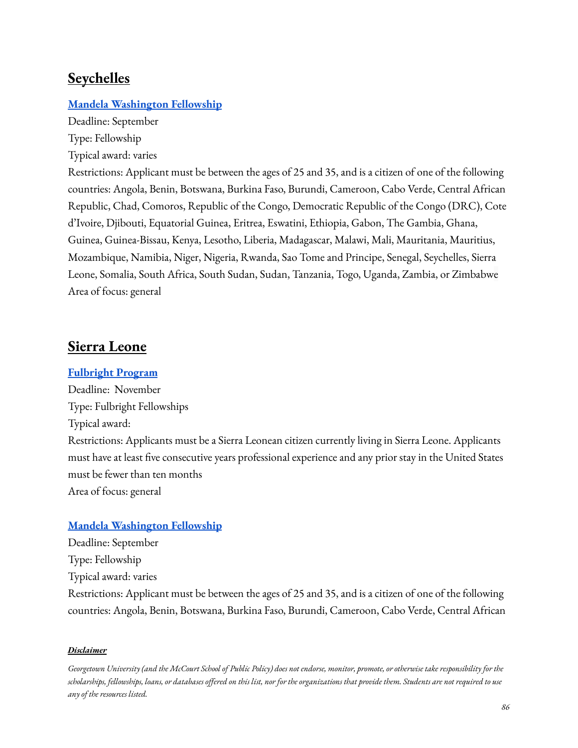## Seychelles

### Mandela Washington Fellowship

Deadline: September
Type: Fellowship
Typical award: varies
Restrictions: Applicant must be between the ages of 25 and 35, and is a citizen of one of the following countries: Angola, Benin, Botswana, Burkina Faso, Burundi, Cameroon, Cabo Verde, Central African Republic, Chad, Comoros, Republic of the Congo, Democratic Republic of the Congo (DRC), Cote d'Ivoire, Djibouti, Equatorial Guinea, Eritrea, Eswatini, Ethiopia, Gabon, The Gambia, Ghana, Guinea, Guinea-Bissau, Kenya, Lesotho, Liberia, Madagascar, Malawi, Mali, Mauritania, Mauritius, Mozambique, Namibia, Niger, Nigeria, Rwanda, Sao Tome and Principe, Senegal, Seychelles, Sierra Leone, Somalia, South Africa, South Sudan, Sudan, Tanzania, Togo, Uganda, Zambia, or Zimbabwe
Area of focus: general

## Sierra Leone

### Fulbright Program

Deadline: November
Type: Fulbright Fellowships
Typical award:
Restrictions: Applicants must be a Sierra Leonean citizen currently living in Sierra Leone. Applicants must have at least five consecutive years professional experience and any prior stay in the United States must be fewer than ten months
Area of focus: general

### Mandela Washington Fellowship

Deadline: September
Type: Fellowship
Typical award: varies
Restrictions: Applicant must be between the ages of 25 and 35, and is a citizen of one of the following countries: Angola, Benin, Botswana, Burkina Faso, Burundi, Cameroon, Cabo Verde, Central African

***Disclaimer***

*Georgetown University (and the McCourt School of Public Policy) does not endorse, monitor, promote, or otherwise take responsibility for the scholarships, fellowships, loans, or databases offered on this list, nor for the organizations that provide them. Students are not required to use any of the resources listed.*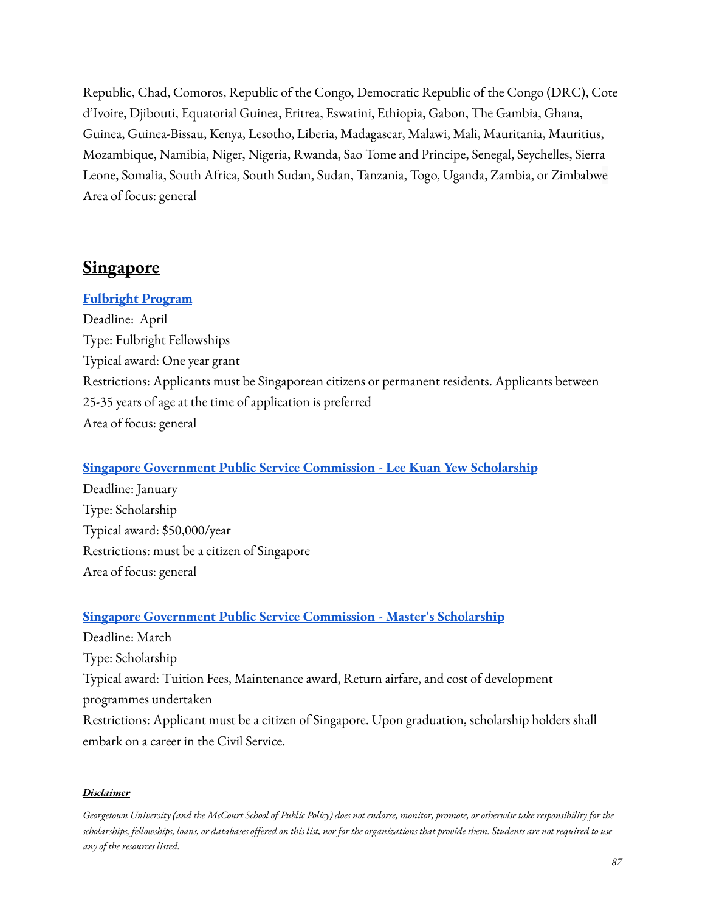Republic, Chad, Comoros, Republic of the Congo, Democratic Republic of the Congo (DRC), Cote d'Ivoire, Djibouti, Equatorial Guinea, Eritrea, Eswatini, Ethiopia, Gabon, The Gambia, Ghana, Guinea, Guinea-Bissau, Kenya, Lesotho, Liberia, Madagascar, Malawi, Mali, Mauritania, Mauritius, Mozambique, Namibia, Niger, Nigeria, Rwanda, Sao Tome and Principe, Senegal, Seychelles, Sierra Leone, Somalia, South Africa, South Sudan, Sudan, Tanzania, Togo, Uganda, Zambia, or Zimbabwe
Area of focus: general

## Singapore

**Fulbright Program**
Deadline: April
Type: Fulbright Fellowships
Typical award: One year grant
Restrictions: Applicants must be Singaporean citizens or permanent residents. Applicants between 25-35 years of age at the time of application is preferred
Area of focus: general

**Singapore Government Public Service Commission - Lee Kuan Yew Scholarship**
Deadline: January
Type: Scholarship
Typical award: $50,000/year
Restrictions: must be a citizen of Singapore
Area of focus: general

**Singapore Government Public Service Commission - Master's Scholarship**
Deadline: March
Type: Scholarship
Typical award: Tuition Fees, Maintenance award, Return airfare, and cost of development programmes undertaken
Restrictions: Applicant must be a citizen of Singapore. Upon graduation, scholarship holders shall embark on a career in the Civil Service.

***Disclaimer***

*Georgetown University (and the McCourt School of Public Policy) does not endorse, monitor, promote, or otherwise take responsibility for the scholarships, fellowships, loans, or databases offered on this list, nor for the organizations that provide them. Students are not required to use any of the resources listed.*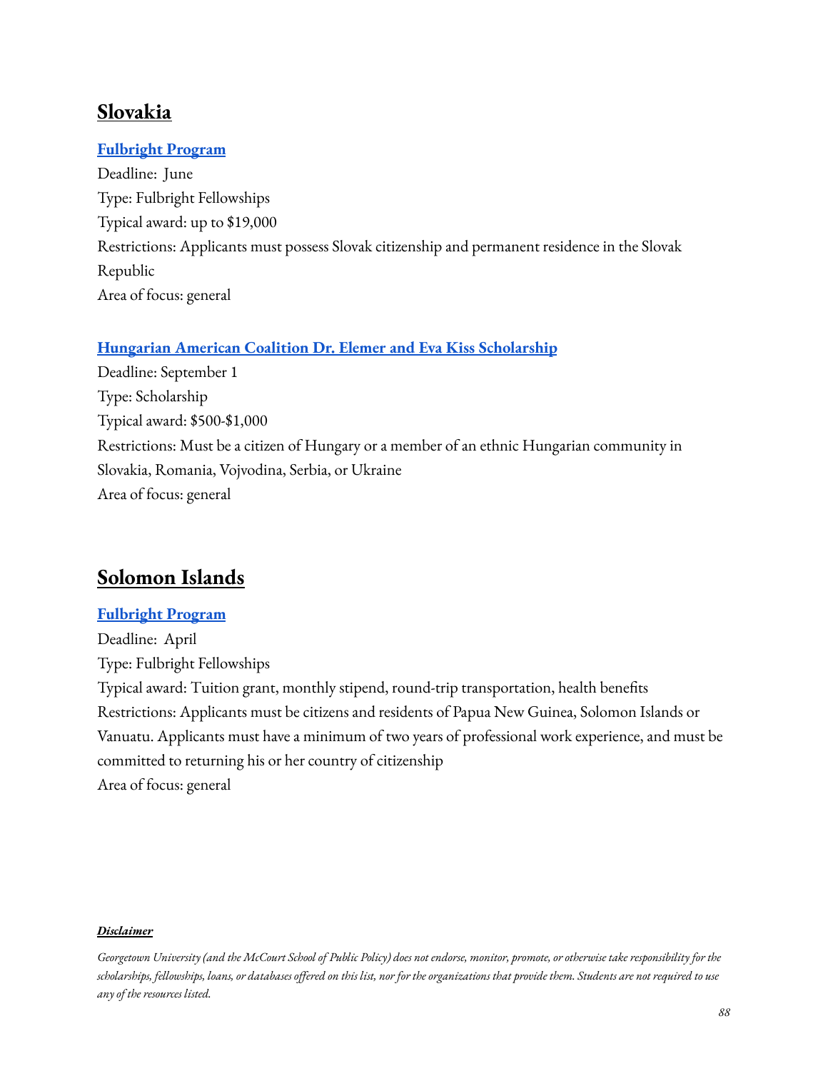## Slovakia

### Fulbright Program

Deadline: June
Type: Fulbright Fellowships
Typical award: up to $19,000
Restrictions: Applicants must possess Slovak citizenship and permanent residence in the Slovak Republic
Area of focus: general

### Hungarian American Coalition Dr. Elemer and Eva Kiss Scholarship

Deadline: September 1
Type: Scholarship
Typical award: $500-$1,000
Restrictions: Must be a citizen of Hungary or a member of an ethnic Hungarian community in Slovakia, Romania, Vojvodina, Serbia, or Ukraine
Area of focus: general

## Solomon Islands

### Fulbright Program

Deadline: April
Type: Fulbright Fellowships
Typical award: Tuition grant, monthly stipend, round-trip transportation, health benefits
Restrictions: Applicants must be citizens and residents of Papua New Guinea, Solomon Islands or Vanuatu. Applicants must have a minimum of two years of professional work experience, and must be committed to returning his or her country of citizenship
Area of focus: general

***Disclaimer***

*Georgetown University (and the McCourt School of Public Policy) does not endorse, monitor, promote, or otherwise take responsibility for the scholarships, fellowships, loans, or databases offered on this list, nor for the organizations that provide them. Students are not required to use any of the resources listed.*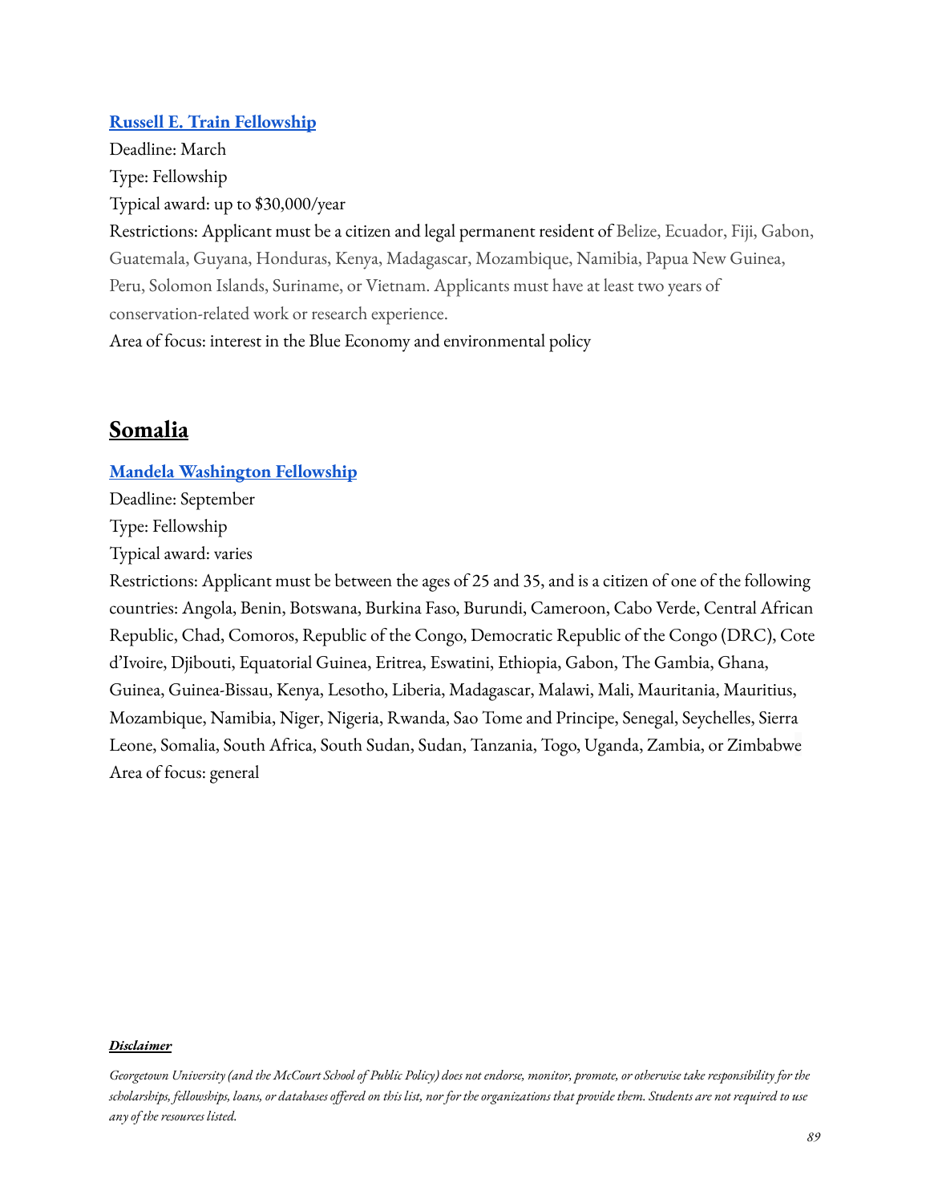**[Russell E. Train Fellowship](#)**

Deadline: March

Type: Fellowship

Typical award: up to $30,000/year

Restrictions: Applicant must be a citizen and legal permanent resident of Belize, Ecuador, Fiji, Gabon, Guatemala, Guyana, Honduras, Kenya, Madagascar, Mozambique, Namibia, Papua New Guinea, Peru, Solomon Islands, Suriname, or Vietnam. Applicants must have at least two years of conservation-related work or research experience.

Area of focus: interest in the Blue Economy and environmental policy

## Somalia

**[Mandela Washington Fellowship](#)**

Deadline: September

Type: Fellowship

Typical award: varies

Restrictions: Applicant must be between the ages of 25 and 35, and is a citizen of one of the following countries: Angola, Benin, Botswana, Burkina Faso, Burundi, Cameroon, Cabo Verde, Central African Republic, Chad, Comoros, Republic of the Congo, Democratic Republic of the Congo (DRC), Cote d'Ivoire, Djibouti, Equatorial Guinea, Eritrea, Eswatini, Ethiopia, Gabon, The Gambia, Ghana, Guinea, Guinea-Bissau, Kenya, Lesotho, Liberia, Madagascar, Malawi, Mali, Mauritania, Mauritius, Mozambique, Namibia, Niger, Nigeria, Rwanda, Sao Tome and Principe, Senegal, Seychelles, Sierra Leone, Somalia, South Africa, South Sudan, Sudan, Tanzania, Togo, Uganda, Zambia, or Zimbabwe

Area of focus: general

***Disclaimer***

*Georgetown University (and the McCourt School of Public Policy) does not endorse, monitor, promote, or otherwise take responsibility for the scholarships, fellowships, loans, or databases offered on this list, nor for the organizations that provide them. Students are not required to use any of the resources listed.*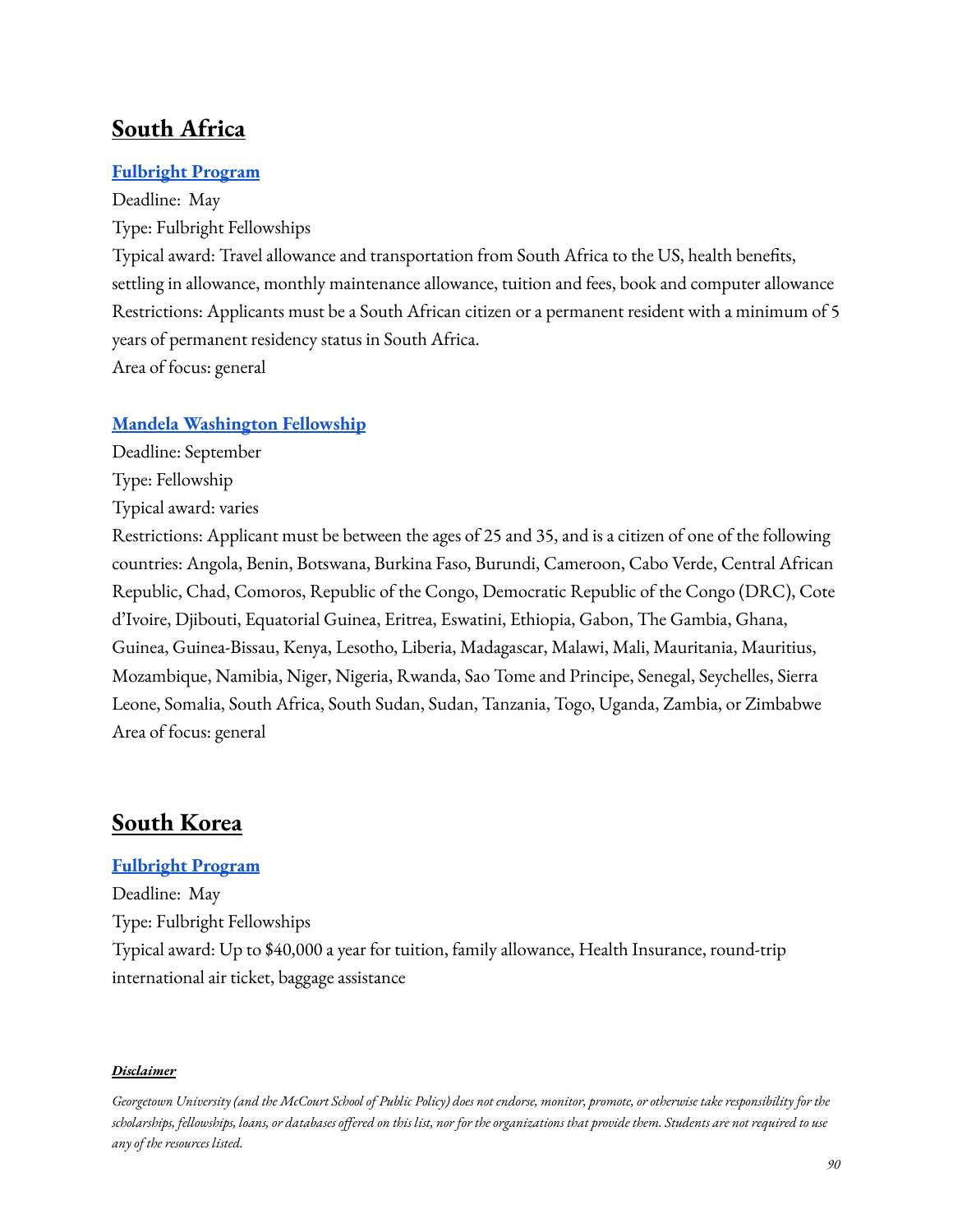## South Africa

### [Fulbright Program]

Deadline: May

Type: Fulbright Fellowships

Typical award: Travel allowance and transportation from South Africa to the US, health benefits, settling in allowance, monthly maintenance allowance, tuition and fees, book and computer allowance

Restrictions: Applicants must be a South African citizen or a permanent resident with a minimum of 5 years of permanent residency status in South Africa.

Area of focus: general

### [Mandela Washington Fellowship]

Deadline: September

Type: Fellowship

Typical award: varies

Restrictions: Applicant must be between the ages of 25 and 35, and is a citizen of one of the following countries: Angola, Benin, Botswana, Burkina Faso, Burundi, Cameroon, Cabo Verde, Central African Republic, Chad, Comoros, Republic of the Congo, Democratic Republic of the Congo (DRC), Cote d'Ivoire, Djibouti, Equatorial Guinea, Eritrea, Eswatini, Ethiopia, Gabon, The Gambia, Ghana, Guinea, Guinea-Bissau, Kenya, Lesotho, Liberia, Madagascar, Malawi, Mali, Mauritania, Mauritius, Mozambique, Namibia, Niger, Nigeria, Rwanda, Sao Tome and Principe, Senegal, Seychelles, Sierra Leone, Somalia, South Africa, South Sudan, Sudan, Tanzania, Togo, Uganda, Zambia, or Zimbabwe

Area of focus: general

## South Korea

### [Fulbright Program]

Deadline: May

Type: Fulbright Fellowships

Typical award: Up to $40,000 a year for tuition, family allowance, Health Insurance, round-trip international air ticket, baggage assistance

***Disclaimer***

*Georgetown University (and the McCourt School of Public Policy) does not endorse, monitor, promote, or otherwise take responsibility for the scholarships, fellowships, loans, or databases offered on this list, nor for the organizations that provide them. Students are not required to use any of the resources listed.*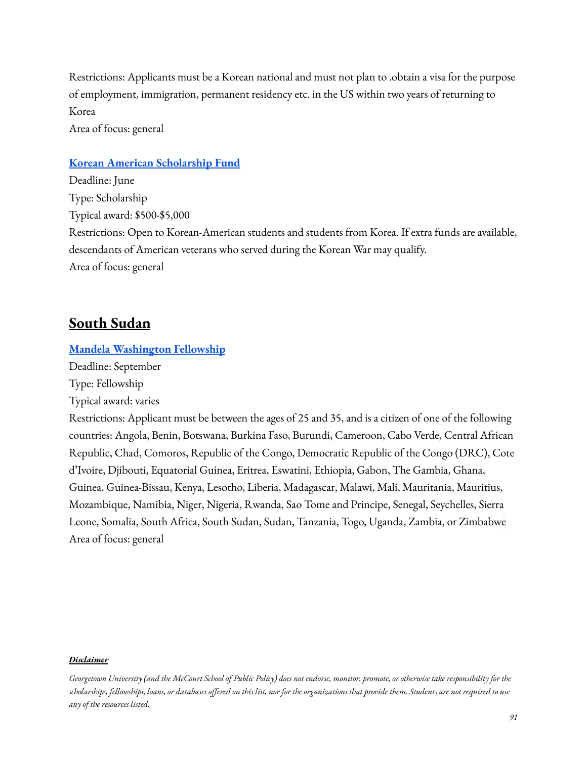Restrictions: Applicants must be a Korean national and must not plan to .obtain a visa for the purpose of employment, immigration, permanent residency etc. in the US within two years of returning to Korea
Area of focus: general

### Korean American Scholarship Fund

Deadline: June
Type: Scholarship
Typical award: $500-$5,000
Restrictions: Open to Korean-American students and students from Korea. If extra funds are available, descendants of American veterans who served during the Korean War may qualify.
Area of focus: general

## South Sudan

### Mandela Washington Fellowship

Deadline: September
Type: Fellowship
Typical award: varies
Restrictions: Applicant must be between the ages of 25 and 35, and is a citizen of one of the following countries: Angola, Benin, Botswana, Burkina Faso, Burundi, Cameroon, Cabo Verde, Central African Republic, Chad, Comoros, Republic of the Congo, Democratic Republic of the Congo (DRC), Cote d'Ivoire, Djibouti, Equatorial Guinea, Eritrea, Eswatini, Ethiopia, Gabon, The Gambia, Ghana, Guinea, Guinea-Bissau, Kenya, Lesotho, Liberia, Madagascar, Malawi, Mali, Mauritania, Mauritius, Mozambique, Namibia, Niger, Nigeria, Rwanda, Sao Tome and Principe, Senegal, Seychelles, Sierra Leone, Somalia, South Africa, South Sudan, Sudan, Tanzania, Togo, Uganda, Zambia, or Zimbabwe
Area of focus: general

***Disclaimer***

*Georgetown University (and the McCourt School of Public Policy) does not endorse, monitor, promote, or otherwise take responsibility for the scholarships, fellowships, loans, or databases offered on this list, nor for the organizations that provide them. Students are not required to use any of the resources listed.*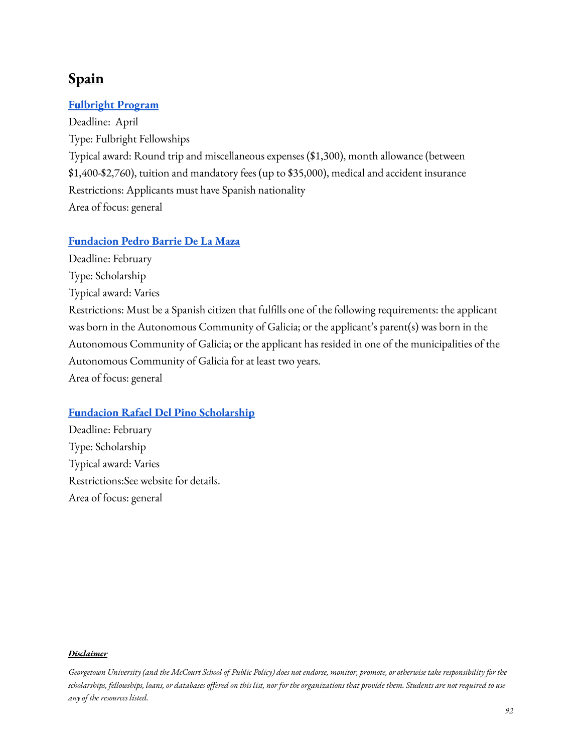# Spain

**Fulbright Program**

Deadline: April
Type: Fulbright Fellowships
Typical award: Round trip and miscellaneous expenses ($1,300), month allowance (between $1,400-$2,760), tuition and mandatory fees (up to $35,000), medical and accident insurance
Restrictions: Applicants must have Spanish nationality
Area of focus: general

**Fundacion Pedro Barrie De La Maza**

Deadline: February
Type: Scholarship
Typical award: Varies
Restrictions: Must be a Spanish citizen that fulfills one of the following requirements: the applicant was born in the Autonomous Community of Galicia; or the applicant's parent(s) was born in the Autonomous Community of Galicia; or the applicant has resided in one of the municipalities of the Autonomous Community of Galicia for at least two years.
Area of focus: general

**Fundacion Rafael Del Pino Scholarship**

Deadline: February
Type: Scholarship
Typical award: Varies
Restrictions:See website for details.
Area of focus: general

***Disclaimer***

*Georgetown University (and the McCourt School of Public Policy) does not endorse, monitor, promote, or otherwise take responsibility for the scholarships, fellowships, loans, or databases offered on this list, nor for the organizations that provide them. Students are not required to use any of the resources listed.*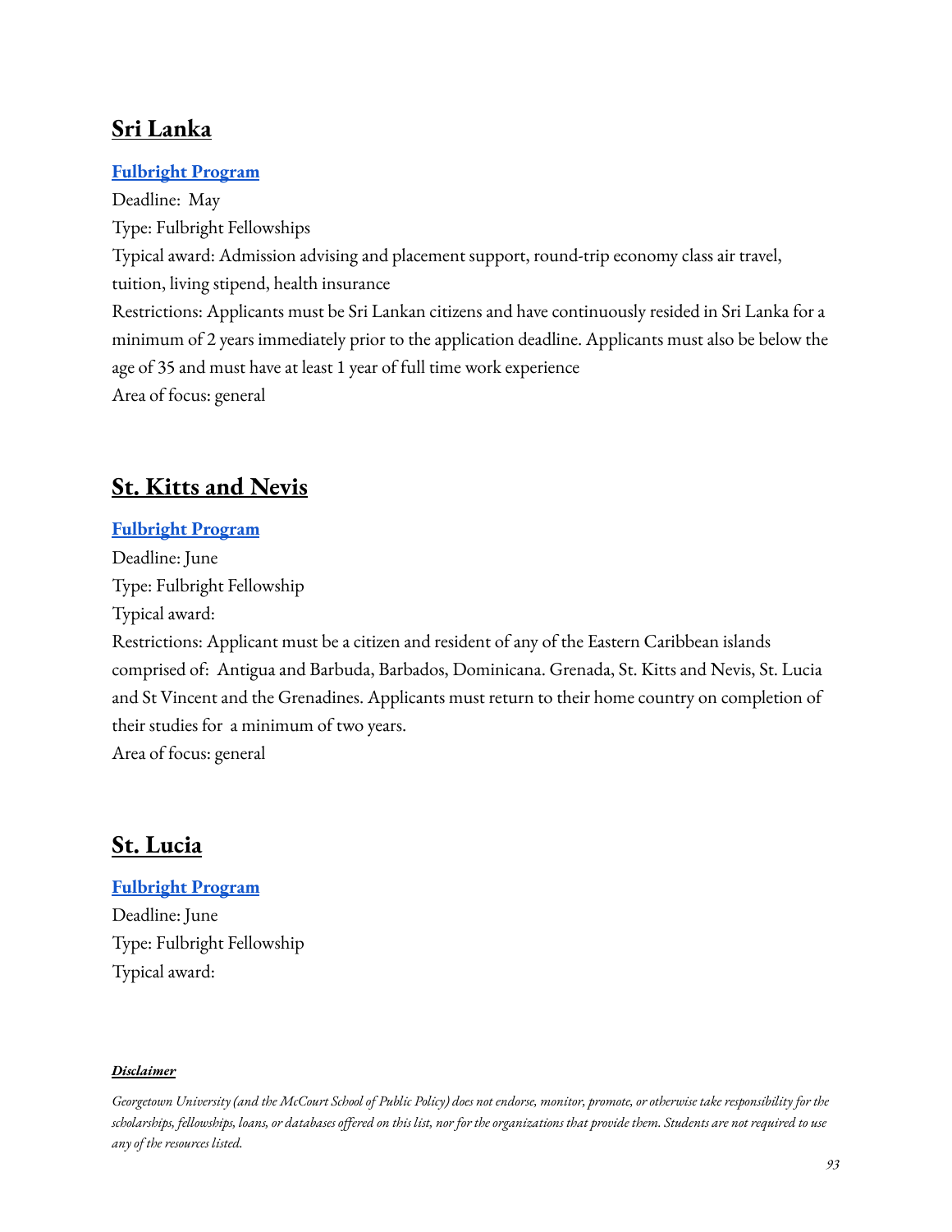## Sri Lanka

**Fulbright Program**

Deadline: May

Type: Fulbright Fellowships

Typical award: Admission advising and placement support, round-trip economy class air travel, tuition, living stipend, health insurance

Restrictions: Applicants must be Sri Lankan citizens and have continuously resided in Sri Lanka for a minimum of 2 years immediately prior to the application deadline. Applicants must also be below the age of 35 and must have at least 1 year of full time work experience

Area of focus: general

## St. Kitts and Nevis

**Fulbright Program**

Deadline: June

Type: Fulbright Fellowship

Typical award:

Restrictions: Applicant must be a citizen and resident of any of the Eastern Caribbean islands comprised of: Antigua and Barbuda, Barbados, Dominicana. Grenada, St. Kitts and Nevis, St. Lucia and St Vincent and the Grenadines. Applicants must return to their home country on completion of their studies for a minimum of two years.

Area of focus: general

## St. Lucia

**Fulbright Program**

Deadline: June

Type: Fulbright Fellowship

Typical award:

***Disclaimer***

*Georgetown University (and the McCourt School of Public Policy) does not endorse, monitor, promote, or otherwise take responsibility for the scholarships, fellowships, loans, or databases offered on this list, nor for the organizations that provide them. Students are not required to use any of the resources listed.*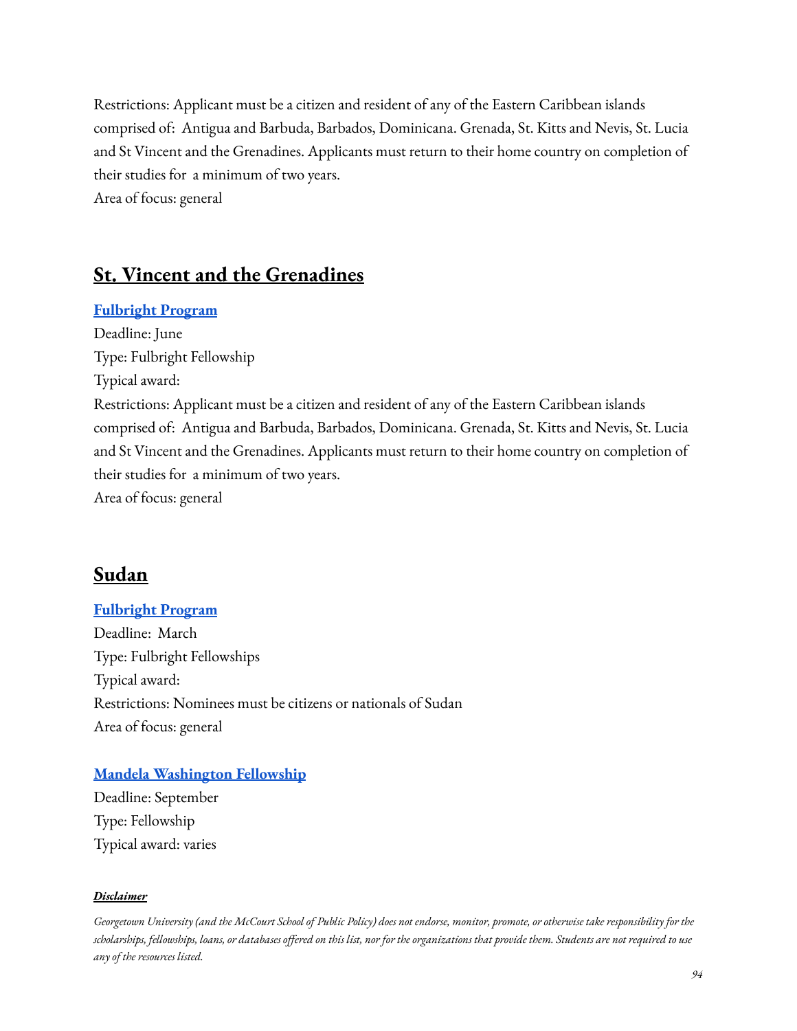Restrictions: Applicant must be a citizen and resident of any of the Eastern Caribbean islands comprised of: Antigua and Barbuda, Barbados, Dominicana. Grenada, St. Kitts and Nevis, St. Lucia and St Vincent and the Grenadines. Applicants must return to their home country on completion of their studies for a minimum of two years.
Area of focus: general

## St. Vincent and the Grenadines

**Fulbright Program**
Deadline: June
Type: Fulbright Fellowship
Typical award:
Restrictions: Applicant must be a citizen and resident of any of the Eastern Caribbean islands comprised of: Antigua and Barbuda, Barbados, Dominicana. Grenada, St. Kitts and Nevis, St. Lucia and St Vincent and the Grenadines. Applicants must return to their home country on completion of their studies for a minimum of two years.
Area of focus: general

## Sudan

**Fulbright Program**
Deadline: March
Type: Fulbright Fellowships
Typical award:
Restrictions: Nominees must be citizens or nationals of Sudan
Area of focus: general

**Mandela Washington Fellowship**
Deadline: September
Type: Fellowship
Typical award: varies

***Disclaimer***

*Georgetown University (and the McCourt School of Public Policy) does not endorse, monitor, promote, or otherwise take responsibility for the scholarships, fellowships, loans, or databases offered on this list, nor for the organizations that provide them. Students are not required to use any of the resources listed.*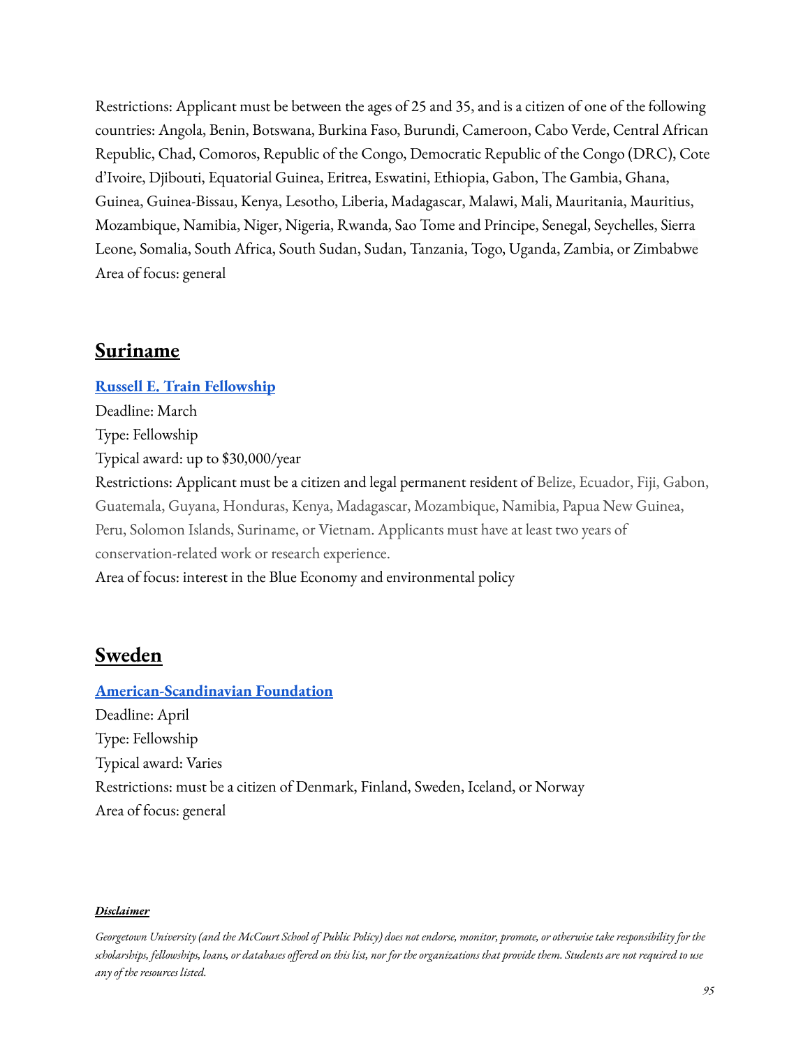Restrictions: Applicant must be between the ages of 25 and 35, and is a citizen of one of the following countries: Angola, Benin, Botswana, Burkina Faso, Burundi, Cameroon, Cabo Verde, Central African Republic, Chad, Comoros, Republic of the Congo, Democratic Republic of the Congo (DRC), Cote d'Ivoire, Djibouti, Equatorial Guinea, Eritrea, Eswatini, Ethiopia, Gabon, The Gambia, Ghana, Guinea, Guinea-Bissau, Kenya, Lesotho, Liberia, Madagascar, Malawi, Mali, Mauritania, Mauritius, Mozambique, Namibia, Niger, Nigeria, Rwanda, Sao Tome and Principe, Senegal, Seychelles, Sierra Leone, Somalia, South Africa, South Sudan, Sudan, Tanzania, Togo, Uganda, Zambia, or Zimbabwe

Area of focus: general

## Suriname

**Russell E. Train Fellowship**

Deadline: March

Type: Fellowship

Typical award: up to $30,000/year

Restrictions: Applicant must be a citizen and legal permanent resident of Belize, Ecuador, Fiji, Gabon, Guatemala, Guyana, Honduras, Kenya, Madagascar, Mozambique, Namibia, Papua New Guinea, Peru, Solomon Islands, Suriname, or Vietnam. Applicants must have at least two years of conservation-related work or research experience.

Area of focus: interest in the Blue Economy and environmental policy

## Sweden

**American-Scandinavian Foundation**

Deadline: April

Type: Fellowship

Typical award: Varies

Restrictions: must be a citizen of Denmark, Finland, Sweden, Iceland, or Norway

Area of focus: general

***Disclaimer***

*Georgetown University (and the McCourt School of Public Policy) does not endorse, monitor, promote, or otherwise take responsibility for the scholarships, fellowships, loans, or databases offered on this list, nor for the organizations that provide them. Students are not required to use any of the resources listed.*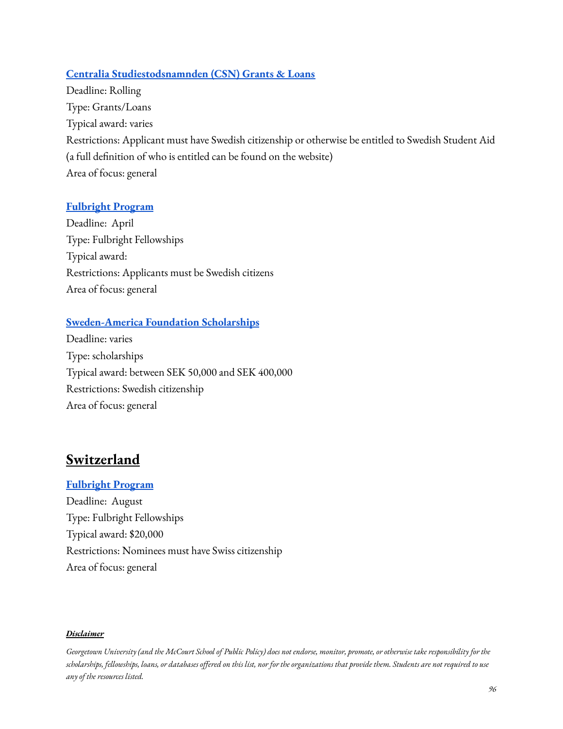### Centralia Studiestodsnamnden (CSN) Grants & Loans

Deadline: Rolling

Type: Grants/Loans

Typical award: varies

Restrictions: Applicant must have Swedish citizenship or otherwise be entitled to Swedish Student Aid (a full definition of who is entitled can be found on the website)

Area of focus: general

### Fulbright Program

Deadline: April

Type: Fulbright Fellowships

Typical award:

Restrictions: Applicants must be Swedish citizens

Area of focus: general

### Sweden-America Foundation Scholarships

Deadline: varies

Type: scholarships

Typical award: between SEK 50,000 and SEK 400,000

Restrictions: Swedish citizenship

Area of focus: general

## Switzerland

### Fulbright Program

Deadline: August

Type: Fulbright Fellowships

Typical award: $20,000

Restrictions: Nominees must have Swiss citizenship

Area of focus: general

***Disclaimer***

*Georgetown University (and the McCourt School of Public Policy) does not endorse, monitor, promote, or otherwise take responsibility for the scholarships, fellowships, loans, or databases offered on this list, nor for the organizations that provide them. Students are not required to use any of the resources listed.*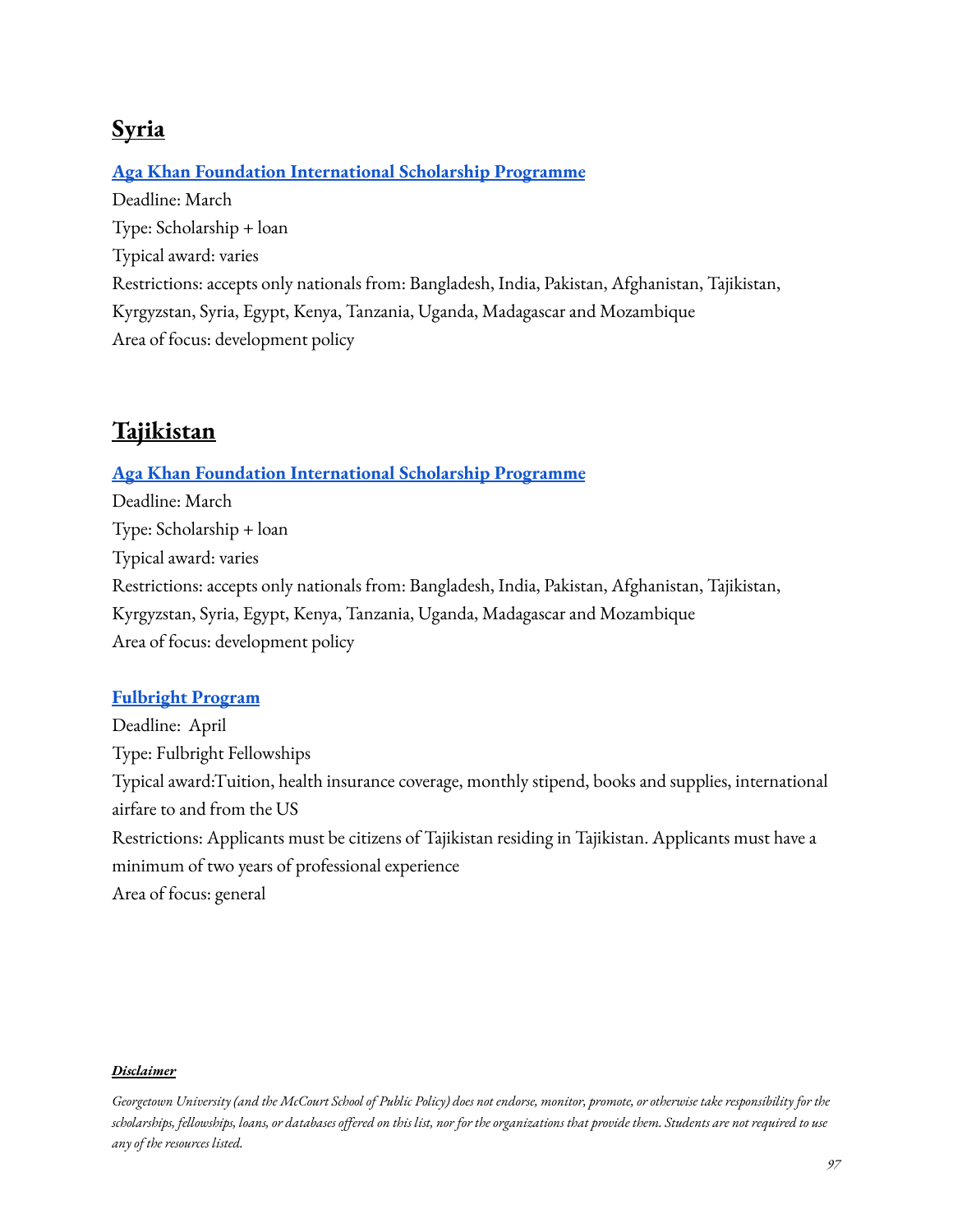## Syria

**Aga Khan Foundation International Scholarship Programme**

Deadline: March
Type: Scholarship + loan
Typical award: varies
Restrictions: accepts only nationals from: Bangladesh, India, Pakistan, Afghanistan, Tajikistan, Kyrgyzstan, Syria, Egypt, Kenya, Tanzania, Uganda, Madagascar and Mozambique
Area of focus: development policy

## Tajikistan

**Aga Khan Foundation International Scholarship Programme**

Deadline: March
Type: Scholarship + loan
Typical award: varies
Restrictions: accepts only nationals from: Bangladesh, India, Pakistan, Afghanistan, Tajikistan, Kyrgyzstan, Syria, Egypt, Kenya, Tanzania, Uganda, Madagascar and Mozambique
Area of focus: development policy

**Fulbright Program**

Deadline: April
Type: Fulbright Fellowships
Typical award:Tuition, health insurance coverage, monthly stipend, books and supplies, international airfare to and from the US
Restrictions: Applicants must be citizens of Tajikistan residing in Tajikistan. Applicants must have a minimum of two years of professional experience
Area of focus: general

***Disclaimer***

*Georgetown University (and the McCourt School of Public Policy) does not endorse, monitor, promote, or otherwise take responsibility for the scholarships, fellowships, loans, or databases offered on this list, nor for the organizations that provide them. Students are not required to use any of the resources listed.*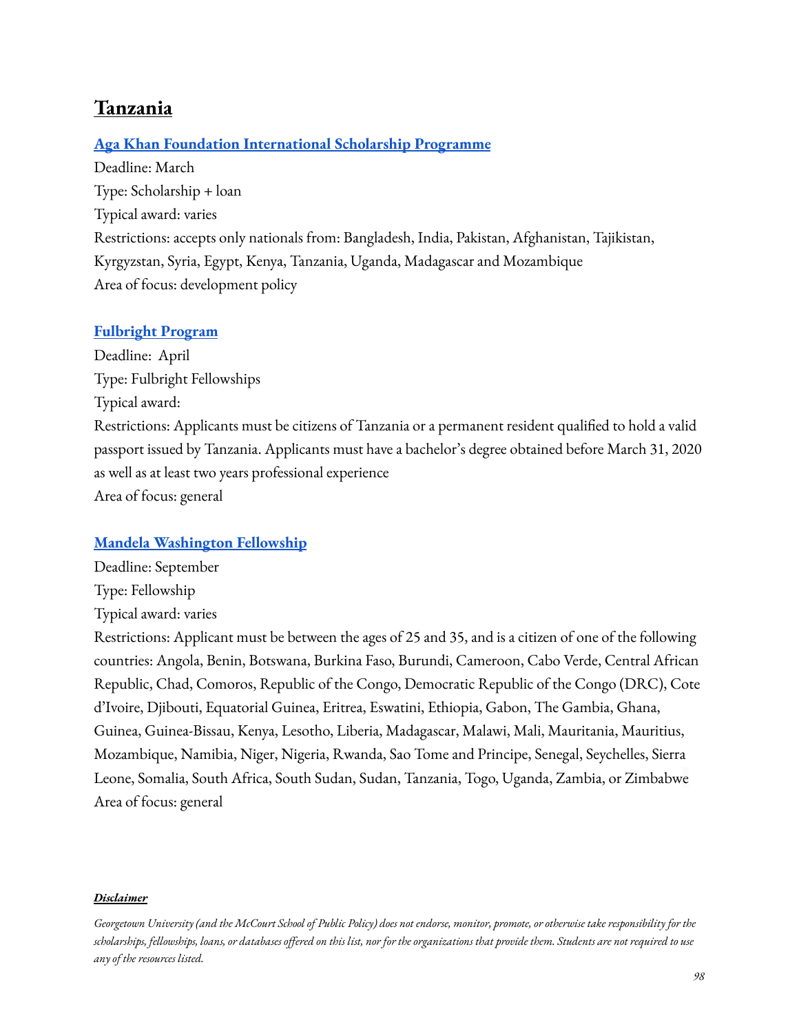## Tanzania

### [Aga Khan Foundation International Scholarship Programme]

Deadline: March
Type: Scholarship + loan
Typical award: varies
Restrictions: accepts only nationals from: Bangladesh, India, Pakistan, Afghanistan, Tajikistan, Kyrgyzstan, Syria, Egypt, Kenya, Tanzania, Uganda, Madagascar and Mozambique
Area of focus: development policy

### [Fulbright Program]

Deadline: April
Type: Fulbright Fellowships
Typical award:
Restrictions: Applicants must be citizens of Tanzania or a permanent resident qualified to hold a valid passport issued by Tanzania. Applicants must have a bachelor's degree obtained before March 31, 2020 as well as at least two years professional experience
Area of focus: general

### [Mandela Washington Fellowship]

Deadline: September
Type: Fellowship
Typical award: varies
Restrictions: Applicant must be between the ages of 25 and 35, and is a citizen of one of the following countries: Angola, Benin, Botswana, Burkina Faso, Burundi, Cameroon, Cabo Verde, Central African Republic, Chad, Comoros, Republic of the Congo, Democratic Republic of the Congo (DRC), Cote d'Ivoire, Djibouti, Equatorial Guinea, Eritrea, Eswatini, Ethiopia, Gabon, The Gambia, Ghana, Guinea, Guinea-Bissau, Kenya, Lesotho, Liberia, Madagascar, Malawi, Mali, Mauritania, Mauritius, Mozambique, Namibia, Niger, Nigeria, Rwanda, Sao Tome and Principe, Senegal, Seychelles, Sierra Leone, Somalia, South Africa, South Sudan, Sudan, Tanzania, Togo, Uganda, Zambia, or Zimbabwe
Area of focus: general

***Disclaimer***

*Georgetown University (and the McCourt School of Public Policy) does not endorse, monitor, promote, or otherwise take responsibility for the scholarships, fellowships, loans, or databases offered on this list, nor for the organizations that provide them. Students are not required to use any of the resources listed.*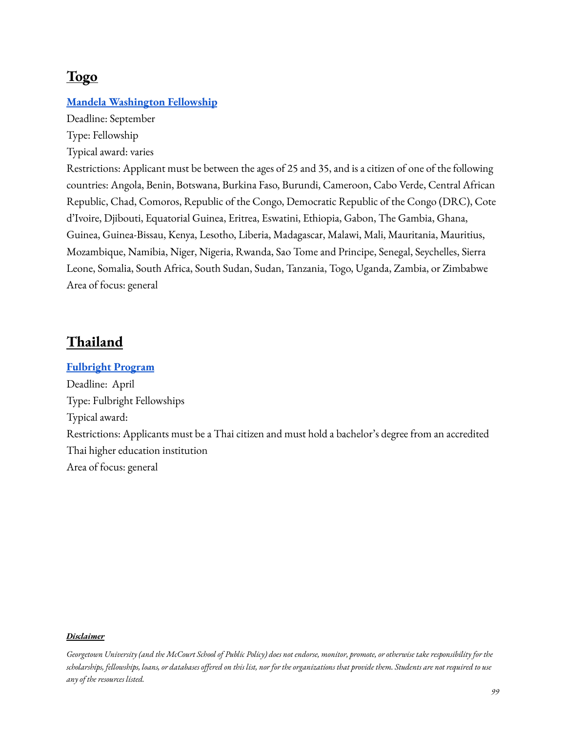## Togo

**[Mandela Washington Fellowship]**

Deadline: September

Type: Fellowship

Typical award: varies

Restrictions: Applicant must be between the ages of 25 and 35, and is a citizen of one of the following countries: Angola, Benin, Botswana, Burkina Faso, Burundi, Cameroon, Cabo Verde, Central African Republic, Chad, Comoros, Republic of the Congo, Democratic Republic of the Congo (DRC), Cote d'Ivoire, Djibouti, Equatorial Guinea, Eritrea, Eswatini, Ethiopia, Gabon, The Gambia, Ghana, Guinea, Guinea-Bissau, Kenya, Lesotho, Liberia, Madagascar, Malawi, Mali, Mauritania, Mauritius, Mozambique, Namibia, Niger, Nigeria, Rwanda, Sao Tome and Principe, Senegal, Seychelles, Sierra Leone, Somalia, South Africa, South Sudan, Sudan, Tanzania, Togo, Uganda, Zambia, or Zimbabwe

Area of focus: general

## Thailand

**[Fulbright Program]**

Deadline: April

Type: Fulbright Fellowships

Typical award:

Restrictions: Applicants must be a Thai citizen and must hold a bachelor's degree from an accredited Thai higher education institution

Area of focus: general

***Disclaimer***

*Georgetown University (and the McCourt School of Public Policy) does not endorse, monitor, promote, or otherwise take responsibility for the scholarships, fellowships, loans, or databases offered on this list, nor for the organizations that provide them. Students are not required to use any of the resources listed.*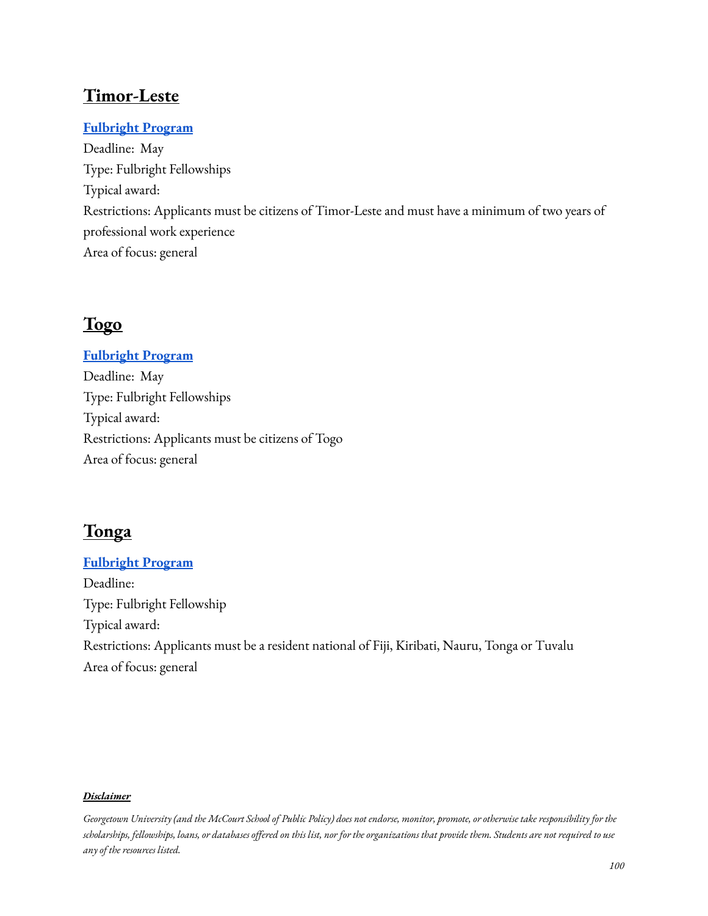## Timor-Leste

**Fulbright Program**
Deadline: May
Type: Fulbright Fellowships
Typical award:
Restrictions: Applicants must be citizens of Timor-Leste and must have a minimum of two years of professional work experience
Area of focus: general

## Togo

**Fulbright Program**
Deadline: May
Type: Fulbright Fellowships
Typical award:
Restrictions: Applicants must be citizens of Togo
Area of focus: general

## Tonga

**Fulbright Program**
Deadline:
Type: Fulbright Fellowship
Typical award:
Restrictions: Applicants must be a resident national of Fiji, Kiribati, Nauru, Tonga or Tuvalu
Area of focus: general

***Disclaimer***

*Georgetown University (and the McCourt School of Public Policy) does not endorse, monitor, promote, or otherwise take responsibility for the scholarships, fellowships, loans, or databases offered on this list, nor for the organizations that provide them. Students are not required to use any of the resources listed.*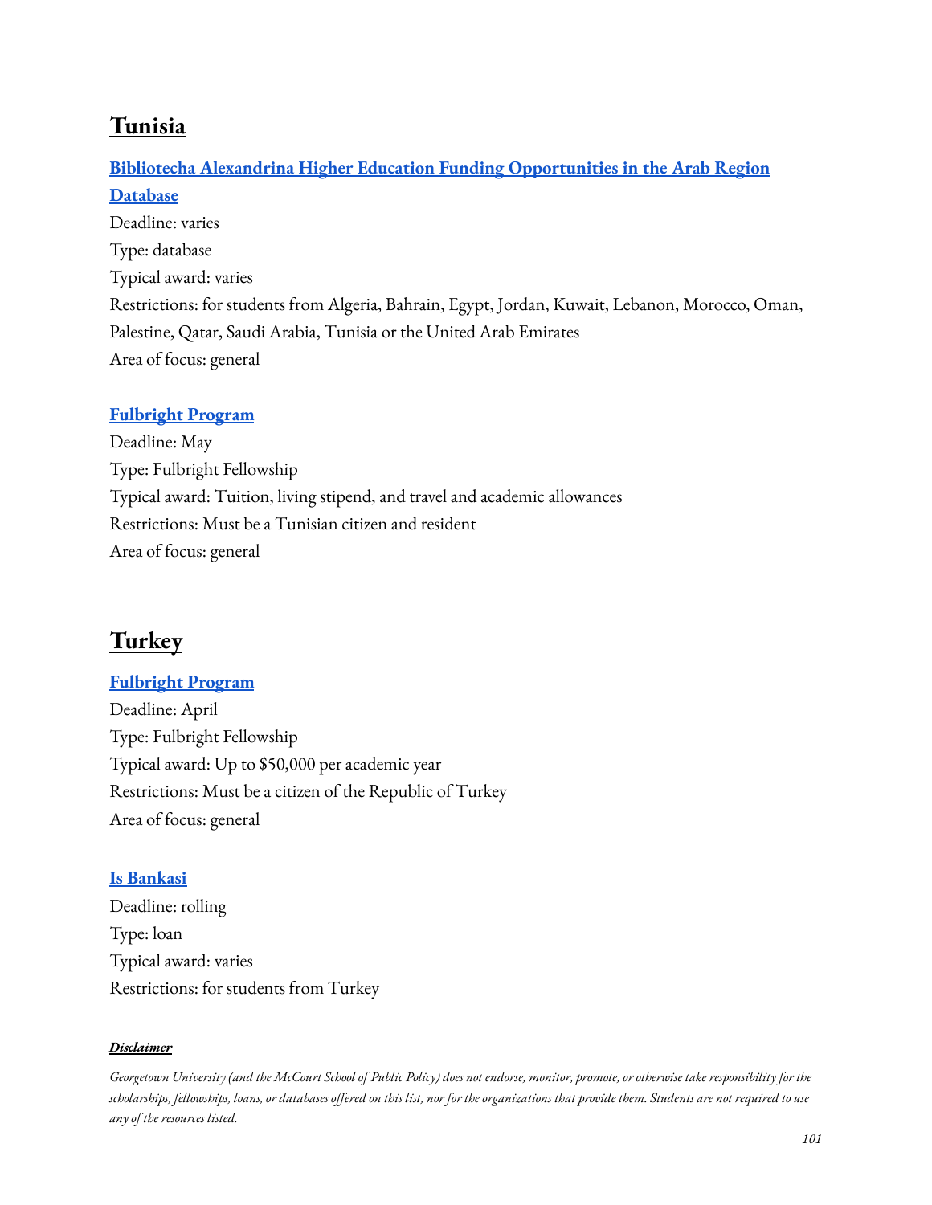## Tunisia

**Bibliotecha Alexandrina Higher Education Funding Opportunities in the Arab Region Database**
Deadline: varies
Type: database
Typical award: varies
Restrictions: for students from Algeria, Bahrain, Egypt, Jordan, Kuwait, Lebanon, Morocco, Oman, Palestine, Qatar, Saudi Arabia, Tunisia or the United Arab Emirates
Area of focus: general

**Fulbright Program**
Deadline: May
Type: Fulbright Fellowship
Typical award: Tuition, living stipend, and travel and academic allowances
Restrictions: Must be a Tunisian citizen and resident
Area of focus: general

## Turkey

**Fulbright Program**
Deadline: April
Type: Fulbright Fellowship
Typical award: Up to $50,000 per academic year
Restrictions: Must be a citizen of the Republic of Turkey
Area of focus: general

**Is Bankasi**
Deadline: rolling
Type: loan
Typical award: varies
Restrictions: for students from Turkey

***Disclaimer***

*Georgetown University (and the McCourt School of Public Policy) does not endorse, monitor, promote, or otherwise take responsibility for the scholarships, fellowships, loans, or databases offered on this list, nor for the organizations that provide them. Students are not required to use any of the resources listed.*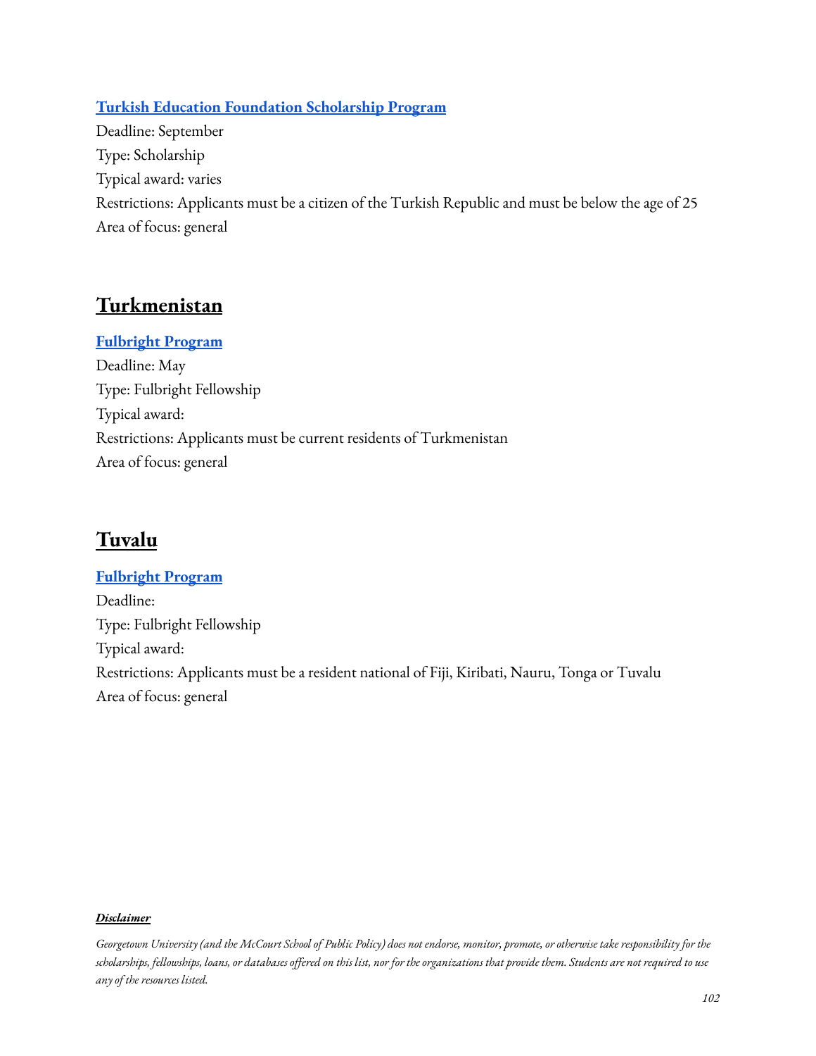### [Turkish Education Foundation Scholarship Program]

Deadline: September
Type: Scholarship
Typical award: varies
Restrictions: Applicants must be a citizen of the Turkish Republic and must be below the age of 25
Area of focus: general

## Turkmenistan

### [Fulbright Program]

Deadline: May
Type: Fulbright Fellowship
Typical award:
Restrictions: Applicants must be current residents of Turkmenistan
Area of focus: general

## Tuvalu

### [Fulbright Program]

Deadline:
Type: Fulbright Fellowship
Typical award:
Restrictions: Applicants must be a resident national of Fiji, Kiribati, Nauru, Tonga or Tuvalu
Area of focus: general

***Disclaimer***

*Georgetown University (and the McCourt School of Public Policy) does not endorse, monitor, promote, or otherwise take responsibility for the scholarships, fellowships, loans, or databases offered on this list, nor for the organizations that provide them. Students are not required to use any of the resources listed.*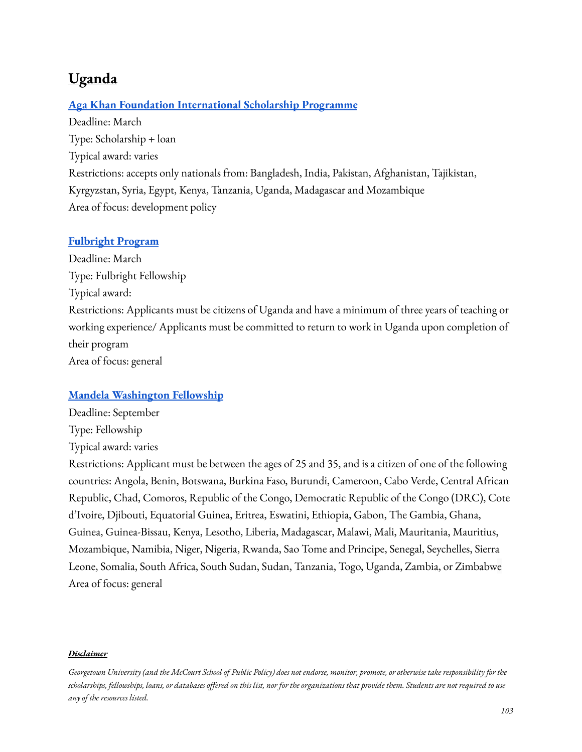## Uganda

### [Aga Khan Foundation International Scholarship Programme]

Deadline: March

Type: Scholarship + loan

Typical award: varies

Restrictions: accepts only nationals from: Bangladesh, India, Pakistan, Afghanistan, Tajikistan, Kyrgyzstan, Syria, Egypt, Kenya, Tanzania, Uganda, Madagascar and Mozambique

Area of focus: development policy

### [Fulbright Program]

Deadline: March

Type: Fulbright Fellowship

Typical award:

Restrictions: Applicants must be citizens of Uganda and have a minimum of three years of teaching or working experience/ Applicants must be committed to return to work in Uganda upon completion of their program

Area of focus: general

### [Mandela Washington Fellowship]

Deadline: September

Type: Fellowship

Typical award: varies

Restrictions: Applicant must be between the ages of 25 and 35, and is a citizen of one of the following countries: Angola, Benin, Botswana, Burkina Faso, Burundi, Cameroon, Cabo Verde, Central African Republic, Chad, Comoros, Republic of the Congo, Democratic Republic of the Congo (DRC), Cote d'Ivoire, Djibouti, Equatorial Guinea, Eritrea, Eswatini, Ethiopia, Gabon, The Gambia, Ghana, Guinea, Guinea-Bissau, Kenya, Lesotho, Liberia, Madagascar, Malawi, Mali, Mauritania, Mauritius, Mozambique, Namibia, Niger, Nigeria, Rwanda, Sao Tome and Principe, Senegal, Seychelles, Sierra Leone, Somalia, South Africa, South Sudan, Sudan, Tanzania, Togo, Uganda, Zambia, or Zimbabwe

Area of focus: general

***Disclaimer***

*Georgetown University (and the McCourt School of Public Policy) does not endorse, monitor, promote, or otherwise take responsibility for the scholarships, fellowships, loans, or databases offered on this list, nor for the organizations that provide them. Students are not required to use any of the resources listed.*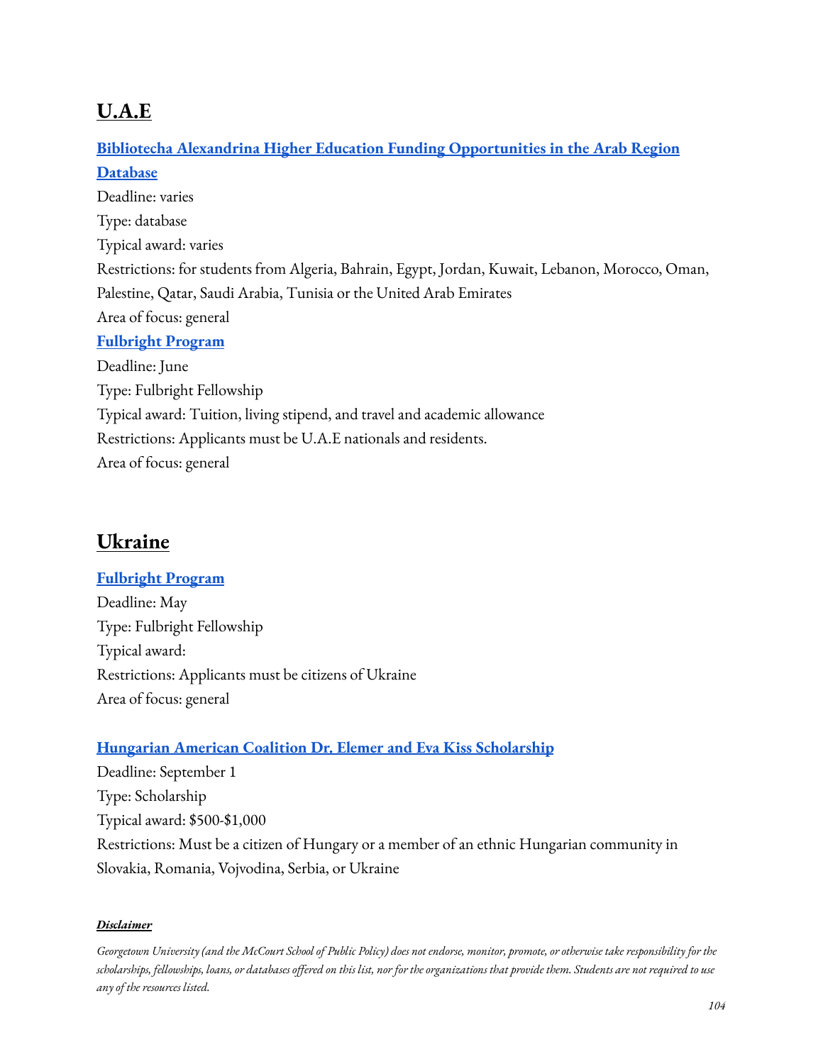## U.A.E

**Bibliotecha Alexandrina Higher Education Funding Opportunities in the Arab Region Database**

Deadline: varies

Type: database

Typical award: varies

Restrictions: for students from Algeria, Bahrain, Egypt, Jordan, Kuwait, Lebanon, Morocco, Oman, Palestine, Qatar, Saudi Arabia, Tunisia or the United Arab Emirates

Area of focus: general

**Fulbright Program**

Deadline: June

Type: Fulbright Fellowship

Typical award: Tuition, living stipend, and travel and academic allowance

Restrictions: Applicants must be U.A.E nationals and residents.

Area of focus: general

## Ukraine

**Fulbright Program**

Deadline: May

Type: Fulbright Fellowship

Typical award:

Restrictions: Applicants must be citizens of Ukraine

Area of focus: general

**Hungarian American Coalition Dr. Elemer and Eva Kiss Scholarship**

Deadline: September 1

Type: Scholarship

Typical award: $500-$1,000

Restrictions: Must be a citizen of Hungary or a member of an ethnic Hungarian community in Slovakia, Romania, Vojvodina, Serbia, or Ukraine

***Disclaimer***

*Georgetown University (and the McCourt School of Public Policy) does not endorse, monitor, promote, or otherwise take responsibility for the scholarships, fellowships, loans, or databases offered on this list, nor for the organizations that provide them. Students are not required to use any of the resources listed.*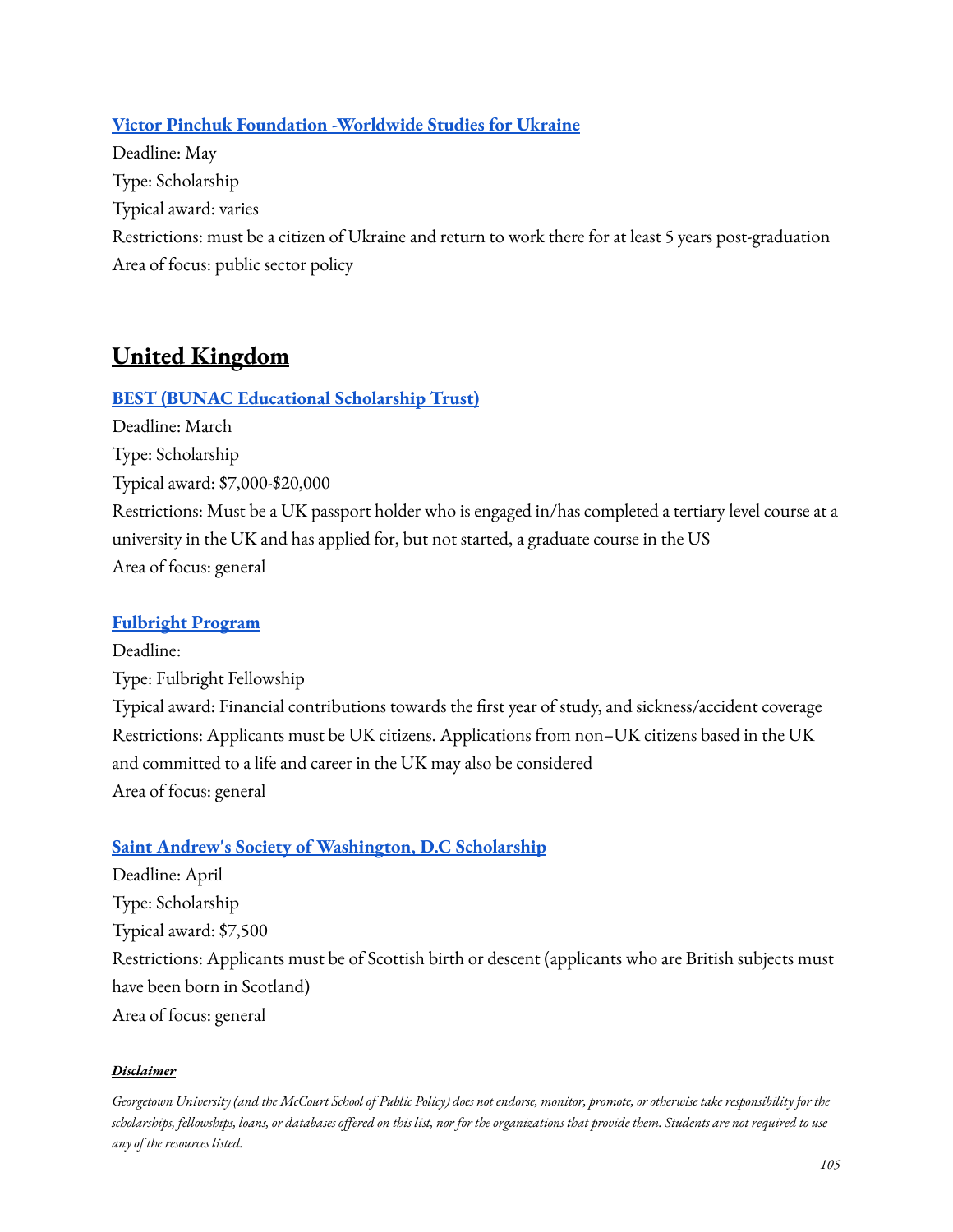[**Victor Pinchuk Foundation -Worldwide Studies for Ukraine**]

Deadline: May

Type: Scholarship

Typical award: varies

Restrictions: must be a citizen of Ukraine and return to work there for at least 5 years post-graduation

Area of focus: public sector policy

## United Kingdom

**BEST (BUNAC Educational Scholarship Trust)**

Deadline: March

Type: Scholarship

Typical award: $7,000-$20,000

Restrictions: Must be a UK passport holder who is engaged in/has completed a tertiary level course at a university in the UK and has applied for, but not started, a graduate course in the US

Area of focus: general

**Fulbright Program**

Deadline:

Type: Fulbright Fellowship

Typical award: Financial contributions towards the first year of study, and sickness/accident coverage

Restrictions: Applicants must be UK citizens. Applications from non–UK citizens based in the UK and committed to a life and career in the UK may also be considered

Area of focus: general

**Saint Andrew's Society of Washington, D.C Scholarship**

Deadline: April

Type: Scholarship

Typical award: $7,500

Restrictions: Applicants must be of Scottish birth or descent (applicants who are British subjects must have been born in Scotland)

Area of focus: general

***Disclaimer***

*Georgetown University (and the McCourt School of Public Policy) does not endorse, monitor, promote, or otherwise take responsibility for the scholarships, fellowships, loans, or databases offered on this list, nor for the organizations that provide them. Students are not required to use any of the resources listed.*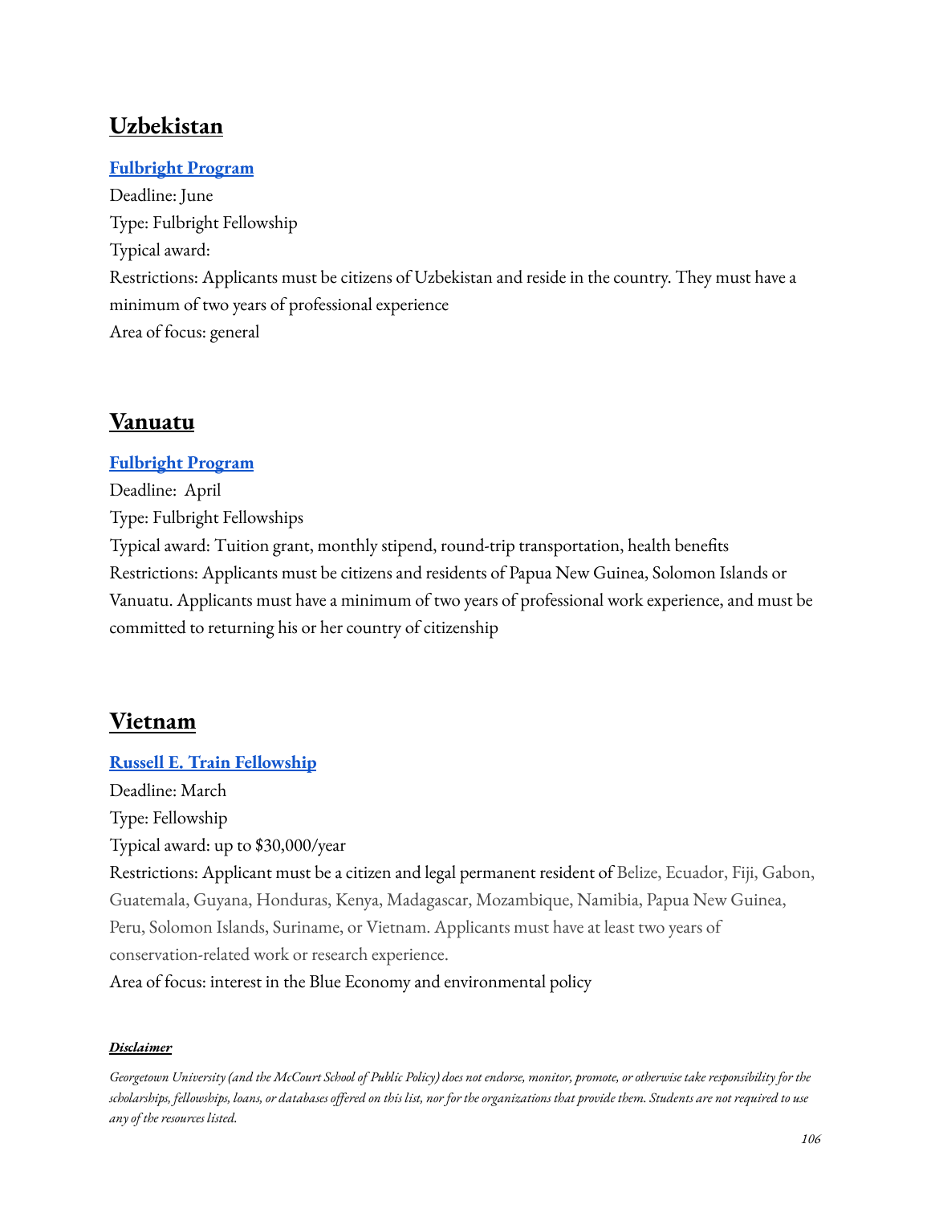## Uzbekistan

### Fulbright Program

Deadline: June
Type: Fulbright Fellowship
Typical award:
Restrictions: Applicants must be citizens of Uzbekistan and reside in the country. They must have a minimum of two years of professional experience
Area of focus: general

## Vanuatu

### Fulbright Program

Deadline: April
Type: Fulbright Fellowships
Typical award: Tuition grant, monthly stipend, round-trip transportation, health benefits
Restrictions: Applicants must be citizens and residents of Papua New Guinea, Solomon Islands or Vanuatu. Applicants must have a minimum of two years of professional work experience, and must be committed to returning his or her country of citizenship

## Vietnam

### Russell E. Train Fellowship

Deadline: March
Type: Fellowship
Typical award: up to $30,000/year
Restrictions: Applicant must be a citizen and legal permanent resident of Belize, Ecuador, Fiji, Gabon, Guatemala, Guyana, Honduras, Kenya, Madagascar, Mozambique, Namibia, Papua New Guinea, Peru, Solomon Islands, Suriname, or Vietnam. Applicants must have at least two years of conservation-related work or research experience.
Area of focus: interest in the Blue Economy and environmental policy

***Disclaimer***

*Georgetown University (and the McCourt School of Public Policy) does not endorse, monitor, promote, or otherwise take responsibility for the scholarships, fellowships, loans, or databases offered on this list, nor for the organizations that provide them. Students are not required to use any of the resources listed.*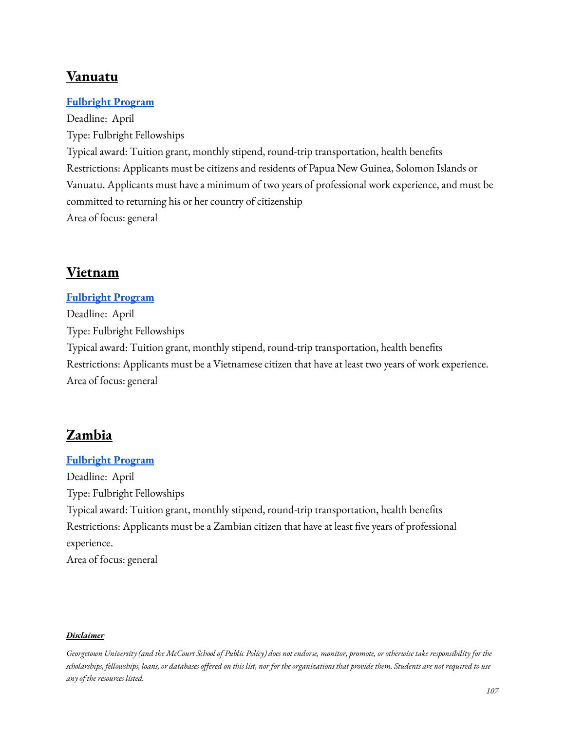## Vanuatu

**Fulbright Program**
Deadline: April
Type: Fulbright Fellowships
Typical award: Tuition grant, monthly stipend, round-trip transportation, health benefits
Restrictions: Applicants must be citizens and residents of Papua New Guinea, Solomon Islands or Vanuatu. Applicants must have a minimum of two years of professional work experience, and must be committed to returning his or her country of citizenship
Area of focus: general

## Vietnam

**Fulbright Program**
Deadline: April
Type: Fulbright Fellowships
Typical award: Tuition grant, monthly stipend, round-trip transportation, health benefits
Restrictions: Applicants must be a Vietnamese citizen that have at least two years of work experience.
Area of focus: general

## Zambia

**Fulbright Program**
Deadline: April
Type: Fulbright Fellowships
Typical award: Tuition grant, monthly stipend, round-trip transportation, health benefits
Restrictions: Applicants must be a Zambian citizen that have at least five years of professional experience.
Area of focus: general

***Disclaimer***

*Georgetown University (and the McCourt School of Public Policy) does not endorse, monitor, promote, or otherwise take responsibility for the scholarships, fellowships, loans, or databases offered on this list, nor for the organizations that provide them. Students are not required to use any of the resources listed.*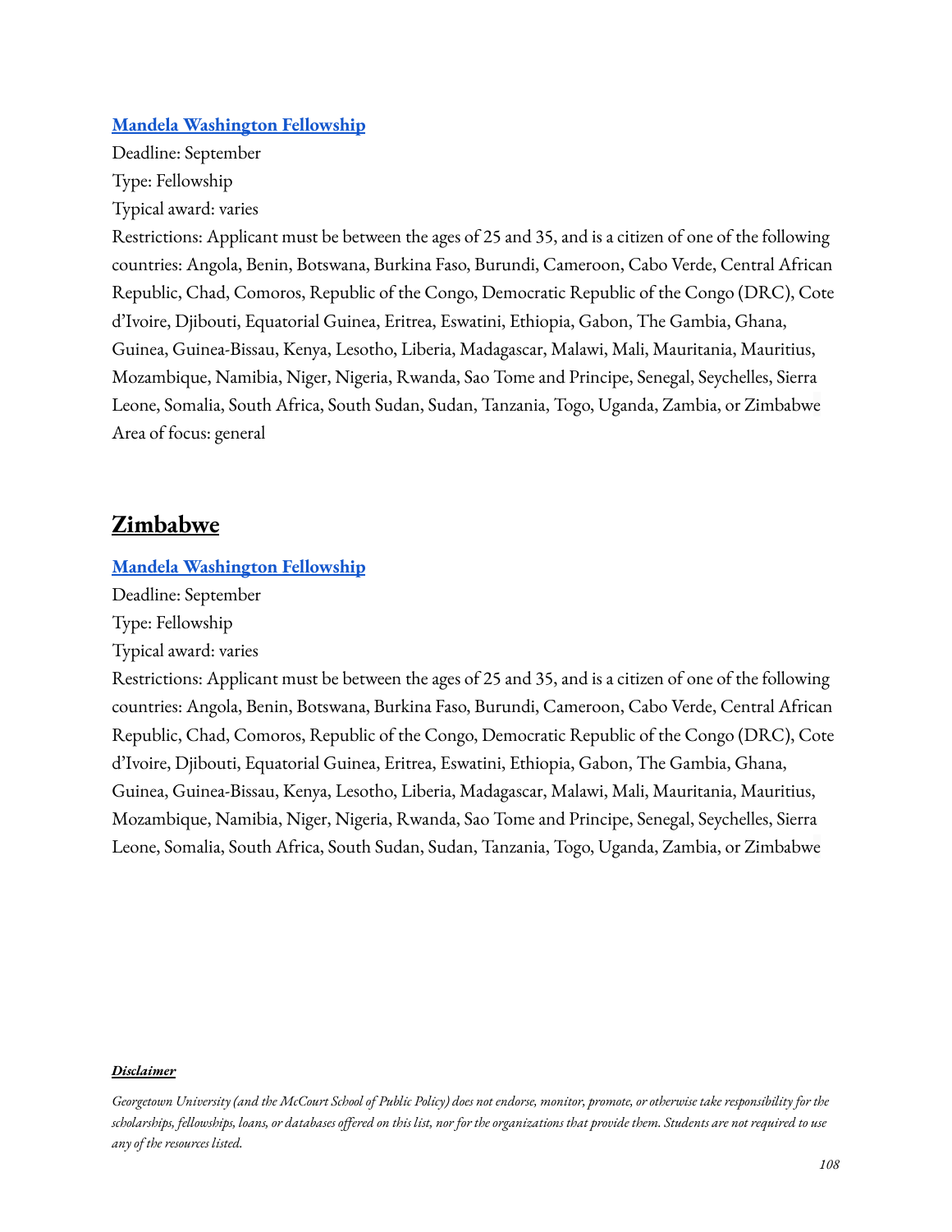### [Mandela Washington Fellowship]

Deadline: September

Type: Fellowship

Typical award: varies

Restrictions: Applicant must be between the ages of 25 and 35, and is a citizen of one of the following countries: Angola, Benin, Botswana, Burkina Faso, Burundi, Cameroon, Cabo Verde, Central African Republic, Chad, Comoros, Republic of the Congo, Democratic Republic of the Congo (DRC), Cote d'Ivoire, Djibouti, Equatorial Guinea, Eritrea, Eswatini, Ethiopia, Gabon, The Gambia, Ghana, Guinea, Guinea-Bissau, Kenya, Lesotho, Liberia, Madagascar, Malawi, Mali, Mauritania, Mauritius, Mozambique, Namibia, Niger, Nigeria, Rwanda, Sao Tome and Principe, Senegal, Seychelles, Sierra Leone, Somalia, South Africa, South Sudan, Sudan, Tanzania, Togo, Uganda, Zambia, or Zimbabwe

Area of focus: general

## Zimbabwe

### [Mandela Washington Fellowship]

Deadline: September

Type: Fellowship

Typical award: varies

Restrictions: Applicant must be between the ages of 25 and 35, and is a citizen of one of the following countries: Angola, Benin, Botswana, Burkina Faso, Burundi, Cameroon, Cabo Verde, Central African Republic, Chad, Comoros, Republic of the Congo, Democratic Republic of the Congo (DRC), Cote d'Ivoire, Djibouti, Equatorial Guinea, Eritrea, Eswatini, Ethiopia, Gabon, The Gambia, Ghana, Guinea, Guinea-Bissau, Kenya, Lesotho, Liberia, Madagascar, Malawi, Mali, Mauritania, Mauritius, Mozambique, Namibia, Niger, Nigeria, Rwanda, Sao Tome and Principe, Senegal, Seychelles, Sierra Leone, Somalia, South Africa, South Sudan, Sudan, Tanzania, Togo, Uganda, Zambia, or Zimbabwe

***Disclaimer***

*Georgetown University (and the McCourt School of Public Policy) does not endorse, monitor, promote, or otherwise take responsibility for the scholarships, fellowships, loans, or databases offered on this list, nor for the organizations that provide them. Students are not required to use any of the resources listed.*